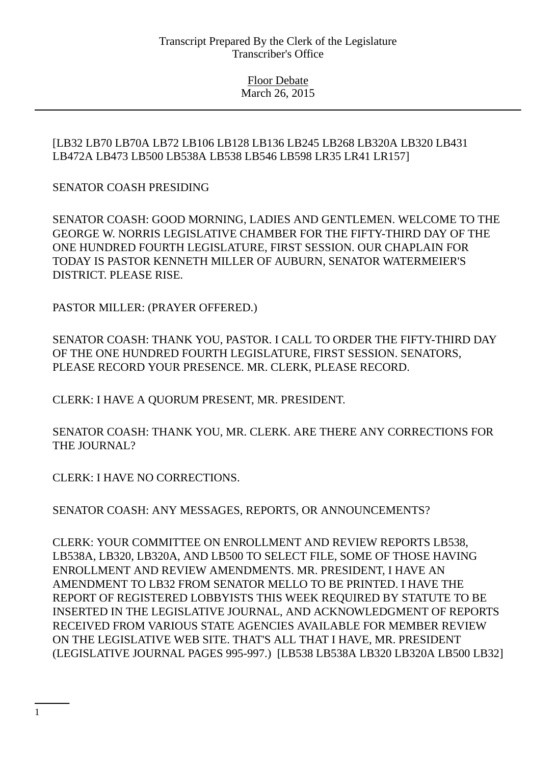[LB32 LB70 LB70A LB72 LB106 LB128 LB136 LB245 LB268 LB320A LB320 LB431 LB472A LB473 LB500 LB538A LB538 LB546 LB598 LR35 LR41 LR157]

SENATOR COASH PRESIDING

SENATOR COASH: GOOD MORNING, LADIES AND GENTLEMEN. WELCOME TO THE GEORGE W. NORRIS LEGISLATIVE CHAMBER FOR THE FIFTY-THIRD DAY OF THE ONE HUNDRED FOURTH LEGISLATURE, FIRST SESSION. OUR CHAPLAIN FOR TODAY IS PASTOR KENNETH MILLER OF AUBURN, SENATOR WATERMEIER'S DISTRICT. PLEASE RISE.

PASTOR MILLER: (PRAYER OFFERED.)

SENATOR COASH: THANK YOU, PASTOR. I CALL TO ORDER THE FIFTY-THIRD DAY OF THE ONE HUNDRED FOURTH LEGISLATURE, FIRST SESSION. SENATORS, PLEASE RECORD YOUR PRESENCE. MR. CLERK, PLEASE RECORD.

CLERK: I HAVE A QUORUM PRESENT, MR. PRESIDENT.

SENATOR COASH: THANK YOU, MR. CLERK. ARE THERE ANY CORRECTIONS FOR THE JOURNAL?

CLERK: I HAVE NO CORRECTIONS.

SENATOR COASH: ANY MESSAGES, REPORTS, OR ANNOUNCEMENTS?

CLERK: YOUR COMMITTEE ON ENROLLMENT AND REVIEW REPORTS LB538, LB538A, LB320, LB320A, AND LB500 TO SELECT FILE, SOME OF THOSE HAVING ENROLLMENT AND REVIEW AMENDMENTS. MR. PRESIDENT, I HAVE AN AMENDMENT TO LB32 FROM SENATOR MELLO TO BE PRINTED. I HAVE THE REPORT OF REGISTERED LOBBYISTS THIS WEEK REQUIRED BY STATUTE TO BE INSERTED IN THE LEGISLATIVE JOURNAL, AND ACKNOWLEDGMENT OF REPORTS RECEIVED FROM VARIOUS STATE AGENCIES AVAILABLE FOR MEMBER REVIEW ON THE LEGISLATIVE WEB SITE. THAT'S ALL THAT I HAVE, MR. PRESIDENT (LEGISLATIVE JOURNAL PAGES 995-997.) [LB538 LB538A LB320 LB320A LB500 LB32]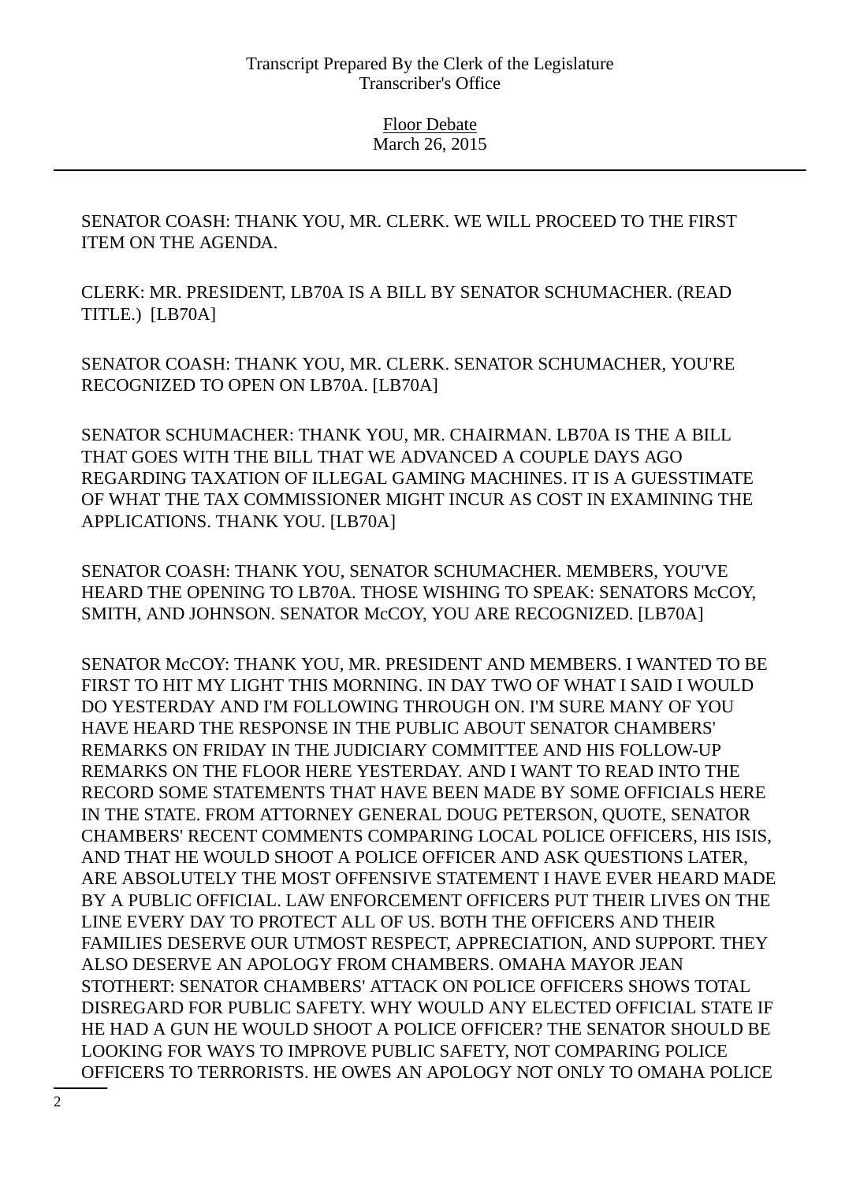SENATOR COASH: THANK YOU, MR. CLERK. WE WILL PROCEED TO THE FIRST ITEM ON THE AGENDA.

CLERK: MR. PRESIDENT, LB70A IS A BILL BY SENATOR SCHUMACHER. (READ TITLE.) [LB70A]

SENATOR COASH: THANK YOU, MR. CLERK. SENATOR SCHUMACHER, YOU'RE RECOGNIZED TO OPEN ON LB70A. [LB70A]

SENATOR SCHUMACHER: THANK YOU, MR. CHAIRMAN. LB70A IS THE A BILL THAT GOES WITH THE BILL THAT WE ADVANCED A COUPLE DAYS AGO REGARDING TAXATION OF ILLEGAL GAMING MACHINES. IT IS A GUESSTIMATE OF WHAT THE TAX COMMISSIONER MIGHT INCUR AS COST IN EXAMINING THE APPLICATIONS. THANK YOU. [LB70A]

SENATOR COASH: THANK YOU, SENATOR SCHUMACHER. MEMBERS, YOU'VE HEARD THE OPENING TO LB70A. THOSE WISHING TO SPEAK: SENATORS McCOY, SMITH, AND JOHNSON. SENATOR McCOY, YOU ARE RECOGNIZED. [LB70A]

SENATOR McCOY: THANK YOU, MR. PRESIDENT AND MEMBERS. I WANTED TO BE FIRST TO HIT MY LIGHT THIS MORNING. IN DAY TWO OF WHAT I SAID I WOULD DO YESTERDAY AND I'M FOLLOWING THROUGH ON. I'M SURE MANY OF YOU HAVE HEARD THE RESPONSE IN THE PUBLIC ABOUT SENATOR CHAMBERS' REMARKS ON FRIDAY IN THE JUDICIARY COMMITTEE AND HIS FOLLOW-UP REMARKS ON THE FLOOR HERE YESTERDAY. AND I WANT TO READ INTO THE RECORD SOME STATEMENTS THAT HAVE BEEN MADE BY SOME OFFICIALS HERE IN THE STATE. FROM ATTORNEY GENERAL DOUG PETERSON, QUOTE, SENATOR CHAMBERS' RECENT COMMENTS COMPARING LOCAL POLICE OFFICERS, HIS ISIS, AND THAT HE WOULD SHOOT A POLICE OFFICER AND ASK QUESTIONS LATER, ARE ABSOLUTELY THE MOST OFFENSIVE STATEMENT I HAVE EVER HEARD MADE BY A PUBLIC OFFICIAL. LAW ENFORCEMENT OFFICERS PUT THEIR LIVES ON THE LINE EVERY DAY TO PROTECT ALL OF US. BOTH THE OFFICERS AND THEIR FAMILIES DESERVE OUR UTMOST RESPECT, APPRECIATION, AND SUPPORT. THEY ALSO DESERVE AN APOLOGY FROM CHAMBERS. OMAHA MAYOR JEAN STOTHERT: SENATOR CHAMBERS' ATTACK ON POLICE OFFICERS SHOWS TOTAL DISREGARD FOR PUBLIC SAFETY. WHY WOULD ANY ELECTED OFFICIAL STATE IF HE HAD A GUN HE WOULD SHOOT A POLICE OFFICER? THE SENATOR SHOULD BE LOOKING FOR WAYS TO IMPROVE PUBLIC SAFETY, NOT COMPARING POLICE OFFICERS TO TERRORISTS. HE OWES AN APOLOGY NOT ONLY TO OMAHA POLICE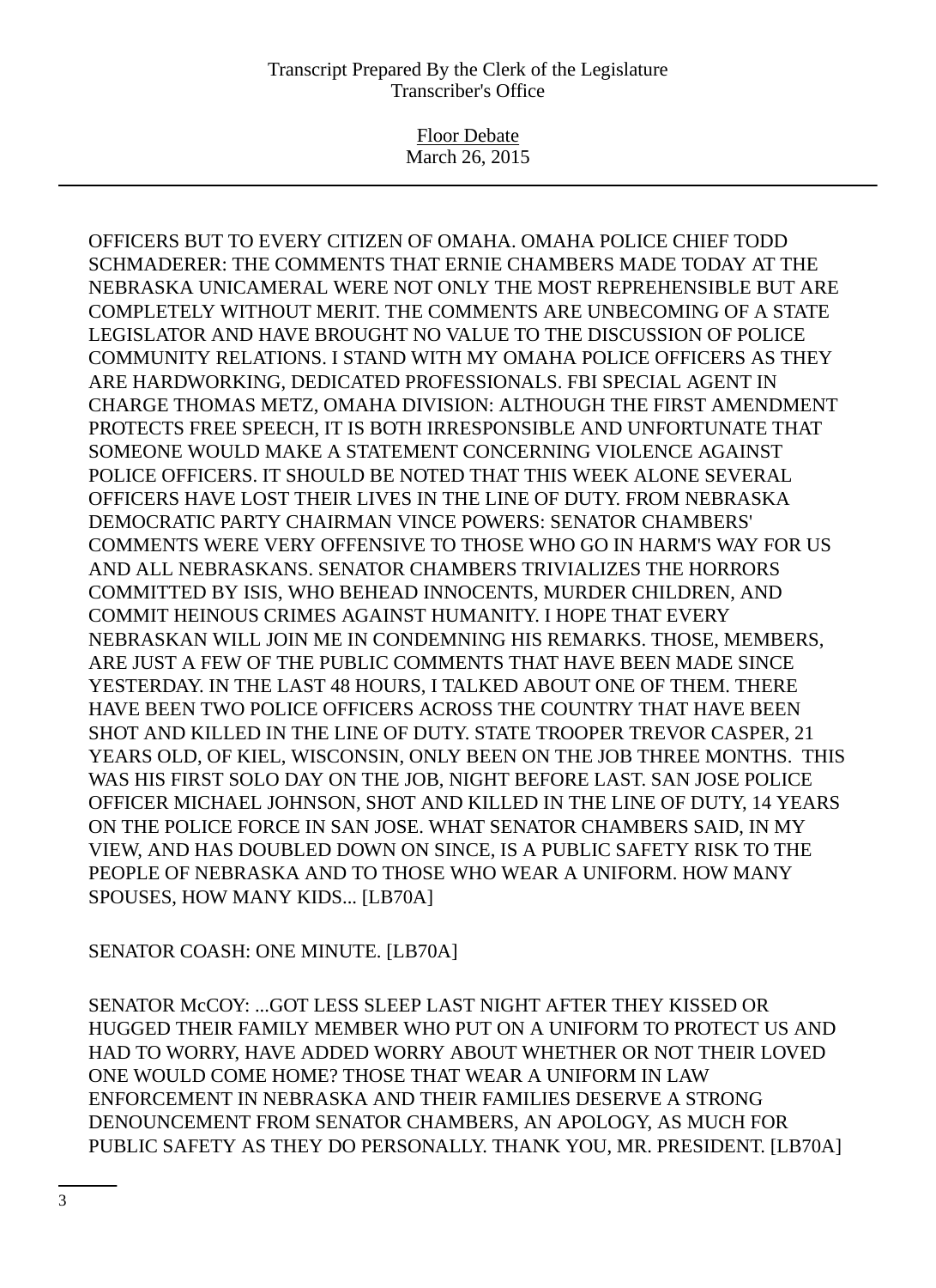OFFICERS BUT TO EVERY CITIZEN OF OMAHA. OMAHA POLICE CHIEF TODD SCHMADERER: THE COMMENTS THAT ERNIE CHAMBERS MADE TODAY AT THE NEBRASKA UNICAMERAL WERE NOT ONLY THE MOST REPREHENSIBLE BUT ARE COMPLETELY WITHOUT MERIT. THE COMMENTS ARE UNBECOMING OF A STATE LEGISLATOR AND HAVE BROUGHT NO VALUE TO THE DISCUSSION OF POLICE COMMUNITY RELATIONS. I STAND WITH MY OMAHA POLICE OFFICERS AS THEY ARE HARDWORKING, DEDICATED PROFESSIONALS. FBI SPECIAL AGENT IN CHARGE THOMAS METZ, OMAHA DIVISION: ALTHOUGH THE FIRST AMENDMENT PROTECTS FREE SPEECH, IT IS BOTH IRRESPONSIBLE AND UNFORTUNATE THAT SOMEONE WOULD MAKE A STATEMENT CONCERNING VIOLENCE AGAINST POLICE OFFICERS. IT SHOULD BE NOTED THAT THIS WEEK ALONE SEVERAL OFFICERS HAVE LOST THEIR LIVES IN THE LINE OF DUTY. FROM NEBRASKA DEMOCRATIC PARTY CHAIRMAN VINCE POWERS: SENATOR CHAMBERS' COMMENTS WERE VERY OFFENSIVE TO THOSE WHO GO IN HARM'S WAY FOR US AND ALL NEBRASKANS. SENATOR CHAMBERS TRIVIALIZES THE HORRORS COMMITTED BY ISIS, WHO BEHEAD INNOCENTS, MURDER CHILDREN, AND COMMIT HEINOUS CRIMES AGAINST HUMANITY. I HOPE THAT EVERY NEBRASKAN WILL JOIN ME IN CONDEMNING HIS REMARKS. THOSE, MEMBERS, ARE JUST A FEW OF THE PUBLIC COMMENTS THAT HAVE BEEN MADE SINCE YESTERDAY. IN THE LAST 48 HOURS, I TALKED ABOUT ONE OF THEM. THERE HAVE BEEN TWO POLICE OFFICERS ACROSS THE COUNTRY THAT HAVE BEEN SHOT AND KILLED IN THE LINE OF DUTY. STATE TROOPER TREVOR CASPER, 21 YEARS OLD, OF KIEL, WISCONSIN, ONLY BEEN ON THE JOB THREE MONTHS. THIS WAS HIS FIRST SOLO DAY ON THE JOB, NIGHT BEFORE LAST. SAN JOSE POLICE OFFICER MICHAEL JOHNSON, SHOT AND KILLED IN THE LINE OF DUTY, 14 YEARS ON THE POLICE FORCE IN SAN JOSE. WHAT SENATOR CHAMBERS SAID, IN MY VIEW, AND HAS DOUBLED DOWN ON SINCE, IS A PUBLIC SAFETY RISK TO THE PEOPLE OF NEBRASKA AND TO THOSE WHO WEAR A UNIFORM. HOW MANY SPOUSES, HOW MANY KIDS... [LB70A]

SENATOR COASH: ONE MINUTE. [LB70A]

SENATOR McCOY: ...GOT LESS SLEEP LAST NIGHT AFTER THEY KISSED OR HUGGED THEIR FAMILY MEMBER WHO PUT ON A UNIFORM TO PROTECT US AND HAD TO WORRY, HAVE ADDED WORRY ABOUT WHETHER OR NOT THEIR LOVED ONE WOULD COME HOME? THOSE THAT WEAR A UNIFORM IN LAW ENFORCEMENT IN NEBRASKA AND THEIR FAMILIES DESERVE A STRONG DENOUNCEMENT FROM SENATOR CHAMBERS, AN APOLOGY, AS MUCH FOR PUBLIC SAFETY AS THEY DO PERSONALLY. THANK YOU, MR. PRESIDENT. [LB70A]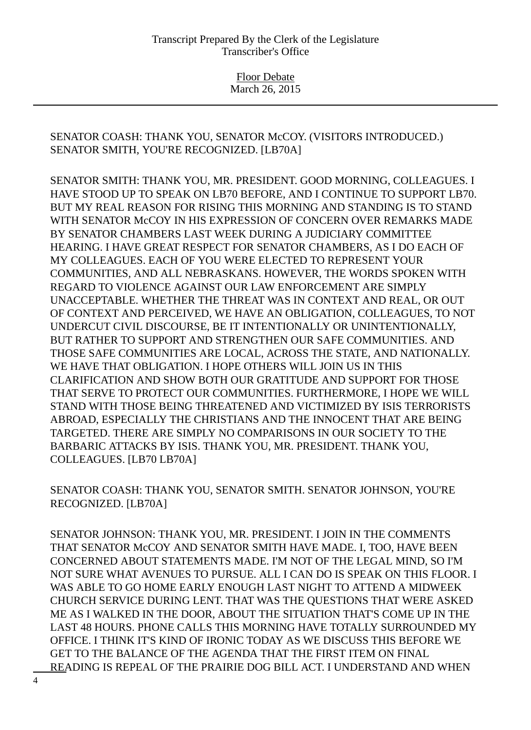SENATOR COASH: THANK YOU, SENATOR McCOY. (VISITORS INTRODUCED.) SENATOR SMITH, YOU'RE RECOGNIZED. [LB70A]

SENATOR SMITH: THANK YOU, MR. PRESIDENT. GOOD MORNING, COLLEAGUES. I HAVE STOOD UP TO SPEAK ON LB70 BEFORE, AND I CONTINUE TO SUPPORT LB70. BUT MY REAL REASON FOR RISING THIS MORNING AND STANDING IS TO STAND WITH SENATOR McCOY IN HIS EXPRESSION OF CONCERN OVER REMARKS MADE BY SENATOR CHAMBERS LAST WEEK DURING A JUDICIARY COMMITTEE HEARING. I HAVE GREAT RESPECT FOR SENATOR CHAMBERS, AS I DO EACH OF MY COLLEAGUES. EACH OF YOU WERE ELECTED TO REPRESENT YOUR COMMUNITIES, AND ALL NEBRASKANS. HOWEVER, THE WORDS SPOKEN WITH REGARD TO VIOLENCE AGAINST OUR LAW ENFORCEMENT ARE SIMPLY UNACCEPTABLE. WHETHER THE THREAT WAS IN CONTEXT AND REAL, OR OUT OF CONTEXT AND PERCEIVED, WE HAVE AN OBLIGATION, COLLEAGUES, TO NOT UNDERCUT CIVIL DISCOURSE, BE IT INTENTIONALLY OR UNINTENTIONALLY, BUT RATHER TO SUPPORT AND STRENGTHEN OUR SAFE COMMUNITIES. AND THOSE SAFE COMMUNITIES ARE LOCAL, ACROSS THE STATE, AND NATIONALLY. WE HAVE THAT OBLIGATION. I HOPE OTHERS WILL JOIN US IN THIS CLARIFICATION AND SHOW BOTH OUR GRATITUDE AND SUPPORT FOR THOSE THAT SERVE TO PROTECT OUR COMMUNITIES. FURTHERMORE, I HOPE WE WILL STAND WITH THOSE BEING THREATENED AND VICTIMIZED BY ISIS TERRORISTS ABROAD, ESPECIALLY THE CHRISTIANS AND THE INNOCENT THAT ARE BEING TARGETED. THERE ARE SIMPLY NO COMPARISONS IN OUR SOCIETY TO THE BARBARIC ATTACKS BY ISIS. THANK YOU, MR. PRESIDENT. THANK YOU, COLLEAGUES. [LB70 LB70A]

SENATOR COASH: THANK YOU, SENATOR SMITH. SENATOR JOHNSON, YOU'RE RECOGNIZED. [LB70A]

SENATOR JOHNSON: THANK YOU, MR. PRESIDENT. I JOIN IN THE COMMENTS THAT SENATOR McCOY AND SENATOR SMITH HAVE MADE. I, TOO, HAVE BEEN CONCERNED ABOUT STATEMENTS MADE. I'M NOT OF THE LEGAL MIND, SO I'M NOT SURE WHAT AVENUES TO PURSUE. ALL I CAN DO IS SPEAK ON THIS FLOOR. I WAS ABLE TO GO HOME EARLY ENOUGH LAST NIGHT TO ATTEND A MIDWEEK CHURCH SERVICE DURING LENT. THAT WAS THE QUESTIONS THAT WERE ASKED ME AS I WALKED IN THE DOOR, ABOUT THE SITUATION THAT'S COME UP IN THE LAST 48 HOURS. PHONE CALLS THIS MORNING HAVE TOTALLY SURROUNDED MY OFFICE. I THINK IT'S KIND OF IRONIC TODAY AS WE DISCUSS THIS BEFORE WE GET TO THE BALANCE OF THE AGENDA THAT THE FIRST ITEM ON FINAL READING IS REPEAL OF THE PRAIRIE DOG BILL ACT. I UNDERSTAND AND WHEN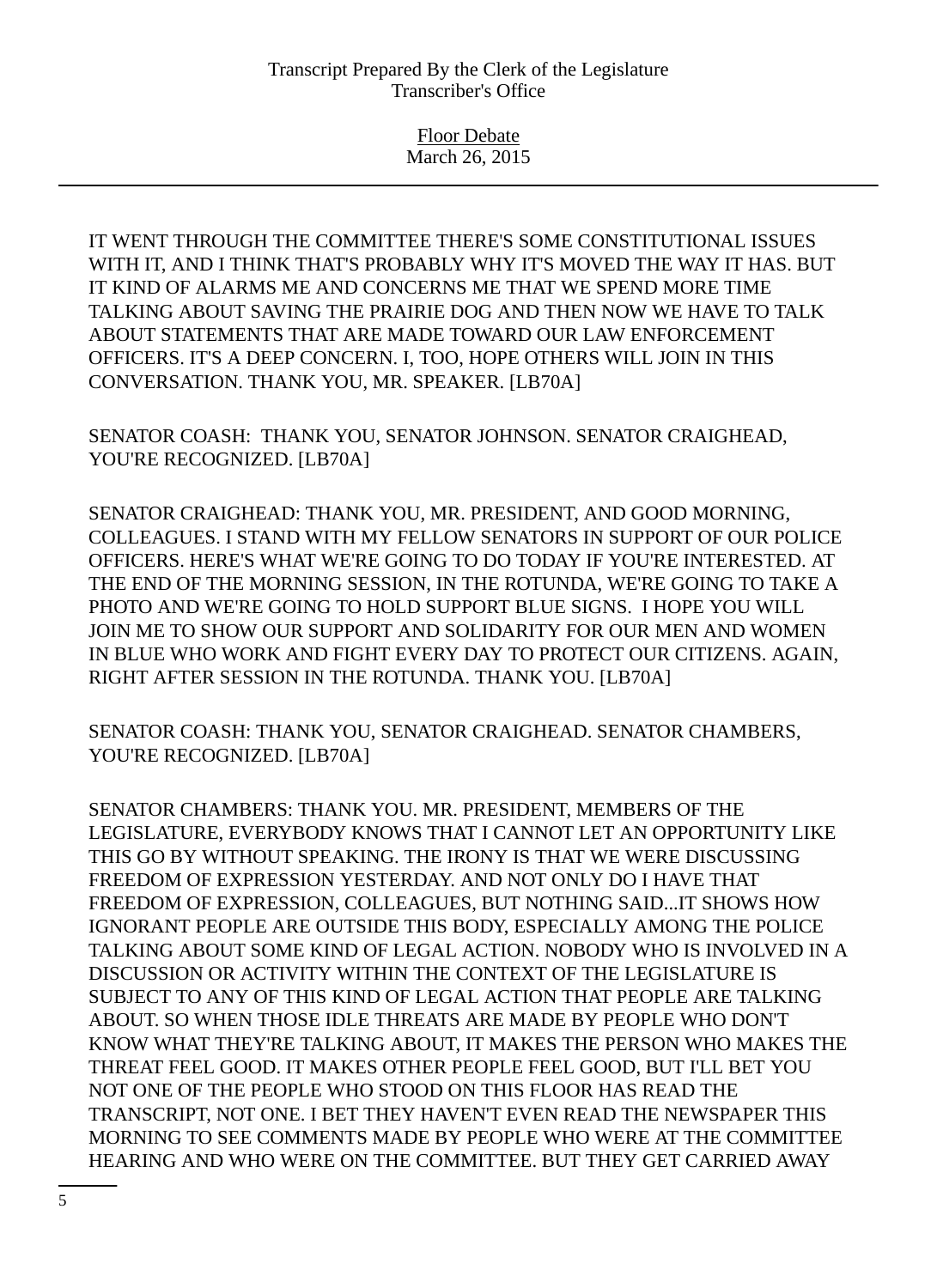IT WENT THROUGH THE COMMITTEE THERE'S SOME CONSTITUTIONAL ISSUES WITH IT, AND I THINK THAT'S PROBABLY WHY IT'S MOVED THE WAY IT HAS. BUT IT KIND OF ALARMS ME AND CONCERNS ME THAT WE SPEND MORE TIME TALKING ABOUT SAVING THE PRAIRIE DOG AND THEN NOW WE HAVE TO TALK ABOUT STATEMENTS THAT ARE MADE TOWARD OUR LAW ENFORCEMENT OFFICERS. IT'S A DEEP CONCERN. I, TOO, HOPE OTHERS WILL JOIN IN THIS CONVERSATION. THANK YOU, MR. SPEAKER. [LB70A]

SENATOR COASH: THANK YOU, SENATOR JOHNSON. SENATOR CRAIGHEAD, YOU'RE RECOGNIZED. [LB70A]

SENATOR CRAIGHEAD: THANK YOU, MR. PRESIDENT, AND GOOD MORNING, COLLEAGUES. I STAND WITH MY FELLOW SENATORS IN SUPPORT OF OUR POLICE OFFICERS. HERE'S WHAT WE'RE GOING TO DO TODAY IF YOU'RE INTERESTED. AT THE END OF THE MORNING SESSION, IN THE ROTUNDA, WE'RE GOING TO TAKE A PHOTO AND WE'RE GOING TO HOLD SUPPORT BLUE SIGNS. I HOPE YOU WILL JOIN ME TO SHOW OUR SUPPORT AND SOLIDARITY FOR OUR MEN AND WOMEN IN BLUE WHO WORK AND FIGHT EVERY DAY TO PROTECT OUR CITIZENS. AGAIN, RIGHT AFTER SESSION IN THE ROTUNDA. THANK YOU. [LB70A]

SENATOR COASH: THANK YOU, SENATOR CRAIGHEAD. SENATOR CHAMBERS, YOU'RE RECOGNIZED. [LB70A]

SENATOR CHAMBERS: THANK YOU. MR. PRESIDENT, MEMBERS OF THE LEGISLATURE, EVERYBODY KNOWS THAT I CANNOT LET AN OPPORTUNITY LIKE THIS GO BY WITHOUT SPEAKING. THE IRONY IS THAT WE WERE DISCUSSING FREEDOM OF EXPRESSION YESTERDAY. AND NOT ONLY DO I HAVE THAT FREEDOM OF EXPRESSION, COLLEAGUES, BUT NOTHING SAID...IT SHOWS HOW IGNORANT PEOPLE ARE OUTSIDE THIS BODY, ESPECIALLY AMONG THE POLICE TALKING ABOUT SOME KIND OF LEGAL ACTION. NOBODY WHO IS INVOLVED IN A DISCUSSION OR ACTIVITY WITHIN THE CONTEXT OF THE LEGISLATURE IS SUBJECT TO ANY OF THIS KIND OF LEGAL ACTION THAT PEOPLE ARE TALKING ABOUT. SO WHEN THOSE IDLE THREATS ARE MADE BY PEOPLE WHO DON'T KNOW WHAT THEY'RE TALKING ABOUT, IT MAKES THE PERSON WHO MAKES THE THREAT FEEL GOOD. IT MAKES OTHER PEOPLE FEEL GOOD, BUT I'LL BET YOU NOT ONE OF THE PEOPLE WHO STOOD ON THIS FLOOR HAS READ THE TRANSCRIPT, NOT ONE. I BET THEY HAVEN'T EVEN READ THE NEWSPAPER THIS MORNING TO SEE COMMENTS MADE BY PEOPLE WHO WERE AT THE COMMITTEE HEARING AND WHO WERE ON THE COMMITTEE. BUT THEY GET CARRIED AWAY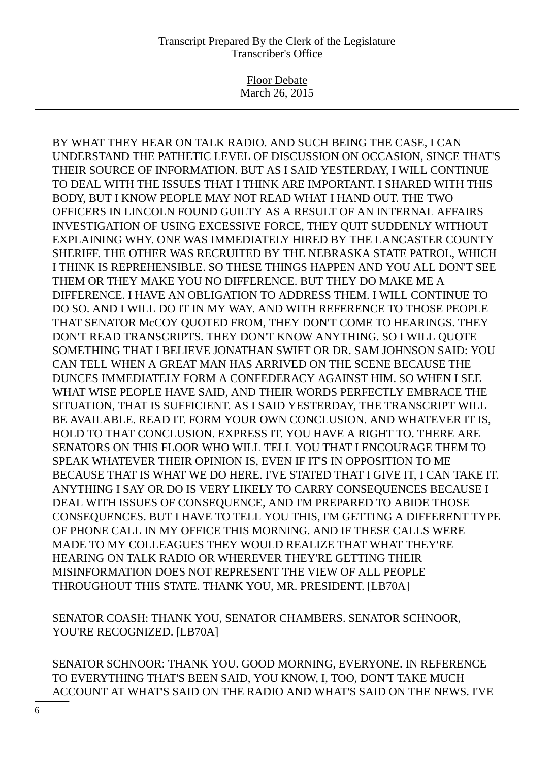BY WHAT THEY HEAR ON TALK RADIO. AND SUCH BEING THE CASE, I CAN UNDERSTAND THE PATHETIC LEVEL OF DISCUSSION ON OCCASION, SINCE THAT'S THEIR SOURCE OF INFORMATION. BUT AS I SAID YESTERDAY, I WILL CONTINUE TO DEAL WITH THE ISSUES THAT I THINK ARE IMPORTANT. I SHARED WITH THIS BODY, BUT I KNOW PEOPLE MAY NOT READ WHAT I HAND OUT. THE TWO OFFICERS IN LINCOLN FOUND GUILTY AS A RESULT OF AN INTERNAL AFFAIRS INVESTIGATION OF USING EXCESSIVE FORCE, THEY QUIT SUDDENLY WITHOUT EXPLAINING WHY. ONE WAS IMMEDIATELY HIRED BY THE LANCASTER COUNTY SHERIFF. THE OTHER WAS RECRUITED BY THE NEBRASKA STATE PATROL, WHICH I THINK IS REPREHENSIBLE. SO THESE THINGS HAPPEN AND YOU ALL DON'T SEE THEM OR THEY MAKE YOU NO DIFFERENCE. BUT THEY DO MAKE ME A DIFFERENCE. I HAVE AN OBLIGATION TO ADDRESS THEM. I WILL CONTINUE TO DO SO. AND I WILL DO IT IN MY WAY. AND WITH REFERENCE TO THOSE PEOPLE THAT SENATOR McCOY QUOTED FROM, THEY DON'T COME TO HEARINGS. THEY DON'T READ TRANSCRIPTS. THEY DON'T KNOW ANYTHING. SO I WILL QUOTE SOMETHING THAT I BELIEVE JONATHAN SWIFT OR DR. SAM JOHNSON SAID: YOU CAN TELL WHEN A GREAT MAN HAS ARRIVED ON THE SCENE BECAUSE THE DUNCES IMMEDIATELY FORM A CONFEDERACY AGAINST HIM. SO WHEN I SEE WHAT WISE PEOPLE HAVE SAID, AND THEIR WORDS PERFECTLY EMBRACE THE SITUATION, THAT IS SUFFICIENT. AS I SAID YESTERDAY, THE TRANSCRIPT WILL BE AVAILABLE. READ IT. FORM YOUR OWN CONCLUSION. AND WHATEVER IT IS, HOLD TO THAT CONCLUSION. EXPRESS IT. YOU HAVE A RIGHT TO. THERE ARE SENATORS ON THIS FLOOR WHO WILL TELL YOU THAT I ENCOURAGE THEM TO SPEAK WHATEVER THEIR OPINION IS, EVEN IF IT'S IN OPPOSITION TO ME BECAUSE THAT IS WHAT WE DO HERE. I'VE STATED THAT I GIVE IT, I CAN TAKE IT. ANYTHING I SAY OR DO IS VERY LIKELY TO CARRY CONSEQUENCES BECAUSE I DEAL WITH ISSUES OF CONSEQUENCE, AND I'M PREPARED TO ABIDE THOSE CONSEQUENCES. BUT I HAVE TO TELL YOU THIS, I'M GETTING A DIFFERENT TYPE OF PHONE CALL IN MY OFFICE THIS MORNING. AND IF THESE CALLS WERE MADE TO MY COLLEAGUES THEY WOULD REALIZE THAT WHAT THEY'RE HEARING ON TALK RADIO OR WHEREVER THEY'RE GETTING THEIR MISINFORMATION DOES NOT REPRESENT THE VIEW OF ALL PEOPLE THROUGHOUT THIS STATE. THANK YOU, MR. PRESIDENT. [LB70A]

SENATOR COASH: THANK YOU, SENATOR CHAMBERS. SENATOR SCHNOOR, YOU'RE RECOGNIZED. [LB70A]

SENATOR SCHNOOR: THANK YOU. GOOD MORNING, EVERYONE. IN REFERENCE TO EVERYTHING THAT'S BEEN SAID, YOU KNOW, I, TOO, DON'T TAKE MUCH ACCOUNT AT WHAT'S SAID ON THE RADIO AND WHAT'S SAID ON THE NEWS. I'VE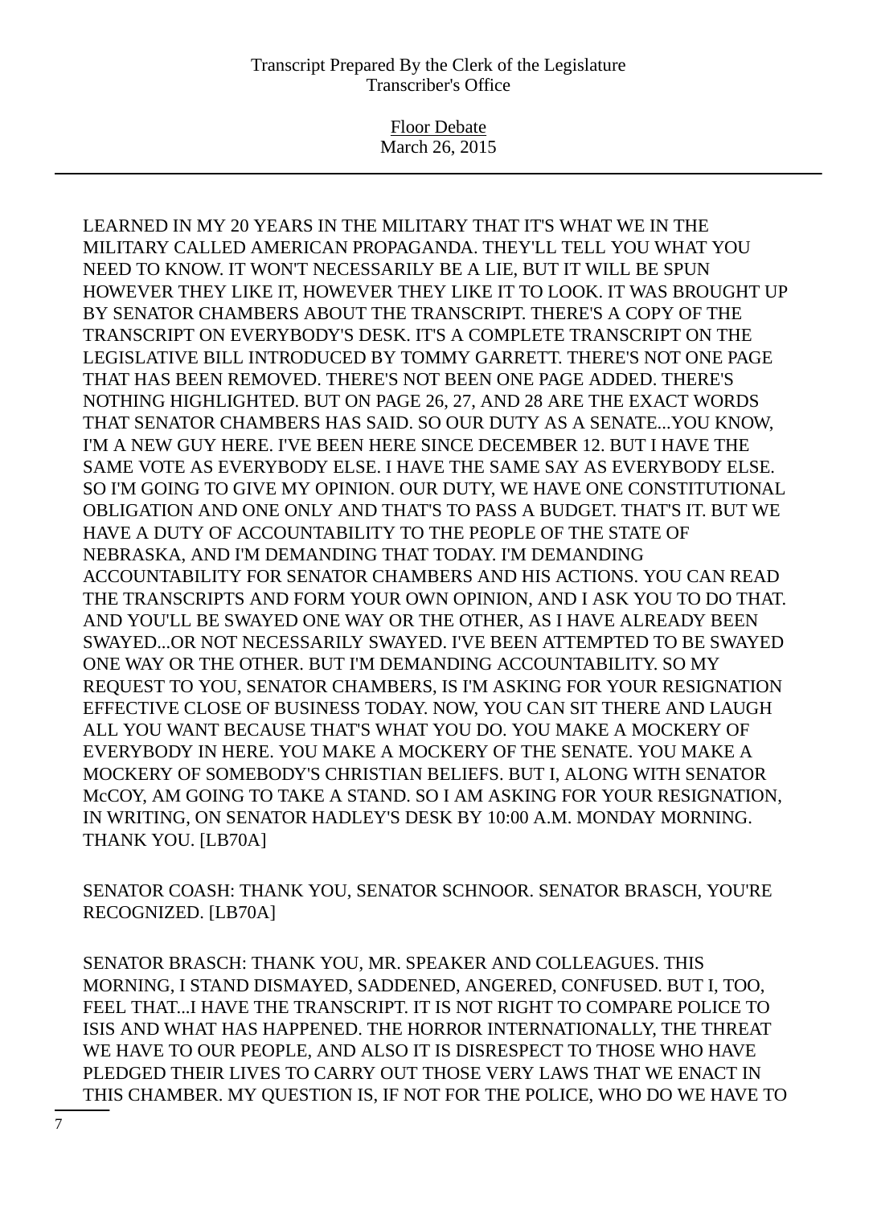LEARNED IN MY 20 YEARS IN THE MILITARY THAT IT'S WHAT WE IN THE MILITARY CALLED AMERICAN PROPAGANDA. THEY'LL TELL YOU WHAT YOU NEED TO KNOW. IT WON'T NECESSARILY BE A LIE, BUT IT WILL BE SPUN HOWEVER THEY LIKE IT, HOWEVER THEY LIKE IT TO LOOK. IT WAS BROUGHT UP BY SENATOR CHAMBERS ABOUT THE TRANSCRIPT. THERE'S A COPY OF THE TRANSCRIPT ON EVERYBODY'S DESK. IT'S A COMPLETE TRANSCRIPT ON THE LEGISLATIVE BILL INTRODUCED BY TOMMY GARRETT. THERE'S NOT ONE PAGE THAT HAS BEEN REMOVED. THERE'S NOT BEEN ONE PAGE ADDED. THERE'S NOTHING HIGHLIGHTED. BUT ON PAGE 26, 27, AND 28 ARE THE EXACT WORDS THAT SENATOR CHAMBERS HAS SAID. SO OUR DUTY AS A SENATE...YOU KNOW, I'M A NEW GUY HERE. I'VE BEEN HERE SINCE DECEMBER 12. BUT I HAVE THE SAME VOTE AS EVERYBODY ELSE. I HAVE THE SAME SAY AS EVERYBODY ELSE. SO I'M GOING TO GIVE MY OPINION. OUR DUTY, WE HAVE ONE CONSTITUTIONAL OBLIGATION AND ONE ONLY AND THAT'S TO PASS A BUDGET. THAT'S IT. BUT WE HAVE A DUTY OF ACCOUNTABILITY TO THE PEOPLE OF THE STATE OF NEBRASKA, AND I'M DEMANDING THAT TODAY. I'M DEMANDING ACCOUNTABILITY FOR SENATOR CHAMBERS AND HIS ACTIONS. YOU CAN READ THE TRANSCRIPTS AND FORM YOUR OWN OPINION, AND I ASK YOU TO DO THAT. AND YOU'LL BE SWAYED ONE WAY OR THE OTHER, AS I HAVE ALREADY BEEN SWAYED...OR NOT NECESSARILY SWAYED. I'VE BEEN ATTEMPTED TO BE SWAYED ONE WAY OR THE OTHER. BUT I'M DEMANDING ACCOUNTABILITY. SO MY REQUEST TO YOU, SENATOR CHAMBERS, IS I'M ASKING FOR YOUR RESIGNATION EFFECTIVE CLOSE OF BUSINESS TODAY. NOW, YOU CAN SIT THERE AND LAUGH ALL YOU WANT BECAUSE THAT'S WHAT YOU DO. YOU MAKE A MOCKERY OF EVERYBODY IN HERE. YOU MAKE A MOCKERY OF THE SENATE. YOU MAKE A MOCKERY OF SOMEBODY'S CHRISTIAN BELIEFS. BUT I, ALONG WITH SENATOR McCOY, AM GOING TO TAKE A STAND. SO I AM ASKING FOR YOUR RESIGNATION, IN WRITING, ON SENATOR HADLEY'S DESK BY 10:00 A.M. MONDAY MORNING. THANK YOU. [LB70A]

SENATOR COASH: THANK YOU, SENATOR SCHNOOR. SENATOR BRASCH, YOU'RE RECOGNIZED. [LB70A]

SENATOR BRASCH: THANK YOU, MR. SPEAKER AND COLLEAGUES. THIS MORNING, I STAND DISMAYED, SADDENED, ANGERED, CONFUSED. BUT I, TOO, FEEL THAT...I HAVE THE TRANSCRIPT. IT IS NOT RIGHT TO COMPARE POLICE TO ISIS AND WHAT HAS HAPPENED. THE HORROR INTERNATIONALLY, THE THREAT WE HAVE TO OUR PEOPLE, AND ALSO IT IS DISRESPECT TO THOSE WHO HAVE PLEDGED THEIR LIVES TO CARRY OUT THOSE VERY LAWS THAT WE ENACT IN THIS CHAMBER. MY QUESTION IS, IF NOT FOR THE POLICE, WHO DO WE HAVE TO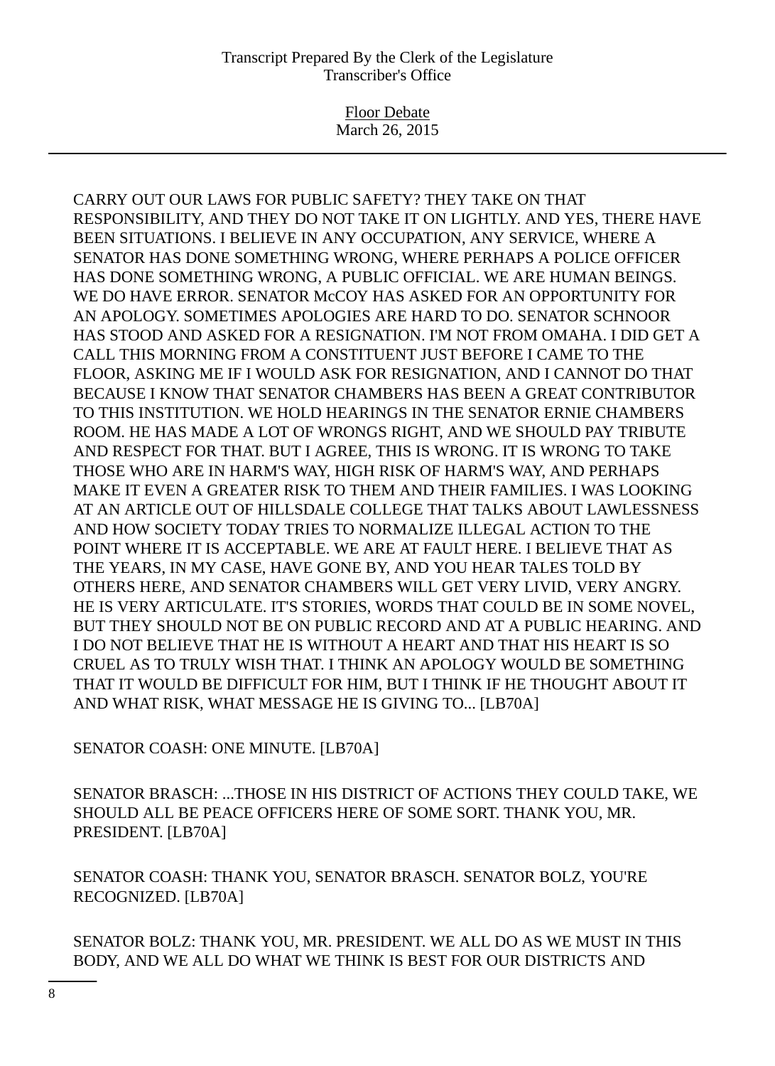CARRY OUT OUR LAWS FOR PUBLIC SAFETY? THEY TAKE ON THAT RESPONSIBILITY, AND THEY DO NOT TAKE IT ON LIGHTLY. AND YES, THERE HAVE BEEN SITUATIONS. I BELIEVE IN ANY OCCUPATION, ANY SERVICE, WHERE A SENATOR HAS DONE SOMETHING WRONG, WHERE PERHAPS A POLICE OFFICER HAS DONE SOMETHING WRONG, A PUBLIC OFFICIAL. WE ARE HUMAN BEINGS. WE DO HAVE ERROR. SENATOR McCOY HAS ASKED FOR AN OPPORTUNITY FOR AN APOLOGY. SOMETIMES APOLOGIES ARE HARD TO DO. SENATOR SCHNOOR HAS STOOD AND ASKED FOR A RESIGNATION. I'M NOT FROM OMAHA. I DID GET A CALL THIS MORNING FROM A CONSTITUENT JUST BEFORE I CAME TO THE FLOOR, ASKING ME IF I WOULD ASK FOR RESIGNATION, AND I CANNOT DO THAT BECAUSE I KNOW THAT SENATOR CHAMBERS HAS BEEN A GREAT CONTRIBUTOR TO THIS INSTITUTION. WE HOLD HEARINGS IN THE SENATOR ERNIE CHAMBERS ROOM. HE HAS MADE A LOT OF WRONGS RIGHT, AND WE SHOULD PAY TRIBUTE AND RESPECT FOR THAT. BUT I AGREE, THIS IS WRONG. IT IS WRONG TO TAKE THOSE WHO ARE IN HARM'S WAY, HIGH RISK OF HARM'S WAY, AND PERHAPS MAKE IT EVEN A GREATER RISK TO THEM AND THEIR FAMILIES. I WAS LOOKING AT AN ARTICLE OUT OF HILLSDALE COLLEGE THAT TALKS ABOUT LAWLESSNESS AND HOW SOCIETY TODAY TRIES TO NORMALIZE ILLEGAL ACTION TO THE POINT WHERE IT IS ACCEPTABLE. WE ARE AT FAULT HERE. I BELIEVE THAT AS THE YEARS, IN MY CASE, HAVE GONE BY, AND YOU HEAR TALES TOLD BY OTHERS HERE, AND SENATOR CHAMBERS WILL GET VERY LIVID, VERY ANGRY. HE IS VERY ARTICULATE. IT'S STORIES, WORDS THAT COULD BE IN SOME NOVEL, BUT THEY SHOULD NOT BE ON PUBLIC RECORD AND AT A PUBLIC HEARING. AND I DO NOT BELIEVE THAT HE IS WITHOUT A HEART AND THAT HIS HEART IS SO CRUEL AS TO TRULY WISH THAT. I THINK AN APOLOGY WOULD BE SOMETHING THAT IT WOULD BE DIFFICULT FOR HIM, BUT I THINK IF HE THOUGHT ABOUT IT AND WHAT RISK, WHAT MESSAGE HE IS GIVING TO... [LB70A]

SENATOR COASH: ONE MINUTE. [LB70A]

SENATOR BRASCH: ...THOSE IN HIS DISTRICT OF ACTIONS THEY COULD TAKE, WE SHOULD ALL BE PEACE OFFICERS HERE OF SOME SORT. THANK YOU, MR. PRESIDENT. [LB70A]

SENATOR COASH: THANK YOU, SENATOR BRASCH. SENATOR BOLZ, YOU'RE RECOGNIZED. [LB70A]

SENATOR BOLZ: THANK YOU, MR. PRESIDENT. WE ALL DO AS WE MUST IN THIS BODY, AND WE ALL DO WHAT WE THINK IS BEST FOR OUR DISTRICTS AND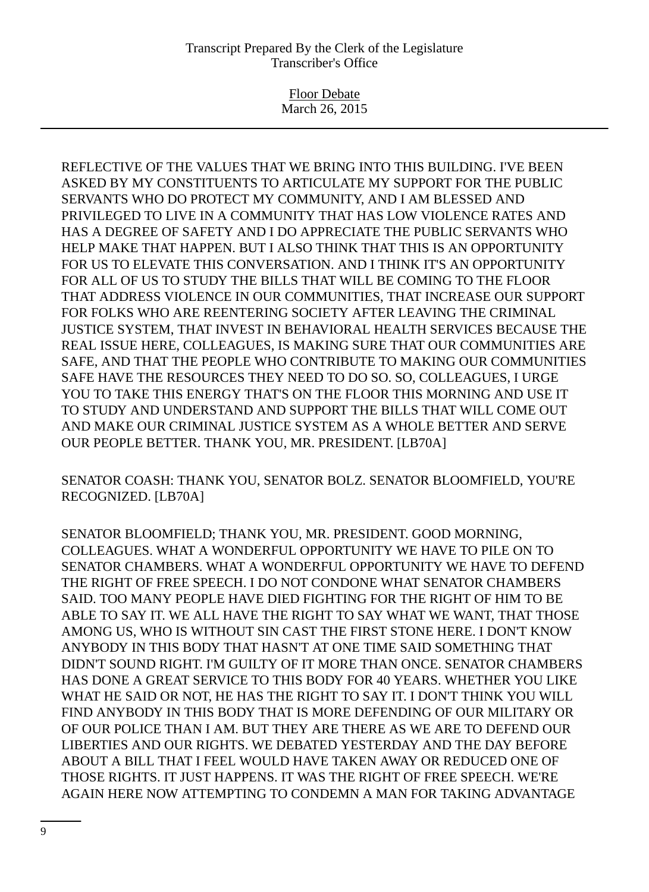REFLECTIVE OF THE VALUES THAT WE BRING INTO THIS BUILDING. I'VE BEEN ASKED BY MY CONSTITUENTS TO ARTICULATE MY SUPPORT FOR THE PUBLIC SERVANTS WHO DO PROTECT MY COMMUNITY, AND I AM BLESSED AND PRIVILEGED TO LIVE IN A COMMUNITY THAT HAS LOW VIOLENCE RATES AND HAS A DEGREE OF SAFETY AND I DO APPRECIATE THE PUBLIC SERVANTS WHO HELP MAKE THAT HAPPEN. BUT I ALSO THINK THAT THIS IS AN OPPORTUNITY FOR US TO ELEVATE THIS CONVERSATION. AND I THINK IT'S AN OPPORTUNITY FOR ALL OF US TO STUDY THE BILLS THAT WILL BE COMING TO THE FLOOR THAT ADDRESS VIOLENCE IN OUR COMMUNITIES, THAT INCREASE OUR SUPPORT FOR FOLKS WHO ARE REENTERING SOCIETY AFTER LEAVING THE CRIMINAL JUSTICE SYSTEM, THAT INVEST IN BEHAVIORAL HEALTH SERVICES BECAUSE THE REAL ISSUE HERE, COLLEAGUES, IS MAKING SURE THAT OUR COMMUNITIES ARE SAFE, AND THAT THE PEOPLE WHO CONTRIBUTE TO MAKING OUR COMMUNITIES SAFE HAVE THE RESOURCES THEY NEED TO DO SO. SO, COLLEAGUES, I URGE YOU TO TAKE THIS ENERGY THAT'S ON THE FLOOR THIS MORNING AND USE IT TO STUDY AND UNDERSTAND AND SUPPORT THE BILLS THAT WILL COME OUT AND MAKE OUR CRIMINAL JUSTICE SYSTEM AS A WHOLE BETTER AND SERVE OUR PEOPLE BETTER. THANK YOU, MR. PRESIDENT. [LB70A]

SENATOR COASH: THANK YOU, SENATOR BOLZ. SENATOR BLOOMFIELD, YOU'RE RECOGNIZED. [LB70A]

SENATOR BLOOMFIELD; THANK YOU, MR. PRESIDENT. GOOD MORNING, COLLEAGUES. WHAT A WONDERFUL OPPORTUNITY WE HAVE TO PILE ON TO SENATOR CHAMBERS. WHAT A WONDERFUL OPPORTUNITY WE HAVE TO DEFEND THE RIGHT OF FREE SPEECH. I DO NOT CONDONE WHAT SENATOR CHAMBERS SAID. TOO MANY PEOPLE HAVE DIED FIGHTING FOR THE RIGHT OF HIM TO BE ABLE TO SAY IT. WE ALL HAVE THE RIGHT TO SAY WHAT WE WANT, THAT THOSE AMONG US, WHO IS WITHOUT SIN CAST THE FIRST STONE HERE. I DON'T KNOW ANYBODY IN THIS BODY THAT HASN'T AT ONE TIME SAID SOMETHING THAT DIDN'T SOUND RIGHT. I'M GUILTY OF IT MORE THAN ONCE. SENATOR CHAMBERS HAS DONE A GREAT SERVICE TO THIS BODY FOR 40 YEARS. WHETHER YOU LIKE WHAT HE SAID OR NOT, HE HAS THE RIGHT TO SAY IT. I DON'T THINK YOU WILL FIND ANYBODY IN THIS BODY THAT IS MORE DEFENDING OF OUR MILITARY OR OF OUR POLICE THAN I AM. BUT THEY ARE THERE AS WE ARE TO DEFEND OUR LIBERTIES AND OUR RIGHTS. WE DEBATED YESTERDAY AND THE DAY BEFORE ABOUT A BILL THAT I FEEL WOULD HAVE TAKEN AWAY OR REDUCED ONE OF THOSE RIGHTS. IT JUST HAPPENS. IT WAS THE RIGHT OF FREE SPEECH. WE'RE AGAIN HERE NOW ATTEMPTING TO CONDEMN A MAN FOR TAKING ADVANTAGE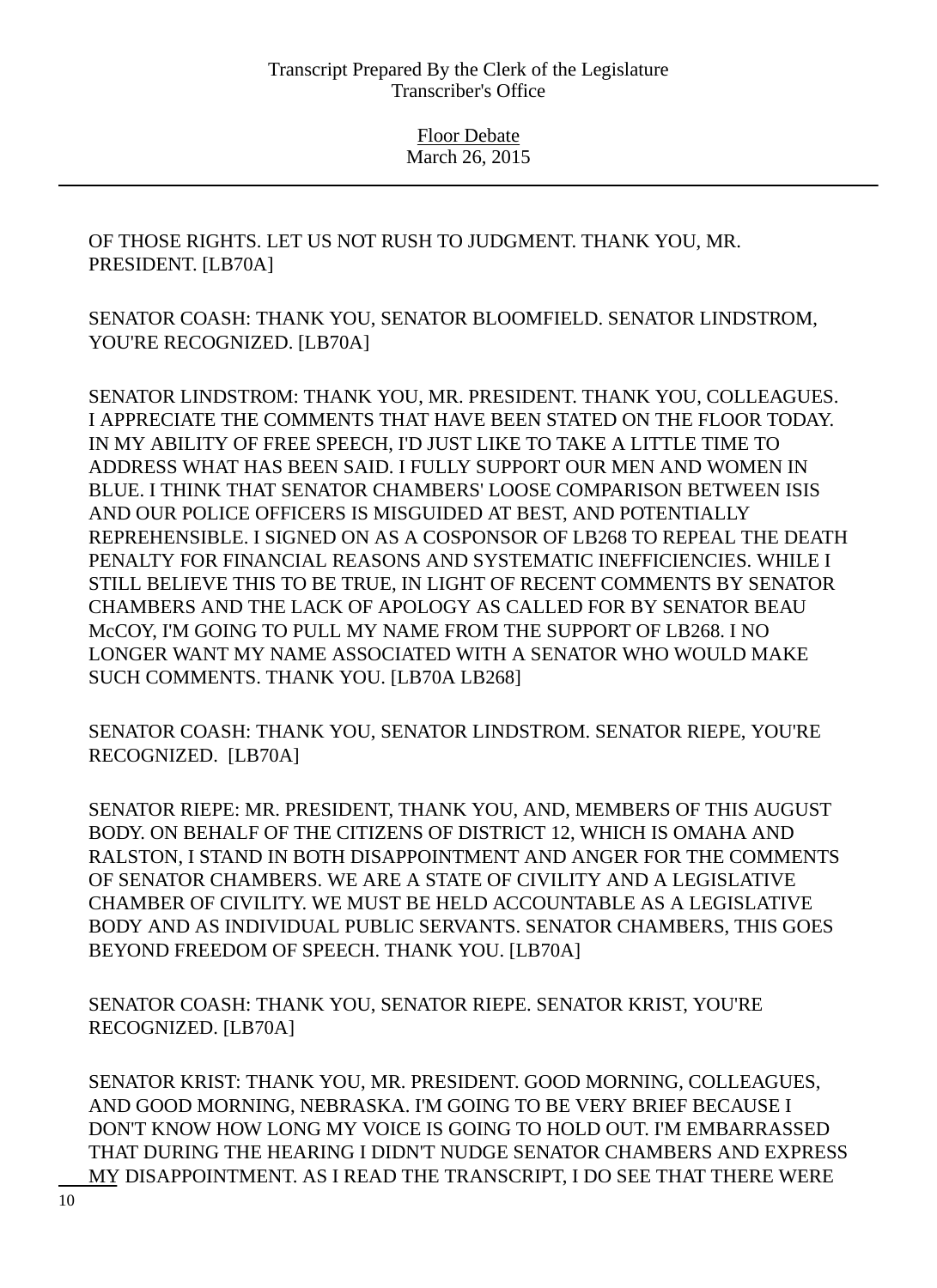OF THOSE RIGHTS. LET US NOT RUSH TO JUDGMENT. THANK YOU, MR. PRESIDENT. [LB70A]

SENATOR COASH: THANK YOU, SENATOR BLOOMFIELD. SENATOR LINDSTROM, YOU'RE RECOGNIZED. [LB70A]

SENATOR LINDSTROM: THANK YOU, MR. PRESIDENT. THANK YOU, COLLEAGUES. I APPRECIATE THE COMMENTS THAT HAVE BEEN STATED ON THE FLOOR TODAY. IN MY ABILITY OF FREE SPEECH, I'D JUST LIKE TO TAKE A LITTLE TIME TO ADDRESS WHAT HAS BEEN SAID. I FULLY SUPPORT OUR MEN AND WOMEN IN BLUE. I THINK THAT SENATOR CHAMBERS' LOOSE COMPARISON BETWEEN ISIS AND OUR POLICE OFFICERS IS MISGUIDED AT BEST, AND POTENTIALLY REPREHENSIBLE. I SIGNED ON AS A COSPONSOR OF LB268 TO REPEAL THE DEATH PENALTY FOR FINANCIAL REASONS AND SYSTEMATIC INEFFICIENCIES. WHILE I STILL BELIEVE THIS TO BE TRUE, IN LIGHT OF RECENT COMMENTS BY SENATOR CHAMBERS AND THE LACK OF APOLOGY AS CALLED FOR BY SENATOR BEAU McCOY, I'M GOING TO PULL MY NAME FROM THE SUPPORT OF LB268. I NO LONGER WANT MY NAME ASSOCIATED WITH A SENATOR WHO WOULD MAKE SUCH COMMENTS. THANK YOU. [LB70A LB268]

SENATOR COASH: THANK YOU, SENATOR LINDSTROM. SENATOR RIEPE, YOU'RE RECOGNIZED. [LB70A]

SENATOR RIEPE: MR. PRESIDENT, THANK YOU, AND, MEMBERS OF THIS AUGUST BODY. ON BEHALF OF THE CITIZENS OF DISTRICT 12, WHICH IS OMAHA AND RALSTON, I STAND IN BOTH DISAPPOINTMENT AND ANGER FOR THE COMMENTS OF SENATOR CHAMBERS. WE ARE A STATE OF CIVILITY AND A LEGISLATIVE CHAMBER OF CIVILITY. WE MUST BE HELD ACCOUNTABLE AS A LEGISLATIVE BODY AND AS INDIVIDUAL PUBLIC SERVANTS. SENATOR CHAMBERS, THIS GOES BEYOND FREEDOM OF SPEECH. THANK YOU. [LB70A]

SENATOR COASH: THANK YOU, SENATOR RIEPE. SENATOR KRIST, YOU'RE RECOGNIZED. [LB70A]

SENATOR KRIST: THANK YOU, MR. PRESIDENT. GOOD MORNING, COLLEAGUES, AND GOOD MORNING, NEBRASKA. I'M GOING TO BE VERY BRIEF BECAUSE I DON'T KNOW HOW LONG MY VOICE IS GOING TO HOLD OUT. I'M EMBARRASSED THAT DURING THE HEARING I DIDN'T NUDGE SENATOR CHAMBERS AND EXPRESS MY DISAPPOINTMENT. AS I READ THE TRANSCRIPT, I DO SEE THAT THERE WERE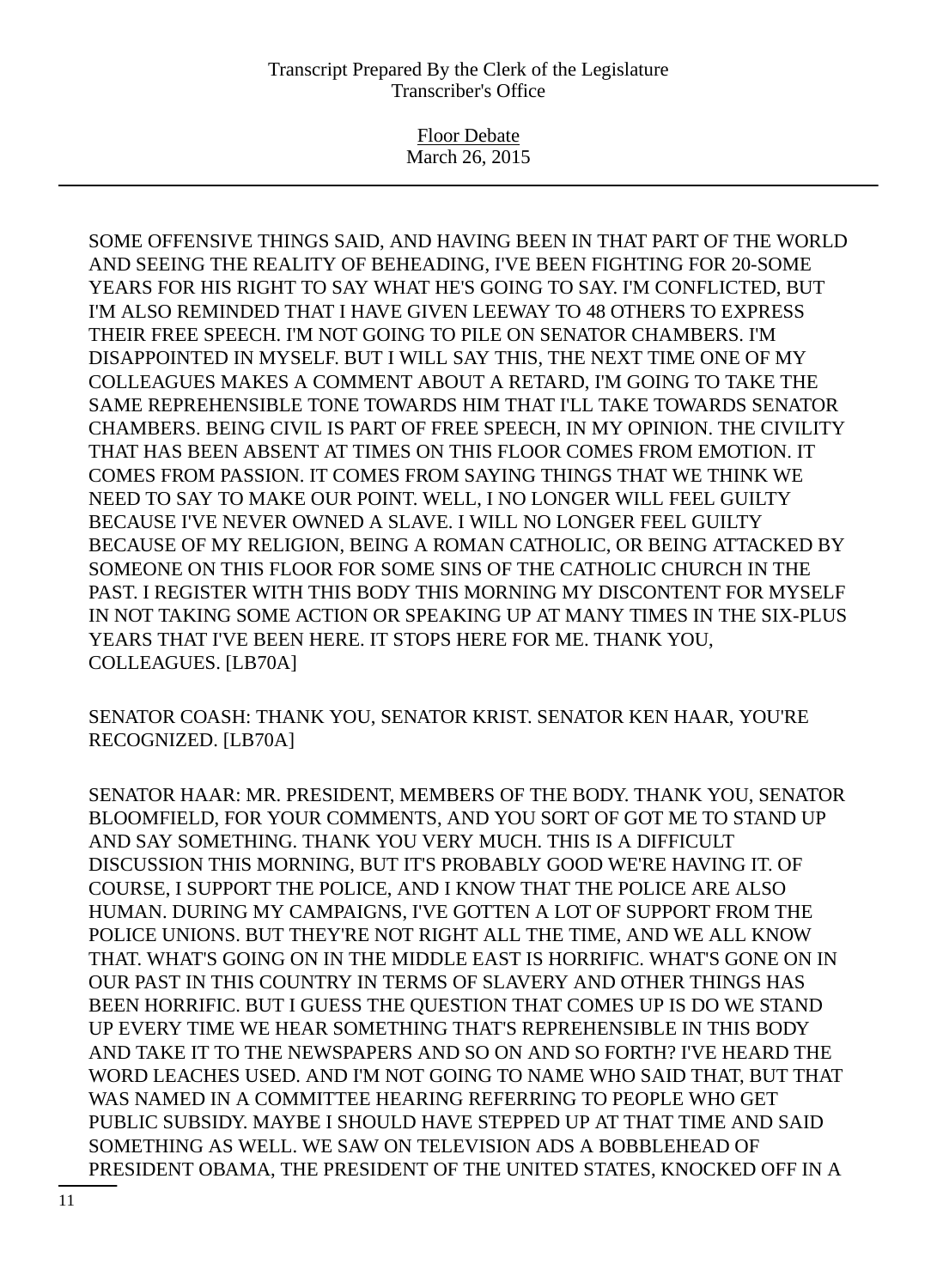SOME OFFENSIVE THINGS SAID, AND HAVING BEEN IN THAT PART OF THE WORLD AND SEEING THE REALITY OF BEHEADING, I'VE BEEN FIGHTING FOR 20-SOME YEARS FOR HIS RIGHT TO SAY WHAT HE'S GOING TO SAY. I'M CONFLICTED, BUT I'M ALSO REMINDED THAT I HAVE GIVEN LEEWAY TO 48 OTHERS TO EXPRESS THEIR FREE SPEECH. I'M NOT GOING TO PILE ON SENATOR CHAMBERS. I'M DISAPPOINTED IN MYSELF. BUT I WILL SAY THIS, THE NEXT TIME ONE OF MY COLLEAGUES MAKES A COMMENT ABOUT A RETARD, I'M GOING TO TAKE THE SAME REPREHENSIBLE TONE TOWARDS HIM THAT I'LL TAKE TOWARDS SENATOR CHAMBERS. BEING CIVIL IS PART OF FREE SPEECH, IN MY OPINION. THE CIVILITY THAT HAS BEEN ABSENT AT TIMES ON THIS FLOOR COMES FROM EMOTION. IT COMES FROM PASSION. IT COMES FROM SAYING THINGS THAT WE THINK WE NEED TO SAY TO MAKE OUR POINT. WELL, I NO LONGER WILL FEEL GUILTY BECAUSE I'VE NEVER OWNED A SLAVE. I WILL NO LONGER FEEL GUILTY BECAUSE OF MY RELIGION, BEING A ROMAN CATHOLIC, OR BEING ATTACKED BY SOMEONE ON THIS FLOOR FOR SOME SINS OF THE CATHOLIC CHURCH IN THE PAST. I REGISTER WITH THIS BODY THIS MORNING MY DISCONTENT FOR MYSELF IN NOT TAKING SOME ACTION OR SPEAKING UP AT MANY TIMES IN THE SIX-PLUS YEARS THAT I'VE BEEN HERE. IT STOPS HERE FOR ME. THANK YOU, COLLEAGUES. [LB70A]

SENATOR COASH: THANK YOU, SENATOR KRIST. SENATOR KEN HAAR, YOU'RE RECOGNIZED. [LB70A]

SENATOR HAAR: MR. PRESIDENT, MEMBERS OF THE BODY. THANK YOU, SENATOR BLOOMFIELD, FOR YOUR COMMENTS, AND YOU SORT OF GOT ME TO STAND UP AND SAY SOMETHING. THANK YOU VERY MUCH. THIS IS A DIFFICULT DISCUSSION THIS MORNING, BUT IT'S PROBABLY GOOD WE'RE HAVING IT. OF COURSE, I SUPPORT THE POLICE, AND I KNOW THAT THE POLICE ARE ALSO HUMAN. DURING MY CAMPAIGNS, I'VE GOTTEN A LOT OF SUPPORT FROM THE POLICE UNIONS. BUT THEY'RE NOT RIGHT ALL THE TIME, AND WE ALL KNOW THAT. WHAT'S GOING ON IN THE MIDDLE EAST IS HORRIFIC. WHAT'S GONE ON IN OUR PAST IN THIS COUNTRY IN TERMS OF SLAVERY AND OTHER THINGS HAS BEEN HORRIFIC. BUT I GUESS THE QUESTION THAT COMES UP IS DO WE STAND UP EVERY TIME WE HEAR SOMETHING THAT'S REPREHENSIBLE IN THIS BODY AND TAKE IT TO THE NEWSPAPERS AND SO ON AND SO FORTH? I'VE HEARD THE WORD LEACHES USED. AND I'M NOT GOING TO NAME WHO SAID THAT, BUT THAT WAS NAMED IN A COMMITTEE HEARING REFERRING TO PEOPLE WHO GET PUBLIC SUBSIDY. MAYBE I SHOULD HAVE STEPPED UP AT THAT TIME AND SAID SOMETHING AS WELL. WE SAW ON TELEVISION ADS A BOBBLEHEAD OF PRESIDENT OBAMA, THE PRESIDENT OF THE UNITED STATES, KNOCKED OFF IN A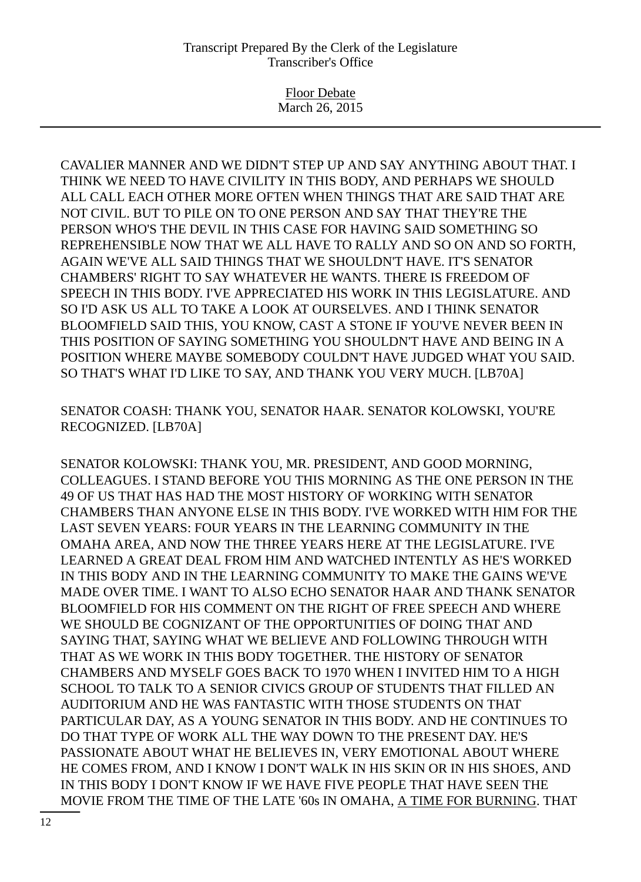CAVALIER MANNER AND WE DIDN'T STEP UP AND SAY ANYTHING ABOUT THAT. I THINK WE NEED TO HAVE CIVILITY IN THIS BODY, AND PERHAPS WE SHOULD ALL CALL EACH OTHER MORE OFTEN WHEN THINGS THAT ARE SAID THAT ARE NOT CIVIL. BUT TO PILE ON TO ONE PERSON AND SAY THAT THEY'RE THE PERSON WHO'S THE DEVIL IN THIS CASE FOR HAVING SAID SOMETHING SO REPREHENSIBLE NOW THAT WE ALL HAVE TO RALLY AND SO ON AND SO FORTH, AGAIN WE'VE ALL SAID THINGS THAT WE SHOULDN'T HAVE. IT'S SENATOR CHAMBERS' RIGHT TO SAY WHATEVER HE WANTS. THERE IS FREEDOM OF SPEECH IN THIS BODY. I'VE APPRECIATED HIS WORK IN THIS LEGISLATURE. AND SO I'D ASK US ALL TO TAKE A LOOK AT OURSELVES. AND I THINK SENATOR BLOOMFIELD SAID THIS, YOU KNOW, CAST A STONE IF YOU'VE NEVER BEEN IN THIS POSITION OF SAYING SOMETHING YOU SHOULDN'T HAVE AND BEING IN A POSITION WHERE MAYBE SOMEBODY COULDN'T HAVE JUDGED WHAT YOU SAID. SO THAT'S WHAT I'D LIKE TO SAY, AND THANK YOU VERY MUCH. [LB70A]

SENATOR COASH: THANK YOU, SENATOR HAAR. SENATOR KOLOWSKI, YOU'RE RECOGNIZED. [LB70A]

SENATOR KOLOWSKI: THANK YOU, MR. PRESIDENT, AND GOOD MORNING, COLLEAGUES. I STAND BEFORE YOU THIS MORNING AS THE ONE PERSON IN THE 49 OF US THAT HAS HAD THE MOST HISTORY OF WORKING WITH SENATOR CHAMBERS THAN ANYONE ELSE IN THIS BODY. I'VE WORKED WITH HIM FOR THE LAST SEVEN YEARS: FOUR YEARS IN THE LEARNING COMMUNITY IN THE OMAHA AREA, AND NOW THE THREE YEARS HERE AT THE LEGISLATURE. I'VE LEARNED A GREAT DEAL FROM HIM AND WATCHED INTENTLY AS HE'S WORKED IN THIS BODY AND IN THE LEARNING COMMUNITY TO MAKE THE GAINS WE'VE MADE OVER TIME. I WANT TO ALSO ECHO SENATOR HAAR AND THANK SENATOR BLOOMFIELD FOR HIS COMMENT ON THE RIGHT OF FREE SPEECH AND WHERE WE SHOULD BE COGNIZANT OF THE OPPORTUNITIES OF DOING THAT AND SAYING THAT, SAYING WHAT WE BELIEVE AND FOLLOWING THROUGH WITH THAT AS WE WORK IN THIS BODY TOGETHER. THE HISTORY OF SENATOR CHAMBERS AND MYSELF GOES BACK TO 1970 WHEN I INVITED HIM TO A HIGH SCHOOL TO TALK TO A SENIOR CIVICS GROUP OF STUDENTS THAT FILLED AN AUDITORIUM AND HE WAS FANTASTIC WITH THOSE STUDENTS ON THAT PARTICULAR DAY, AS A YOUNG SENATOR IN THIS BODY. AND HE CONTINUES TO DO THAT TYPE OF WORK ALL THE WAY DOWN TO THE PRESENT DAY. HE'S PASSIONATE ABOUT WHAT HE BELIEVES IN, VERY EMOTIONAL ABOUT WHERE HE COMES FROM, AND I KNOW I DON'T WALK IN HIS SKIN OR IN HIS SHOES, AND IN THIS BODY I DON'T KNOW IF WE HAVE FIVE PEOPLE THAT HAVE SEEN THE MOVIE FROM THE TIME OF THE LATE '60s IN OMAHA, A TIME FOR BURNING. THAT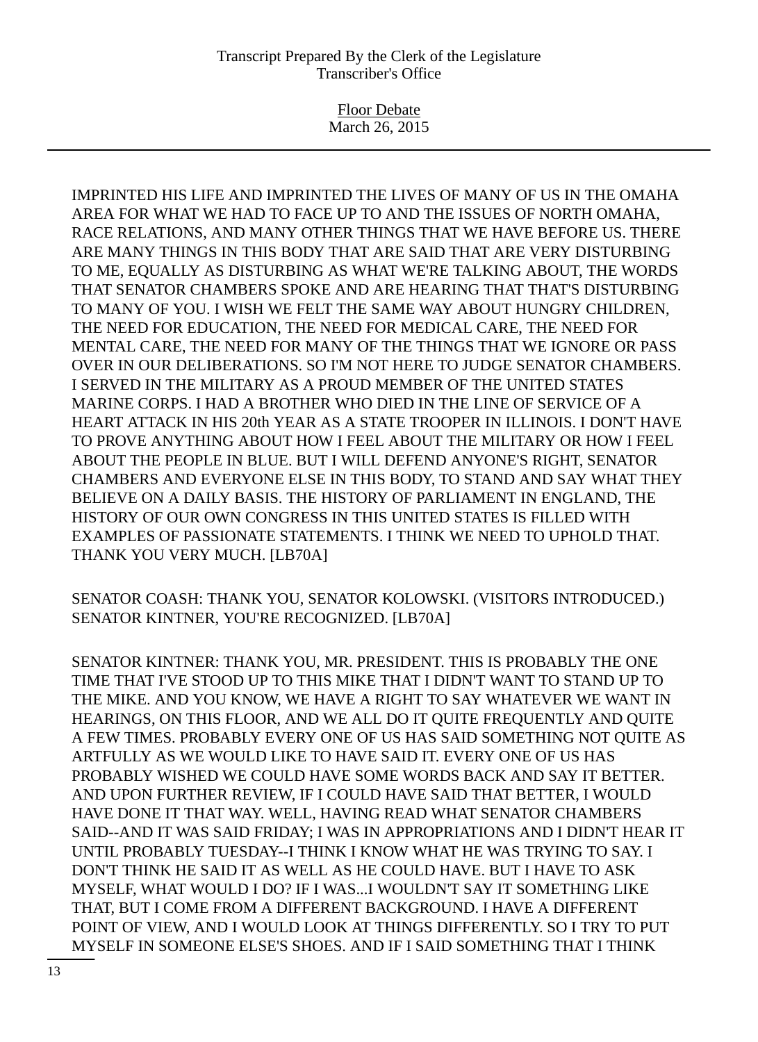IMPRINTED HIS LIFE AND IMPRINTED THE LIVES OF MANY OF US IN THE OMAHA AREA FOR WHAT WE HAD TO FACE UP TO AND THE ISSUES OF NORTH OMAHA, RACE RELATIONS, AND MANY OTHER THINGS THAT WE HAVE BEFORE US. THERE ARE MANY THINGS IN THIS BODY THAT ARE SAID THAT ARE VERY DISTURBING TO ME, EQUALLY AS DISTURBING AS WHAT WE'RE TALKING ABOUT, THE WORDS THAT SENATOR CHAMBERS SPOKE AND ARE HEARING THAT THAT'S DISTURBING TO MANY OF YOU. I WISH WE FELT THE SAME WAY ABOUT HUNGRY CHILDREN, THE NEED FOR EDUCATION, THE NEED FOR MEDICAL CARE, THE NEED FOR MENTAL CARE, THE NEED FOR MANY OF THE THINGS THAT WE IGNORE OR PASS OVER IN OUR DELIBERATIONS. SO I'M NOT HERE TO JUDGE SENATOR CHAMBERS. I SERVED IN THE MILITARY AS A PROUD MEMBER OF THE UNITED STATES MARINE CORPS. I HAD A BROTHER WHO DIED IN THE LINE OF SERVICE OF A HEART ATTACK IN HIS 20th YEAR AS A STATE TROOPER IN ILLINOIS. I DON'T HAVE TO PROVE ANYTHING ABOUT HOW I FEEL ABOUT THE MILITARY OR HOW I FEEL ABOUT THE PEOPLE IN BLUE. BUT I WILL DEFEND ANYONE'S RIGHT, SENATOR CHAMBERS AND EVERYONE ELSE IN THIS BODY, TO STAND AND SAY WHAT THEY BELIEVE ON A DAILY BASIS. THE HISTORY OF PARLIAMENT IN ENGLAND, THE HISTORY OF OUR OWN CONGRESS IN THIS UNITED STATES IS FILLED WITH EXAMPLES OF PASSIONATE STATEMENTS. I THINK WE NEED TO UPHOLD THAT. THANK YOU VERY MUCH. [LB70A]

SENATOR COASH: THANK YOU, SENATOR KOLOWSKI. (VISITORS INTRODUCED.) SENATOR KINTNER, YOU'RE RECOGNIZED. [LB70A]

SENATOR KINTNER: THANK YOU, MR. PRESIDENT. THIS IS PROBABLY THE ONE TIME THAT I'VE STOOD UP TO THIS MIKE THAT I DIDN'T WANT TO STAND UP TO THE MIKE. AND YOU KNOW, WE HAVE A RIGHT TO SAY WHATEVER WE WANT IN HEARINGS, ON THIS FLOOR, AND WE ALL DO IT QUITE FREQUENTLY AND QUITE A FEW TIMES. PROBABLY EVERY ONE OF US HAS SAID SOMETHING NOT QUITE AS ARTFULLY AS WE WOULD LIKE TO HAVE SAID IT. EVERY ONE OF US HAS PROBABLY WISHED WE COULD HAVE SOME WORDS BACK AND SAY IT BETTER. AND UPON FURTHER REVIEW, IF I COULD HAVE SAID THAT BETTER, I WOULD HAVE DONE IT THAT WAY. WELL, HAVING READ WHAT SENATOR CHAMBERS SAID--AND IT WAS SAID FRIDAY; I WAS IN APPROPRIATIONS AND I DIDN'T HEAR IT UNTIL PROBABLY TUESDAY--I THINK I KNOW WHAT HE WAS TRYING TO SAY. I DON'T THINK HE SAID IT AS WELL AS HE COULD HAVE. BUT I HAVE TO ASK MYSELF, WHAT WOULD I DO? IF I WAS...I WOULDN'T SAY IT SOMETHING LIKE THAT, BUT I COME FROM A DIFFERENT BACKGROUND. I HAVE A DIFFERENT POINT OF VIEW, AND I WOULD LOOK AT THINGS DIFFERENTLY. SO I TRY TO PUT MYSELF IN SOMEONE ELSE'S SHOES. AND IF I SAID SOMETHING THAT I THINK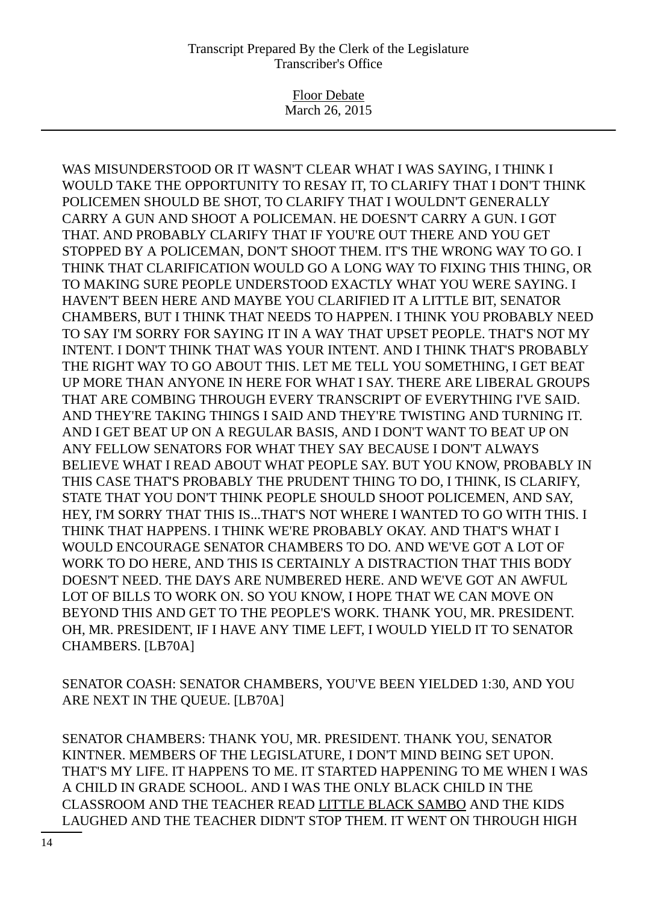WAS MISUNDERSTOOD OR IT WASN'T CLEAR WHAT I WAS SAYING, I THINK I WOULD TAKE THE OPPORTUNITY TO RESAY IT, TO CLARIFY THAT I DON'T THINK POLICEMEN SHOULD BE SHOT, TO CLARIFY THAT I WOULDN'T GENERALLY CARRY A GUN AND SHOOT A POLICEMAN. HE DOESN'T CARRY A GUN. I GOT THAT. AND PROBABLY CLARIFY THAT IF YOU'RE OUT THERE AND YOU GET STOPPED BY A POLICEMAN, DON'T SHOOT THEM. IT'S THE WRONG WAY TO GO. I THINK THAT CLARIFICATION WOULD GO A LONG WAY TO FIXING THIS THING, OR TO MAKING SURE PEOPLE UNDERSTOOD EXACTLY WHAT YOU WERE SAYING. I HAVEN'T BEEN HERE AND MAYBE YOU CLARIFIED IT A LITTLE BIT, SENATOR CHAMBERS, BUT I THINK THAT NEEDS TO HAPPEN. I THINK YOU PROBABLY NEED TO SAY I'M SORRY FOR SAYING IT IN A WAY THAT UPSET PEOPLE. THAT'S NOT MY INTENT. I DON'T THINK THAT WAS YOUR INTENT. AND I THINK THAT'S PROBABLY THE RIGHT WAY TO GO ABOUT THIS. LET ME TELL YOU SOMETHING, I GET BEAT UP MORE THAN ANYONE IN HERE FOR WHAT I SAY. THERE ARE LIBERAL GROUPS THAT ARE COMBING THROUGH EVERY TRANSCRIPT OF EVERYTHING I'VE SAID. AND THEY'RE TAKING THINGS I SAID AND THEY'RE TWISTING AND TURNING IT. AND I GET BEAT UP ON A REGULAR BASIS, AND I DON'T WANT TO BEAT UP ON ANY FELLOW SENATORS FOR WHAT THEY SAY BECAUSE I DON'T ALWAYS BELIEVE WHAT I READ ABOUT WHAT PEOPLE SAY. BUT YOU KNOW, PROBABLY IN THIS CASE THAT'S PROBABLY THE PRUDENT THING TO DO, I THINK, IS CLARIFY, STATE THAT YOU DON'T THINK PEOPLE SHOULD SHOOT POLICEMEN, AND SAY, HEY, I'M SORRY THAT THIS IS...THAT'S NOT WHERE I WANTED TO GO WITH THIS. I THINK THAT HAPPENS. I THINK WE'RE PROBABLY OKAY. AND THAT'S WHAT I WOULD ENCOURAGE SENATOR CHAMBERS TO DO. AND WE'VE GOT A LOT OF WORK TO DO HERE, AND THIS IS CERTAINLY A DISTRACTION THAT THIS BODY DOESN'T NEED. THE DAYS ARE NUMBERED HERE. AND WE'VE GOT AN AWFUL LOT OF BILLS TO WORK ON. SO YOU KNOW, I HOPE THAT WE CAN MOVE ON BEYOND THIS AND GET TO THE PEOPLE'S WORK. THANK YOU, MR. PRESIDENT. OH, MR. PRESIDENT, IF I HAVE ANY TIME LEFT, I WOULD YIELD IT TO SENATOR CHAMBERS. [LB70A]

SENATOR COASH: SENATOR CHAMBERS, YOU'VE BEEN YIELDED 1:30, AND YOU ARE NEXT IN THE QUEUE. [LB70A]

SENATOR CHAMBERS: THANK YOU, MR. PRESIDENT. THANK YOU, SENATOR KINTNER. MEMBERS OF THE LEGISLATURE, I DON'T MIND BEING SET UPON. THAT'S MY LIFE. IT HAPPENS TO ME. IT STARTED HAPPENING TO ME WHEN I WAS A CHILD IN GRADE SCHOOL. AND I WAS THE ONLY BLACK CHILD IN THE CLASSROOM AND THE TEACHER READ <u>LITTLE BLACK SAMBO</u> AND THE KIDS LAUGHED AND THE TEACHER DIDN'T STOP THEM. IT WENT ON THROUGH HIGH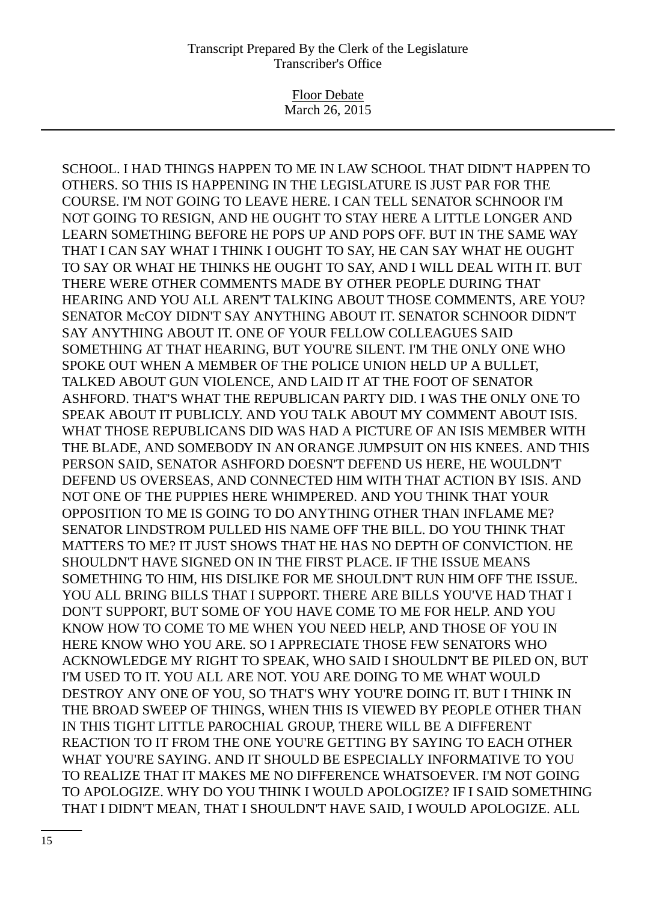SCHOOL. I HAD THINGS HAPPEN TO ME IN LAW SCHOOL THAT DIDN'T HAPPEN TO OTHERS. SO THIS IS HAPPENING IN THE LEGISLATURE IS JUST PAR FOR THE COURSE. I'M NOT GOING TO LEAVE HERE. I CAN TELL SENATOR SCHNOOR I'M NOT GOING TO RESIGN, AND HE OUGHT TO STAY HERE A LITTLE LONGER AND LEARN SOMETHING BEFORE HE POPS UP AND POPS OFF. BUT IN THE SAME WAY THAT I CAN SAY WHAT I THINK I OUGHT TO SAY, HE CAN SAY WHAT HE OUGHT TO SAY OR WHAT HE THINKS HE OUGHT TO SAY, AND I WILL DEAL WITH IT. BUT THERE WERE OTHER COMMENTS MADE BY OTHER PEOPLE DURING THAT HEARING AND YOU ALL AREN'T TALKING ABOUT THOSE COMMENTS, ARE YOU? SENATOR McCOY DIDN'T SAY ANYTHING ABOUT IT. SENATOR SCHNOOR DIDN'T SAY ANYTHING ABOUT IT. ONE OF YOUR FELLOW COLLEAGUES SAID SOMETHING AT THAT HEARING, BUT YOU'RE SILENT. I'M THE ONLY ONE WHO SPOKE OUT WHEN A MEMBER OF THE POLICE UNION HELD UP A BULLET, TALKED ABOUT GUN VIOLENCE, AND LAID IT AT THE FOOT OF SENATOR ASHFORD. THAT'S WHAT THE REPUBLICAN PARTY DID. I WAS THE ONLY ONE TO SPEAK ABOUT IT PUBLICLY. AND YOU TALK ABOUT MY COMMENT ABOUT ISIS. WHAT THOSE REPUBLICANS DID WAS HAD A PICTURE OF AN ISIS MEMBER WITH THE BLADE, AND SOMEBODY IN AN ORANGE JUMPSUIT ON HIS KNEES. AND THIS PERSON SAID, SENATOR ASHFORD DOESN'T DEFEND US HERE, HE WOULDN'T DEFEND US OVERSEAS, AND CONNECTED HIM WITH THAT ACTION BY ISIS. AND NOT ONE OF THE PUPPIES HERE WHIMPERED. AND YOU THINK THAT YOUR OPPOSITION TO ME IS GOING TO DO ANYTHING OTHER THAN INFLAME ME? SENATOR LINDSTROM PULLED HIS NAME OFF THE BILL. DO YOU THINK THAT MATTERS TO ME? IT JUST SHOWS THAT HE HAS NO DEPTH OF CONVICTION. HE SHOULDN'T HAVE SIGNED ON IN THE FIRST PLACE. IF THE ISSUE MEANS SOMETHING TO HIM, HIS DISLIKE FOR ME SHOULDN'T RUN HIM OFF THE ISSUE. YOU ALL BRING BILLS THAT I SUPPORT. THERE ARE BILLS YOU'VE HAD THAT I DON'T SUPPORT, BUT SOME OF YOU HAVE COME TO ME FOR HELP. AND YOU KNOW HOW TO COME TO ME WHEN YOU NEED HELP, AND THOSE OF YOU IN HERE KNOW WHO YOU ARE. SO I APPRECIATE THOSE FEW SENATORS WHO ACKNOWLEDGE MY RIGHT TO SPEAK, WHO SAID I SHOULDN'T BE PILED ON, BUT I'M USED TO IT. YOU ALL ARE NOT. YOU ARE DOING TO ME WHAT WOULD DESTROY ANY ONE OF YOU, SO THAT'S WHY YOU'RE DOING IT. BUT I THINK IN THE BROAD SWEEP OF THINGS, WHEN THIS IS VIEWED BY PEOPLE OTHER THAN IN THIS TIGHT LITTLE PAROCHIAL GROUP, THERE WILL BE A DIFFERENT REACTION TO IT FROM THE ONE YOU'RE GETTING BY SAYING TO EACH OTHER WHAT YOU'RE SAYING. AND IT SHOULD BE ESPECIALLY INFORMATIVE TO YOU TO REALIZE THAT IT MAKES ME NO DIFFERENCE WHATSOEVER. I'M NOT GOING TO APOLOGIZE. WHY DO YOU THINK I WOULD APOLOGIZE? IF I SAID SOMETHING THAT I DIDN'T MEAN, THAT I SHOULDN'T HAVE SAID, I WOULD APOLOGIZE. ALL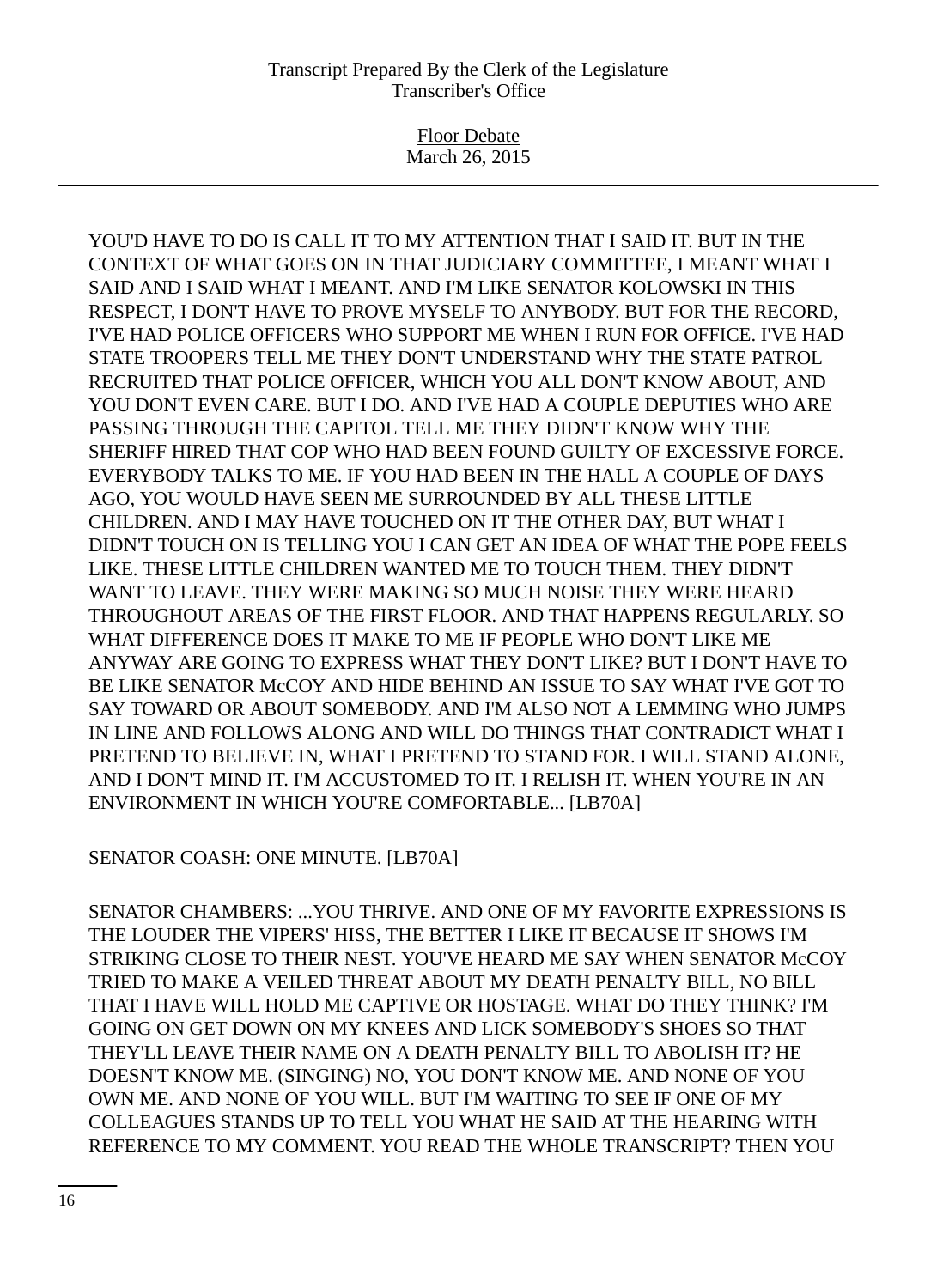YOU'D HAVE TO DO IS CALL IT TO MY ATTENTION THAT I SAID IT. BUT IN THE CONTEXT OF WHAT GOES ON IN THAT JUDICIARY COMMITTEE, I MEANT WHAT I SAID AND I SAID WHAT I MEANT. AND I'M LIKE SENATOR KOLOWSKI IN THIS RESPECT, I DON'T HAVE TO PROVE MYSELF TO ANYBODY. BUT FOR THE RECORD, I'VE HAD POLICE OFFICERS WHO SUPPORT ME WHEN I RUN FOR OFFICE. I'VE HAD STATE TROOPERS TELL ME THEY DON'T UNDERSTAND WHY THE STATE PATROL RECRUITED THAT POLICE OFFICER, WHICH YOU ALL DON'T KNOW ABOUT, AND YOU DON'T EVEN CARE. BUT I DO. AND I'VE HAD A COUPLE DEPUTIES WHO ARE PASSING THROUGH THE CAPITOL TELL ME THEY DIDN'T KNOW WHY THE SHERIFF HIRED THAT COP WHO HAD BEEN FOUND GUILTY OF EXCESSIVE FORCE. EVERYBODY TALKS TO ME. IF YOU HAD BEEN IN THE HALL A COUPLE OF DAYS AGO, YOU WOULD HAVE SEEN ME SURROUNDED BY ALL THESE LITTLE CHILDREN. AND I MAY HAVE TOUCHED ON IT THE OTHER DAY, BUT WHAT I DIDN'T TOUCH ON IS TELLING YOU I CAN GET AN IDEA OF WHAT THE POPE FEELS LIKE. THESE LITTLE CHILDREN WANTED ME TO TOUCH THEM. THEY DIDN'T WANT TO LEAVE. THEY WERE MAKING SO MUCH NOISE THEY WERE HEARD THROUGHOUT AREAS OF THE FIRST FLOOR. AND THAT HAPPENS REGULARLY. SO WHAT DIFFERENCE DOES IT MAKE TO ME IF PEOPLE WHO DON'T LIKE ME ANYWAY ARE GOING TO EXPRESS WHAT THEY DON'T LIKE? BUT I DON'T HAVE TO BE LIKE SENATOR McCOY AND HIDE BEHIND AN ISSUE TO SAY WHAT I'VE GOT TO SAY TOWARD OR ABOUT SOMEBODY. AND I'M ALSO NOT A LEMMING WHO JUMPS IN LINE AND FOLLOWS ALONG AND WILL DO THINGS THAT CONTRADICT WHAT I PRETEND TO BELIEVE IN, WHAT I PRETEND TO STAND FOR. I WILL STAND ALONE, AND I DON'T MIND IT. I'M ACCUSTOMED TO IT. I RELISH IT. WHEN YOU'RE IN AN ENVIRONMENT IN WHICH YOU'RE COMFORTABLE... [LB70A]

SENATOR COASH: ONE MINUTE. [LB70A]

SENATOR CHAMBERS: ...YOU THRIVE. AND ONE OF MY FAVORITE EXPRESSIONS IS THE LOUDER THE VIPERS' HISS, THE BETTER I LIKE IT BECAUSE IT SHOWS I'M STRIKING CLOSE TO THEIR NEST. YOU'VE HEARD ME SAY WHEN SENATOR McCOY TRIED TO MAKE A VEILED THREAT ABOUT MY DEATH PENALTY BILL, NO BILL THAT I HAVE WILL HOLD ME CAPTIVE OR HOSTAGE. WHAT DO THEY THINK? I'M GOING ON GET DOWN ON MY KNEES AND LICK SOMEBODY'S SHOES SO THAT THEY'LL LEAVE THEIR NAME ON A DEATH PENALTY BILL TO ABOLISH IT? HE DOESN'T KNOW ME. (SINGING) NO, YOU DON'T KNOW ME. AND NONE OF YOU OWN ME. AND NONE OF YOU WILL. BUT I'M WAITING TO SEE IF ONE OF MY COLLEAGUES STANDS UP TO TELL YOU WHAT HE SAID AT THE HEARING WITH REFERENCE TO MY COMMENT. YOU READ THE WHOLE TRANSCRIPT? THEN YOU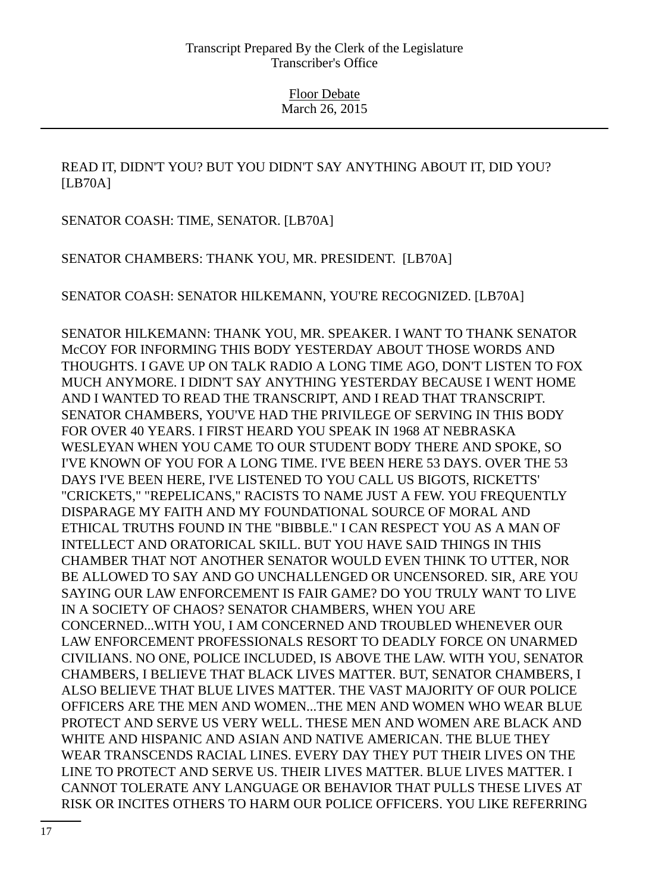READ IT, DIDN'T YOU? BUT YOU DIDN'T SAY ANYTHING ABOUT IT, DID YOU? [LB70A]

SENATOR COASH: TIME, SENATOR. [LB70A]

SENATOR CHAMBERS: THANK YOU, MR. PRESIDENT. [LB70A]

SENATOR COASH: SENATOR HILKEMANN, YOU'RE RECOGNIZED. [LB70A]

SENATOR HILKEMANN: THANK YOU, MR. SPEAKER. I WANT TO THANK SENATOR McCOY FOR INFORMING THIS BODY YESTERDAY ABOUT THOSE WORDS AND THOUGHTS. I GAVE UP ON TALK RADIO A LONG TIME AGO, DON'T LISTEN TO FOX MUCH ANYMORE. I DIDN'T SAY ANYTHING YESTERDAY BECAUSE I WENT HOME AND I WANTED TO READ THE TRANSCRIPT, AND I READ THAT TRANSCRIPT. SENATOR CHAMBERS, YOU'VE HAD THE PRIVILEGE OF SERVING IN THIS BODY FOR OVER 40 YEARS. I FIRST HEARD YOU SPEAK IN 1968 AT NEBRASKA WESLEYAN WHEN YOU CAME TO OUR STUDENT BODY THERE AND SPOKE, SO I'VE KNOWN OF YOU FOR A LONG TIME. I'VE BEEN HERE 53 DAYS. OVER THE 53 DAYS I'VE BEEN HERE, I'VE LISTENED TO YOU CALL US BIGOTS, RICKETTS' "CRICKETS," "REPELICANS," RACISTS TO NAME JUST A FEW. YOU FREQUENTLY DISPARAGE MY FAITH AND MY FOUNDATIONAL SOURCE OF MORAL AND ETHICAL TRUTHS FOUND IN THE "BIBBLE." I CAN RESPECT YOU AS A MAN OF INTELLECT AND ORATORICAL SKILL. BUT YOU HAVE SAID THINGS IN THIS CHAMBER THAT NOT ANOTHER SENATOR WOULD EVEN THINK TO UTTER, NOR BE ALLOWED TO SAY AND GO UNCHALLENGED OR UNCENSORED. SIR, ARE YOU SAYING OUR LAW ENFORCEMENT IS FAIR GAME? DO YOU TRULY WANT TO LIVE IN A SOCIETY OF CHAOS? SENATOR CHAMBERS, WHEN YOU ARE CONCERNED...WITH YOU, I AM CONCERNED AND TROUBLED WHENEVER OUR LAW ENFORCEMENT PROFESSIONALS RESORT TO DEADLY FORCE ON UNARMED CIVILIANS. NO ONE, POLICE INCLUDED, IS ABOVE THE LAW. WITH YOU, SENATOR CHAMBERS, I BELIEVE THAT BLACK LIVES MATTER. BUT, SENATOR CHAMBERS, I ALSO BELIEVE THAT BLUE LIVES MATTER. THE VAST MAJORITY OF OUR POLICE OFFICERS ARE THE MEN AND WOMEN...THE MEN AND WOMEN WHO WEAR BLUE PROTECT AND SERVE US VERY WELL. THESE MEN AND WOMEN ARE BLACK AND WHITE AND HISPANIC AND ASIAN AND NATIVE AMERICAN. THE BLUE THEY WEAR TRANSCENDS RACIAL LINES. EVERY DAY THEY PUT THEIR LIVES ON THE LINE TO PROTECT AND SERVE US. THEIR LIVES MATTER. BLUE LIVES MATTER. I CANNOT TOLERATE ANY LANGUAGE OR BEHAVIOR THAT PULLS THESE LIVES AT RISK OR INCITES OTHERS TO HARM OUR POLICE OFFICERS. YOU LIKE REFERRING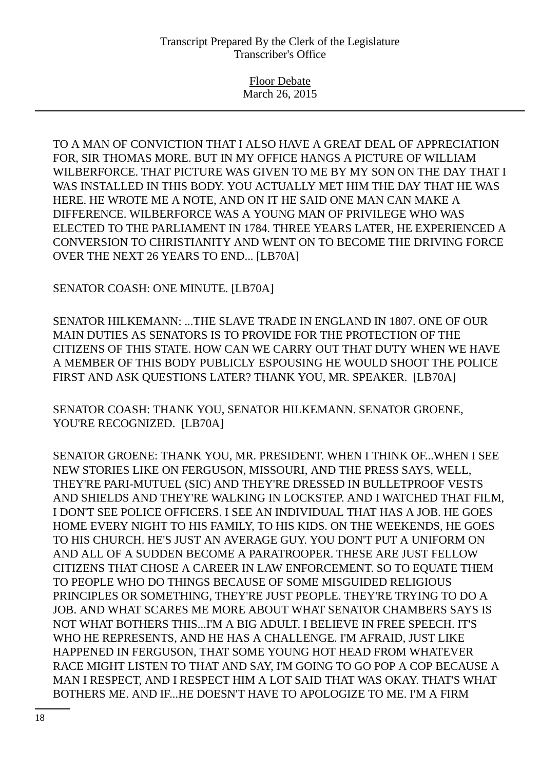TO A MAN OF CONVICTION THAT I ALSO HAVE A GREAT DEAL OF APPRECIATION FOR, SIR THOMAS MORE. BUT IN MY OFFICE HANGS A PICTURE OF WILLIAM WILBERFORCE. THAT PICTURE WAS GIVEN TO ME BY MY SON ON THE DAY THAT I WAS INSTALLED IN THIS BODY. YOU ACTUALLY MET HIM THE DAY THAT HE WAS HERE. HE WROTE ME A NOTE, AND ON IT HE SAID ONE MAN CAN MAKE A DIFFERENCE. WILBERFORCE WAS A YOUNG MAN OF PRIVILEGE WHO WAS ELECTED TO THE PARLIAMENT IN 1784. THREE YEARS LATER, HE EXPERIENCED A CONVERSION TO CHRISTIANITY AND WENT ON TO BECOME THE DRIVING FORCE OVER THE NEXT 26 YEARS TO END... [LB70A]

SENATOR COASH: ONE MINUTE. [LB70A]

SENATOR HILKEMANN: ...THE SLAVE TRADE IN ENGLAND IN 1807. ONE OF OUR MAIN DUTIES AS SENATORS IS TO PROVIDE FOR THE PROTECTION OF THE CITIZENS OF THIS STATE. HOW CAN WE CARRY OUT THAT DUTY WHEN WE HAVE A MEMBER OF THIS BODY PUBLICLY ESPOUSING HE WOULD SHOOT THE POLICE FIRST AND ASK QUESTIONS LATER? THANK YOU, MR. SPEAKER. [LB70A]

SENATOR COASH: THANK YOU, SENATOR HILKEMANN. SENATOR GROENE, YOU'RE RECOGNIZED. [LB70A]

SENATOR GROENE: THANK YOU, MR. PRESIDENT. WHEN I THINK OF...WHEN I SEE NEW STORIES LIKE ON FERGUSON, MISSOURI, AND THE PRESS SAYS, WELL, THEY'RE PARI-MUTUEL (SIC) AND THEY'RE DRESSED IN BULLETPROOF VESTS AND SHIELDS AND THEY'RE WALKING IN LOCKSTEP. AND I WATCHED THAT FILM, I DON'T SEE POLICE OFFICERS. I SEE AN INDIVIDUAL THAT HAS A JOB. HE GOES HOME EVERY NIGHT TO HIS FAMILY, TO HIS KIDS. ON THE WEEKENDS, HE GOES TO HIS CHURCH. HE'S JUST AN AVERAGE GUY. YOU DON'T PUT A UNIFORM ON AND ALL OF A SUDDEN BECOME A PARATROOPER. THESE ARE JUST FELLOW CITIZENS THAT CHOSE A CAREER IN LAW ENFORCEMENT. SO TO EQUATE THEM TO PEOPLE WHO DO THINGS BECAUSE OF SOME MISGUIDED RELIGIOUS PRINCIPLES OR SOMETHING, THEY'RE JUST PEOPLE. THEY'RE TRYING TO DO A JOB. AND WHAT SCARES ME MORE ABOUT WHAT SENATOR CHAMBERS SAYS IS NOT WHAT BOTHERS THIS...I'M A BIG ADULT. I BELIEVE IN FREE SPEECH. IT'S WHO HE REPRESENTS, AND HE HAS A CHALLENGE. I'M AFRAID, JUST LIKE HAPPENED IN FERGUSON, THAT SOME YOUNG HOT HEAD FROM WHATEVER RACE MIGHT LISTEN TO THAT AND SAY, I'M GOING TO GO POP A COP BECAUSE A MAN I RESPECT, AND I RESPECT HIM A LOT SAID THAT WAS OKAY. THAT'S WHAT BOTHERS ME. AND IF...HE DOESN'T HAVE TO APOLOGIZE TO ME. I'M A FIRM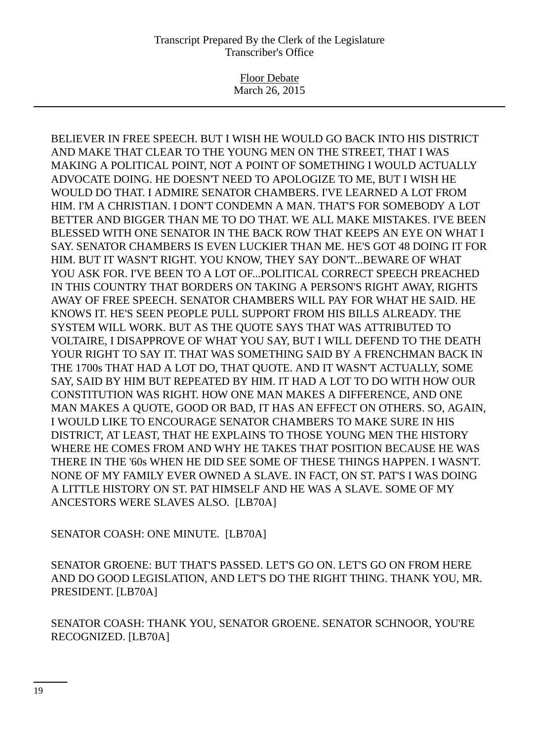BELIEVER IN FREE SPEECH. BUT I WISH HE WOULD GO BACK INTO HIS DISTRICT AND MAKE THAT CLEAR TO THE YOUNG MEN ON THE STREET, THAT I WAS MAKING A POLITICAL POINT, NOT A POINT OF SOMETHING I WOULD ACTUALLY ADVOCATE DOING. HE DOESN'T NEED TO APOLOGIZE TO ME, BUT I WISH HE WOULD DO THAT. I ADMIRE SENATOR CHAMBERS. I'VE LEARNED A LOT FROM HIM. I'M A CHRISTIAN. I DON'T CONDEMN A MAN. THAT'S FOR SOMEBODY A LOT BETTER AND BIGGER THAN ME TO DO THAT. WE ALL MAKE MISTAKES. I'VE BEEN BLESSED WITH ONE SENATOR IN THE BACK ROW THAT KEEPS AN EYE ON WHAT I SAY. SENATOR CHAMBERS IS EVEN LUCKIER THAN ME. HE'S GOT 48 DOING IT FOR HIM. BUT IT WASN'T RIGHT. YOU KNOW, THEY SAY DON'T...BEWARE OF WHAT YOU ASK FOR. I'VE BEEN TO A LOT OF...POLITICAL CORRECT SPEECH PREACHED IN THIS COUNTRY THAT BORDERS ON TAKING A PERSON'S RIGHT AWAY, RIGHTS AWAY OF FREE SPEECH. SENATOR CHAMBERS WILL PAY FOR WHAT HE SAID. HE KNOWS IT. HE'S SEEN PEOPLE PULL SUPPORT FROM HIS BILLS ALREADY. THE SYSTEM WILL WORK. BUT AS THE QUOTE SAYS THAT WAS ATTRIBUTED TO VOLTAIRE, I DISAPPROVE OF WHAT YOU SAY, BUT I WILL DEFEND TO THE DEATH YOUR RIGHT TO SAY IT. THAT WAS SOMETHING SAID BY A FRENCHMAN BACK IN THE 1700s THAT HAD A LOT DO, THAT QUOTE. AND IT WASN'T ACTUALLY, SOME SAY, SAID BY HIM BUT REPEATED BY HIM. IT HAD A LOT TO DO WITH HOW OUR CONSTITUTION WAS RIGHT. HOW ONE MAN MAKES A DIFFERENCE, AND ONE MAN MAKES A QUOTE, GOOD OR BAD, IT HAS AN EFFECT ON OTHERS. SO, AGAIN, I WOULD LIKE TO ENCOURAGE SENATOR CHAMBERS TO MAKE SURE IN HIS DISTRICT, AT LEAST, THAT HE EXPLAINS TO THOSE YOUNG MEN THE HISTORY WHERE HE COMES FROM AND WHY HE TAKES THAT POSITION BECAUSE HE WAS THERE IN THE '60s WHEN HE DID SEE SOME OF THESE THINGS HAPPEN. I WASN'T. NONE OF MY FAMILY EVER OWNED A SLAVE. IN FACT, ON ST. PAT'S I WAS DOING A LITTLE HISTORY ON ST. PAT HIMSELF AND HE WAS A SLAVE. SOME OF MY ANCESTORS WERE SLAVES ALSO. [LB70A]

SENATOR COASH: ONE MINUTE. [LB70A]

SENATOR GROENE: BUT THAT'S PASSED. LET'S GO ON. LET'S GO ON FROM HERE AND DO GOOD LEGISLATION, AND LET'S DO THE RIGHT THING. THANK YOU, MR. PRESIDENT. [LB70A]

SENATOR COASH: THANK YOU, SENATOR GROENE. SENATOR SCHNOOR, YOU'RE RECOGNIZED. [LB70A]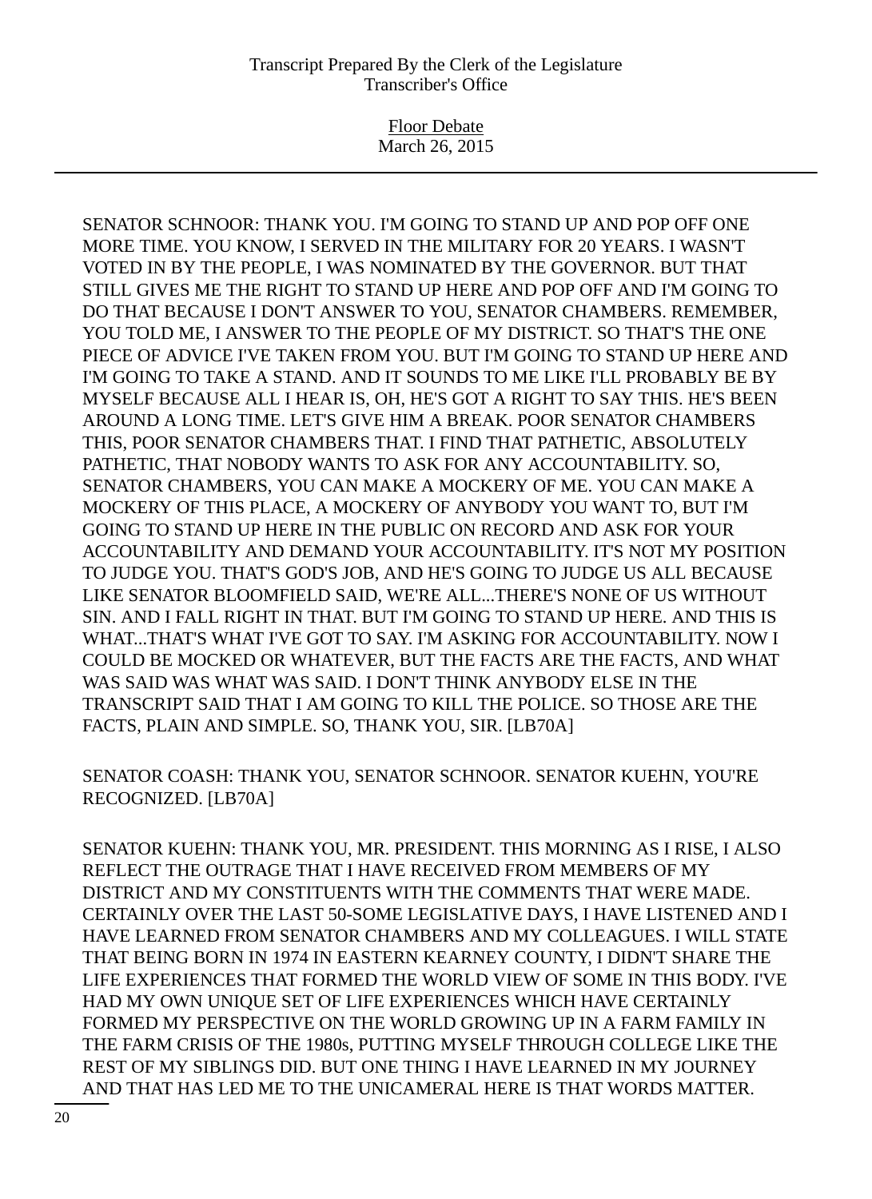SENATOR SCHNOOR: THANK YOU. I'M GOING TO STAND UP AND POP OFF ONE MORE TIME. YOU KNOW, I SERVED IN THE MILITARY FOR 20 YEARS. I WASN'T VOTED IN BY THE PEOPLE, I WAS NOMINATED BY THE GOVERNOR. BUT THAT STILL GIVES ME THE RIGHT TO STAND UP HERE AND POP OFF AND I'M GOING TO DO THAT BECAUSE I DON'T ANSWER TO YOU, SENATOR CHAMBERS. REMEMBER, YOU TOLD ME, I ANSWER TO THE PEOPLE OF MY DISTRICT. SO THAT'S THE ONE PIECE OF ADVICE I'VE TAKEN FROM YOU. BUT I'M GOING TO STAND UP HERE AND I'M GOING TO TAKE A STAND. AND IT SOUNDS TO ME LIKE I'LL PROBABLY BE BY MYSELF BECAUSE ALL I HEAR IS, OH, HE'S GOT A RIGHT TO SAY THIS. HE'S BEEN AROUND A LONG TIME. LET'S GIVE HIM A BREAK. POOR SENATOR CHAMBERS THIS, POOR SENATOR CHAMBERS THAT. I FIND THAT PATHETIC, ABSOLUTELY PATHETIC, THAT NOBODY WANTS TO ASK FOR ANY ACCOUNTABILITY. SO, SENATOR CHAMBERS, YOU CAN MAKE A MOCKERY OF ME. YOU CAN MAKE A MOCKERY OF THIS PLACE, A MOCKERY OF ANYBODY YOU WANT TO, BUT I'M GOING TO STAND UP HERE IN THE PUBLIC ON RECORD AND ASK FOR YOUR ACCOUNTABILITY AND DEMAND YOUR ACCOUNTABILITY. IT'S NOT MY POSITION TO JUDGE YOU. THAT'S GOD'S JOB, AND HE'S GOING TO JUDGE US ALL BECAUSE LIKE SENATOR BLOOMFIELD SAID, WE'RE ALL...THERE'S NONE OF US WITHOUT SIN. AND I FALL RIGHT IN THAT. BUT I'M GOING TO STAND UP HERE. AND THIS IS WHAT...THAT'S WHAT I'VE GOT TO SAY. I'M ASKING FOR ACCOUNTABILITY. NOW I COULD BE MOCKED OR WHATEVER, BUT THE FACTS ARE THE FACTS, AND WHAT WAS SAID WAS WHAT WAS SAID. I DON'T THINK ANYBODY ELSE IN THE TRANSCRIPT SAID THAT I AM GOING TO KILL THE POLICE. SO THOSE ARE THE FACTS, PLAIN AND SIMPLE. SO, THANK YOU, SIR. [LB70A]

SENATOR COASH: THANK YOU, SENATOR SCHNOOR. SENATOR KUEHN, YOU'RE RECOGNIZED. [LB70A]

SENATOR KUEHN: THANK YOU, MR. PRESIDENT. THIS MORNING AS I RISE, I ALSO REFLECT THE OUTRAGE THAT I HAVE RECEIVED FROM MEMBERS OF MY DISTRICT AND MY CONSTITUENTS WITH THE COMMENTS THAT WERE MADE. CERTAINLY OVER THE LAST 50-SOME LEGISLATIVE DAYS, I HAVE LISTENED AND I HAVE LEARNED FROM SENATOR CHAMBERS AND MY COLLEAGUES. I WILL STATE THAT BEING BORN IN 1974 IN EASTERN KEARNEY COUNTY, I DIDN'T SHARE THE LIFE EXPERIENCES THAT FORMED THE WORLD VIEW OF SOME IN THIS BODY. I'VE HAD MY OWN UNIQUE SET OF LIFE EXPERIENCES WHICH HAVE CERTAINLY FORMED MY PERSPECTIVE ON THE WORLD GROWING UP IN A FARM FAMILY IN THE FARM CRISIS OF THE 1980s, PUTTING MYSELF THROUGH COLLEGE LIKE THE REST OF MY SIBLINGS DID. BUT ONE THING I HAVE LEARNED IN MY JOURNEY AND THAT HAS LED ME TO THE UNICAMERAL HERE IS THAT WORDS MATTER.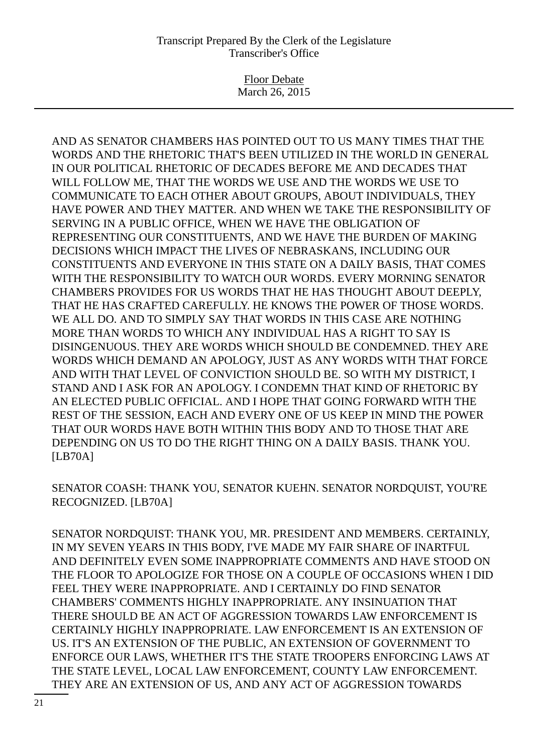AND AS SENATOR CHAMBERS HAS POINTED OUT TO US MANY TIMES THAT THE WORDS AND THE RHETORIC THAT'S BEEN UTILIZED IN THE WORLD IN GENERAL IN OUR POLITICAL RHETORIC OF DECADES BEFORE ME AND DECADES THAT WILL FOLLOW ME, THAT THE WORDS WE USE AND THE WORDS WE USE TO COMMUNICATE TO EACH OTHER ABOUT GROUPS, ABOUT INDIVIDUALS, THEY HAVE POWER AND THEY MATTER. AND WHEN WE TAKE THE RESPONSIBILITY OF SERVING IN A PUBLIC OFFICE, WHEN WE HAVE THE OBLIGATION OF REPRESENTING OUR CONSTITUENTS, AND WE HAVE THE BURDEN OF MAKING DECISIONS WHICH IMPACT THE LIVES OF NEBRASKANS, INCLUDING OUR CONSTITUENTS AND EVERYONE IN THIS STATE ON A DAILY BASIS, THAT COMES WITH THE RESPONSIBILITY TO WATCH OUR WORDS. EVERY MORNING SENATOR CHAMBERS PROVIDES FOR US WORDS THAT HE HAS THOUGHT ABOUT DEEPLY, THAT HE HAS CRAFTED CAREFULLY. HE KNOWS THE POWER OF THOSE WORDS. WE ALL DO. AND TO SIMPLY SAY THAT WORDS IN THIS CASE ARE NOTHING MORE THAN WORDS TO WHICH ANY INDIVIDUAL HAS A RIGHT TO SAY IS DISINGENUOUS. THEY ARE WORDS WHICH SHOULD BE CONDEMNED. THEY ARE WORDS WHICH DEMAND AN APOLOGY, JUST AS ANY WORDS WITH THAT FORCE AND WITH THAT LEVEL OF CONVICTION SHOULD BE. SO WITH MY DISTRICT, I STAND AND I ASK FOR AN APOLOGY. I CONDEMN THAT KIND OF RHETORIC BY AN ELECTED PUBLIC OFFICIAL. AND I HOPE THAT GOING FORWARD WITH THE REST OF THE SESSION, EACH AND EVERY ONE OF US KEEP IN MIND THE POWER THAT OUR WORDS HAVE BOTH WITHIN THIS BODY AND TO THOSE THAT ARE DEPENDING ON US TO DO THE RIGHT THING ON A DAILY BASIS. THANK YOU. [LB70A]

SENATOR COASH: THANK YOU, SENATOR KUEHN. SENATOR NORDQUIST, YOU'RE RECOGNIZED. [LB70A]

SENATOR NORDQUIST: THANK YOU, MR. PRESIDENT AND MEMBERS. CERTAINLY, IN MY SEVEN YEARS IN THIS BODY, I'VE MADE MY FAIR SHARE OF INARTFUL AND DEFINITELY EVEN SOME INAPPROPRIATE COMMENTS AND HAVE STOOD ON THE FLOOR TO APOLOGIZE FOR THOSE ON A COUPLE OF OCCASIONS WHEN I DID FEEL THEY WERE INAPPROPRIATE. AND I CERTAINLY DO FIND SENATOR CHAMBERS' COMMENTS HIGHLY INAPPROPRIATE. ANY INSINUATION THAT THERE SHOULD BE AN ACT OF AGGRESSION TOWARDS LAW ENFORCEMENT IS CERTAINLY HIGHLY INAPPROPRIATE. LAW ENFORCEMENT IS AN EXTENSION OF US. IT'S AN EXTENSION OF THE PUBLIC, AN EXTENSION OF GOVERNMENT TO ENFORCE OUR LAWS, WHETHER IT'S THE STATE TROOPERS ENFORCING LAWS AT THE STATE LEVEL, LOCAL LAW ENFORCEMENT, COUNTY LAW ENFORCEMENT. THEY ARE AN EXTENSION OF US, AND ANY ACT OF AGGRESSION TOWARDS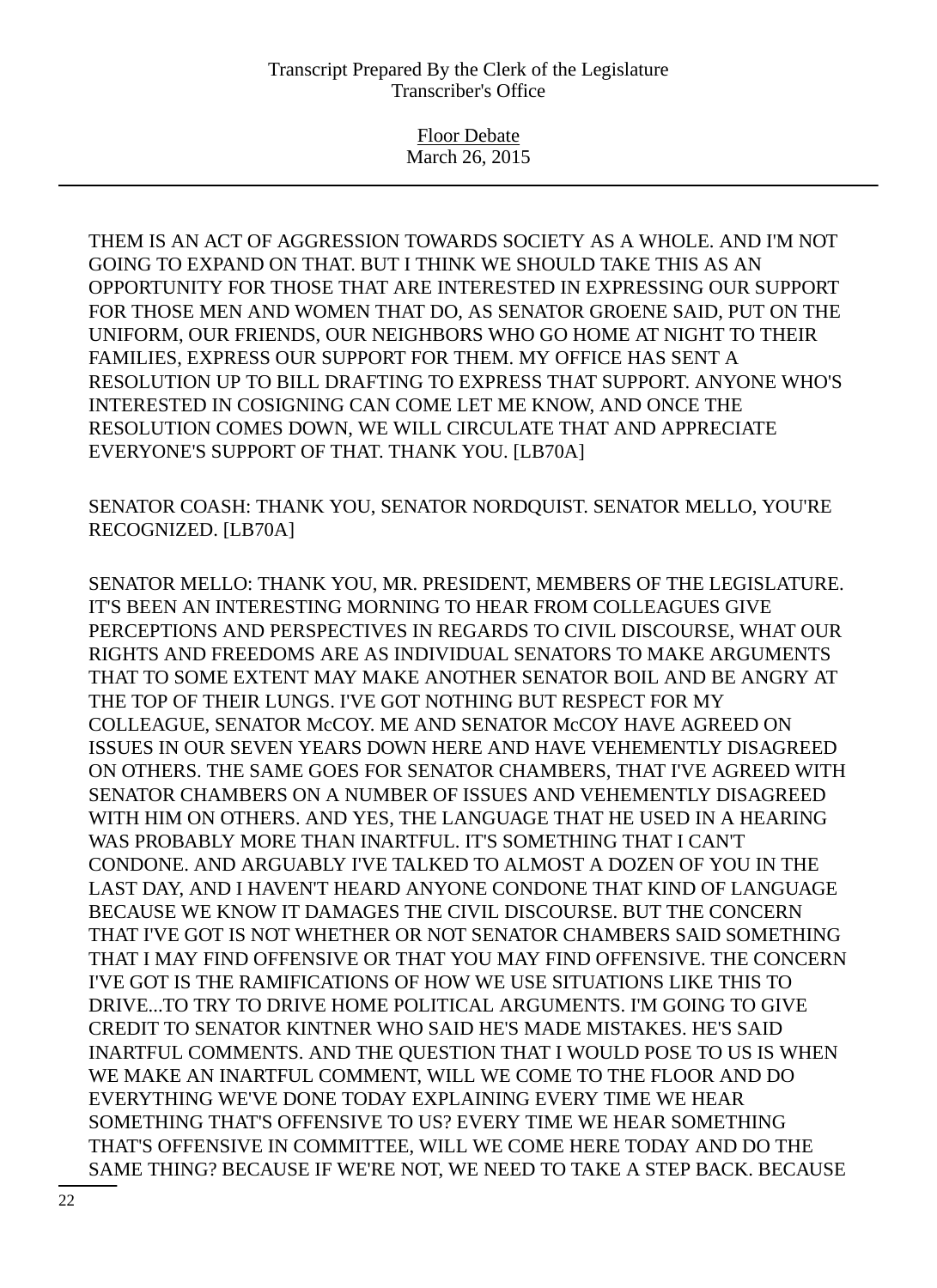THEM IS AN ACT OF AGGRESSION TOWARDS SOCIETY AS A WHOLE. AND I'M NOT GOING TO EXPAND ON THAT. BUT I THINK WE SHOULD TAKE THIS AS AN OPPORTUNITY FOR THOSE THAT ARE INTERESTED IN EXPRESSING OUR SUPPORT FOR THOSE MEN AND WOMEN THAT DO, AS SENATOR GROENE SAID, PUT ON THE UNIFORM, OUR FRIENDS, OUR NEIGHBORS WHO GO HOME AT NIGHT TO THEIR FAMILIES, EXPRESS OUR SUPPORT FOR THEM. MY OFFICE HAS SENT A RESOLUTION UP TO BILL DRAFTING TO EXPRESS THAT SUPPORT. ANYONE WHO'S INTERESTED IN COSIGNING CAN COME LET ME KNOW, AND ONCE THE RESOLUTION COMES DOWN, WE WILL CIRCULATE THAT AND APPRECIATE EVERYONE'S SUPPORT OF THAT. THANK YOU. [LB70A]

SENATOR COASH: THANK YOU, SENATOR NORDQUIST. SENATOR MELLO, YOU'RE RECOGNIZED. [LB70A]

SENATOR MELLO: THANK YOU, MR. PRESIDENT, MEMBERS OF THE LEGISLATURE. IT'S BEEN AN INTERESTING MORNING TO HEAR FROM COLLEAGUES GIVE PERCEPTIONS AND PERSPECTIVES IN REGARDS TO CIVIL DISCOURSE, WHAT OUR RIGHTS AND FREEDOMS ARE AS INDIVIDUAL SENATORS TO MAKE ARGUMENTS THAT TO SOME EXTENT MAY MAKE ANOTHER SENATOR BOIL AND BE ANGRY AT THE TOP OF THEIR LUNGS. I'VE GOT NOTHING BUT RESPECT FOR MY COLLEAGUE, SENATOR McCOY. ME AND SENATOR McCOY HAVE AGREED ON ISSUES IN OUR SEVEN YEARS DOWN HERE AND HAVE VEHEMENTLY DISAGREED ON OTHERS. THE SAME GOES FOR SENATOR CHAMBERS, THAT I'VE AGREED WITH SENATOR CHAMBERS ON A NUMBER OF ISSUES AND VEHEMENTLY DISAGREED WITH HIM ON OTHERS. AND YES, THE LANGUAGE THAT HE USED IN A HEARING WAS PROBABLY MORE THAN INARTFUL. IT'S SOMETHING THAT I CAN'T CONDONE. AND ARGUABLY I'VE TALKED TO ALMOST A DOZEN OF YOU IN THE LAST DAY, AND I HAVEN'T HEARD ANYONE CONDONE THAT KIND OF LANGUAGE BECAUSE WE KNOW IT DAMAGES THE CIVIL DISCOURSE. BUT THE CONCERN THAT I'VE GOT IS NOT WHETHER OR NOT SENATOR CHAMBERS SAID SOMETHING THAT I MAY FIND OFFENSIVE OR THAT YOU MAY FIND OFFENSIVE. THE CONCERN I'VE GOT IS THE RAMIFICATIONS OF HOW WE USE SITUATIONS LIKE THIS TO DRIVE...TO TRY TO DRIVE HOME POLITICAL ARGUMENTS. I'M GOING TO GIVE CREDIT TO SENATOR KINTNER WHO SAID HE'S MADE MISTAKES. HE'S SAID INARTFUL COMMENTS. AND THE QUESTION THAT I WOULD POSE TO US IS WHEN WE MAKE AN INARTFUL COMMENT, WILL WE COME TO THE FLOOR AND DO EVERYTHING WE'VE DONE TODAY EXPLAINING EVERY TIME WE HEAR SOMETHING THAT'S OFFENSIVE TO US? EVERY TIME WE HEAR SOMETHING THAT'S OFFENSIVE IN COMMITTEE, WILL WE COME HERE TODAY AND DO THE SAME THING? BECAUSE IF WE'RE NOT, WE NEED TO TAKE A STEP BACK. BECAUSE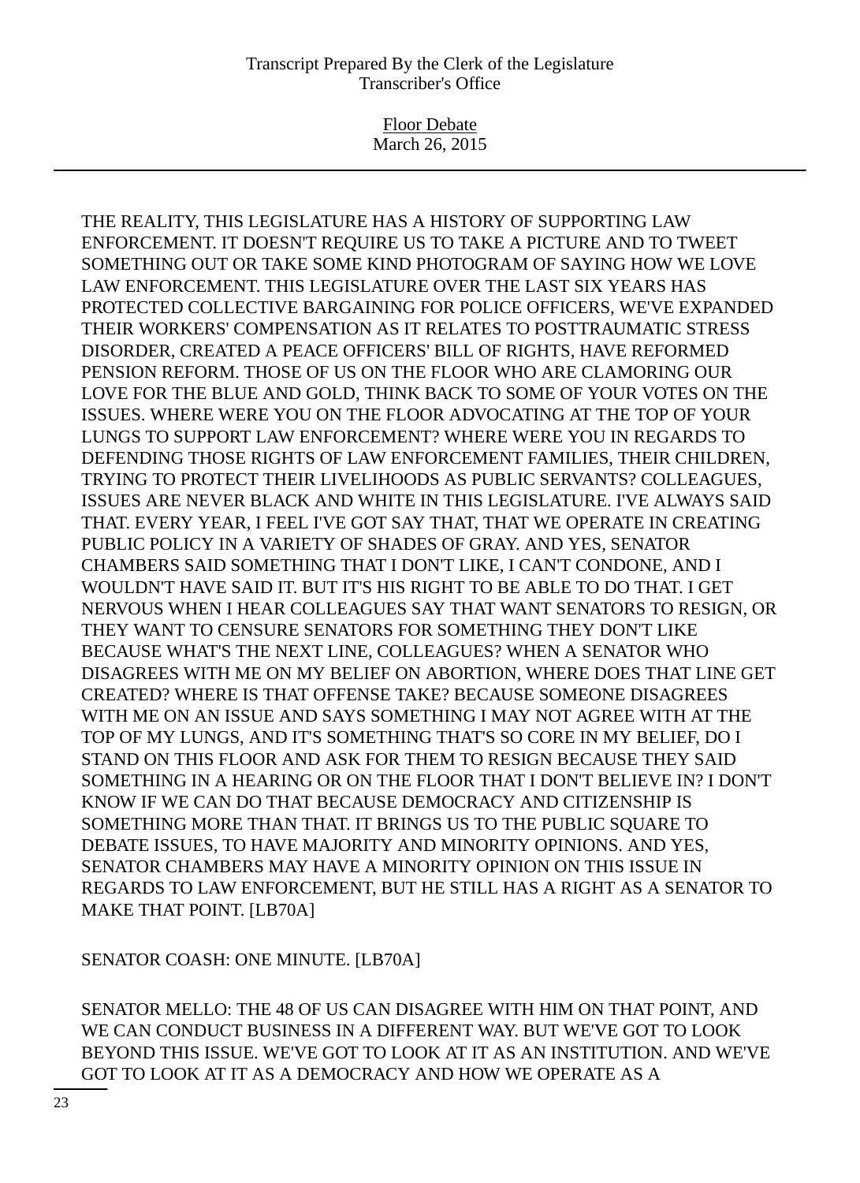THE REALITY, THIS LEGISLATURE HAS A HISTORY OF SUPPORTING LAW ENFORCEMENT. IT DOESN'T REQUIRE US TO TAKE A PICTURE AND TO TWEET SOMETHING OUT OR TAKE SOME KIND PHOTOGRAM OF SAYING HOW WE LOVE LAW ENFORCEMENT. THIS LEGISLATURE OVER THE LAST SIX YEARS HAS PROTECTED COLLECTIVE BARGAINING FOR POLICE OFFICERS, WE'VE EXPANDED THEIR WORKERS' COMPENSATION AS IT RELATES TO POSTTRAUMATIC STRESS DISORDER, CREATED A PEACE OFFICERS' BILL OF RIGHTS, HAVE REFORMED PENSION REFORM. THOSE OF US ON THE FLOOR WHO ARE CLAMORING OUR LOVE FOR THE BLUE AND GOLD, THINK BACK TO SOME OF YOUR VOTES ON THE ISSUES. WHERE WERE YOU ON THE FLOOR ADVOCATING AT THE TOP OF YOUR LUNGS TO SUPPORT LAW ENFORCEMENT? WHERE WERE YOU IN REGARDS TO DEFENDING THOSE RIGHTS OF LAW ENFORCEMENT FAMILIES, THEIR CHILDREN, TRYING TO PROTECT THEIR LIVELIHOODS AS PUBLIC SERVANTS? COLLEAGUES, ISSUES ARE NEVER BLACK AND WHITE IN THIS LEGISLATURE. I'VE ALWAYS SAID THAT. EVERY YEAR, I FEEL I'VE GOT SAY THAT, THAT WE OPERATE IN CREATING PUBLIC POLICY IN A VARIETY OF SHADES OF GRAY. AND YES, SENATOR CHAMBERS SAID SOMETHING THAT I DON'T LIKE, I CAN'T CONDONE, AND I WOULDN'T HAVE SAID IT. BUT IT'S HIS RIGHT TO BE ABLE TO DO THAT. I GET NERVOUS WHEN I HEAR COLLEAGUES SAY THAT WANT SENATORS TO RESIGN, OR THEY WANT TO CENSURE SENATORS FOR SOMETHING THEY DON'T LIKE BECAUSE WHAT'S THE NEXT LINE, COLLEAGUES? WHEN A SENATOR WHO DISAGREES WITH ME ON MY BELIEF ON ABORTION, WHERE DOES THAT LINE GET CREATED? WHERE IS THAT OFFENSE TAKE? BECAUSE SOMEONE DISAGREES WITH ME ON AN ISSUE AND SAYS SOMETHING I MAY NOT AGREE WITH AT THE TOP OF MY LUNGS, AND IT'S SOMETHING THAT'S SO CORE IN MY BELIEF, DO I STAND ON THIS FLOOR AND ASK FOR THEM TO RESIGN BECAUSE THEY SAID SOMETHING IN A HEARING OR ON THE FLOOR THAT I DON'T BELIEVE IN? I DON'T KNOW IF WE CAN DO THAT BECAUSE DEMOCRACY AND CITIZENSHIP IS SOMETHING MORE THAN THAT. IT BRINGS US TO THE PUBLIC SQUARE TO DEBATE ISSUES, TO HAVE MAJORITY AND MINORITY OPINIONS. AND YES, SENATOR CHAMBERS MAY HAVE A MINORITY OPINION ON THIS ISSUE IN REGARDS TO LAW ENFORCEMENT, BUT HE STILL HAS A RIGHT AS A SENATOR TO MAKE THAT POINT. [LB70A]

SENATOR COASH: ONE MINUTE. [LB70A]

SENATOR MELLO: THE 48 OF US CAN DISAGREE WITH HIM ON THAT POINT, AND WE CAN CONDUCT BUSINESS IN A DIFFERENT WAY. BUT WE'VE GOT TO LOOK BEYOND THIS ISSUE. WE'VE GOT TO LOOK AT IT AS AN INSTITUTION. AND WE'VE GOT TO LOOK AT IT AS A DEMOCRACY AND HOW WE OPERATE AS A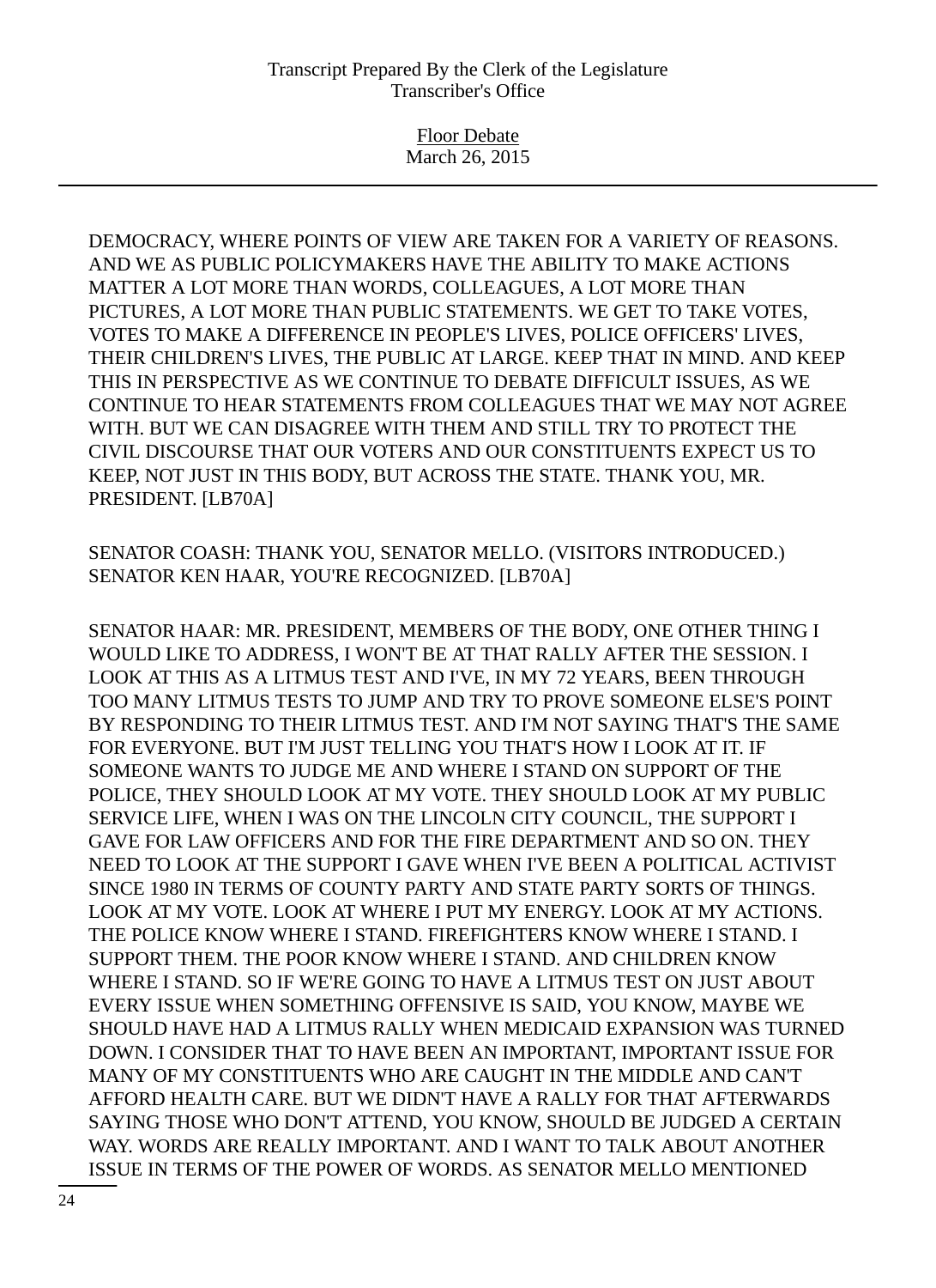DEMOCRACY, WHERE POINTS OF VIEW ARE TAKEN FOR A VARIETY OF REASONS. AND WE AS PUBLIC POLICYMAKERS HAVE THE ABILITY TO MAKE ACTIONS MATTER A LOT MORE THAN WORDS, COLLEAGUES, A LOT MORE THAN PICTURES, A LOT MORE THAN PUBLIC STATEMENTS. WE GET TO TAKE VOTES, VOTES TO MAKE A DIFFERENCE IN PEOPLE'S LIVES, POLICE OFFICERS' LIVES, THEIR CHILDREN'S LIVES, THE PUBLIC AT LARGE. KEEP THAT IN MIND. AND KEEP THIS IN PERSPECTIVE AS WE CONTINUE TO DEBATE DIFFICULT ISSUES, AS WE CONTINUE TO HEAR STATEMENTS FROM COLLEAGUES THAT WE MAY NOT AGREE WITH. BUT WE CAN DISAGREE WITH THEM AND STILL TRY TO PROTECT THE CIVIL DISCOURSE THAT OUR VOTERS AND OUR CONSTITUENTS EXPECT US TO KEEP, NOT JUST IN THIS BODY, BUT ACROSS THE STATE. THANK YOU, MR. PRESIDENT. [LB70A]

SENATOR COASH: THANK YOU, SENATOR MELLO. (VISITORS INTRODUCED.) SENATOR KEN HAAR, YOU'RE RECOGNIZED. [LB70A]

SENATOR HAAR: MR. PRESIDENT, MEMBERS OF THE BODY, ONE OTHER THING I WOULD LIKE TO ADDRESS, I WON'T BE AT THAT RALLY AFTER THE SESSION. I LOOK AT THIS AS A LITMUS TEST AND I'VE, IN MY 72 YEARS, BEEN THROUGH TOO MANY LITMUS TESTS TO JUMP AND TRY TO PROVE SOMEONE ELSE'S POINT BY RESPONDING TO THEIR LITMUS TEST. AND I'M NOT SAYING THAT'S THE SAME FOR EVERYONE. BUT I'M JUST TELLING YOU THAT'S HOW I LOOK AT IT. IF SOMEONE WANTS TO JUDGE ME AND WHERE I STAND ON SUPPORT OF THE POLICE, THEY SHOULD LOOK AT MY VOTE. THEY SHOULD LOOK AT MY PUBLIC SERVICE LIFE, WHEN I WAS ON THE LINCOLN CITY COUNCIL, THE SUPPORT I GAVE FOR LAW OFFICERS AND FOR THE FIRE DEPARTMENT AND SO ON. THEY NEED TO LOOK AT THE SUPPORT I GAVE WHEN I'VE BEEN A POLITICAL ACTIVIST SINCE 1980 IN TERMS OF COUNTY PARTY AND STATE PARTY SORTS OF THINGS. LOOK AT MY VOTE. LOOK AT WHERE I PUT MY ENERGY. LOOK AT MY ACTIONS. THE POLICE KNOW WHERE I STAND. FIREFIGHTERS KNOW WHERE I STAND. I SUPPORT THEM. THE POOR KNOW WHERE I STAND. AND CHILDREN KNOW WHERE I STAND. SO IF WE'RE GOING TO HAVE A LITMUS TEST ON JUST ABOUT EVERY ISSUE WHEN SOMETHING OFFENSIVE IS SAID, YOU KNOW, MAYBE WE SHOULD HAVE HAD A LITMUS RALLY WHEN MEDICAID EXPANSION WAS TURNED DOWN. I CONSIDER THAT TO HAVE BEEN AN IMPORTANT, IMPORTANT ISSUE FOR MANY OF MY CONSTITUENTS WHO ARE CAUGHT IN THE MIDDLE AND CAN'T AFFORD HEALTH CARE. BUT WE DIDN'T HAVE A RALLY FOR THAT AFTERWARDS SAYING THOSE WHO DON'T ATTEND, YOU KNOW, SHOULD BE JUDGED A CERTAIN WAY. WORDS ARE REALLY IMPORTANT. AND I WANT TO TALK ABOUT ANOTHER ISSUE IN TERMS OF THE POWER OF WORDS. AS SENATOR MELLO MENTIONED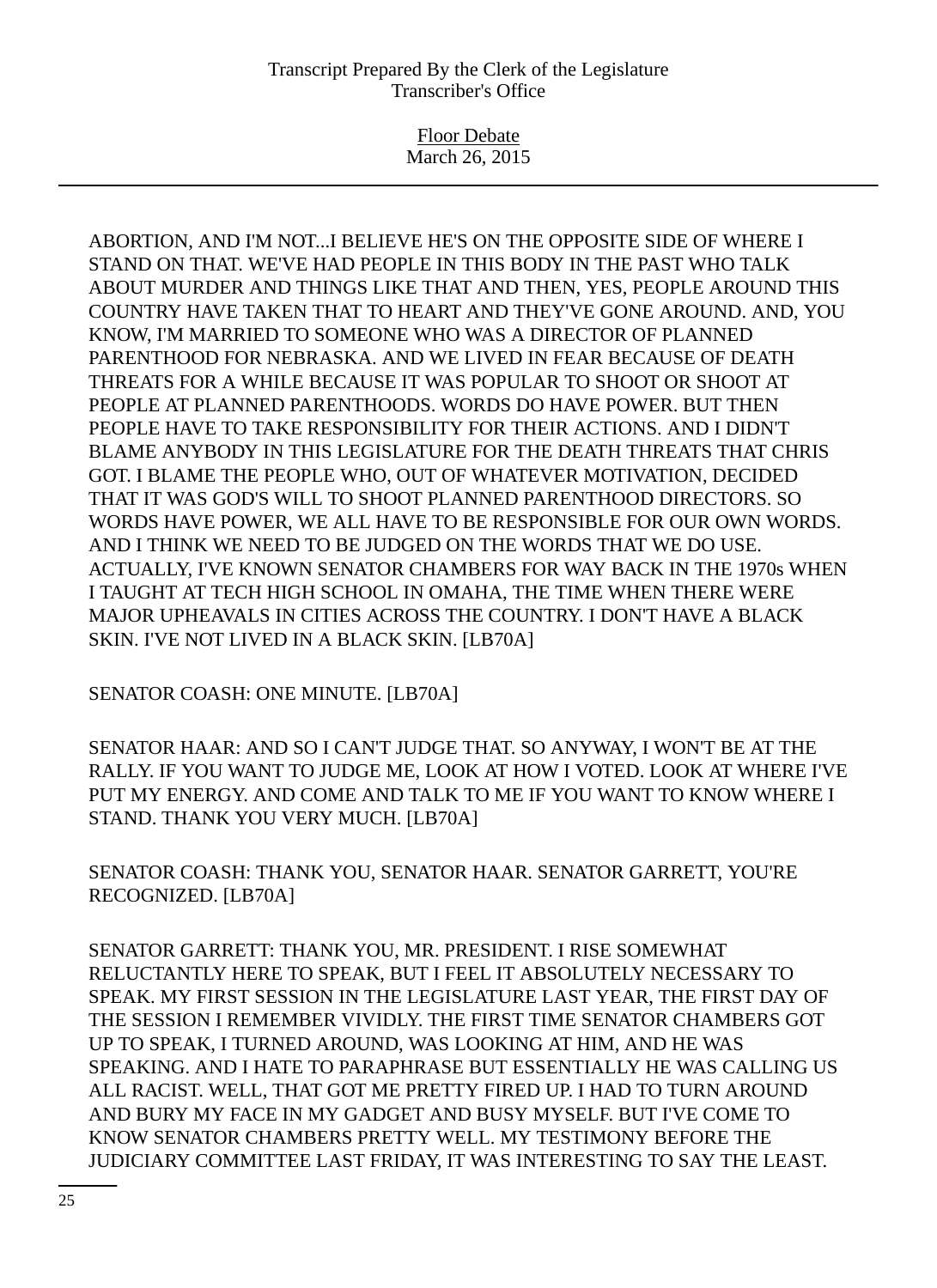ABORTION, AND I'M NOT...I BELIEVE HE'S ON THE OPPOSITE SIDE OF WHERE I STAND ON THAT. WE'VE HAD PEOPLE IN THIS BODY IN THE PAST WHO TALK ABOUT MURDER AND THINGS LIKE THAT AND THEN, YES, PEOPLE AROUND THIS COUNTRY HAVE TAKEN THAT TO HEART AND THEY'VE GONE AROUND. AND, YOU KNOW, I'M MARRIED TO SOMEONE WHO WAS A DIRECTOR OF PLANNED PARENTHOOD FOR NEBRASKA. AND WE LIVED IN FEAR BECAUSE OF DEATH THREATS FOR A WHILE BECAUSE IT WAS POPULAR TO SHOOT OR SHOOT AT PEOPLE AT PLANNED PARENTHOODS. WORDS DO HAVE POWER. BUT THEN PEOPLE HAVE TO TAKE RESPONSIBILITY FOR THEIR ACTIONS. AND I DIDN'T BLAME ANYBODY IN THIS LEGISLATURE FOR THE DEATH THREATS THAT CHRIS GOT. I BLAME THE PEOPLE WHO, OUT OF WHATEVER MOTIVATION, DECIDED THAT IT WAS GOD'S WILL TO SHOOT PLANNED PARENTHOOD DIRECTORS. SO WORDS HAVE POWER, WE ALL HAVE TO BE RESPONSIBLE FOR OUR OWN WORDS. AND I THINK WE NEED TO BE JUDGED ON THE WORDS THAT WE DO USE. ACTUALLY, I'VE KNOWN SENATOR CHAMBERS FOR WAY BACK IN THE 1970s WHEN I TAUGHT AT TECH HIGH SCHOOL IN OMAHA, THE TIME WHEN THERE WERE MAJOR UPHEAVALS IN CITIES ACROSS THE COUNTRY. I DON'T HAVE A BLACK SKIN. I'VE NOT LIVED IN A BLACK SKIN. [LB70A]

SENATOR COASH: ONE MINUTE. [LB70A]

SENATOR HAAR: AND SO I CAN'T JUDGE THAT. SO ANYWAY, I WON'T BE AT THE RALLY. IF YOU WANT TO JUDGE ME, LOOK AT HOW I VOTED. LOOK AT WHERE I'VE PUT MY ENERGY. AND COME AND TALK TO ME IF YOU WANT TO KNOW WHERE I STAND. THANK YOU VERY MUCH. [LB70A]

SENATOR COASH: THANK YOU, SENATOR HAAR. SENATOR GARRETT, YOU'RE RECOGNIZED. [LB70A]

SENATOR GARRETT: THANK YOU, MR. PRESIDENT. I RISE SOMEWHAT RELUCTANTLY HERE TO SPEAK, BUT I FEEL IT ABSOLUTELY NECESSARY TO SPEAK. MY FIRST SESSION IN THE LEGISLATURE LAST YEAR, THE FIRST DAY OF THE SESSION I REMEMBER VIVIDLY. THE FIRST TIME SENATOR CHAMBERS GOT UP TO SPEAK, I TURNED AROUND, WAS LOOKING AT HIM, AND HE WAS SPEAKING. AND I HATE TO PARAPHRASE BUT ESSENTIALLY HE WAS CALLING US ALL RACIST. WELL, THAT GOT ME PRETTY FIRED UP. I HAD TO TURN AROUND AND BURY MY FACE IN MY GADGET AND BUSY MYSELF. BUT I'VE COME TO KNOW SENATOR CHAMBERS PRETTY WELL. MY TESTIMONY BEFORE THE JUDICIARY COMMITTEE LAST FRIDAY, IT WAS INTERESTING TO SAY THE LEAST.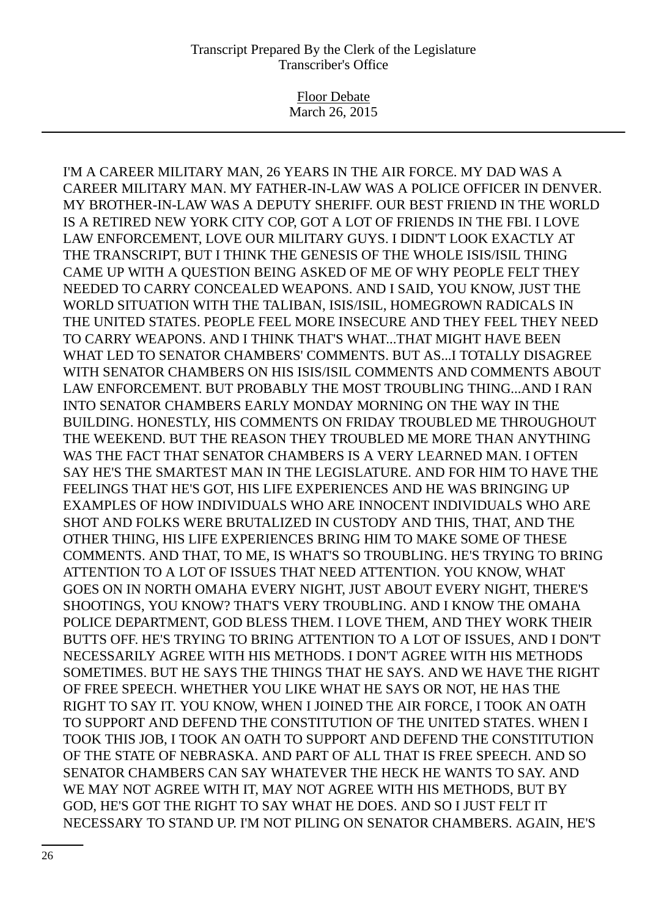I'M A CAREER MILITARY MAN, 26 YEARS IN THE AIR FORCE. MY DAD WAS A CAREER MILITARY MAN. MY FATHER-IN-LAW WAS A POLICE OFFICER IN DENVER. MY BROTHER-IN-LAW WAS A DEPUTY SHERIFF. OUR BEST FRIEND IN THE WORLD IS A RETIRED NEW YORK CITY COP, GOT A LOT OF FRIENDS IN THE FBI. I LOVE LAW ENFORCEMENT, LOVE OUR MILITARY GUYS. I DIDN'T LOOK EXACTLY AT THE TRANSCRIPT, BUT I THINK THE GENESIS OF THE WHOLE ISIS/ISIL THING CAME UP WITH A QUESTION BEING ASKED OF ME OF WHY PEOPLE FELT THEY NEEDED TO CARRY CONCEALED WEAPONS. AND I SAID, YOU KNOW, JUST THE WORLD SITUATION WITH THE TALIBAN, ISIS/ISIL, HOMEGROWN RADICALS IN THE UNITED STATES. PEOPLE FEEL MORE INSECURE AND THEY FEEL THEY NEED TO CARRY WEAPONS. AND I THINK THAT'S WHAT...THAT MIGHT HAVE BEEN WHAT LED TO SENATOR CHAMBERS' COMMENTS. BUT AS...I TOTALLY DISAGREE WITH SENATOR CHAMBERS ON HIS ISIS/ISIL COMMENTS AND COMMENTS ABOUT LAW ENFORCEMENT. BUT PROBABLY THE MOST TROUBLING THING...AND I RAN INTO SENATOR CHAMBERS EARLY MONDAY MORNING ON THE WAY IN THE BUILDING. HONESTLY, HIS COMMENTS ON FRIDAY TROUBLED ME THROUGHOUT THE WEEKEND. BUT THE REASON THEY TROUBLED ME MORE THAN ANYTHING WAS THE FACT THAT SENATOR CHAMBERS IS A VERY LEARNED MAN. I OFTEN SAY HE'S THE SMARTEST MAN IN THE LEGISLATURE. AND FOR HIM TO HAVE THE FEELINGS THAT HE'S GOT, HIS LIFE EXPERIENCES AND HE WAS BRINGING UP EXAMPLES OF HOW INDIVIDUALS WHO ARE INNOCENT INDIVIDUALS WHO ARE SHOT AND FOLKS WERE BRUTALIZED IN CUSTODY AND THIS, THAT, AND THE OTHER THING, HIS LIFE EXPERIENCES BRING HIM TO MAKE SOME OF THESE COMMENTS. AND THAT, TO ME, IS WHAT'S SO TROUBLING. HE'S TRYING TO BRING ATTENTION TO A LOT OF ISSUES THAT NEED ATTENTION. YOU KNOW, WHAT GOES ON IN NORTH OMAHA EVERY NIGHT, JUST ABOUT EVERY NIGHT, THERE'S SHOOTINGS, YOU KNOW? THAT'S VERY TROUBLING. AND I KNOW THE OMAHA POLICE DEPARTMENT, GOD BLESS THEM. I LOVE THEM, AND THEY WORK THEIR BUTTS OFF. HE'S TRYING TO BRING ATTENTION TO A LOT OF ISSUES, AND I DON'T NECESSARILY AGREE WITH HIS METHODS. I DON'T AGREE WITH HIS METHODS SOMETIMES. BUT HE SAYS THE THINGS THAT HE SAYS. AND WE HAVE THE RIGHT OF FREE SPEECH. WHETHER YOU LIKE WHAT HE SAYS OR NOT, HE HAS THE RIGHT TO SAY IT. YOU KNOW, WHEN I JOINED THE AIR FORCE, I TOOK AN OATH TO SUPPORT AND DEFEND THE CONSTITUTION OF THE UNITED STATES. WHEN I TOOK THIS JOB, I TOOK AN OATH TO SUPPORT AND DEFEND THE CONSTITUTION OF THE STATE OF NEBRASKA. AND PART OF ALL THAT IS FREE SPEECH. AND SO SENATOR CHAMBERS CAN SAY WHATEVER THE HECK HE WANTS TO SAY. AND WE MAY NOT AGREE WITH IT, MAY NOT AGREE WITH HIS METHODS, BUT BY GOD, HE'S GOT THE RIGHT TO SAY WHAT HE DOES. AND SO I JUST FELT IT NECESSARY TO STAND UP. I'M NOT PILING ON SENATOR CHAMBERS. AGAIN, HE'S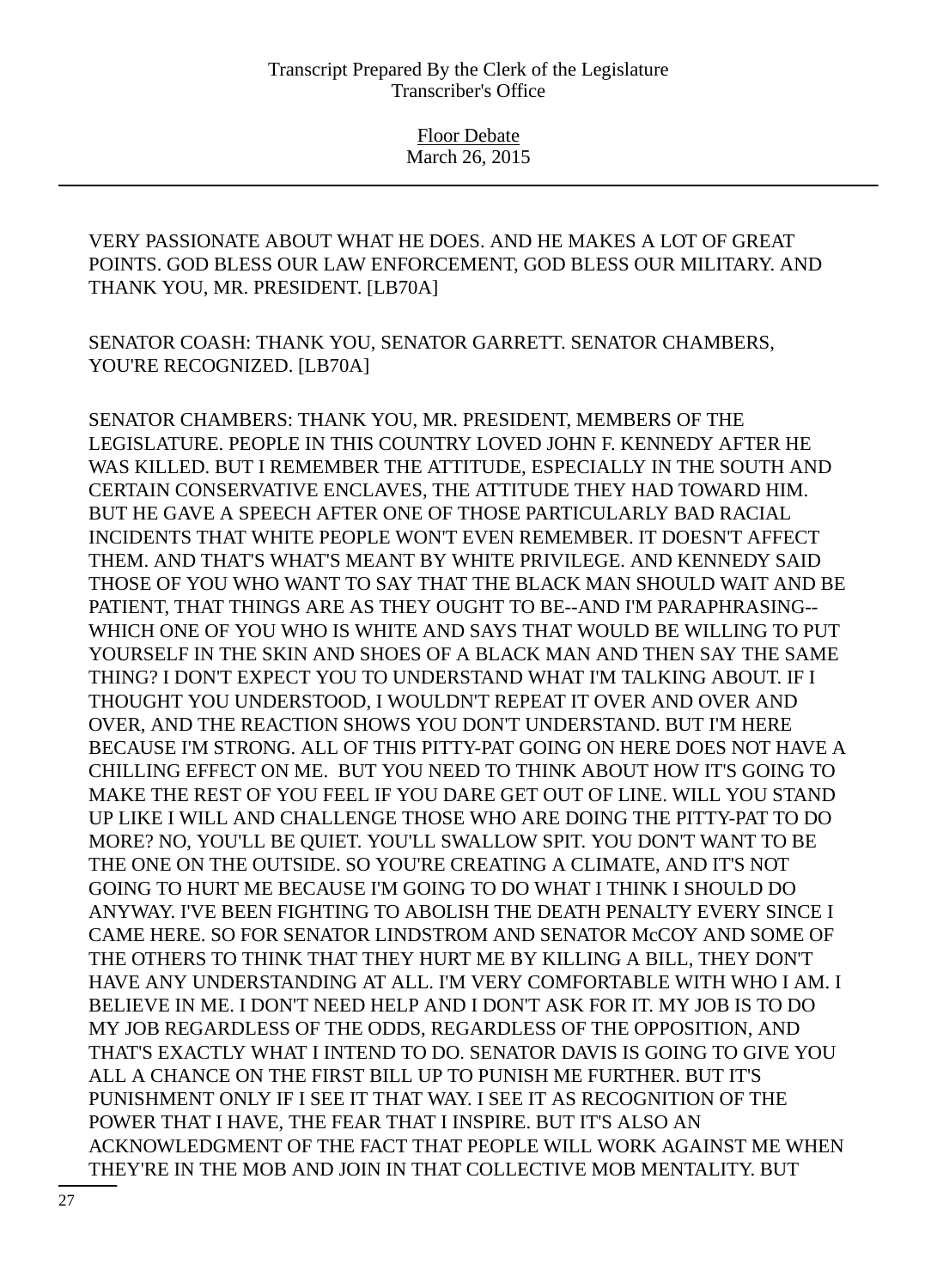VERY PASSIONATE ABOUT WHAT HE DOES. AND HE MAKES A LOT OF GREAT POINTS. GOD BLESS OUR LAW ENFORCEMENT, GOD BLESS OUR MILITARY. AND THANK YOU, MR. PRESIDENT. [LB70A]

SENATOR COASH: THANK YOU, SENATOR GARRETT. SENATOR CHAMBERS, YOU'RE RECOGNIZED. [LB70A]

SENATOR CHAMBERS: THANK YOU, MR. PRESIDENT, MEMBERS OF THE LEGISLATURE. PEOPLE IN THIS COUNTRY LOVED JOHN F. KENNEDY AFTER HE WAS KILLED. BUT I REMEMBER THE ATTITUDE, ESPECIALLY IN THE SOUTH AND CERTAIN CONSERVATIVE ENCLAVES, THE ATTITUDE THEY HAD TOWARD HIM. BUT HE GAVE A SPEECH AFTER ONE OF THOSE PARTICULARLY BAD RACIAL INCIDENTS THAT WHITE PEOPLE WON'T EVEN REMEMBER. IT DOESN'T AFFECT THEM. AND THAT'S WHAT'S MEANT BY WHITE PRIVILEGE. AND KENNEDY SAID THOSE OF YOU WHO WANT TO SAY THAT THE BLACK MAN SHOULD WAIT AND BE PATIENT, THAT THINGS ARE AS THEY OUGHT TO BE--AND I'M PARAPHRASING--WHICH ONE OF YOU WHO IS WHITE AND SAYS THAT WOULD BE WILLING TO PUT YOURSELF IN THE SKIN AND SHOES OF A BLACK MAN AND THEN SAY THE SAME THING? I DON'T EXPECT YOU TO UNDERSTAND WHAT I'M TALKING ABOUT. IF I THOUGHT YOU UNDERSTOOD, I WOULDN'T REPEAT IT OVER AND OVER AND OVER, AND THE REACTION SHOWS YOU DON'T UNDERSTAND. BUT I'M HERE BECAUSE I'M STRONG. ALL OF THIS PITTY-PAT GOING ON HERE DOES NOT HAVE A CHILLING EFFECT ON ME. BUT YOU NEED TO THINK ABOUT HOW IT'S GOING TO MAKE THE REST OF YOU FEEL IF YOU DARE GET OUT OF LINE. WILL YOU STAND UP LIKE I WILL AND CHALLENGE THOSE WHO ARE DOING THE PITTY-PAT TO DO MORE? NO, YOU'LL BE QUIET. YOU'LL SWALLOW SPIT. YOU DON'T WANT TO BE THE ONE ON THE OUTSIDE. SO YOU'RE CREATING A CLIMATE, AND IT'S NOT GOING TO HURT ME BECAUSE I'M GOING TO DO WHAT I THINK I SHOULD DO ANYWAY. I'VE BEEN FIGHTING TO ABOLISH THE DEATH PENALTY EVERY SINCE I CAME HERE. SO FOR SENATOR LINDSTROM AND SENATOR McCOY AND SOME OF THE OTHERS TO THINK THAT THEY HURT ME BY KILLING A BILL, THEY DON'T HAVE ANY UNDERSTANDING AT ALL. I'M VERY COMFORTABLE WITH WHO I AM. I BELIEVE IN ME. I DON'T NEED HELP AND I DON'T ASK FOR IT. MY JOB IS TO DO MY JOB REGARDLESS OF THE ODDS, REGARDLESS OF THE OPPOSITION, AND THAT'S EXACTLY WHAT I INTEND TO DO. SENATOR DAVIS IS GOING TO GIVE YOU ALL A CHANCE ON THE FIRST BILL UP TO PUNISH ME FURTHER. BUT IT'S PUNISHMENT ONLY IF I SEE IT THAT WAY. I SEE IT AS RECOGNITION OF THE POWER THAT I HAVE, THE FEAR THAT I INSPIRE. BUT IT'S ALSO AN ACKNOWLEDGMENT OF THE FACT THAT PEOPLE WILL WORK AGAINST ME WHEN THEY'RE IN THE MOB AND JOIN IN THAT COLLECTIVE MOB MENTALITY. BUT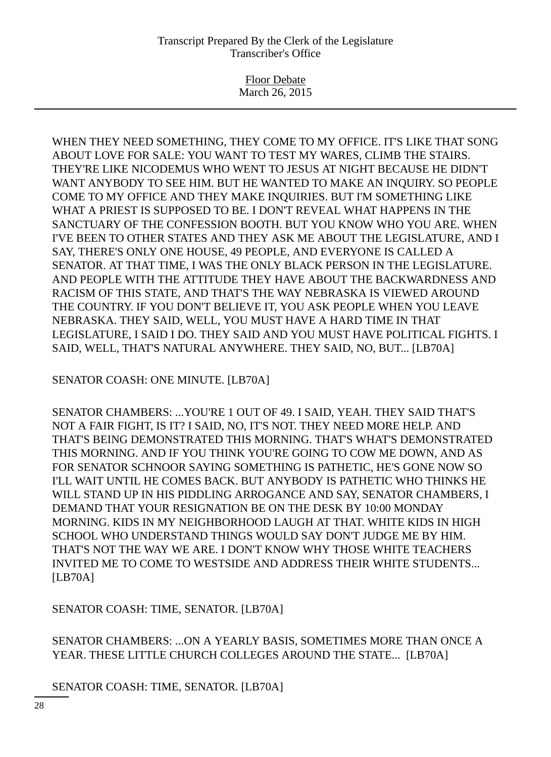WHEN THEY NEED SOMETHING, THEY COME TO MY OFFICE. IT'S LIKE THAT SONG ABOUT LOVE FOR SALE: YOU WANT TO TEST MY WARES, CLIMB THE STAIRS. THEY'RE LIKE NICODEMUS WHO WENT TO JESUS AT NIGHT BECAUSE HE DIDN'T WANT ANYBODY TO SEE HIM. BUT HE WANTED TO MAKE AN INQUIRY. SO PEOPLE COME TO MY OFFICE AND THEY MAKE INQUIRIES. BUT I'M SOMETHING LIKE WHAT A PRIEST IS SUPPOSED TO BE. I DON'T REVEAL WHAT HAPPENS IN THE SANCTUARY OF THE CONFESSION BOOTH. BUT YOU KNOW WHO YOU ARE. WHEN I'VE BEEN TO OTHER STATES AND THEY ASK ME ABOUT THE LEGISLATURE, AND I SAY, THERE'S ONLY ONE HOUSE, 49 PEOPLE, AND EVERYONE IS CALLED A SENATOR. AT THAT TIME, I WAS THE ONLY BLACK PERSON IN THE LEGISLATURE. AND PEOPLE WITH THE ATTITUDE THEY HAVE ABOUT THE BACKWARDNESS AND RACISM OF THIS STATE, AND THAT'S THE WAY NEBRASKA IS VIEWED AROUND THE COUNTRY. IF YOU DON'T BELIEVE IT, YOU ASK PEOPLE WHEN YOU LEAVE NEBRASKA. THEY SAID, WELL, YOU MUST HAVE A HARD TIME IN THAT LEGISLATURE, I SAID I DO. THEY SAID AND YOU MUST HAVE POLITICAL FIGHTS. I SAID, WELL, THAT'S NATURAL ANYWHERE. THEY SAID, NO, BUT... [LB70A]

SENATOR COASH: ONE MINUTE. [LB70A]

SENATOR CHAMBERS: ...YOU'RE 1 OUT OF 49. I SAID, YEAH. THEY SAID THAT'S NOT A FAIR FIGHT, IS IT? I SAID, NO, IT'S NOT. THEY NEED MORE HELP. AND THAT'S BEING DEMONSTRATED THIS MORNING. THAT'S WHAT'S DEMONSTRATED THIS MORNING. AND IF YOU THINK YOU'RE GOING TO COW ME DOWN, AND AS FOR SENATOR SCHNOOR SAYING SOMETHING IS PATHETIC, HE'S GONE NOW SO I'LL WAIT UNTIL HE COMES BACK. BUT ANYBODY IS PATHETIC WHO THINKS HE WILL STAND UP IN HIS PIDDLING ARROGANCE AND SAY, SENATOR CHAMBERS, I DEMAND THAT YOUR RESIGNATION BE ON THE DESK BY 10:00 MONDAY MORNING. KIDS IN MY NEIGHBORHOOD LAUGH AT THAT. WHITE KIDS IN HIGH SCHOOL WHO UNDERSTAND THINGS WOULD SAY DON'T JUDGE ME BY HIM. THAT'S NOT THE WAY WE ARE. I DON'T KNOW WHY THOSE WHITE TEACHERS INVITED ME TO COME TO WESTSIDE AND ADDRESS THEIR WHITE STUDENTS... [LB70A]

SENATOR COASH: TIME, SENATOR. [LB70A]

SENATOR CHAMBERS: ...ON A YEARLY BASIS, SOMETIMES MORE THAN ONCE A YEAR. THESE LITTLE CHURCH COLLEGES AROUND THE STATE... [LB70A]

SENATOR COASH: TIME, SENATOR. [LB70A]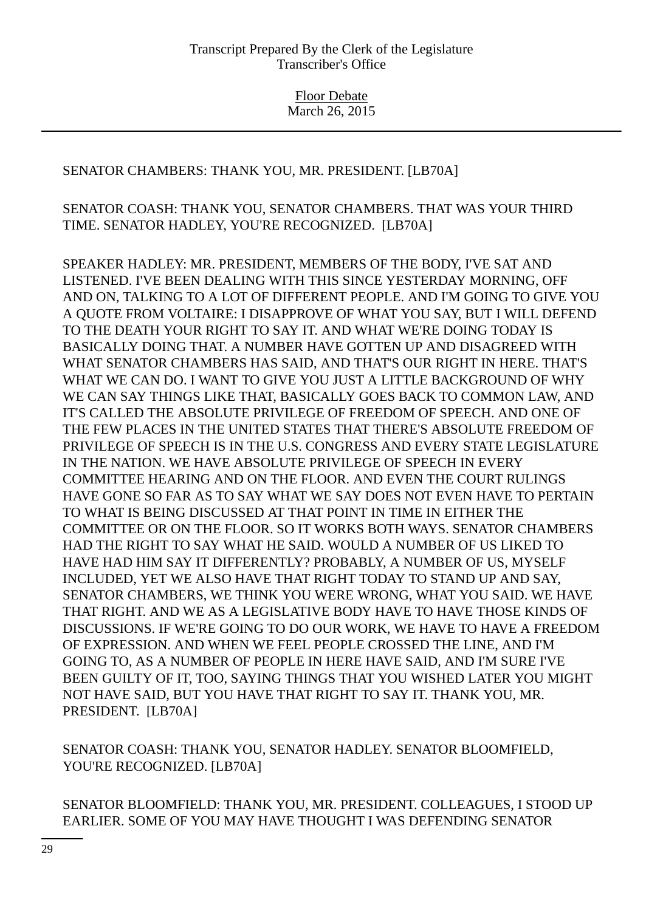SENATOR CHAMBERS: THANK YOU, MR. PRESIDENT. [LB70A]

SENATOR COASH: THANK YOU, SENATOR CHAMBERS. THAT WAS YOUR THIRD TIME. SENATOR HADLEY, YOU'RE RECOGNIZED. [LB70A]

SPEAKER HADLEY: MR. PRESIDENT, MEMBERS OF THE BODY, I'VE SAT AND LISTENED. I'VE BEEN DEALING WITH THIS SINCE YESTERDAY MORNING, OFF AND ON, TALKING TO A LOT OF DIFFERENT PEOPLE. AND I'M GOING TO GIVE YOU A QUOTE FROM VOLTAIRE: I DISAPPROVE OF WHAT YOU SAY, BUT I WILL DEFEND TO THE DEATH YOUR RIGHT TO SAY IT. AND WHAT WE'RE DOING TODAY IS BASICALLY DOING THAT. A NUMBER HAVE GOTTEN UP AND DISAGREED WITH WHAT SENATOR CHAMBERS HAS SAID, AND THAT'S OUR RIGHT IN HERE. THAT'S WHAT WE CAN DO. I WANT TO GIVE YOU JUST A LITTLE BACKGROUND OF WHY WE CAN SAY THINGS LIKE THAT, BASICALLY GOES BACK TO COMMON LAW, AND IT'S CALLED THE ABSOLUTE PRIVILEGE OF FREEDOM OF SPEECH. AND ONE OF THE FEW PLACES IN THE UNITED STATES THAT THERE'S ABSOLUTE FREEDOM OF PRIVILEGE OF SPEECH IS IN THE U.S. CONGRESS AND EVERY STATE LEGISLATURE IN THE NATION. WE HAVE ABSOLUTE PRIVILEGE OF SPEECH IN EVERY COMMITTEE HEARING AND ON THE FLOOR. AND EVEN THE COURT RULINGS HAVE GONE SO FAR AS TO SAY WHAT WE SAY DOES NOT EVEN HAVE TO PERTAIN TO WHAT IS BEING DISCUSSED AT THAT POINT IN TIME IN EITHER THE COMMITTEE OR ON THE FLOOR. SO IT WORKS BOTH WAYS. SENATOR CHAMBERS HAD THE RIGHT TO SAY WHAT HE SAID. WOULD A NUMBER OF US LIKED TO HAVE HAD HIM SAY IT DIFFERENTLY? PROBABLY, A NUMBER OF US, MYSELF INCLUDED, YET WE ALSO HAVE THAT RIGHT TODAY TO STAND UP AND SAY, SENATOR CHAMBERS, WE THINK YOU WERE WRONG, WHAT YOU SAID. WE HAVE THAT RIGHT. AND WE AS A LEGISLATIVE BODY HAVE TO HAVE THOSE KINDS OF DISCUSSIONS. IF WE'RE GOING TO DO OUR WORK, WE HAVE TO HAVE A FREEDOM OF EXPRESSION. AND WHEN WE FEEL PEOPLE CROSSED THE LINE, AND I'M GOING TO, AS A NUMBER OF PEOPLE IN HERE HAVE SAID, AND I'M SURE I'VE BEEN GUILTY OF IT, TOO, SAYING THINGS THAT YOU WISHED LATER YOU MIGHT NOT HAVE SAID, BUT YOU HAVE THAT RIGHT TO SAY IT. THANK YOU, MR. PRESIDENT. [LB70A]

SENATOR COASH: THANK YOU, SENATOR HADLEY. SENATOR BLOOMFIELD, YOU'RE RECOGNIZED. [LB70A]

SENATOR BLOOMFIELD: THANK YOU, MR. PRESIDENT. COLLEAGUES, I STOOD UP EARLIER. SOME OF YOU MAY HAVE THOUGHT I WAS DEFENDING SENATOR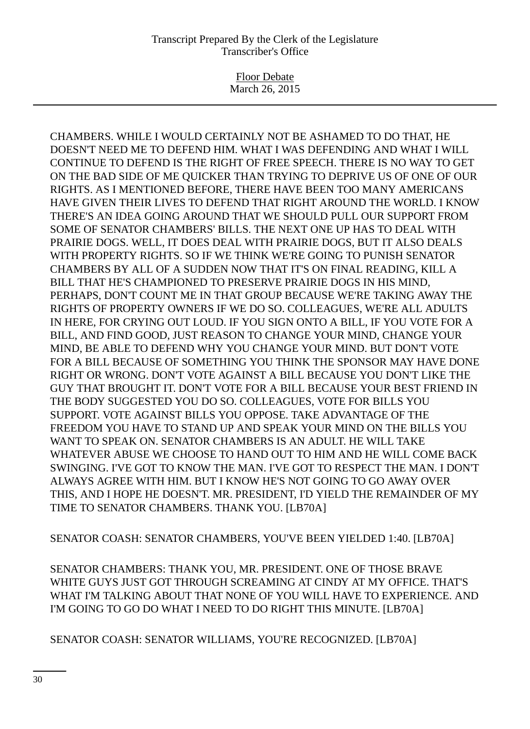CHAMBERS. WHILE I WOULD CERTAINLY NOT BE ASHAMED TO DO THAT, HE DOESN'T NEED ME TO DEFEND HIM. WHAT I WAS DEFENDING AND WHAT I WILL CONTINUE TO DEFEND IS THE RIGHT OF FREE SPEECH. THERE IS NO WAY TO GET ON THE BAD SIDE OF ME QUICKER THAN TRYING TO DEPRIVE US OF ONE OF OUR RIGHTS. AS I MENTIONED BEFORE, THERE HAVE BEEN TOO MANY AMERICANS HAVE GIVEN THEIR LIVES TO DEFEND THAT RIGHT AROUND THE WORLD. I KNOW THERE'S AN IDEA GOING AROUND THAT WE SHOULD PULL OUR SUPPORT FROM SOME OF SENATOR CHAMBERS' BILLS. THE NEXT ONE UP HAS TO DEAL WITH PRAIRIE DOGS. WELL, IT DOES DEAL WITH PRAIRIE DOGS, BUT IT ALSO DEALS WITH PROPERTY RIGHTS. SO IF WE THINK WE'RE GOING TO PUNISH SENATOR CHAMBERS BY ALL OF A SUDDEN NOW THAT IT'S ON FINAL READING, KILL A BILL THAT HE'S CHAMPIONED TO PRESERVE PRAIRIE DOGS IN HIS MIND, PERHAPS, DON'T COUNT ME IN THAT GROUP BECAUSE WE'RE TAKING AWAY THE RIGHTS OF PROPERTY OWNERS IF WE DO SO. COLLEAGUES, WE'RE ALL ADULTS IN HERE, FOR CRYING OUT LOUD. IF YOU SIGN ONTO A BILL, IF YOU VOTE FOR A BILL, AND FIND GOOD, JUST REASON TO CHANGE YOUR MIND, CHANGE YOUR MIND, BE ABLE TO DEFEND WHY YOU CHANGE YOUR MIND. BUT DON'T VOTE FOR A BILL BECAUSE OF SOMETHING YOU THINK THE SPONSOR MAY HAVE DONE RIGHT OR WRONG. DON'T VOTE AGAINST A BILL BECAUSE YOU DON'T LIKE THE GUY THAT BROUGHT IT. DON'T VOTE FOR A BILL BECAUSE YOUR BEST FRIEND IN THE BODY SUGGESTED YOU DO SO. COLLEAGUES, VOTE FOR BILLS YOU SUPPORT. VOTE AGAINST BILLS YOU OPPOSE. TAKE ADVANTAGE OF THE FREEDOM YOU HAVE TO STAND UP AND SPEAK YOUR MIND ON THE BILLS YOU WANT TO SPEAK ON. SENATOR CHAMBERS IS AN ADULT. HE WILL TAKE WHATEVER ABUSE WE CHOOSE TO HAND OUT TO HIM AND HE WILL COME BACK SWINGING. I'VE GOT TO KNOW THE MAN. I'VE GOT TO RESPECT THE MAN. I DON'T ALWAYS AGREE WITH HIM. BUT I KNOW HE'S NOT GOING TO GO AWAY OVER THIS, AND I HOPE HE DOESN'T. MR. PRESIDENT, I'D YIELD THE REMAINDER OF MY TIME TO SENATOR CHAMBERS. THANK YOU. [LB70A]

SENATOR COASH: SENATOR CHAMBERS, YOU'VE BEEN YIELDED 1:40. [LB70A]

SENATOR CHAMBERS: THANK YOU, MR. PRESIDENT. ONE OF THOSE BRAVE WHITE GUYS JUST GOT THROUGH SCREAMING AT CINDY AT MY OFFICE. THAT'S WHAT I'M TALKING ABOUT THAT NONE OF YOU WILL HAVE TO EXPERIENCE. AND I'M GOING TO GO DO WHAT I NEED TO DO RIGHT THIS MINUTE. [LB70A]

SENATOR COASH: SENATOR WILLIAMS, YOU'RE RECOGNIZED. [LB70A]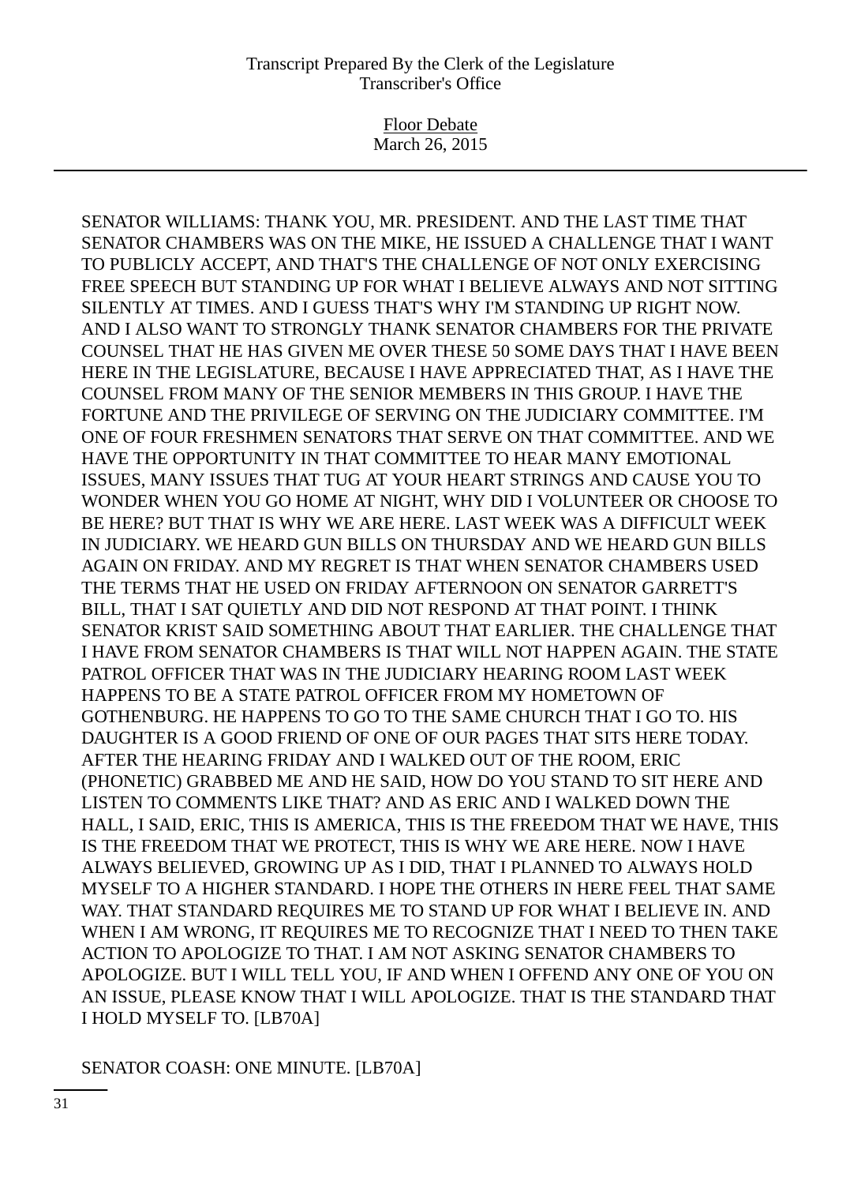SENATOR WILLIAMS: THANK YOU, MR. PRESIDENT. AND THE LAST TIME THAT SENATOR CHAMBERS WAS ON THE MIKE, HE ISSUED A CHALLENGE THAT I WANT TO PUBLICLY ACCEPT, AND THAT'S THE CHALLENGE OF NOT ONLY EXERCISING FREE SPEECH BUT STANDING UP FOR WHAT I BELIEVE ALWAYS AND NOT SITTING SILENTLY AT TIMES. AND I GUESS THAT'S WHY I'M STANDING UP RIGHT NOW. AND I ALSO WANT TO STRONGLY THANK SENATOR CHAMBERS FOR THE PRIVATE COUNSEL THAT HE HAS GIVEN ME OVER THESE 50 SOME DAYS THAT I HAVE BEEN HERE IN THE LEGISLATURE, BECAUSE I HAVE APPRECIATED THAT, AS I HAVE THE COUNSEL FROM MANY OF THE SENIOR MEMBERS IN THIS GROUP. I HAVE THE FORTUNE AND THE PRIVILEGE OF SERVING ON THE JUDICIARY COMMITTEE. I'M ONE OF FOUR FRESHMEN SENATORS THAT SERVE ON THAT COMMITTEE. AND WE HAVE THE OPPORTUNITY IN THAT COMMITTEE TO HEAR MANY EMOTIONAL ISSUES, MANY ISSUES THAT TUG AT YOUR HEART STRINGS AND CAUSE YOU TO WONDER WHEN YOU GO HOME AT NIGHT, WHY DID I VOLUNTEER OR CHOOSE TO BE HERE? BUT THAT IS WHY WE ARE HERE. LAST WEEK WAS A DIFFICULT WEEK IN JUDICIARY. WE HEARD GUN BILLS ON THURSDAY AND WE HEARD GUN BILLS AGAIN ON FRIDAY. AND MY REGRET IS THAT WHEN SENATOR CHAMBERS USED THE TERMS THAT HE USED ON FRIDAY AFTERNOON ON SENATOR GARRETT'S BILL, THAT I SAT QUIETLY AND DID NOT RESPOND AT THAT POINT. I THINK SENATOR KRIST SAID SOMETHING ABOUT THAT EARLIER. THE CHALLENGE THAT I HAVE FROM SENATOR CHAMBERS IS THAT WILL NOT HAPPEN AGAIN. THE STATE PATROL OFFICER THAT WAS IN THE JUDICIARY HEARING ROOM LAST WEEK HAPPENS TO BE A STATE PATROL OFFICER FROM MY HOMETOWN OF GOTHENBURG. HE HAPPENS TO GO TO THE SAME CHURCH THAT I GO TO. HIS DAUGHTER IS A GOOD FRIEND OF ONE OF OUR PAGES THAT SITS HERE TODAY. AFTER THE HEARING FRIDAY AND I WALKED OUT OF THE ROOM, ERIC (PHONETIC) GRABBED ME AND HE SAID, HOW DO YOU STAND TO SIT HERE AND LISTEN TO COMMENTS LIKE THAT? AND AS ERIC AND I WALKED DOWN THE HALL, I SAID, ERIC, THIS IS AMERICA, THIS IS THE FREEDOM THAT WE HAVE, THIS IS THE FREEDOM THAT WE PROTECT, THIS IS WHY WE ARE HERE. NOW I HAVE ALWAYS BELIEVED, GROWING UP AS I DID, THAT I PLANNED TO ALWAYS HOLD MYSELF TO A HIGHER STANDARD. I HOPE THE OTHERS IN HERE FEEL THAT SAME WAY. THAT STANDARD REQUIRES ME TO STAND UP FOR WHAT I BELIEVE IN. AND WHEN I AM WRONG, IT REQUIRES ME TO RECOGNIZE THAT I NEED TO THEN TAKE ACTION TO APOLOGIZE TO THAT. I AM NOT ASKING SENATOR CHAMBERS TO APOLOGIZE. BUT I WILL TELL YOU, IF AND WHEN I OFFEND ANY ONE OF YOU ON AN ISSUE, PLEASE KNOW THAT I WILL APOLOGIZE. THAT IS THE STANDARD THAT I HOLD MYSELF TO. [LB70A]

SENATOR COASH: ONE MINUTE. [LB70A]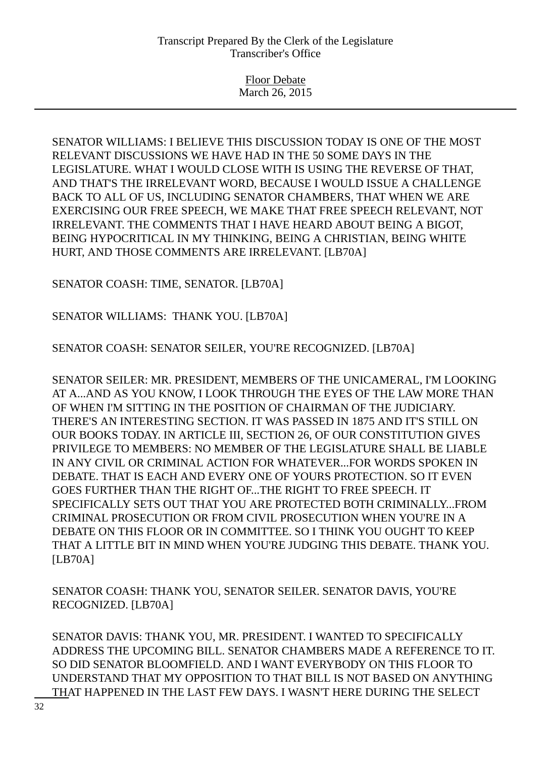SENATOR WILLIAMS: I BELIEVE THIS DISCUSSION TODAY IS ONE OF THE MOST RELEVANT DISCUSSIONS WE HAVE HAD IN THE 50 SOME DAYS IN THE LEGISLATURE. WHAT I WOULD CLOSE WITH IS USING THE REVERSE OF THAT, AND THAT'S THE IRRELEVANT WORD, BECAUSE I WOULD ISSUE A CHALLENGE BACK TO ALL OF US, INCLUDING SENATOR CHAMBERS, THAT WHEN WE ARE EXERCISING OUR FREE SPEECH, WE MAKE THAT FREE SPEECH RELEVANT, NOT IRRELEVANT. THE COMMENTS THAT I HAVE HEARD ABOUT BEING A BIGOT, BEING HYPOCRITICAL IN MY THINKING, BEING A CHRISTIAN, BEING WHITE HURT, AND THOSE COMMENTS ARE IRRELEVANT. [LB70A]

SENATOR COASH: TIME, SENATOR. [LB70A]

SENATOR WILLIAMS: THANK YOU. [LB70A]

SENATOR COASH: SENATOR SEILER, YOU'RE RECOGNIZED. [LB70A]

SENATOR SEILER: MR. PRESIDENT, MEMBERS OF THE UNICAMERAL, I'M LOOKING AT A...AND AS YOU KNOW, I LOOK THROUGH THE EYES OF THE LAW MORE THAN OF WHEN I'M SITTING IN THE POSITION OF CHAIRMAN OF THE JUDICIARY. THERE'S AN INTERESTING SECTION. IT WAS PASSED IN 1875 AND IT'S STILL ON OUR BOOKS TODAY. IN ARTICLE III, SECTION 26, OF OUR CONSTITUTION GIVES PRIVILEGE TO MEMBERS: NO MEMBER OF THE LEGISLATURE SHALL BE LIABLE IN ANY CIVIL OR CRIMINAL ACTION FOR WHATEVER...FOR WORDS SPOKEN IN DEBATE. THAT IS EACH AND EVERY ONE OF YOURS PROTECTION. SO IT EVEN GOES FURTHER THAN THE RIGHT OF...THE RIGHT TO FREE SPEECH. IT SPECIFICALLY SETS OUT THAT YOU ARE PROTECTED BOTH CRIMINALLY...FROM CRIMINAL PROSECUTION OR FROM CIVIL PROSECUTION WHEN YOU'RE IN A DEBATE ON THIS FLOOR OR IN COMMITTEE. SO I THINK YOU OUGHT TO KEEP THAT A LITTLE BIT IN MIND WHEN YOU'RE JUDGING THIS DEBATE. THANK YOU. [LB70A]

SENATOR COASH: THANK YOU, SENATOR SEILER. SENATOR DAVIS, YOU'RE RECOGNIZED. [LB70A]

SENATOR DAVIS: THANK YOU, MR. PRESIDENT. I WANTED TO SPECIFICALLY ADDRESS THE UPCOMING BILL. SENATOR CHAMBERS MADE A REFERENCE TO IT. SO DID SENATOR BLOOMFIELD. AND I WANT EVERYBODY ON THIS FLOOR TO UNDERSTAND THAT MY OPPOSITION TO THAT BILL IS NOT BASED ON ANYTHING THAT HAPPENED IN THE LAST FEW DAYS. I WASN'T HERE DURING THE SELECT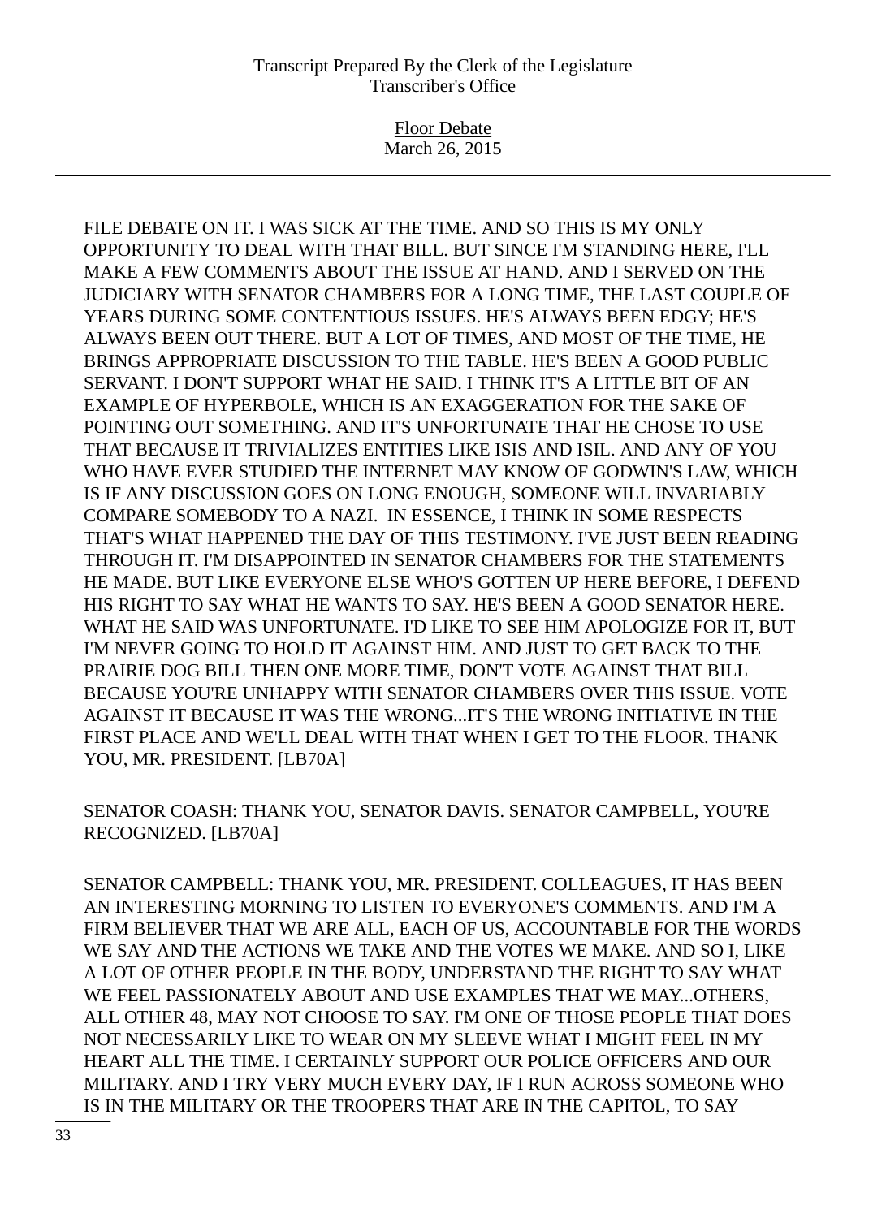FILE DEBATE ON IT. I WAS SICK AT THE TIME. AND SO THIS IS MY ONLY OPPORTUNITY TO DEAL WITH THAT BILL. BUT SINCE I'M STANDING HERE, I'LL MAKE A FEW COMMENTS ABOUT THE ISSUE AT HAND. AND I SERVED ON THE JUDICIARY WITH SENATOR CHAMBERS FOR A LONG TIME, THE LAST COUPLE OF YEARS DURING SOME CONTENTIOUS ISSUES. HE'S ALWAYS BEEN EDGY; HE'S ALWAYS BEEN OUT THERE. BUT A LOT OF TIMES, AND MOST OF THE TIME, HE BRINGS APPROPRIATE DISCUSSION TO THE TABLE. HE'S BEEN A GOOD PUBLIC SERVANT. I DON'T SUPPORT WHAT HE SAID. I THINK IT'S A LITTLE BIT OF AN EXAMPLE OF HYPERBOLE, WHICH IS AN EXAGGERATION FOR THE SAKE OF POINTING OUT SOMETHING. AND IT'S UNFORTUNATE THAT HE CHOSE TO USE THAT BECAUSE IT TRIVIALIZES ENTITIES LIKE ISIS AND ISIL. AND ANY OF YOU WHO HAVE EVER STUDIED THE INTERNET MAY KNOW OF GODWIN'S LAW, WHICH IS IF ANY DISCUSSION GOES ON LONG ENOUGH, SOMEONE WILL INVARIABLY COMPARE SOMEBODY TO A NAZI. IN ESSENCE, I THINK IN SOME RESPECTS THAT'S WHAT HAPPENED THE DAY OF THIS TESTIMONY. I'VE JUST BEEN READING THROUGH IT. I'M DISAPPOINTED IN SENATOR CHAMBERS FOR THE STATEMENTS HE MADE. BUT LIKE EVERYONE ELSE WHO'S GOTTEN UP HERE BEFORE, I DEFEND HIS RIGHT TO SAY WHAT HE WANTS TO SAY. HE'S BEEN A GOOD SENATOR HERE. WHAT HE SAID WAS UNFORTUNATE. I'D LIKE TO SEE HIM APOLOGIZE FOR IT, BUT I'M NEVER GOING TO HOLD IT AGAINST HIM. AND JUST TO GET BACK TO THE PRAIRIE DOG BILL THEN ONE MORE TIME, DON'T VOTE AGAINST THAT BILL BECAUSE YOU'RE UNHAPPY WITH SENATOR CHAMBERS OVER THIS ISSUE. VOTE AGAINST IT BECAUSE IT WAS THE WRONG...IT'S THE WRONG INITIATIVE IN THE FIRST PLACE AND WE'LL DEAL WITH THAT WHEN I GET TO THE FLOOR. THANK YOU, MR. PRESIDENT. [LB70A]

SENATOR COASH: THANK YOU, SENATOR DAVIS. SENATOR CAMPBELL, YOU'RE RECOGNIZED. [LB70A]

SENATOR CAMPBELL: THANK YOU, MR. PRESIDENT. COLLEAGUES, IT HAS BEEN AN INTERESTING MORNING TO LISTEN TO EVERYONE'S COMMENTS. AND I'M A FIRM BELIEVER THAT WE ARE ALL, EACH OF US, ACCOUNTABLE FOR THE WORDS WE SAY AND THE ACTIONS WE TAKE AND THE VOTES WE MAKE. AND SO I, LIKE A LOT OF OTHER PEOPLE IN THE BODY, UNDERSTAND THE RIGHT TO SAY WHAT WE FEEL PASSIONATELY ABOUT AND USE EXAMPLES THAT WE MAY...OTHERS, ALL OTHER 48, MAY NOT CHOOSE TO SAY. I'M ONE OF THOSE PEOPLE THAT DOES NOT NECESSARILY LIKE TO WEAR ON MY SLEEVE WHAT I MIGHT FEEL IN MY HEART ALL THE TIME. I CERTAINLY SUPPORT OUR POLICE OFFICERS AND OUR MILITARY. AND I TRY VERY MUCH EVERY DAY, IF I RUN ACROSS SOMEONE WHO IS IN THE MILITARY OR THE TROOPERS THAT ARE IN THE CAPITOL, TO SAY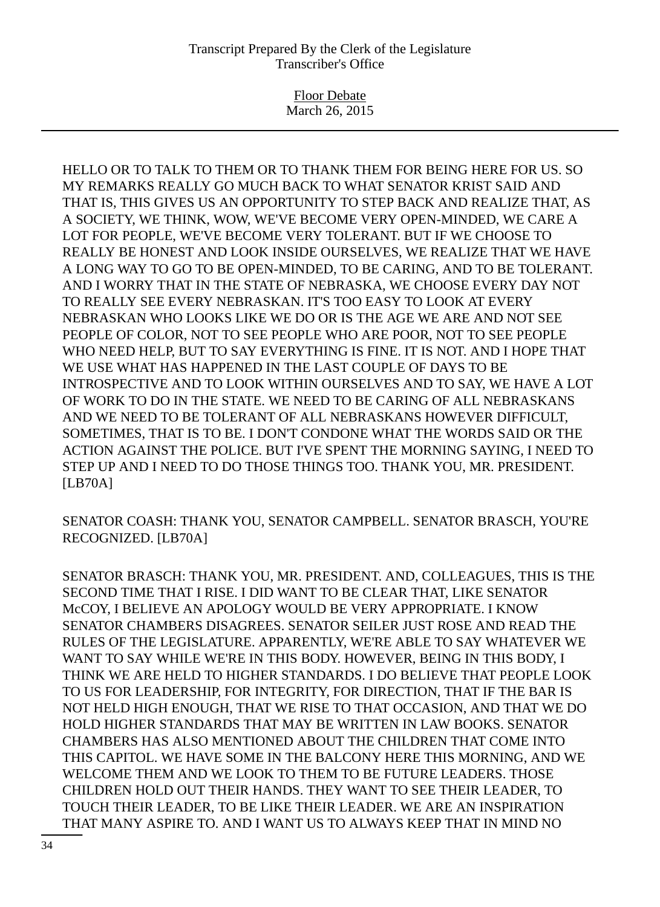HELLO OR TO TALK TO THEM OR TO THANK THEM FOR BEING HERE FOR US. SO MY REMARKS REALLY GO MUCH BACK TO WHAT SENATOR KRIST SAID AND THAT IS, THIS GIVES US AN OPPORTUNITY TO STEP BACK AND REALIZE THAT, AS A SOCIETY, WE THINK, WOW, WE'VE BECOME VERY OPEN-MINDED, WE CARE A LOT FOR PEOPLE, WE'VE BECOME VERY TOLERANT. BUT IF WE CHOOSE TO REALLY BE HONEST AND LOOK INSIDE OURSELVES, WE REALIZE THAT WE HAVE A LONG WAY TO GO TO BE OPEN-MINDED, TO BE CARING, AND TO BE TOLERANT. AND I WORRY THAT IN THE STATE OF NEBRASKA, WE CHOOSE EVERY DAY NOT TO REALLY SEE EVERY NEBRASKAN. IT'S TOO EASY TO LOOK AT EVERY NEBRASKAN WHO LOOKS LIKE WE DO OR IS THE AGE WE ARE AND NOT SEE PEOPLE OF COLOR, NOT TO SEE PEOPLE WHO ARE POOR, NOT TO SEE PEOPLE WHO NEED HELP, BUT TO SAY EVERYTHING IS FINE. IT IS NOT. AND I HOPE THAT WE USE WHAT HAS HAPPENED IN THE LAST COUPLE OF DAYS TO BE INTROSPECTIVE AND TO LOOK WITHIN OURSELVES AND TO SAY, WE HAVE A LOT OF WORK TO DO IN THE STATE. WE NEED TO BE CARING OF ALL NEBRASKANS AND WE NEED TO BE TOLERANT OF ALL NEBRASKANS HOWEVER DIFFICULT, SOMETIMES, THAT IS TO BE. I DON'T CONDONE WHAT THE WORDS SAID OR THE ACTION AGAINST THE POLICE. BUT I'VE SPENT THE MORNING SAYING, I NEED TO STEP UP AND I NEED TO DO THOSE THINGS TOO. THANK YOU, MR. PRESIDENT. [LB70A]

SENATOR COASH: THANK YOU, SENATOR CAMPBELL. SENATOR BRASCH, YOU'RE RECOGNIZED. [LB70A]

SENATOR BRASCH: THANK YOU, MR. PRESIDENT. AND, COLLEAGUES, THIS IS THE SECOND TIME THAT I RISE. I DID WANT TO BE CLEAR THAT, LIKE SENATOR McCOY, I BELIEVE AN APOLOGY WOULD BE VERY APPROPRIATE. I KNOW SENATOR CHAMBERS DISAGREES. SENATOR SEILER JUST ROSE AND READ THE RULES OF THE LEGISLATURE. APPARENTLY, WE'RE ABLE TO SAY WHATEVER WE WANT TO SAY WHILE WE'RE IN THIS BODY. HOWEVER, BEING IN THIS BODY, I THINK WE ARE HELD TO HIGHER STANDARDS. I DO BELIEVE THAT PEOPLE LOOK TO US FOR LEADERSHIP, FOR INTEGRITY, FOR DIRECTION, THAT IF THE BAR IS NOT HELD HIGH ENOUGH, THAT WE RISE TO THAT OCCASION, AND THAT WE DO HOLD HIGHER STANDARDS THAT MAY BE WRITTEN IN LAW BOOKS. SENATOR CHAMBERS HAS ALSO MENTIONED ABOUT THE CHILDREN THAT COME INTO THIS CAPITOL. WE HAVE SOME IN THE BALCONY HERE THIS MORNING, AND WE WELCOME THEM AND WE LOOK TO THEM TO BE FUTURE LEADERS. THOSE CHILDREN HOLD OUT THEIR HANDS. THEY WANT TO SEE THEIR LEADER, TO TOUCH THEIR LEADER, TO BE LIKE THEIR LEADER. WE ARE AN INSPIRATION THAT MANY ASPIRE TO. AND I WANT US TO ALWAYS KEEP THAT IN MIND NO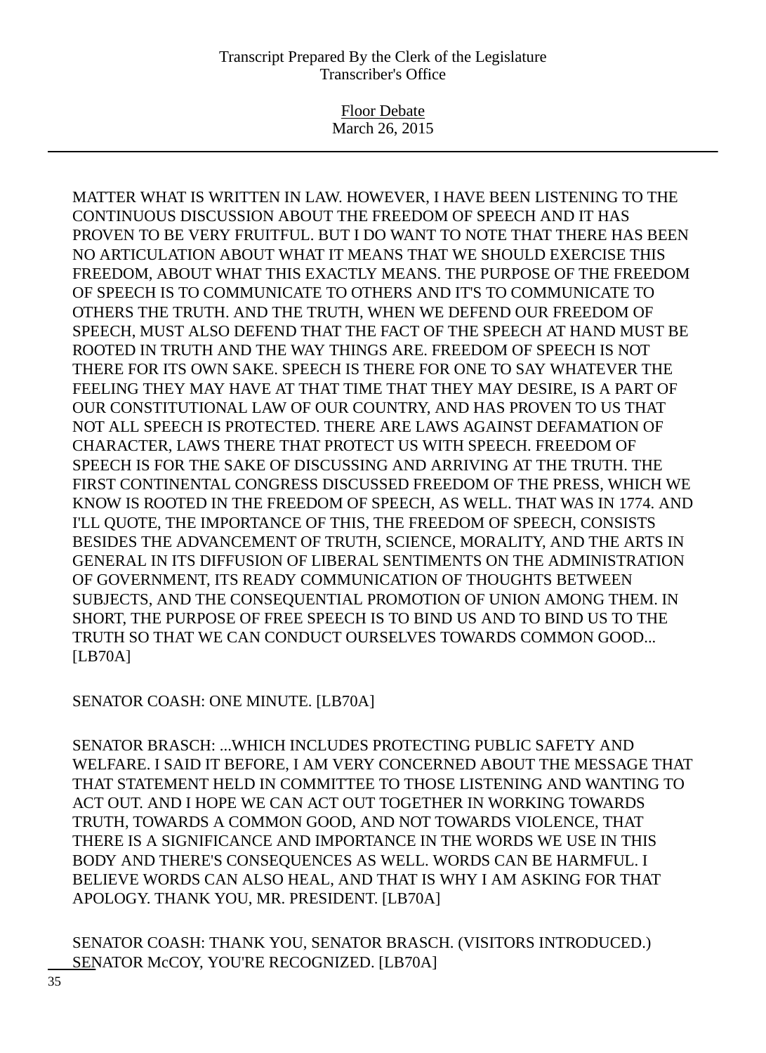MATTER WHAT IS WRITTEN IN LAW. HOWEVER, I HAVE BEEN LISTENING TO THE CONTINUOUS DISCUSSION ABOUT THE FREEDOM OF SPEECH AND IT HAS PROVEN TO BE VERY FRUITFUL. BUT I DO WANT TO NOTE THAT THERE HAS BEEN NO ARTICULATION ABOUT WHAT IT MEANS THAT WE SHOULD EXERCISE THIS FREEDOM, ABOUT WHAT THIS EXACTLY MEANS. THE PURPOSE OF THE FREEDOM OF SPEECH IS TO COMMUNICATE TO OTHERS AND IT'S TO COMMUNICATE TO OTHERS THE TRUTH. AND THE TRUTH, WHEN WE DEFEND OUR FREEDOM OF SPEECH, MUST ALSO DEFEND THAT THE FACT OF THE SPEECH AT HAND MUST BE ROOTED IN TRUTH AND THE WAY THINGS ARE. FREEDOM OF SPEECH IS NOT THERE FOR ITS OWN SAKE. SPEECH IS THERE FOR ONE TO SAY WHATEVER THE FEELING THEY MAY HAVE AT THAT TIME THAT THEY MAY DESIRE, IS A PART OF OUR CONSTITUTIONAL LAW OF OUR COUNTRY, AND HAS PROVEN TO US THAT NOT ALL SPEECH IS PROTECTED. THERE ARE LAWS AGAINST DEFAMATION OF CHARACTER, LAWS THERE THAT PROTECT US WITH SPEECH. FREEDOM OF SPEECH IS FOR THE SAKE OF DISCUSSING AND ARRIVING AT THE TRUTH. THE FIRST CONTINENTAL CONGRESS DISCUSSED FREEDOM OF THE PRESS, WHICH WE KNOW IS ROOTED IN THE FREEDOM OF SPEECH, AS WELL. THAT WAS IN 1774. AND I'LL QUOTE, THE IMPORTANCE OF THIS, THE FREEDOM OF SPEECH, CONSISTS BESIDES THE ADVANCEMENT OF TRUTH, SCIENCE, MORALITY, AND THE ARTS IN GENERAL IN ITS DIFFUSION OF LIBERAL SENTIMENTS ON THE ADMINISTRATION OF GOVERNMENT, ITS READY COMMUNICATION OF THOUGHTS BETWEEN SUBJECTS, AND THE CONSEQUENTIAL PROMOTION OF UNION AMONG THEM. IN SHORT, THE PURPOSE OF FREE SPEECH IS TO BIND US AND TO BIND US TO THE TRUTH SO THAT WE CAN CONDUCT OURSELVES TOWARDS COMMON GOOD... [LB70A]

SENATOR COASH: ONE MINUTE. [LB70A]

SENATOR BRASCH: ...WHICH INCLUDES PROTECTING PUBLIC SAFETY AND WELFARE. I SAID IT BEFORE, I AM VERY CONCERNED ABOUT THE MESSAGE THAT THAT STATEMENT HELD IN COMMITTEE TO THOSE LISTENING AND WANTING TO ACT OUT. AND I HOPE WE CAN ACT OUT TOGETHER IN WORKING TOWARDS TRUTH, TOWARDS A COMMON GOOD, AND NOT TOWARDS VIOLENCE, THAT THERE IS A SIGNIFICANCE AND IMPORTANCE IN THE WORDS WE USE IN THIS BODY AND THERE'S CONSEQUENCES AS WELL. WORDS CAN BE HARMFUL. I BELIEVE WORDS CAN ALSO HEAL, AND THAT IS WHY I AM ASKING FOR THAT APOLOGY. THANK YOU, MR. PRESIDENT. [LB70A]

SENATOR COASH: THANK YOU, SENATOR BRASCH. (VISITORS INTRODUCED.) SENATOR McCOY, YOU'RE RECOGNIZED. [LB70A]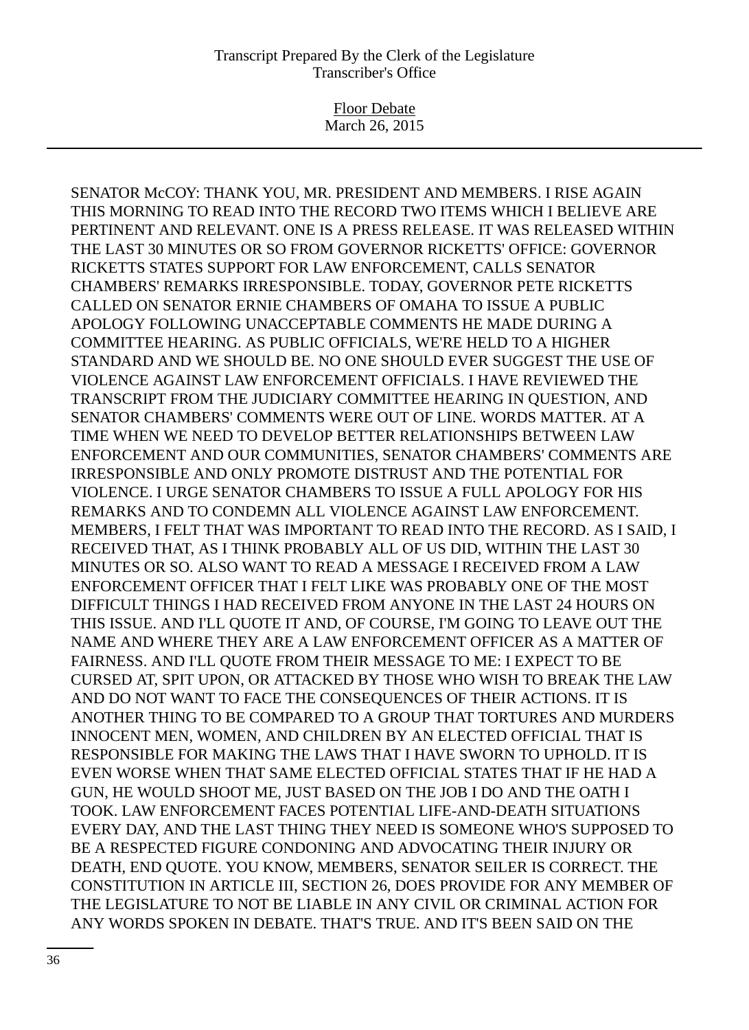SENATOR McCOY: THANK YOU, MR. PRESIDENT AND MEMBERS. I RISE AGAIN THIS MORNING TO READ INTO THE RECORD TWO ITEMS WHICH I BELIEVE ARE PERTINENT AND RELEVANT. ONE IS A PRESS RELEASE. IT WAS RELEASED WITHIN THE LAST 30 MINUTES OR SO FROM GOVERNOR RICKETTS' OFFICE: GOVERNOR RICKETTS STATES SUPPORT FOR LAW ENFORCEMENT, CALLS SENATOR CHAMBERS' REMARKS IRRESPONSIBLE. TODAY, GOVERNOR PETE RICKETTS CALLED ON SENATOR ERNIE CHAMBERS OF OMAHA TO ISSUE A PUBLIC APOLOGY FOLLOWING UNACCEPTABLE COMMENTS HE MADE DURING A COMMITTEE HEARING. AS PUBLIC OFFICIALS, WE'RE HELD TO A HIGHER STANDARD AND WE SHOULD BE. NO ONE SHOULD EVER SUGGEST THE USE OF VIOLENCE AGAINST LAW ENFORCEMENT OFFICIALS. I HAVE REVIEWED THE TRANSCRIPT FROM THE JUDICIARY COMMITTEE HEARING IN QUESTION, AND SENATOR CHAMBERS' COMMENTS WERE OUT OF LINE. WORDS MATTER. AT A TIME WHEN WE NEED TO DEVELOP BETTER RELATIONSHIPS BETWEEN LAW ENFORCEMENT AND OUR COMMUNITIES, SENATOR CHAMBERS' COMMENTS ARE IRRESPONSIBLE AND ONLY PROMOTE DISTRUST AND THE POTENTIAL FOR VIOLENCE. I URGE SENATOR CHAMBERS TO ISSUE A FULL APOLOGY FOR HIS REMARKS AND TO CONDEMN ALL VIOLENCE AGAINST LAW ENFORCEMENT. MEMBERS, I FELT THAT WAS IMPORTANT TO READ INTO THE RECORD. AS I SAID, I RECEIVED THAT, AS I THINK PROBABLY ALL OF US DID, WITHIN THE LAST 30 MINUTES OR SO. ALSO WANT TO READ A MESSAGE I RECEIVED FROM A LAW ENFORCEMENT OFFICER THAT I FELT LIKE WAS PROBABLY ONE OF THE MOST DIFFICULT THINGS I HAD RECEIVED FROM ANYONE IN THE LAST 24 HOURS ON THIS ISSUE. AND I'LL QUOTE IT AND, OF COURSE, I'M GOING TO LEAVE OUT THE NAME AND WHERE THEY ARE A LAW ENFORCEMENT OFFICER AS A MATTER OF FAIRNESS. AND I'LL QUOTE FROM THEIR MESSAGE TO ME: I EXPECT TO BE CURSED AT, SPIT UPON, OR ATTACKED BY THOSE WHO WISH TO BREAK THE LAW AND DO NOT WANT TO FACE THE CONSEQUENCES OF THEIR ACTIONS. IT IS ANOTHER THING TO BE COMPARED TO A GROUP THAT TORTURES AND MURDERS INNOCENT MEN, WOMEN, AND CHILDREN BY AN ELECTED OFFICIAL THAT IS RESPONSIBLE FOR MAKING THE LAWS THAT I HAVE SWORN TO UPHOLD. IT IS EVEN WORSE WHEN THAT SAME ELECTED OFFICIAL STATES THAT IF HE HAD A GUN, HE WOULD SHOOT ME, JUST BASED ON THE JOB I DO AND THE OATH I TOOK. LAW ENFORCEMENT FACES POTENTIAL LIFE-AND-DEATH SITUATIONS EVERY DAY, AND THE LAST THING THEY NEED IS SOMEONE WHO'S SUPPOSED TO BE A RESPECTED FIGURE CONDONING AND ADVOCATING THEIR INJURY OR DEATH, END QUOTE. YOU KNOW, MEMBERS, SENATOR SEILER IS CORRECT. THE CONSTITUTION IN ARTICLE III, SECTION 26, DOES PROVIDE FOR ANY MEMBER OF THE LEGISLATURE TO NOT BE LIABLE IN ANY CIVIL OR CRIMINAL ACTION FOR ANY WORDS SPOKEN IN DEBATE. THAT'S TRUE. AND IT'S BEEN SAID ON THE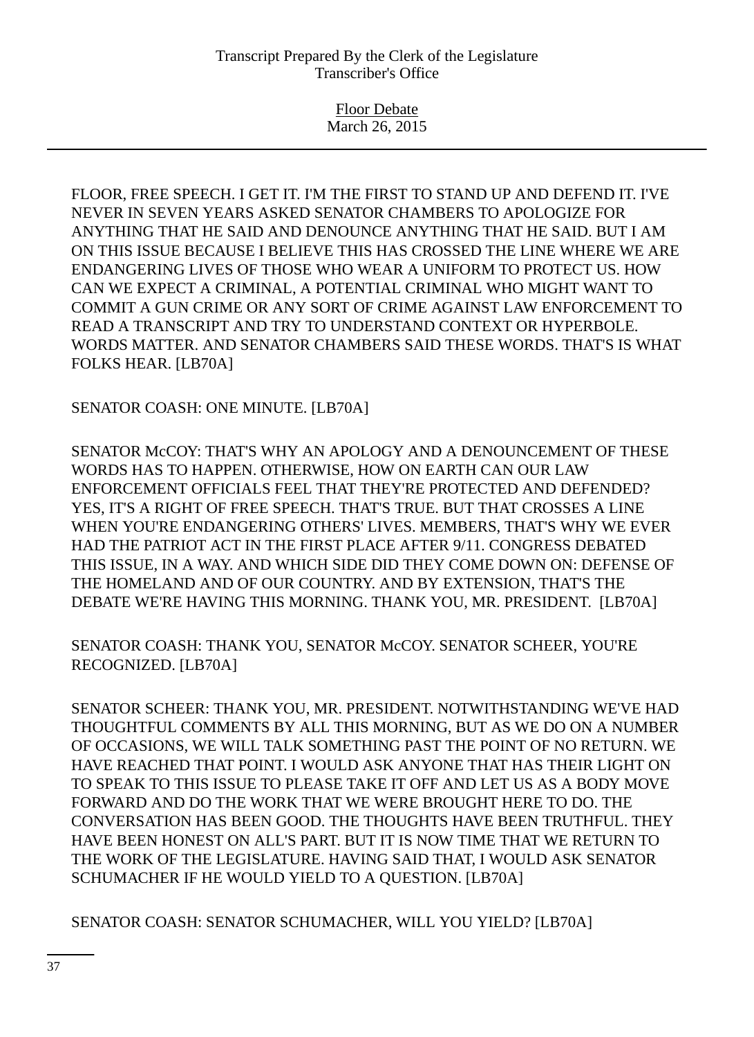FLOOR, FREE SPEECH. I GET IT. I'M THE FIRST TO STAND UP AND DEFEND IT. I'VE NEVER IN SEVEN YEARS ASKED SENATOR CHAMBERS TO APOLOGIZE FOR ANYTHING THAT HE SAID AND DENOUNCE ANYTHING THAT HE SAID. BUT I AM ON THIS ISSUE BECAUSE I BELIEVE THIS HAS CROSSED THE LINE WHERE WE ARE ENDANGERING LIVES OF THOSE WHO WEAR A UNIFORM TO PROTECT US. HOW CAN WE EXPECT A CRIMINAL, A POTENTIAL CRIMINAL WHO MIGHT WANT TO COMMIT A GUN CRIME OR ANY SORT OF CRIME AGAINST LAW ENFORCEMENT TO READ A TRANSCRIPT AND TRY TO UNDERSTAND CONTEXT OR HYPERBOLE. WORDS MATTER. AND SENATOR CHAMBERS SAID THESE WORDS. THAT'S IS WHAT FOLKS HEAR. [LB70A]

SENATOR COASH: ONE MINUTE. [LB70A]

SENATOR McCOY: THAT'S WHY AN APOLOGY AND A DENOUNCEMENT OF THESE WORDS HAS TO HAPPEN. OTHERWISE, HOW ON EARTH CAN OUR LAW ENFORCEMENT OFFICIALS FEEL THAT THEY'RE PROTECTED AND DEFENDED? YES, IT'S A RIGHT OF FREE SPEECH. THAT'S TRUE. BUT THAT CROSSES A LINE WHEN YOU'RE ENDANGERING OTHERS' LIVES. MEMBERS, THAT'S WHY WE EVER HAD THE PATRIOT ACT IN THE FIRST PLACE AFTER 9/11. CONGRESS DEBATED THIS ISSUE, IN A WAY. AND WHICH SIDE DID THEY COME DOWN ON: DEFENSE OF THE HOMELAND AND OF OUR COUNTRY. AND BY EXTENSION, THAT'S THE DEBATE WE'RE HAVING THIS MORNING. THANK YOU, MR. PRESIDENT. [LB70A]

SENATOR COASH: THANK YOU, SENATOR McCOY. SENATOR SCHEER, YOU'RE RECOGNIZED. [LB70A]

SENATOR SCHEER: THANK YOU, MR. PRESIDENT. NOTWITHSTANDING WE'VE HAD THOUGHTFUL COMMENTS BY ALL THIS MORNING, BUT AS WE DO ON A NUMBER OF OCCASIONS, WE WILL TALK SOMETHING PAST THE POINT OF NO RETURN. WE HAVE REACHED THAT POINT. I WOULD ASK ANYONE THAT HAS THEIR LIGHT ON TO SPEAK TO THIS ISSUE TO PLEASE TAKE IT OFF AND LET US AS A BODY MOVE FORWARD AND DO THE WORK THAT WE WERE BROUGHT HERE TO DO. THE CONVERSATION HAS BEEN GOOD. THE THOUGHTS HAVE BEEN TRUTHFUL. THEY HAVE BEEN HONEST ON ALL'S PART. BUT IT IS NOW TIME THAT WE RETURN TO THE WORK OF THE LEGISLATURE. HAVING SAID THAT, I WOULD ASK SENATOR SCHUMACHER IF HE WOULD YIELD TO A QUESTION. [LB70A]

SENATOR COASH: SENATOR SCHUMACHER, WILL YOU YIELD? [LB70A]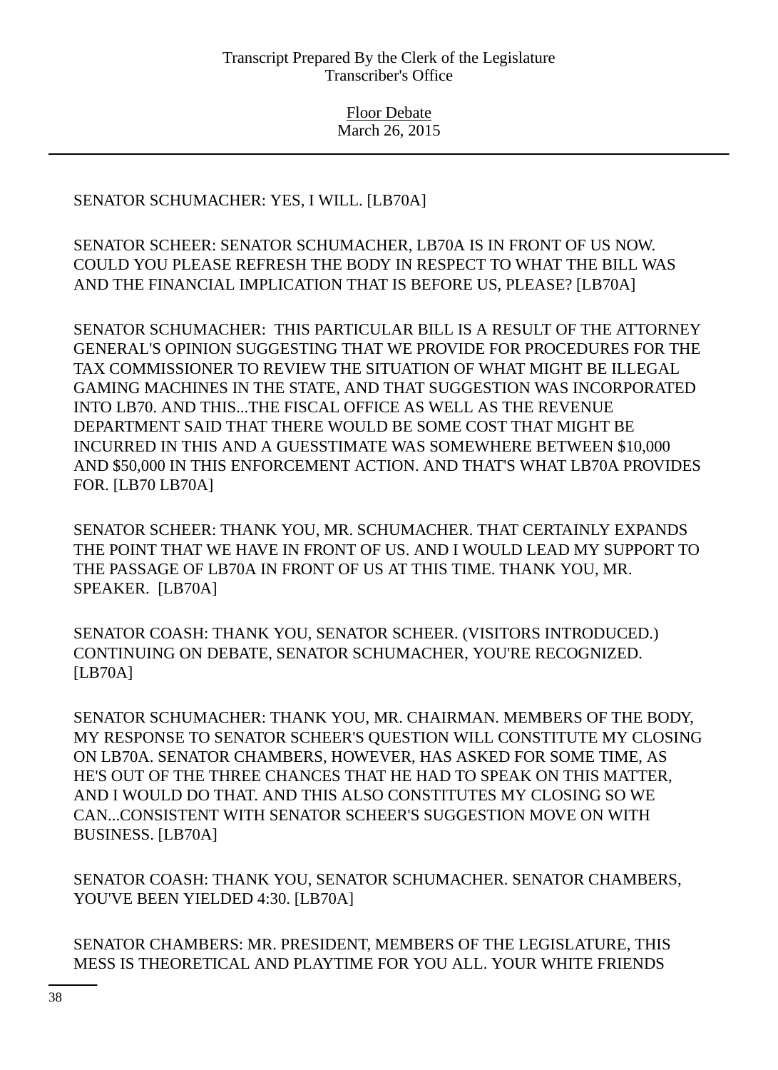SENATOR SCHUMACHER: YES, I WILL. [LB70A]

SENATOR SCHEER: SENATOR SCHUMACHER, LB70A IS IN FRONT OF US NOW. COULD YOU PLEASE REFRESH THE BODY IN RESPECT TO WHAT THE BILL WAS AND THE FINANCIAL IMPLICATION THAT IS BEFORE US, PLEASE? [LB70A]

SENATOR SCHUMACHER: THIS PARTICULAR BILL IS A RESULT OF THE ATTORNEY GENERAL'S OPINION SUGGESTING THAT WE PROVIDE FOR PROCEDURES FOR THE TAX COMMISSIONER TO REVIEW THE SITUATION OF WHAT MIGHT BE ILLEGAL GAMING MACHINES IN THE STATE, AND THAT SUGGESTION WAS INCORPORATED INTO LB70. AND THIS...THE FISCAL OFFICE AS WELL AS THE REVENUE DEPARTMENT SAID THAT THERE WOULD BE SOME COST THAT MIGHT BE INCURRED IN THIS AND A GUESSTIMATE WAS SOMEWHERE BETWEEN $10,000 AND $50,000 IN THIS ENFORCEMENT ACTION. AND THAT'S WHAT LB70A PROVIDES FOR. [LB70 LB70A]

SENATOR SCHEER: THANK YOU, MR. SCHUMACHER. THAT CERTAINLY EXPANDS THE POINT THAT WE HAVE IN FRONT OF US. AND I WOULD LEAD MY SUPPORT TO THE PASSAGE OF LB70A IN FRONT OF US AT THIS TIME. THANK YOU, MR. SPEAKER. [LB70A]

SENATOR COASH: THANK YOU, SENATOR SCHEER. (VISITORS INTRODUCED.) CONTINUING ON DEBATE, SENATOR SCHUMACHER, YOU'RE RECOGNIZED. [LB70A]

SENATOR SCHUMACHER: THANK YOU, MR. CHAIRMAN. MEMBERS OF THE BODY, MY RESPONSE TO SENATOR SCHEER'S QUESTION WILL CONSTITUTE MY CLOSING ON LB70A. SENATOR CHAMBERS, HOWEVER, HAS ASKED FOR SOME TIME, AS HE'S OUT OF THE THREE CHANCES THAT HE HAD TO SPEAK ON THIS MATTER, AND I WOULD DO THAT. AND THIS ALSO CONSTITUTES MY CLOSING SO WE CAN...CONSISTENT WITH SENATOR SCHEER'S SUGGESTION MOVE ON WITH BUSINESS. [LB70A]

SENATOR COASH: THANK YOU, SENATOR SCHUMACHER. SENATOR CHAMBERS, YOU'VE BEEN YIELDED 4:30. [LB70A]

SENATOR CHAMBERS: MR. PRESIDENT, MEMBERS OF THE LEGISLATURE, THIS MESS IS THEORETICAL AND PLAYTIME FOR YOU ALL. YOUR WHITE FRIENDS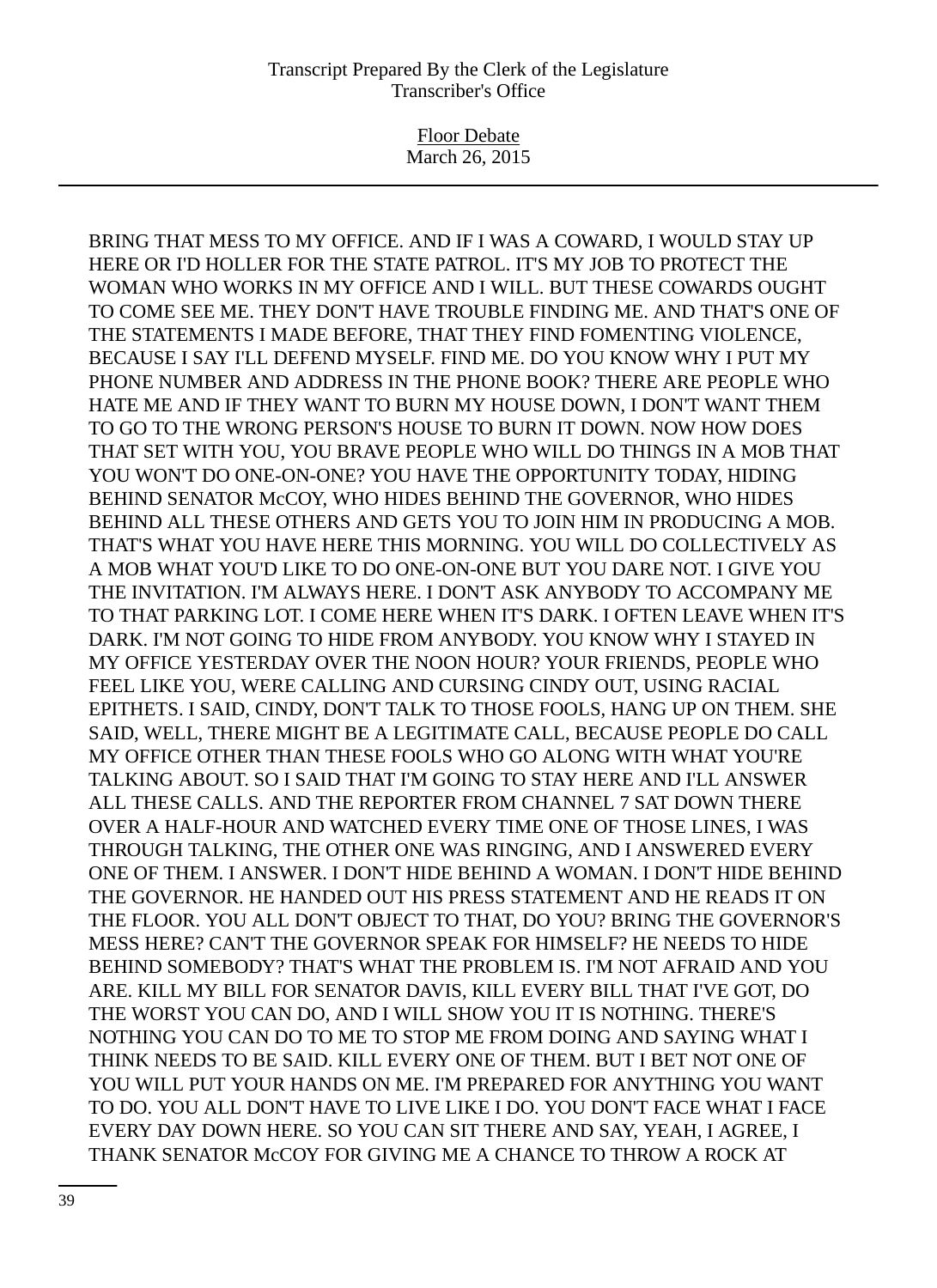BRING THAT MESS TO MY OFFICE. AND IF I WAS A COWARD, I WOULD STAY UP HERE OR I'D HOLLER FOR THE STATE PATROL. IT'S MY JOB TO PROTECT THE WOMAN WHO WORKS IN MY OFFICE AND I WILL. BUT THESE COWARDS OUGHT TO COME SEE ME. THEY DON'T HAVE TROUBLE FINDING ME. AND THAT'S ONE OF THE STATEMENTS I MADE BEFORE, THAT THEY FIND FOMENTING VIOLENCE, BECAUSE I SAY I'LL DEFEND MYSELF. FIND ME. DO YOU KNOW WHY I PUT MY PHONE NUMBER AND ADDRESS IN THE PHONE BOOK? THERE ARE PEOPLE WHO HATE ME AND IF THEY WANT TO BURN MY HOUSE DOWN, I DON'T WANT THEM TO GO TO THE WRONG PERSON'S HOUSE TO BURN IT DOWN. NOW HOW DOES THAT SET WITH YOU, YOU BRAVE PEOPLE WHO WILL DO THINGS IN A MOB THAT YOU WON'T DO ONE-ON-ONE? YOU HAVE THE OPPORTUNITY TODAY, HIDING BEHIND SENATOR McCOY, WHO HIDES BEHIND THE GOVERNOR, WHO HIDES BEHIND ALL THESE OTHERS AND GETS YOU TO JOIN HIM IN PRODUCING A MOB. THAT'S WHAT YOU HAVE HERE THIS MORNING. YOU WILL DO COLLECTIVELY AS A MOB WHAT YOU'D LIKE TO DO ONE-ON-ONE BUT YOU DARE NOT. I GIVE YOU THE INVITATION. I'M ALWAYS HERE. I DON'T ASK ANYBODY TO ACCOMPANY ME TO THAT PARKING LOT. I COME HERE WHEN IT'S DARK. I OFTEN LEAVE WHEN IT'S DARK. I'M NOT GOING TO HIDE FROM ANYBODY. YOU KNOW WHY I STAYED IN MY OFFICE YESTERDAY OVER THE NOON HOUR? YOUR FRIENDS, PEOPLE WHO FEEL LIKE YOU, WERE CALLING AND CURSING CINDY OUT, USING RACIAL EPITHETS. I SAID, CINDY, DON'T TALK TO THOSE FOOLS, HANG UP ON THEM. SHE SAID, WELL, THERE MIGHT BE A LEGITIMATE CALL, BECAUSE PEOPLE DO CALL MY OFFICE OTHER THAN THESE FOOLS WHO GO ALONG WITH WHAT YOU'RE TALKING ABOUT. SO I SAID THAT I'M GOING TO STAY HERE AND I'LL ANSWER ALL THESE CALLS. AND THE REPORTER FROM CHANNEL 7 SAT DOWN THERE OVER A HALF-HOUR AND WATCHED EVERY TIME ONE OF THOSE LINES, I WAS THROUGH TALKING, THE OTHER ONE WAS RINGING, AND I ANSWERED EVERY ONE OF THEM. I ANSWER. I DON'T HIDE BEHIND A WOMAN. I DON'T HIDE BEHIND THE GOVERNOR. HE HANDED OUT HIS PRESS STATEMENT AND HE READS IT ON THE FLOOR. YOU ALL DON'T OBJECT TO THAT, DO YOU? BRING THE GOVERNOR'S MESS HERE? CAN'T THE GOVERNOR SPEAK FOR HIMSELF? HE NEEDS TO HIDE BEHIND SOMEBODY? THAT'S WHAT THE PROBLEM IS. I'M NOT AFRAID AND YOU ARE. KILL MY BILL FOR SENATOR DAVIS, KILL EVERY BILL THAT I'VE GOT, DO THE WORST YOU CAN DO, AND I WILL SHOW YOU IT IS NOTHING. THERE'S NOTHING YOU CAN DO TO ME TO STOP ME FROM DOING AND SAYING WHAT I THINK NEEDS TO BE SAID. KILL EVERY ONE OF THEM. BUT I BET NOT ONE OF YOU WILL PUT YOUR HANDS ON ME. I'M PREPARED FOR ANYTHING YOU WANT TO DO. YOU ALL DON'T HAVE TO LIVE LIKE I DO. YOU DON'T FACE WHAT I FACE EVERY DAY DOWN HERE. SO YOU CAN SIT THERE AND SAY, YEAH, I AGREE, I THANK SENATOR McCOY FOR GIVING ME A CHANCE TO THROW A ROCK AT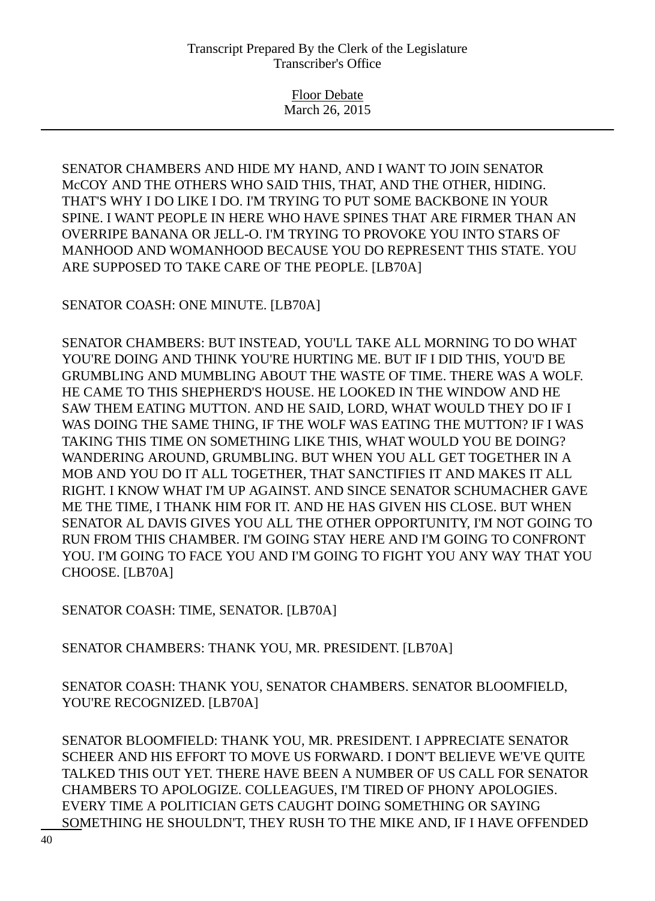SENATOR CHAMBERS AND HIDE MY HAND, AND I WANT TO JOIN SENATOR McCOY AND THE OTHERS WHO SAID THIS, THAT, AND THE OTHER, HIDING. THAT'S WHY I DO LIKE I DO. I'M TRYING TO PUT SOME BACKBONE IN YOUR SPINE. I WANT PEOPLE IN HERE WHO HAVE SPINES THAT ARE FIRMER THAN AN OVERRIPE BANANA OR JELL-O. I'M TRYING TO PROVOKE YOU INTO STARS OF MANHOOD AND WOMANHOOD BECAUSE YOU DO REPRESENT THIS STATE. YOU ARE SUPPOSED TO TAKE CARE OF THE PEOPLE. [LB70A]

SENATOR COASH: ONE MINUTE. [LB70A]

SENATOR CHAMBERS: BUT INSTEAD, YOU'LL TAKE ALL MORNING TO DO WHAT YOU'RE DOING AND THINK YOU'RE HURTING ME. BUT IF I DID THIS, YOU'D BE GRUMBLING AND MUMBLING ABOUT THE WASTE OF TIME. THERE WAS A WOLF. HE CAME TO THIS SHEPHERD'S HOUSE. HE LOOKED IN THE WINDOW AND HE SAW THEM EATING MUTTON. AND HE SAID, LORD, WHAT WOULD THEY DO IF I WAS DOING THE SAME THING, IF THE WOLF WAS EATING THE MUTTON? IF I WAS TAKING THIS TIME ON SOMETHING LIKE THIS, WHAT WOULD YOU BE DOING? WANDERING AROUND, GRUMBLING. BUT WHEN YOU ALL GET TOGETHER IN A MOB AND YOU DO IT ALL TOGETHER, THAT SANCTIFIES IT AND MAKES IT ALL RIGHT. I KNOW WHAT I'M UP AGAINST. AND SINCE SENATOR SCHUMACHER GAVE ME THE TIME, I THANK HIM FOR IT. AND HE HAS GIVEN HIS CLOSE. BUT WHEN SENATOR AL DAVIS GIVES YOU ALL THE OTHER OPPORTUNITY, I'M NOT GOING TO RUN FROM THIS CHAMBER. I'M GOING STAY HERE AND I'M GOING TO CONFRONT YOU. I'M GOING TO FACE YOU AND I'M GOING TO FIGHT YOU ANY WAY THAT YOU CHOOSE. [LB70A]

SENATOR COASH: TIME, SENATOR. [LB70A]

SENATOR CHAMBERS: THANK YOU, MR. PRESIDENT. [LB70A]

SENATOR COASH: THANK YOU, SENATOR CHAMBERS. SENATOR BLOOMFIELD, YOU'RE RECOGNIZED. [LB70A]

SENATOR BLOOMFIELD: THANK YOU, MR. PRESIDENT. I APPRECIATE SENATOR SCHEER AND HIS EFFORT TO MOVE US FORWARD. I DON'T BELIEVE WE'VE QUITE TALKED THIS OUT YET. THERE HAVE BEEN A NUMBER OF US CALL FOR SENATOR CHAMBERS TO APOLOGIZE. COLLEAGUES, I'M TIRED OF PHONY APOLOGIES. EVERY TIME A POLITICIAN GETS CAUGHT DOING SOMETHING OR SAYING SOMETHING HE SHOULDN'T, THEY RUSH TO THE MIKE AND, IF I HAVE OFFENDED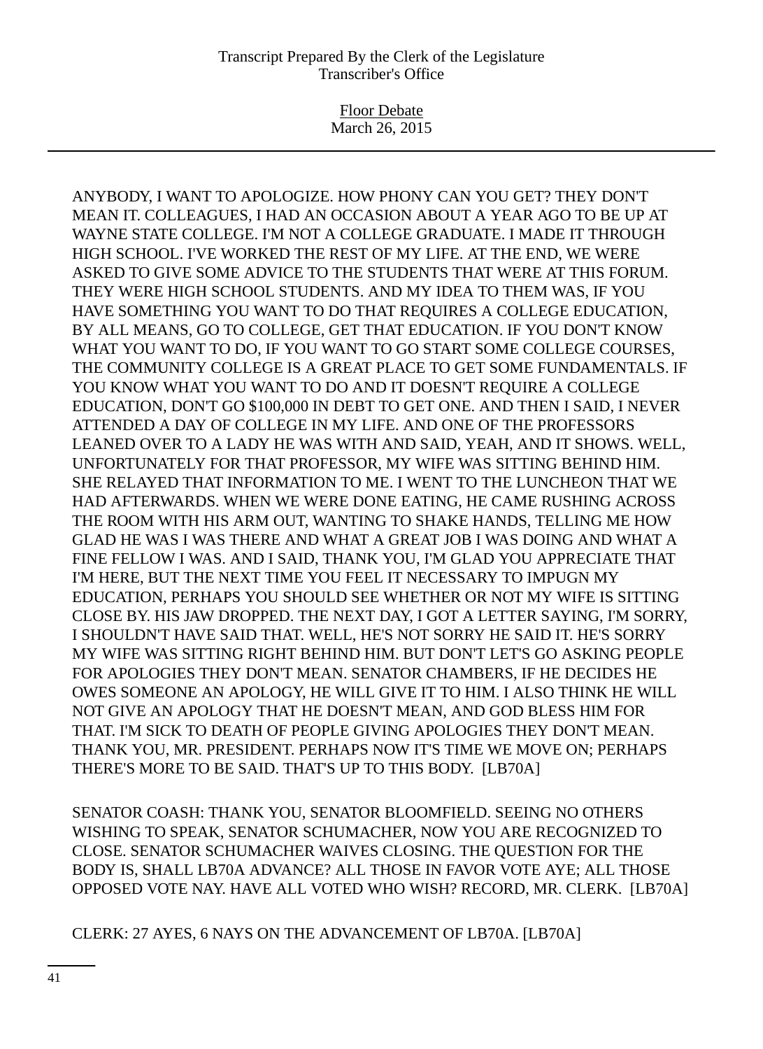ANYBODY, I WANT TO APOLOGIZE. HOW PHONY CAN YOU GET? THEY DON'T MEAN IT. COLLEAGUES, I HAD AN OCCASION ABOUT A YEAR AGO TO BE UP AT WAYNE STATE COLLEGE. I'M NOT A COLLEGE GRADUATE. I MADE IT THROUGH HIGH SCHOOL. I'VE WORKED THE REST OF MY LIFE. AT THE END, WE WERE ASKED TO GIVE SOME ADVICE TO THE STUDENTS THAT WERE AT THIS FORUM. THEY WERE HIGH SCHOOL STUDENTS. AND MY IDEA TO THEM WAS, IF YOU HAVE SOMETHING YOU WANT TO DO THAT REQUIRES A COLLEGE EDUCATION, BY ALL MEANS, GO TO COLLEGE, GET THAT EDUCATION. IF YOU DON'T KNOW WHAT YOU WANT TO DO, IF YOU WANT TO GO START SOME COLLEGE COURSES, THE COMMUNITY COLLEGE IS A GREAT PLACE TO GET SOME FUNDAMENTALS. IF YOU KNOW WHAT YOU WANT TO DO AND IT DOESN'T REQUIRE A COLLEGE EDUCATION, DON'T GO $100,000 IN DEBT TO GET ONE. AND THEN I SAID, I NEVER ATTENDED A DAY OF COLLEGE IN MY LIFE. AND ONE OF THE PROFESSORS LEANED OVER TO A LADY HE WAS WITH AND SAID, YEAH, AND IT SHOWS. WELL, UNFORTUNATELY FOR THAT PROFESSOR, MY WIFE WAS SITTING BEHIND HIM. SHE RELAYED THAT INFORMATION TO ME. I WENT TO THE LUNCHEON THAT WE HAD AFTERWARDS. WHEN WE WERE DONE EATING, HE CAME RUSHING ACROSS THE ROOM WITH HIS ARM OUT, WANTING TO SHAKE HANDS, TELLING ME HOW GLAD HE WAS I WAS THERE AND WHAT A GREAT JOB I WAS DOING AND WHAT A FINE FELLOW I WAS. AND I SAID, THANK YOU, I'M GLAD YOU APPRECIATE THAT I'M HERE, BUT THE NEXT TIME YOU FEEL IT NECESSARY TO IMPUGN MY EDUCATION, PERHAPS YOU SHOULD SEE WHETHER OR NOT MY WIFE IS SITTING CLOSE BY. HIS JAW DROPPED. THE NEXT DAY, I GOT A LETTER SAYING, I'M SORRY, I SHOULDN'T HAVE SAID THAT. WELL, HE'S NOT SORRY HE SAID IT. HE'S SORRY MY WIFE WAS SITTING RIGHT BEHIND HIM. BUT DON'T LET'S GO ASKING PEOPLE FOR APOLOGIES THEY DON'T MEAN. SENATOR CHAMBERS, IF HE DECIDES HE OWES SOMEONE AN APOLOGY, HE WILL GIVE IT TO HIM. I ALSO THINK HE WILL NOT GIVE AN APOLOGY THAT HE DOESN'T MEAN, AND GOD BLESS HIM FOR THAT. I'M SICK TO DEATH OF PEOPLE GIVING APOLOGIES THEY DON'T MEAN. THANK YOU, MR. PRESIDENT. PERHAPS NOW IT'S TIME WE MOVE ON; PERHAPS THERE'S MORE TO BE SAID. THAT'S UP TO THIS BODY. [LB70A]

SENATOR COASH: THANK YOU, SENATOR BLOOMFIELD. SEEING NO OTHERS WISHING TO SPEAK, SENATOR SCHUMACHER, NOW YOU ARE RECOGNIZED TO CLOSE. SENATOR SCHUMACHER WAIVES CLOSING. THE QUESTION FOR THE BODY IS, SHALL LB70A ADVANCE? ALL THOSE IN FAVOR VOTE AYE; ALL THOSE OPPOSED VOTE NAY. HAVE ALL VOTED WHO WISH? RECORD, MR. CLERK. [LB70A]

CLERK: 27 AYES, 6 NAYS ON THE ADVANCEMENT OF LB70A. [LB70A]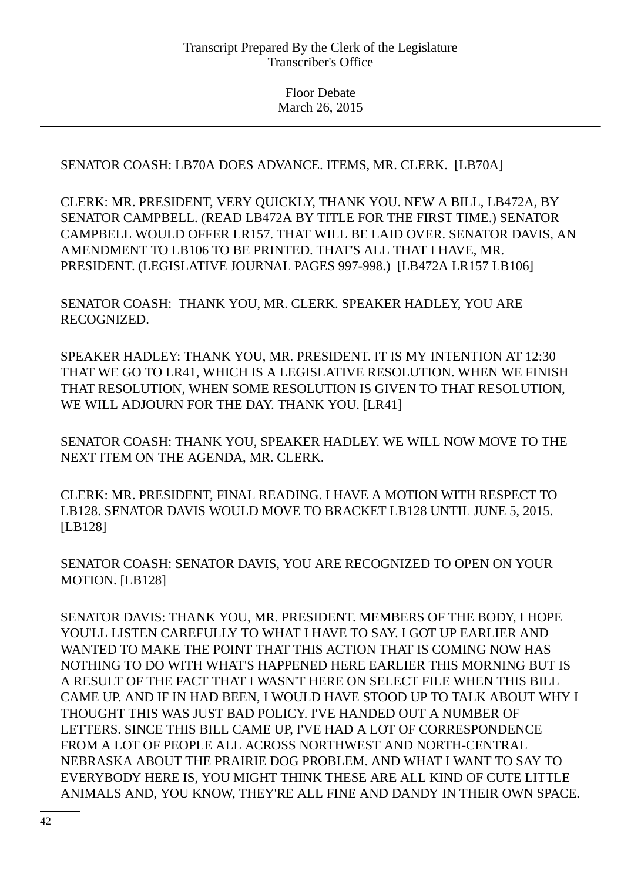SENATOR COASH: LB70A DOES ADVANCE. ITEMS, MR. CLERK. [LB70A]

CLERK: MR. PRESIDENT, VERY QUICKLY, THANK YOU. NEW A BILL, LB472A, BY SENATOR CAMPBELL. (READ LB472A BY TITLE FOR THE FIRST TIME.) SENATOR CAMPBELL WOULD OFFER LR157. THAT WILL BE LAID OVER. SENATOR DAVIS, AN AMENDMENT TO LB106 TO BE PRINTED. THAT'S ALL THAT I HAVE, MR. PRESIDENT. (LEGISLATIVE JOURNAL PAGES 997-998.) [LB472A LR157 LB106]

SENATOR COASH: THANK YOU, MR. CLERK. SPEAKER HADLEY, YOU ARE RECOGNIZED.

SPEAKER HADLEY: THANK YOU, MR. PRESIDENT. IT IS MY INTENTION AT 12:30 THAT WE GO TO LR41, WHICH IS A LEGISLATIVE RESOLUTION. WHEN WE FINISH THAT RESOLUTION, WHEN SOME RESOLUTION IS GIVEN TO THAT RESOLUTION, WE WILL ADJOURN FOR THE DAY. THANK YOU. [LR41]

SENATOR COASH: THANK YOU, SPEAKER HADLEY. WE WILL NOW MOVE TO THE NEXT ITEM ON THE AGENDA, MR. CLERK.

CLERK: MR. PRESIDENT, FINAL READING. I HAVE A MOTION WITH RESPECT TO LB128. SENATOR DAVIS WOULD MOVE TO BRACKET LB128 UNTIL JUNE 5, 2015. [LB128]

SENATOR COASH: SENATOR DAVIS, YOU ARE RECOGNIZED TO OPEN ON YOUR MOTION. [LB128]

SENATOR DAVIS: THANK YOU, MR. PRESIDENT. MEMBERS OF THE BODY, I HOPE YOU'LL LISTEN CAREFULLY TO WHAT I HAVE TO SAY. I GOT UP EARLIER AND WANTED TO MAKE THE POINT THAT THIS ACTION THAT IS COMING NOW HAS NOTHING TO DO WITH WHAT'S HAPPENED HERE EARLIER THIS MORNING BUT IS A RESULT OF THE FACT THAT I WASN'T HERE ON SELECT FILE WHEN THIS BILL CAME UP. AND IF IN HAD BEEN, I WOULD HAVE STOOD UP TO TALK ABOUT WHY I THOUGHT THIS WAS JUST BAD POLICY. I'VE HANDED OUT A NUMBER OF LETTERS. SINCE THIS BILL CAME UP, I'VE HAD A LOT OF CORRESPONDENCE FROM A LOT OF PEOPLE ALL ACROSS NORTHWEST AND NORTH-CENTRAL NEBRASKA ABOUT THE PRAIRIE DOG PROBLEM. AND WHAT I WANT TO SAY TO EVERYBODY HERE IS, YOU MIGHT THINK THESE ARE ALL KIND OF CUTE LITTLE ANIMALS AND, YOU KNOW, THEY'RE ALL FINE AND DANDY IN THEIR OWN SPACE.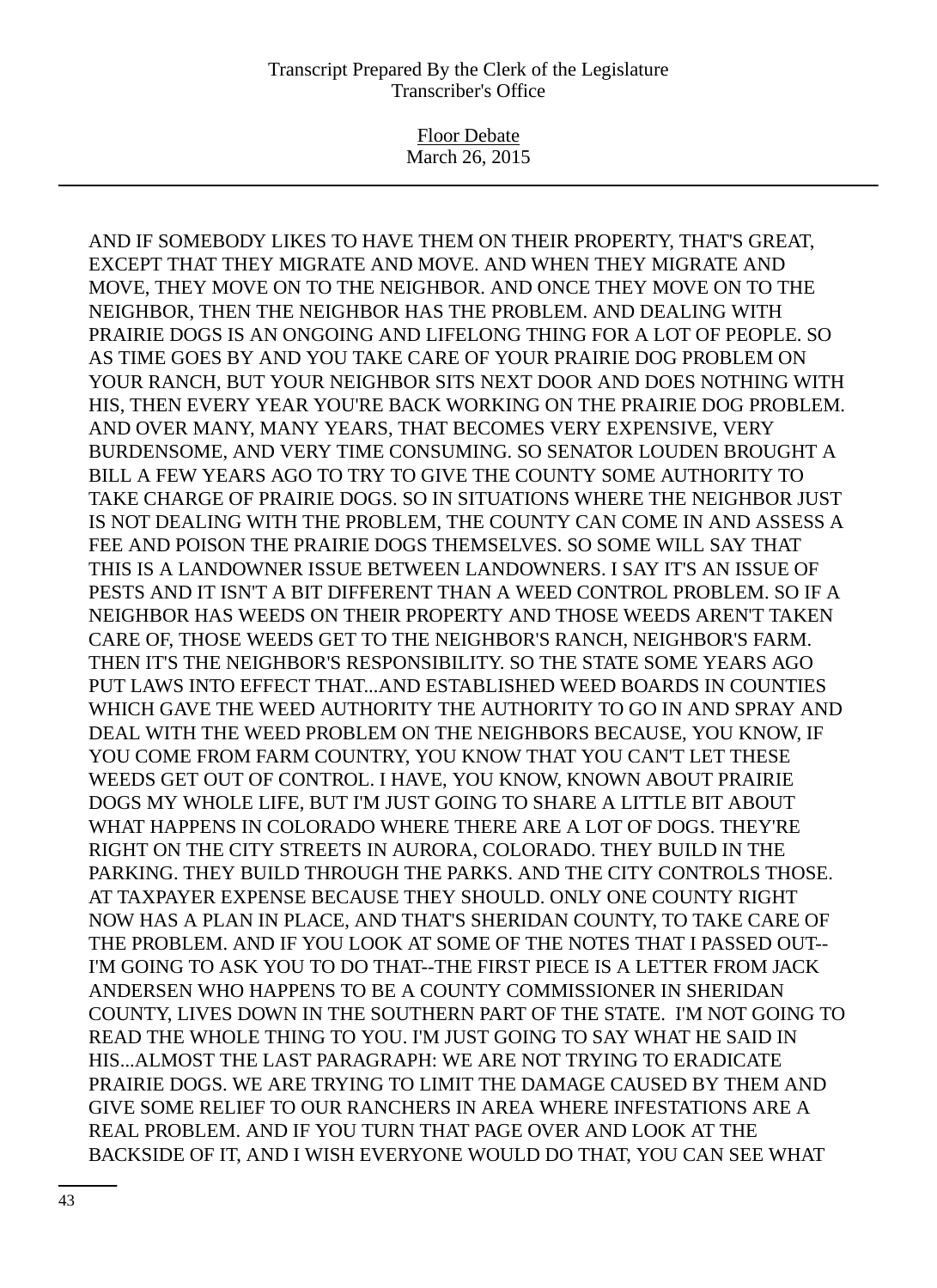AND IF SOMEBODY LIKES TO HAVE THEM ON THEIR PROPERTY, THAT'S GREAT, EXCEPT THAT THEY MIGRATE AND MOVE. AND WHEN THEY MIGRATE AND MOVE, THEY MOVE ON TO THE NEIGHBOR. AND ONCE THEY MOVE ON TO THE NEIGHBOR, THEN THE NEIGHBOR HAS THE PROBLEM. AND DEALING WITH PRAIRIE DOGS IS AN ONGOING AND LIFELONG THING FOR A LOT OF PEOPLE. SO AS TIME GOES BY AND YOU TAKE CARE OF YOUR PRAIRIE DOG PROBLEM ON YOUR RANCH, BUT YOUR NEIGHBOR SITS NEXT DOOR AND DOES NOTHING WITH HIS, THEN EVERY YEAR YOU'RE BACK WORKING ON THE PRAIRIE DOG PROBLEM. AND OVER MANY, MANY YEARS, THAT BECOMES VERY EXPENSIVE, VERY BURDENSOME, AND VERY TIME CONSUMING. SO SENATOR LOUDEN BROUGHT A BILL A FEW YEARS AGO TO TRY TO GIVE THE COUNTY SOME AUTHORITY TO TAKE CHARGE OF PRAIRIE DOGS. SO IN SITUATIONS WHERE THE NEIGHBOR JUST IS NOT DEALING WITH THE PROBLEM, THE COUNTY CAN COME IN AND ASSESS A FEE AND POISON THE PRAIRIE DOGS THEMSELVES. SO SOME WILL SAY THAT THIS IS A LANDOWNER ISSUE BETWEEN LANDOWNERS. I SAY IT'S AN ISSUE OF PESTS AND IT ISN'T A BIT DIFFERENT THAN A WEED CONTROL PROBLEM. SO IF A NEIGHBOR HAS WEEDS ON THEIR PROPERTY AND THOSE WEEDS AREN'T TAKEN CARE OF, THOSE WEEDS GET TO THE NEIGHBOR'S RANCH, NEIGHBOR'S FARM. THEN IT'S THE NEIGHBOR'S RESPONSIBILITY. SO THE STATE SOME YEARS AGO PUT LAWS INTO EFFECT THAT...AND ESTABLISHED WEED BOARDS IN COUNTIES WHICH GAVE THE WEED AUTHORITY THE AUTHORITY TO GO IN AND SPRAY AND DEAL WITH THE WEED PROBLEM ON THE NEIGHBORS BECAUSE, YOU KNOW, IF YOU COME FROM FARM COUNTRY, YOU KNOW THAT YOU CAN'T LET THESE WEEDS GET OUT OF CONTROL. I HAVE, YOU KNOW, KNOWN ABOUT PRAIRIE DOGS MY WHOLE LIFE, BUT I'M JUST GOING TO SHARE A LITTLE BIT ABOUT WHAT HAPPENS IN COLORADO WHERE THERE ARE A LOT OF DOGS. THEY'RE RIGHT ON THE CITY STREETS IN AURORA, COLORADO. THEY BUILD IN THE PARKING. THEY BUILD THROUGH THE PARKS. AND THE CITY CONTROLS THOSE. AT TAXPAYER EXPENSE BECAUSE THEY SHOULD. ONLY ONE COUNTY RIGHT NOW HAS A PLAN IN PLACE, AND THAT'S SHERIDAN COUNTY, TO TAKE CARE OF THE PROBLEM. AND IF YOU LOOK AT SOME OF THE NOTES THAT I PASSED OUT--I'M GOING TO ASK YOU TO DO THAT--THE FIRST PIECE IS A LETTER FROM JACK ANDERSEN WHO HAPPENS TO BE A COUNTY COMMISSIONER IN SHERIDAN COUNTY, LIVES DOWN IN THE SOUTHERN PART OF THE STATE. I'M NOT GOING TO READ THE WHOLE THING TO YOU. I'M JUST GOING TO SAY WHAT HE SAID IN HIS...ALMOST THE LAST PARAGRAPH: WE ARE NOT TRYING TO ERADICATE PRAIRIE DOGS. WE ARE TRYING TO LIMIT THE DAMAGE CAUSED BY THEM AND GIVE SOME RELIEF TO OUR RANCHERS IN AREA WHERE INFESTATIONS ARE A REAL PROBLEM. AND IF YOU TURN THAT PAGE OVER AND LOOK AT THE BACKSIDE OF IT, AND I WISH EVERYONE WOULD DO THAT, YOU CAN SEE WHAT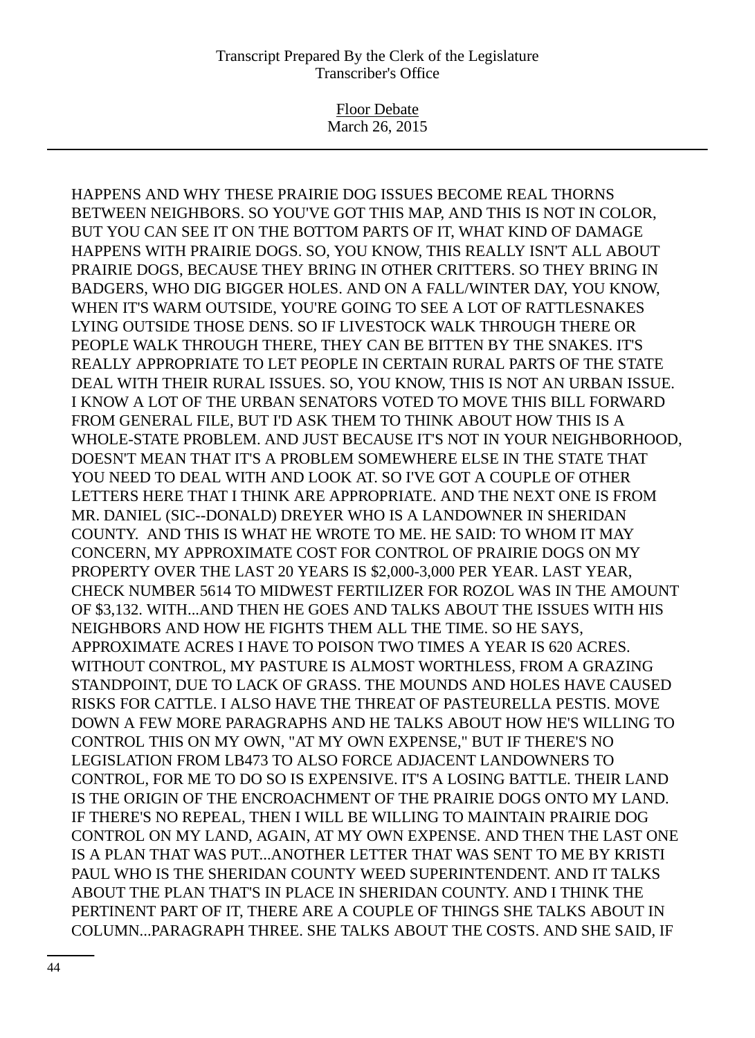HAPPENS AND WHY THESE PRAIRIE DOG ISSUES BECOME REAL THORNS BETWEEN NEIGHBORS. SO YOU'VE GOT THIS MAP, AND THIS IS NOT IN COLOR, BUT YOU CAN SEE IT ON THE BOTTOM PARTS OF IT, WHAT KIND OF DAMAGE HAPPENS WITH PRAIRIE DOGS. SO, YOU KNOW, THIS REALLY ISN'T ALL ABOUT PRAIRIE DOGS, BECAUSE THEY BRING IN OTHER CRITTERS. SO THEY BRING IN BADGERS, WHO DIG BIGGER HOLES. AND ON A FALL/WINTER DAY, YOU KNOW, WHEN IT'S WARM OUTSIDE, YOU'RE GOING TO SEE A LOT OF RATTLESNAKES LYING OUTSIDE THOSE DENS. SO IF LIVESTOCK WALK THROUGH THERE OR PEOPLE WALK THROUGH THERE, THEY CAN BE BITTEN BY THE SNAKES. IT'S REALLY APPROPRIATE TO LET PEOPLE IN CERTAIN RURAL PARTS OF THE STATE DEAL WITH THEIR RURAL ISSUES. SO, YOU KNOW, THIS IS NOT AN URBAN ISSUE. I KNOW A LOT OF THE URBAN SENATORS VOTED TO MOVE THIS BILL FORWARD FROM GENERAL FILE, BUT I'D ASK THEM TO THINK ABOUT HOW THIS IS A WHOLE-STATE PROBLEM. AND JUST BECAUSE IT'S NOT IN YOUR NEIGHBORHOOD, DOESN'T MEAN THAT IT'S A PROBLEM SOMEWHERE ELSE IN THE STATE THAT YOU NEED TO DEAL WITH AND LOOK AT. SO I'VE GOT A COUPLE OF OTHER LETTERS HERE THAT I THINK ARE APPROPRIATE. AND THE NEXT ONE IS FROM MR. DANIEL (SIC--DONALD) DREYER WHO IS A LANDOWNER IN SHERIDAN COUNTY. AND THIS IS WHAT HE WROTE TO ME. HE SAID: TO WHOM IT MAY CONCERN, MY APPROXIMATE COST FOR CONTROL OF PRAIRIE DOGS ON MY PROPERTY OVER THE LAST 20 YEARS IS $2,000-3,000 PER YEAR. LAST YEAR, CHECK NUMBER 5614 TO MIDWEST FERTILIZER FOR ROZOL WAS IN THE AMOUNT OF $3,132. WITH...AND THEN HE GOES AND TALKS ABOUT THE ISSUES WITH HIS NEIGHBORS AND HOW HE FIGHTS THEM ALL THE TIME. SO HE SAYS, APPROXIMATE ACRES I HAVE TO POISON TWO TIMES A YEAR IS 620 ACRES. WITHOUT CONTROL, MY PASTURE IS ALMOST WORTHLESS, FROM A GRAZING STANDPOINT, DUE TO LACK OF GRASS. THE MOUNDS AND HOLES HAVE CAUSED RISKS FOR CATTLE. I ALSO HAVE THE THREAT OF PASTEURELLA PESTIS. MOVE DOWN A FEW MORE PARAGRAPHS AND HE TALKS ABOUT HOW HE'S WILLING TO CONTROL THIS ON MY OWN, "AT MY OWN EXPENSE," BUT IF THERE'S NO LEGISLATION FROM LB473 TO ALSO FORCE ADJACENT LANDOWNERS TO CONTROL, FOR ME TO DO SO IS EXPENSIVE. IT'S A LOSING BATTLE. THEIR LAND IS THE ORIGIN OF THE ENCROACHMENT OF THE PRAIRIE DOGS ONTO MY LAND. IF THERE'S NO REPEAL, THEN I WILL BE WILLING TO MAINTAIN PRAIRIE DOG CONTROL ON MY LAND, AGAIN, AT MY OWN EXPENSE. AND THEN THE LAST ONE IS A PLAN THAT WAS PUT...ANOTHER LETTER THAT WAS SENT TO ME BY KRISTI PAUL WHO IS THE SHERIDAN COUNTY WEED SUPERINTENDENT. AND IT TALKS ABOUT THE PLAN THAT'S IN PLACE IN SHERIDAN COUNTY. AND I THINK THE PERTINENT PART OF IT, THERE ARE A COUPLE OF THINGS SHE TALKS ABOUT IN COLUMN...PARAGRAPH THREE. SHE TALKS ABOUT THE COSTS. AND SHE SAID, IF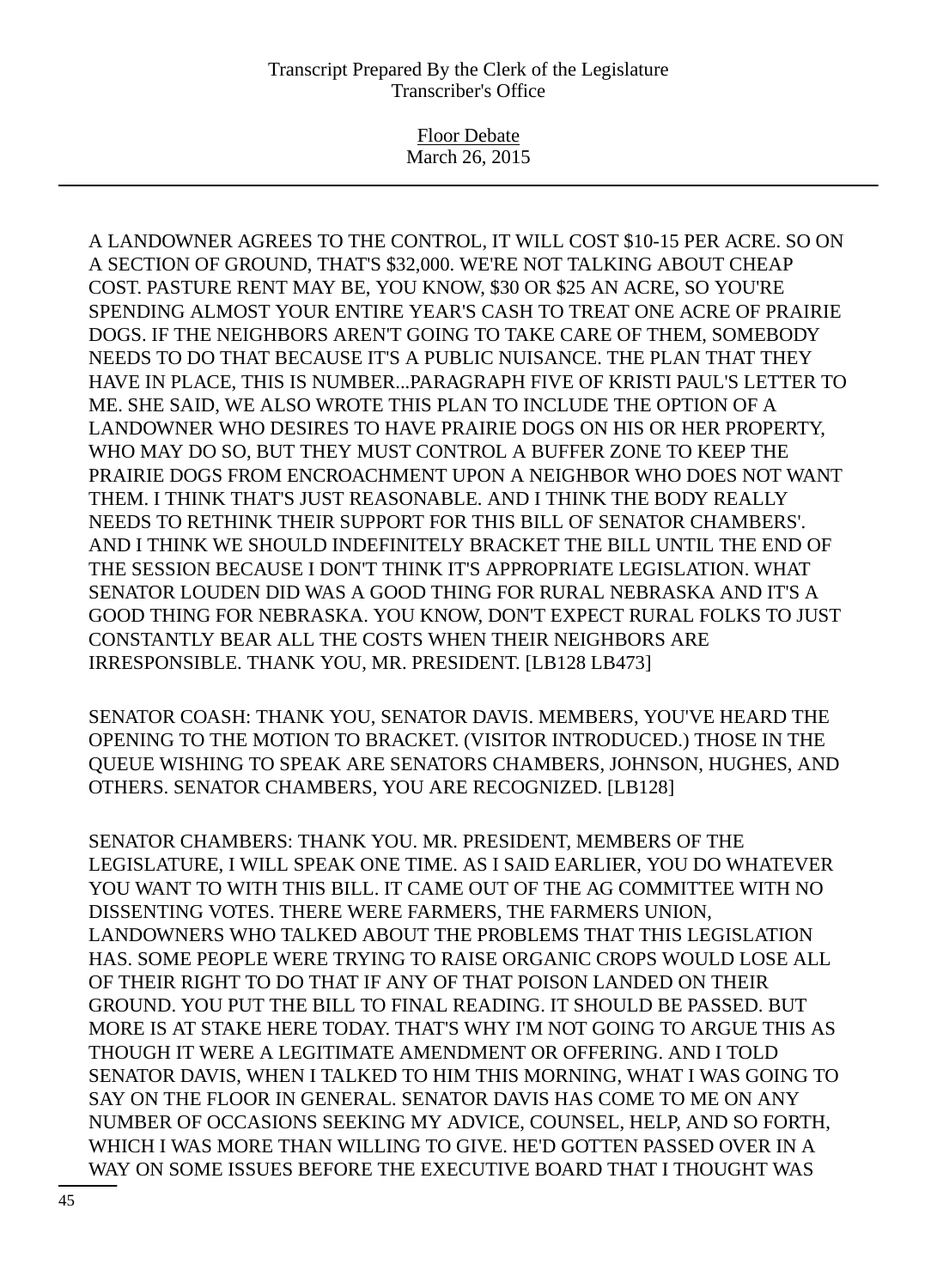A LANDOWNER AGREES TO THE CONTROL, IT WILL COST $10-15 PER ACRE. SO ON A SECTION OF GROUND, THAT'S $32,000. WE'RE NOT TALKING ABOUT CHEAP COST. PASTURE RENT MAY BE, YOU KNOW, $30 OR $25 AN ACRE, SO YOU'RE SPENDING ALMOST YOUR ENTIRE YEAR'S CASH TO TREAT ONE ACRE OF PRAIRIE DOGS. IF THE NEIGHBORS AREN'T GOING TO TAKE CARE OF THEM, SOMEBODY NEEDS TO DO THAT BECAUSE IT'S A PUBLIC NUISANCE. THE PLAN THAT THEY HAVE IN PLACE, THIS IS NUMBER...PARAGRAPH FIVE OF KRISTI PAUL'S LETTER TO ME. SHE SAID, WE ALSO WROTE THIS PLAN TO INCLUDE THE OPTION OF A LANDOWNER WHO DESIRES TO HAVE PRAIRIE DOGS ON HIS OR HER PROPERTY, WHO MAY DO SO, BUT THEY MUST CONTROL A BUFFER ZONE TO KEEP THE PRAIRIE DOGS FROM ENCROACHMENT UPON A NEIGHBOR WHO DOES NOT WANT THEM. I THINK THAT'S JUST REASONABLE. AND I THINK THE BODY REALLY NEEDS TO RETHINK THEIR SUPPORT FOR THIS BILL OF SENATOR CHAMBERS'. AND I THINK WE SHOULD INDEFINITELY BRACKET THE BILL UNTIL THE END OF THE SESSION BECAUSE I DON'T THINK IT'S APPROPRIATE LEGISLATION. WHAT SENATOR LOUDEN DID WAS A GOOD THING FOR RURAL NEBRASKA AND IT'S A GOOD THING FOR NEBRASKA. YOU KNOW, DON'T EXPECT RURAL FOLKS TO JUST CONSTANTLY BEAR ALL THE COSTS WHEN THEIR NEIGHBORS ARE IRRESPONSIBLE. THANK YOU, MR. PRESIDENT. [LB128 LB473]

SENATOR COASH: THANK YOU, SENATOR DAVIS. MEMBERS, YOU'VE HEARD THE OPENING TO THE MOTION TO BRACKET. (VISITOR INTRODUCED.) THOSE IN THE QUEUE WISHING TO SPEAK ARE SENATORS CHAMBERS, JOHNSON, HUGHES, AND OTHERS. SENATOR CHAMBERS, YOU ARE RECOGNIZED. [LB128]

SENATOR CHAMBERS: THANK YOU. MR. PRESIDENT, MEMBERS OF THE LEGISLATURE, I WILL SPEAK ONE TIME. AS I SAID EARLIER, YOU DO WHATEVER YOU WANT TO WITH THIS BILL. IT CAME OUT OF THE AG COMMITTEE WITH NO DISSENTING VOTES. THERE WERE FARMERS, THE FARMERS UNION, LANDOWNERS WHO TALKED ABOUT THE PROBLEMS THAT THIS LEGISLATION HAS. SOME PEOPLE WERE TRYING TO RAISE ORGANIC CROPS WOULD LOSE ALL OF THEIR RIGHT TO DO THAT IF ANY OF THAT POISON LANDED ON THEIR GROUND. YOU PUT THE BILL TO FINAL READING. IT SHOULD BE PASSED. BUT MORE IS AT STAKE HERE TODAY. THAT'S WHY I'M NOT GOING TO ARGUE THIS AS THOUGH IT WERE A LEGITIMATE AMENDMENT OR OFFERING. AND I TOLD SENATOR DAVIS, WHEN I TALKED TO HIM THIS MORNING, WHAT I WAS GOING TO SAY ON THE FLOOR IN GENERAL. SENATOR DAVIS HAS COME TO ME ON ANY NUMBER OF OCCASIONS SEEKING MY ADVICE, COUNSEL, HELP, AND SO FORTH, WHICH I WAS MORE THAN WILLING TO GIVE. HE'D GOTTEN PASSED OVER IN A WAY ON SOME ISSUES BEFORE THE EXECUTIVE BOARD THAT I THOUGHT WAS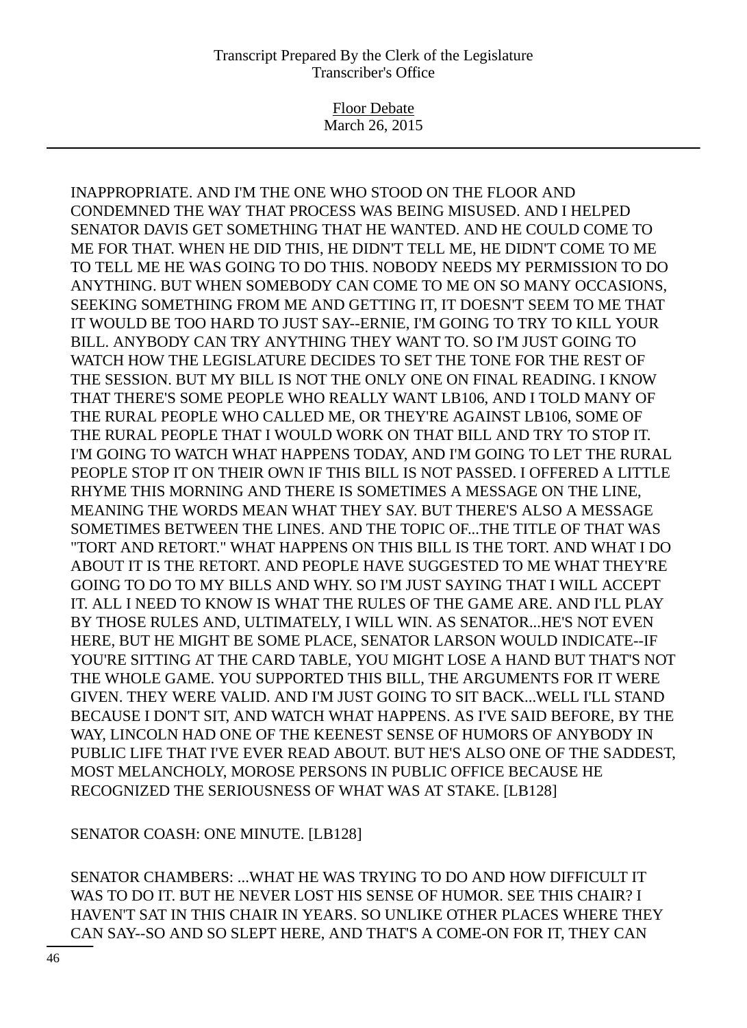INAPPROPRIATE. AND I'M THE ONE WHO STOOD ON THE FLOOR AND CONDEMNED THE WAY THAT PROCESS WAS BEING MISUSED. AND I HELPED SENATOR DAVIS GET SOMETHING THAT HE WANTED. AND HE COULD COME TO ME FOR THAT. WHEN HE DID THIS, HE DIDN'T TELL ME, HE DIDN'T COME TO ME TO TELL ME HE WAS GOING TO DO THIS. NOBODY NEEDS MY PERMISSION TO DO ANYTHING. BUT WHEN SOMEBODY CAN COME TO ME ON SO MANY OCCASIONS, SEEKING SOMETHING FROM ME AND GETTING IT, IT DOESN'T SEEM TO ME THAT IT WOULD BE TOO HARD TO JUST SAY--ERNIE, I'M GOING TO TRY TO KILL YOUR BILL. ANYBODY CAN TRY ANYTHING THEY WANT TO. SO I'M JUST GOING TO WATCH HOW THE LEGISLATURE DECIDES TO SET THE TONE FOR THE REST OF THE SESSION. BUT MY BILL IS NOT THE ONLY ONE ON FINAL READING. I KNOW THAT THERE'S SOME PEOPLE WHO REALLY WANT LB106, AND I TOLD MANY OF THE RURAL PEOPLE WHO CALLED ME, OR THEY'RE AGAINST LB106, SOME OF THE RURAL PEOPLE THAT I WOULD WORK ON THAT BILL AND TRY TO STOP IT. I'M GOING TO WATCH WHAT HAPPENS TODAY, AND I'M GOING TO LET THE RURAL PEOPLE STOP IT ON THEIR OWN IF THIS BILL IS NOT PASSED. I OFFERED A LITTLE RHYME THIS MORNING AND THERE IS SOMETIMES A MESSAGE ON THE LINE, MEANING THE WORDS MEAN WHAT THEY SAY. BUT THERE'S ALSO A MESSAGE SOMETIMES BETWEEN THE LINES. AND THE TOPIC OF...THE TITLE OF THAT WAS "TORT AND RETORT." WHAT HAPPENS ON THIS BILL IS THE TORT. AND WHAT I DO ABOUT IT IS THE RETORT. AND PEOPLE HAVE SUGGESTED TO ME WHAT THEY'RE GOING TO DO TO MY BILLS AND WHY. SO I'M JUST SAYING THAT I WILL ACCEPT IT. ALL I NEED TO KNOW IS WHAT THE RULES OF THE GAME ARE. AND I'LL PLAY BY THOSE RULES AND, ULTIMATELY, I WILL WIN. AS SENATOR...HE'S NOT EVEN HERE, BUT HE MIGHT BE SOME PLACE, SENATOR LARSON WOULD INDICATE--IF YOU'RE SITTING AT THE CARD TABLE, YOU MIGHT LOSE A HAND BUT THAT'S NOT THE WHOLE GAME. YOU SUPPORTED THIS BILL, THE ARGUMENTS FOR IT WERE GIVEN. THEY WERE VALID. AND I'M JUST GOING TO SIT BACK...WELL I'LL STAND BECAUSE I DON'T SIT, AND WATCH WHAT HAPPENS. AS I'VE SAID BEFORE, BY THE WAY, LINCOLN HAD ONE OF THE KEENEST SENSE OF HUMORS OF ANYBODY IN PUBLIC LIFE THAT I'VE EVER READ ABOUT. BUT HE'S ALSO ONE OF THE SADDEST, MOST MELANCHOLY, MOROSE PERSONS IN PUBLIC OFFICE BECAUSE HE RECOGNIZED THE SERIOUSNESS OF WHAT WAS AT STAKE. [LB128]

SENATOR COASH: ONE MINUTE. [LB128]

SENATOR CHAMBERS: ...WHAT HE WAS TRYING TO DO AND HOW DIFFICULT IT WAS TO DO IT. BUT HE NEVER LOST HIS SENSE OF HUMOR. SEE THIS CHAIR? I HAVEN'T SAT IN THIS CHAIR IN YEARS. SO UNLIKE OTHER PLACES WHERE THEY CAN SAY--SO AND SO SLEPT HERE, AND THAT'S A COME-ON FOR IT, THEY CAN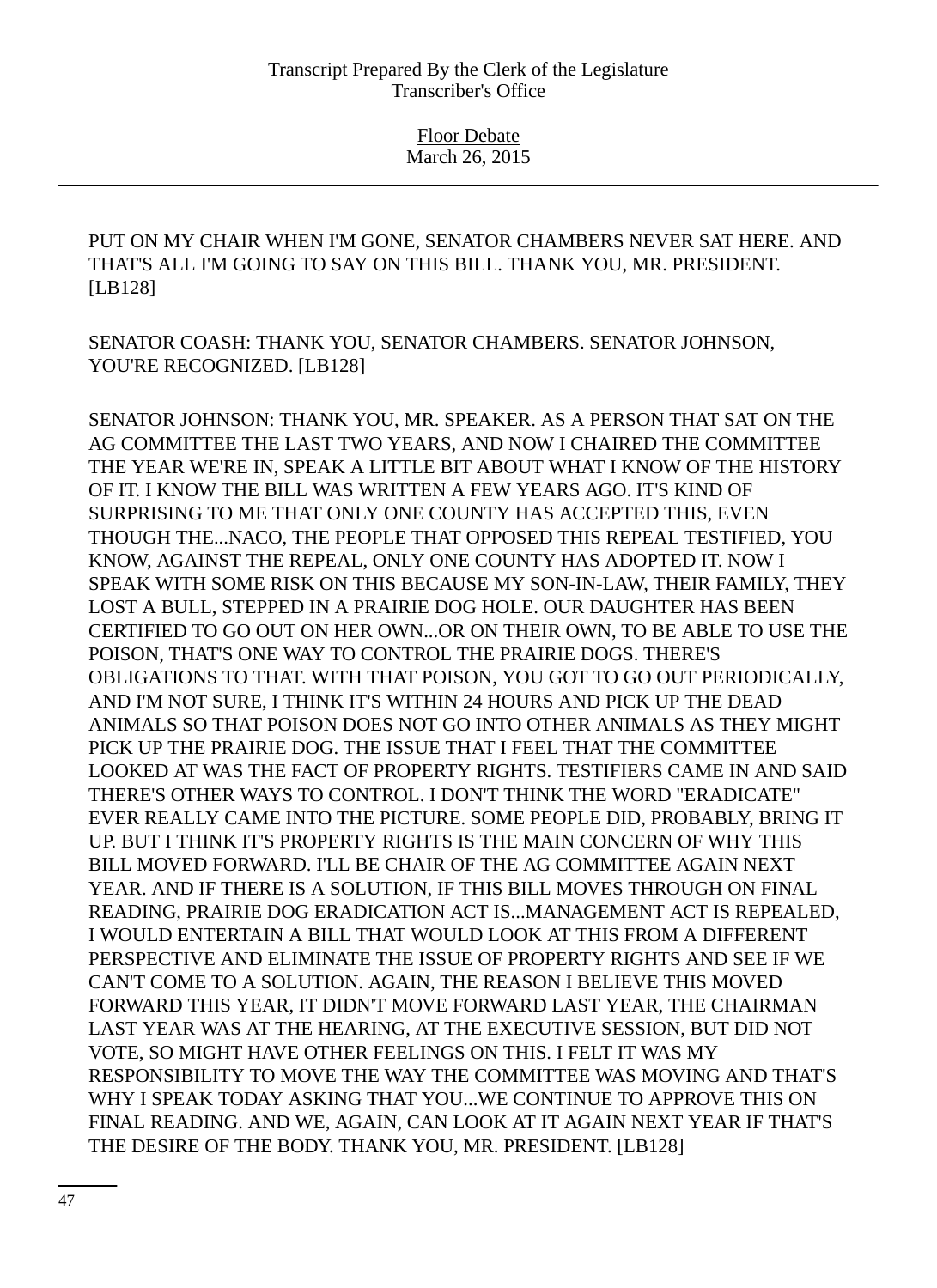PUT ON MY CHAIR WHEN I'M GONE, SENATOR CHAMBERS NEVER SAT HERE. AND THAT'S ALL I'M GOING TO SAY ON THIS BILL. THANK YOU, MR. PRESIDENT. [LB128]

SENATOR COASH: THANK YOU, SENATOR CHAMBERS. SENATOR JOHNSON, YOU'RE RECOGNIZED. [LB128]

SENATOR JOHNSON: THANK YOU, MR. SPEAKER. AS A PERSON THAT SAT ON THE AG COMMITTEE THE LAST TWO YEARS, AND NOW I CHAIRED THE COMMITTEE THE YEAR WE'RE IN, SPEAK A LITTLE BIT ABOUT WHAT I KNOW OF THE HISTORY OF IT. I KNOW THE BILL WAS WRITTEN A FEW YEARS AGO. IT'S KIND OF SURPRISING TO ME THAT ONLY ONE COUNTY HAS ACCEPTED THIS, EVEN THOUGH THE...NACO, THE PEOPLE THAT OPPOSED THIS REPEAL TESTIFIED, YOU KNOW, AGAINST THE REPEAL, ONLY ONE COUNTY HAS ADOPTED IT. NOW I SPEAK WITH SOME RISK ON THIS BECAUSE MY SON-IN-LAW, THEIR FAMILY, THEY LOST A BULL, STEPPED IN A PRAIRIE DOG HOLE. OUR DAUGHTER HAS BEEN CERTIFIED TO GO OUT ON HER OWN...OR ON THEIR OWN, TO BE ABLE TO USE THE POISON, THAT'S ONE WAY TO CONTROL THE PRAIRIE DOGS. THERE'S OBLIGATIONS TO THAT. WITH THAT POISON, YOU GOT TO GO OUT PERIODICALLY, AND I'M NOT SURE, I THINK IT'S WITHIN 24 HOURS AND PICK UP THE DEAD ANIMALS SO THAT POISON DOES NOT GO INTO OTHER ANIMALS AS THEY MIGHT PICK UP THE PRAIRIE DOG. THE ISSUE THAT I FEEL THAT THE COMMITTEE LOOKED AT WAS THE FACT OF PROPERTY RIGHTS. TESTIFIERS CAME IN AND SAID THERE'S OTHER WAYS TO CONTROL. I DON'T THINK THE WORD "ERADICATE" EVER REALLY CAME INTO THE PICTURE. SOME PEOPLE DID, PROBABLY, BRING IT UP. BUT I THINK IT'S PROPERTY RIGHTS IS THE MAIN CONCERN OF WHY THIS BILL MOVED FORWARD. I'LL BE CHAIR OF THE AG COMMITTEE AGAIN NEXT YEAR. AND IF THERE IS A SOLUTION, IF THIS BILL MOVES THROUGH ON FINAL READING, PRAIRIE DOG ERADICATION ACT IS...MANAGEMENT ACT IS REPEALED, I WOULD ENTERTAIN A BILL THAT WOULD LOOK AT THIS FROM A DIFFERENT PERSPECTIVE AND ELIMINATE THE ISSUE OF PROPERTY RIGHTS AND SEE IF WE CAN'T COME TO A SOLUTION. AGAIN, THE REASON I BELIEVE THIS MOVED FORWARD THIS YEAR, IT DIDN'T MOVE FORWARD LAST YEAR, THE CHAIRMAN LAST YEAR WAS AT THE HEARING, AT THE EXECUTIVE SESSION, BUT DID NOT VOTE, SO MIGHT HAVE OTHER FEELINGS ON THIS. I FELT IT WAS MY RESPONSIBILITY TO MOVE THE WAY THE COMMITTEE WAS MOVING AND THAT'S WHY I SPEAK TODAY ASKING THAT YOU...WE CONTINUE TO APPROVE THIS ON FINAL READING. AND WE, AGAIN, CAN LOOK AT IT AGAIN NEXT YEAR IF THAT'S THE DESIRE OF THE BODY. THANK YOU, MR. PRESIDENT. [LB128]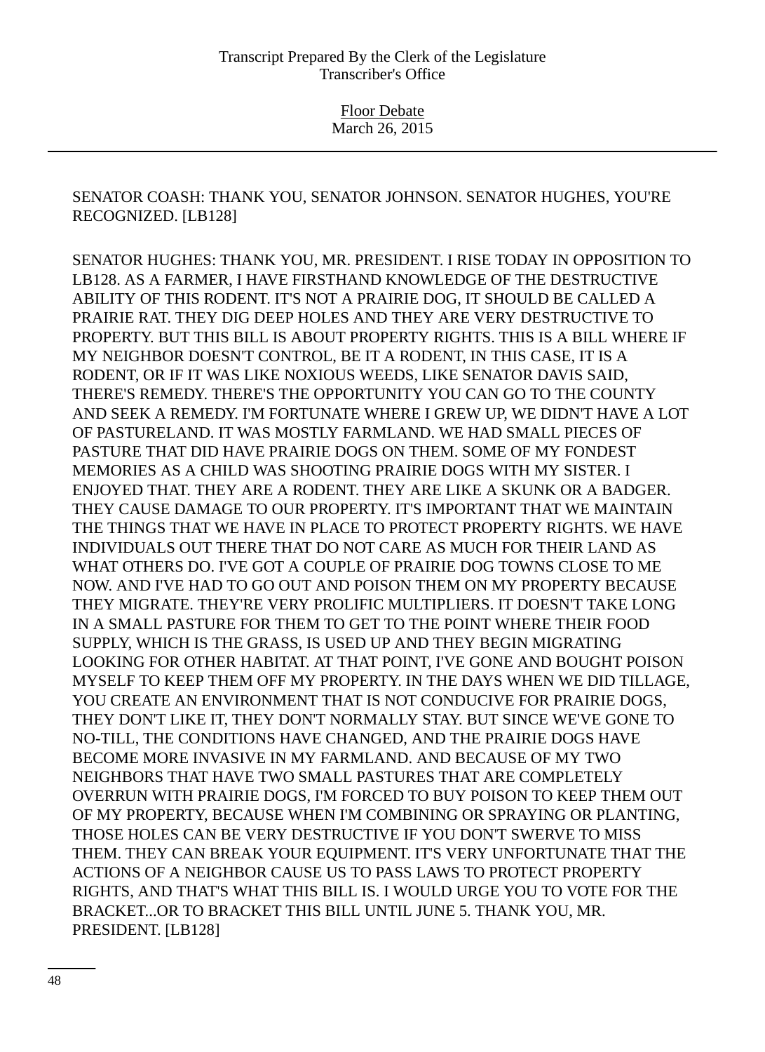SENATOR COASH: THANK YOU, SENATOR JOHNSON. SENATOR HUGHES, YOU'RE RECOGNIZED. [LB128]

SENATOR HUGHES: THANK YOU, MR. PRESIDENT. I RISE TODAY IN OPPOSITION TO LB128. AS A FARMER, I HAVE FIRSTHAND KNOWLEDGE OF THE DESTRUCTIVE ABILITY OF THIS RODENT. IT'S NOT A PRAIRIE DOG, IT SHOULD BE CALLED A PRAIRIE RAT. THEY DIG DEEP HOLES AND THEY ARE VERY DESTRUCTIVE TO PROPERTY. BUT THIS BILL IS ABOUT PROPERTY RIGHTS. THIS IS A BILL WHERE IF MY NEIGHBOR DOESN'T CONTROL, BE IT A RODENT, IN THIS CASE, IT IS A RODENT, OR IF IT WAS LIKE NOXIOUS WEEDS, LIKE SENATOR DAVIS SAID, THERE'S REMEDY. THERE'S THE OPPORTUNITY YOU CAN GO TO THE COUNTY AND SEEK A REMEDY. I'M FORTUNATE WHERE I GREW UP, WE DIDN'T HAVE A LOT OF PASTURELAND. IT WAS MOSTLY FARMLAND. WE HAD SMALL PIECES OF PASTURE THAT DID HAVE PRAIRIE DOGS ON THEM. SOME OF MY FONDEST MEMORIES AS A CHILD WAS SHOOTING PRAIRIE DOGS WITH MY SISTER. I ENJOYED THAT. THEY ARE A RODENT. THEY ARE LIKE A SKUNK OR A BADGER. THEY CAUSE DAMAGE TO OUR PROPERTY. IT'S IMPORTANT THAT WE MAINTAIN THE THINGS THAT WE HAVE IN PLACE TO PROTECT PROPERTY RIGHTS. WE HAVE INDIVIDUALS OUT THERE THAT DO NOT CARE AS MUCH FOR THEIR LAND AS WHAT OTHERS DO. I'VE GOT A COUPLE OF PRAIRIE DOG TOWNS CLOSE TO ME NOW. AND I'VE HAD TO GO OUT AND POISON THEM ON MY PROPERTY BECAUSE THEY MIGRATE. THEY'RE VERY PROLIFIC MULTIPLIERS. IT DOESN'T TAKE LONG IN A SMALL PASTURE FOR THEM TO GET TO THE POINT WHERE THEIR FOOD SUPPLY, WHICH IS THE GRASS, IS USED UP AND THEY BEGIN MIGRATING LOOKING FOR OTHER HABITAT. AT THAT POINT, I'VE GONE AND BOUGHT POISON MYSELF TO KEEP THEM OFF MY PROPERTY. IN THE DAYS WHEN WE DID TILLAGE, YOU CREATE AN ENVIRONMENT THAT IS NOT CONDUCIVE FOR PRAIRIE DOGS, THEY DON'T LIKE IT, THEY DON'T NORMALLY STAY. BUT SINCE WE'VE GONE TO NO-TILL, THE CONDITIONS HAVE CHANGED, AND THE PRAIRIE DOGS HAVE BECOME MORE INVASIVE IN MY FARMLAND. AND BECAUSE OF MY TWO NEIGHBORS THAT HAVE TWO SMALL PASTURES THAT ARE COMPLETELY OVERRUN WITH PRAIRIE DOGS, I'M FORCED TO BUY POISON TO KEEP THEM OUT OF MY PROPERTY, BECAUSE WHEN I'M COMBINING OR SPRAYING OR PLANTING, THOSE HOLES CAN BE VERY DESTRUCTIVE IF YOU DON'T SWERVE TO MISS THEM. THEY CAN BREAK YOUR EQUIPMENT. IT'S VERY UNFORTUNATE THAT THE ACTIONS OF A NEIGHBOR CAUSE US TO PASS LAWS TO PROTECT PROPERTY RIGHTS, AND THAT'S WHAT THIS BILL IS. I WOULD URGE YOU TO VOTE FOR THE BRACKET...OR TO BRACKET THIS BILL UNTIL JUNE 5. THANK YOU, MR. PRESIDENT. [LB128]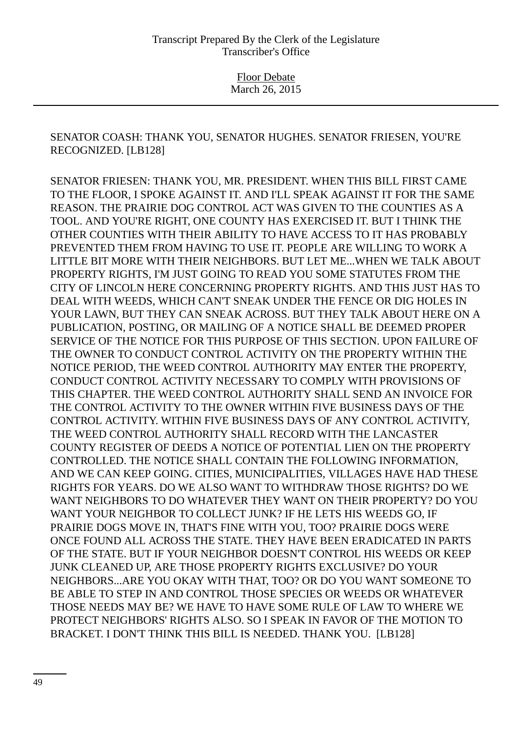SENATOR COASH: THANK YOU, SENATOR HUGHES. SENATOR FRIESEN, YOU'RE RECOGNIZED. [LB128]

SENATOR FRIESEN: THANK YOU, MR. PRESIDENT. WHEN THIS BILL FIRST CAME TO THE FLOOR, I SPOKE AGAINST IT. AND I'LL SPEAK AGAINST IT FOR THE SAME REASON. THE PRAIRIE DOG CONTROL ACT WAS GIVEN TO THE COUNTIES AS A TOOL. AND YOU'RE RIGHT, ONE COUNTY HAS EXERCISED IT. BUT I THINK THE OTHER COUNTIES WITH THEIR ABILITY TO HAVE ACCESS TO IT HAS PROBABLY PREVENTED THEM FROM HAVING TO USE IT. PEOPLE ARE WILLING TO WORK A LITTLE BIT MORE WITH THEIR NEIGHBORS. BUT LET ME...WHEN WE TALK ABOUT PROPERTY RIGHTS, I'M JUST GOING TO READ YOU SOME STATUTES FROM THE CITY OF LINCOLN HERE CONCERNING PROPERTY RIGHTS. AND THIS JUST HAS TO DEAL WITH WEEDS, WHICH CAN'T SNEAK UNDER THE FENCE OR DIG HOLES IN YOUR LAWN, BUT THEY CAN SNEAK ACROSS. BUT THEY TALK ABOUT HERE ON A PUBLICATION, POSTING, OR MAILING OF A NOTICE SHALL BE DEEMED PROPER SERVICE OF THE NOTICE FOR THIS PURPOSE OF THIS SECTION. UPON FAILURE OF THE OWNER TO CONDUCT CONTROL ACTIVITY ON THE PROPERTY WITHIN THE NOTICE PERIOD, THE WEED CONTROL AUTHORITY MAY ENTER THE PROPERTY, CONDUCT CONTROL ACTIVITY NECESSARY TO COMPLY WITH PROVISIONS OF THIS CHAPTER. THE WEED CONTROL AUTHORITY SHALL SEND AN INVOICE FOR THE CONTROL ACTIVITY TO THE OWNER WITHIN FIVE BUSINESS DAYS OF THE CONTROL ACTIVITY. WITHIN FIVE BUSINESS DAYS OF ANY CONTROL ACTIVITY, THE WEED CONTROL AUTHORITY SHALL RECORD WITH THE LANCASTER COUNTY REGISTER OF DEEDS A NOTICE OF POTENTIAL LIEN ON THE PROPERTY CONTROLLED. THE NOTICE SHALL CONTAIN THE FOLLOWING INFORMATION, AND WE CAN KEEP GOING. CITIES, MUNICIPALITIES, VILLAGES HAVE HAD THESE RIGHTS FOR YEARS. DO WE ALSO WANT TO WITHDRAW THOSE RIGHTS? DO WE WANT NEIGHBORS TO DO WHATEVER THEY WANT ON THEIR PROPERTY? DO YOU WANT YOUR NEIGHBOR TO COLLECT JUNK? IF HE LETS HIS WEEDS GO, IF PRAIRIE DOGS MOVE IN, THAT'S FINE WITH YOU, TOO? PRAIRIE DOGS WERE ONCE FOUND ALL ACROSS THE STATE. THEY HAVE BEEN ERADICATED IN PARTS OF THE STATE. BUT IF YOUR NEIGHBOR DOESN'T CONTROL HIS WEEDS OR KEEP JUNK CLEANED UP, ARE THOSE PROPERTY RIGHTS EXCLUSIVE? DO YOUR NEIGHBORS...ARE YOU OKAY WITH THAT, TOO? OR DO YOU WANT SOMEONE TO BE ABLE TO STEP IN AND CONTROL THOSE SPECIES OR WEEDS OR WHATEVER THOSE NEEDS MAY BE? WE HAVE TO HAVE SOME RULE OF LAW TO WHERE WE PROTECT NEIGHBORS' RIGHTS ALSO. SO I SPEAK IN FAVOR OF THE MOTION TO BRACKET. I DON'T THINK THIS BILL IS NEEDED. THANK YOU. [LB128]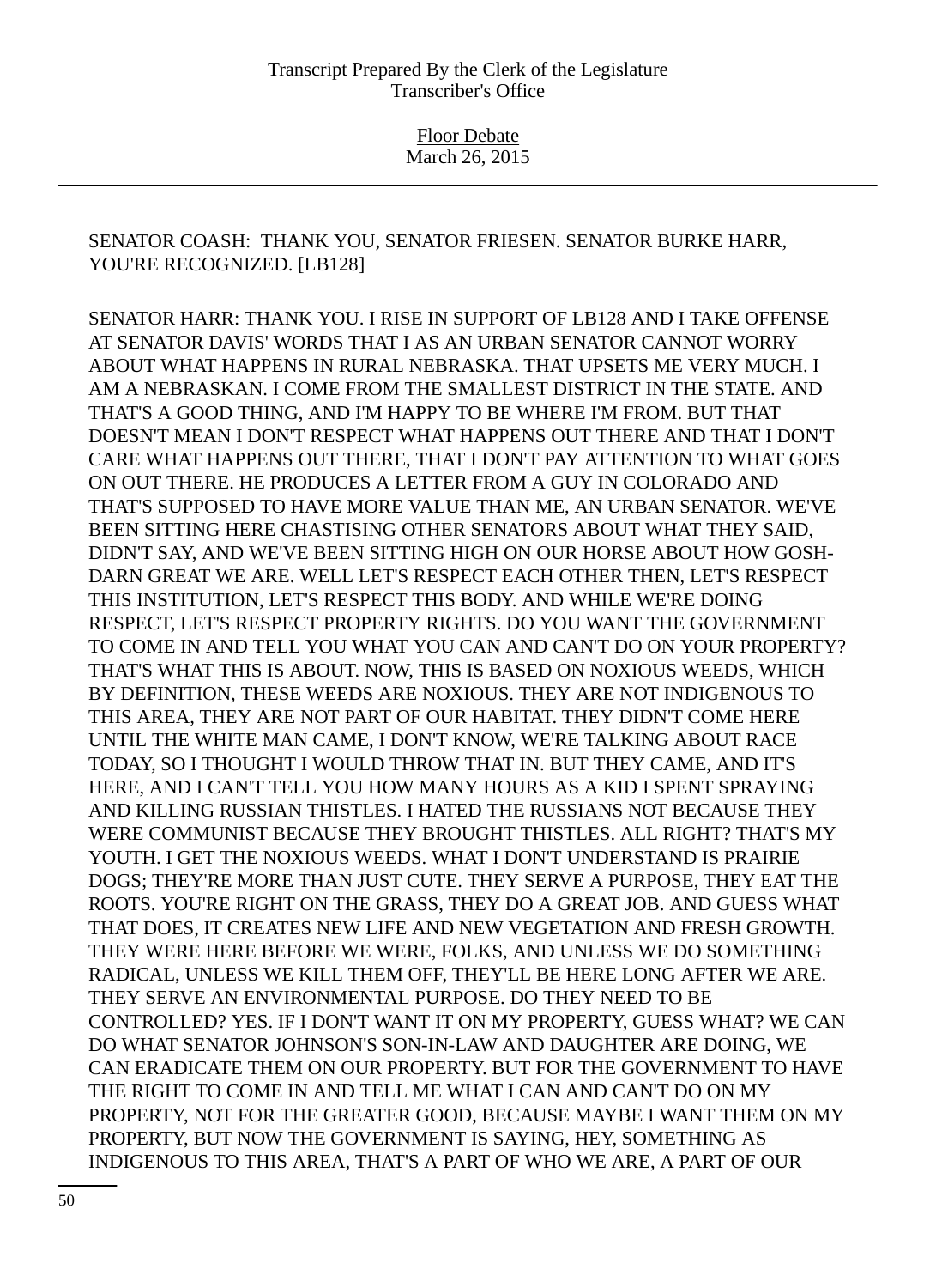SENATOR COASH: THANK YOU, SENATOR FRIESEN. SENATOR BURKE HARR, YOU'RE RECOGNIZED. [LB128]

SENATOR HARR: THANK YOU. I RISE IN SUPPORT OF LB128 AND I TAKE OFFENSE AT SENATOR DAVIS' WORDS THAT I AS AN URBAN SENATOR CANNOT WORRY ABOUT WHAT HAPPENS IN RURAL NEBRASKA. THAT UPSETS ME VERY MUCH. I AM A NEBRASKAN. I COME FROM THE SMALLEST DISTRICT IN THE STATE. AND THAT'S A GOOD THING, AND I'M HAPPY TO BE WHERE I'M FROM. BUT THAT DOESN'T MEAN I DON'T RESPECT WHAT HAPPENS OUT THERE AND THAT I DON'T CARE WHAT HAPPENS OUT THERE, THAT I DON'T PAY ATTENTION TO WHAT GOES ON OUT THERE. HE PRODUCES A LETTER FROM A GUY IN COLORADO AND THAT'S SUPPOSED TO HAVE MORE VALUE THAN ME, AN URBAN SENATOR. WE'VE BEEN SITTING HERE CHASTISING OTHER SENATORS ABOUT WHAT THEY SAID, DIDN'T SAY, AND WE'VE BEEN SITTING HIGH ON OUR HORSE ABOUT HOW GOSH-DARN GREAT WE ARE. WELL LET'S RESPECT EACH OTHER THEN, LET'S RESPECT THIS INSTITUTION, LET'S RESPECT THIS BODY. AND WHILE WE'RE DOING RESPECT, LET'S RESPECT PROPERTY RIGHTS. DO YOU WANT THE GOVERNMENT TO COME IN AND TELL YOU WHAT YOU CAN AND CAN'T DO ON YOUR PROPERTY? THAT'S WHAT THIS IS ABOUT. NOW, THIS IS BASED ON NOXIOUS WEEDS, WHICH BY DEFINITION, THESE WEEDS ARE NOXIOUS. THEY ARE NOT INDIGENOUS TO THIS AREA, THEY ARE NOT PART OF OUR HABITAT. THEY DIDN'T COME HERE UNTIL THE WHITE MAN CAME, I DON'T KNOW, WE'RE TALKING ABOUT RACE TODAY, SO I THOUGHT I WOULD THROW THAT IN. BUT THEY CAME, AND IT'S HERE, AND I CAN'T TELL YOU HOW MANY HOURS AS A KID I SPENT SPRAYING AND KILLING RUSSIAN THISTLES. I HATED THE RUSSIANS NOT BECAUSE THEY WERE COMMUNIST BECAUSE THEY BROUGHT THISTLES. ALL RIGHT? THAT'S MY YOUTH. I GET THE NOXIOUS WEEDS. WHAT I DON'T UNDERSTAND IS PRAIRIE DOGS; THEY'RE MORE THAN JUST CUTE. THEY SERVE A PURPOSE, THEY EAT THE ROOTS. YOU'RE RIGHT ON THE GRASS, THEY DO A GREAT JOB. AND GUESS WHAT THAT DOES, IT CREATES NEW LIFE AND NEW VEGETATION AND FRESH GROWTH. THEY WERE HERE BEFORE WE WERE, FOLKS, AND UNLESS WE DO SOMETHING RADICAL, UNLESS WE KILL THEM OFF, THEY'LL BE HERE LONG AFTER WE ARE. THEY SERVE AN ENVIRONMENTAL PURPOSE. DO THEY NEED TO BE CONTROLLED? YES. IF I DON'T WANT IT ON MY PROPERTY, GUESS WHAT? WE CAN DO WHAT SENATOR JOHNSON'S SON-IN-LAW AND DAUGHTER ARE DOING, WE CAN ERADICATE THEM ON OUR PROPERTY. BUT FOR THE GOVERNMENT TO HAVE THE RIGHT TO COME IN AND TELL ME WHAT I CAN AND CAN'T DO ON MY PROPERTY, NOT FOR THE GREATER GOOD, BECAUSE MAYBE I WANT THEM ON MY PROPERTY, BUT NOW THE GOVERNMENT IS SAYING, HEY, SOMETHING AS INDIGENOUS TO THIS AREA, THAT'S A PART OF WHO WE ARE, A PART OF OUR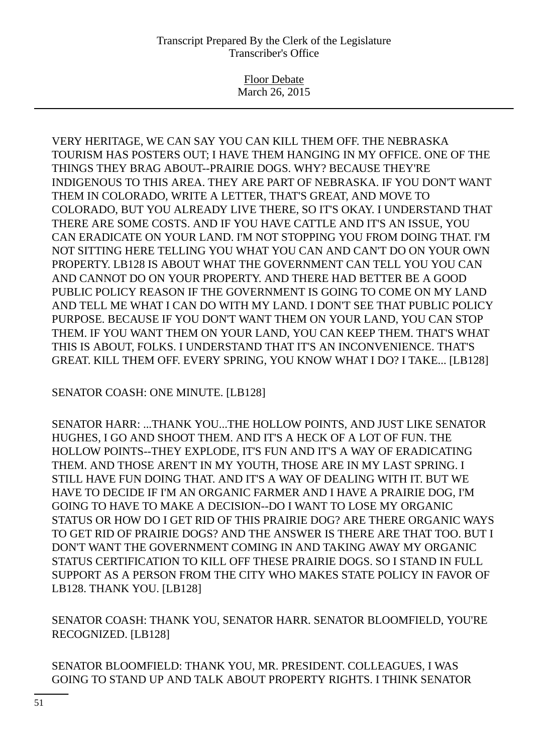VERY HERITAGE, WE CAN SAY YOU CAN KILL THEM OFF. THE NEBRASKA TOURISM HAS POSTERS OUT; I HAVE THEM HANGING IN MY OFFICE. ONE OF THE THINGS THEY BRAG ABOUT--PRAIRIE DOGS. WHY? BECAUSE THEY'RE INDIGENOUS TO THIS AREA. THEY ARE PART OF NEBRASKA. IF YOU DON'T WANT THEM IN COLORADO, WRITE A LETTER, THAT'S GREAT, AND MOVE TO COLORADO, BUT YOU ALREADY LIVE THERE, SO IT'S OKAY. I UNDERSTAND THAT THERE ARE SOME COSTS. AND IF YOU HAVE CATTLE AND IT'S AN ISSUE, YOU CAN ERADICATE ON YOUR LAND. I'M NOT STOPPING YOU FROM DOING THAT. I'M NOT SITTING HERE TELLING YOU WHAT YOU CAN AND CAN'T DO ON YOUR OWN PROPERTY. LB128 IS ABOUT WHAT THE GOVERNMENT CAN TELL YOU YOU CAN AND CANNOT DO ON YOUR PROPERTY. AND THERE HAD BETTER BE A GOOD PUBLIC POLICY REASON IF THE GOVERNMENT IS GOING TO COME ON MY LAND AND TELL ME WHAT I CAN DO WITH MY LAND. I DON'T SEE THAT PUBLIC POLICY PURPOSE. BECAUSE IF YOU DON'T WANT THEM ON YOUR LAND, YOU CAN STOP THEM. IF YOU WANT THEM ON YOUR LAND, YOU CAN KEEP THEM. THAT'S WHAT THIS IS ABOUT, FOLKS. I UNDERSTAND THAT IT'S AN INCONVENIENCE. THAT'S GREAT. KILL THEM OFF. EVERY SPRING, YOU KNOW WHAT I DO? I TAKE... [LB128]

SENATOR COASH: ONE MINUTE. [LB128]

SENATOR HARR: ...THANK YOU...THE HOLLOW POINTS, AND JUST LIKE SENATOR HUGHES, I GO AND SHOOT THEM. AND IT'S A HECK OF A LOT OF FUN. THE HOLLOW POINTS--THEY EXPLODE, IT'S FUN AND IT'S A WAY OF ERADICATING THEM. AND THOSE AREN'T IN MY YOUTH, THOSE ARE IN MY LAST SPRING. I STILL HAVE FUN DOING THAT. AND IT'S A WAY OF DEALING WITH IT. BUT WE HAVE TO DECIDE IF I'M AN ORGANIC FARMER AND I HAVE A PRAIRIE DOG, I'M GOING TO HAVE TO MAKE A DECISION--DO I WANT TO LOSE MY ORGANIC STATUS OR HOW DO I GET RID OF THIS PRAIRIE DOG? ARE THERE ORGANIC WAYS TO GET RID OF PRAIRIE DOGS? AND THE ANSWER IS THERE ARE THAT TOO. BUT I DON'T WANT THE GOVERNMENT COMING IN AND TAKING AWAY MY ORGANIC STATUS CERTIFICATION TO KILL OFF THESE PRAIRIE DOGS. SO I STAND IN FULL SUPPORT AS A PERSON FROM THE CITY WHO MAKES STATE POLICY IN FAVOR OF LB128. THANK YOU. [LB128]

SENATOR COASH: THANK YOU, SENATOR HARR. SENATOR BLOOMFIELD, YOU'RE RECOGNIZED. [LB128]

SENATOR BLOOMFIELD: THANK YOU, MR. PRESIDENT. COLLEAGUES, I WAS GOING TO STAND UP AND TALK ABOUT PROPERTY RIGHTS. I THINK SENATOR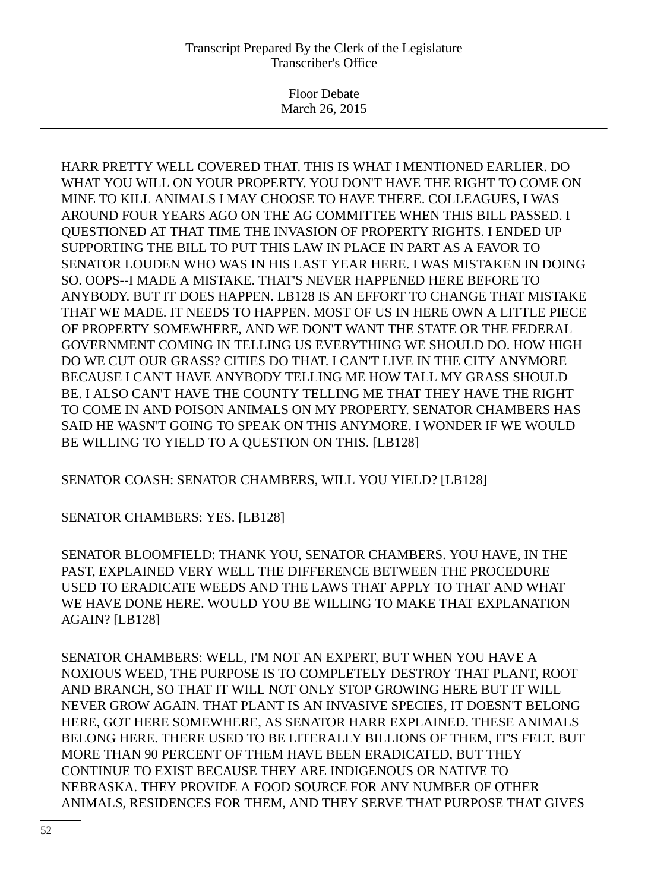HARR PRETTY WELL COVERED THAT. THIS IS WHAT I MENTIONED EARLIER. DO WHAT YOU WILL ON YOUR PROPERTY. YOU DON'T HAVE THE RIGHT TO COME ON MINE TO KILL ANIMALS I MAY CHOOSE TO HAVE THERE. COLLEAGUES, I WAS AROUND FOUR YEARS AGO ON THE AG COMMITTEE WHEN THIS BILL PASSED. I QUESTIONED AT THAT TIME THE INVASION OF PROPERTY RIGHTS. I ENDED UP SUPPORTING THE BILL TO PUT THIS LAW IN PLACE IN PART AS A FAVOR TO SENATOR LOUDEN WHO WAS IN HIS LAST YEAR HERE. I WAS MISTAKEN IN DOING SO. OOPS--I MADE A MISTAKE. THAT'S NEVER HAPPENED HERE BEFORE TO ANYBODY. BUT IT DOES HAPPEN. LB128 IS AN EFFORT TO CHANGE THAT MISTAKE THAT WE MADE. IT NEEDS TO HAPPEN. MOST OF US IN HERE OWN A LITTLE PIECE OF PROPERTY SOMEWHERE, AND WE DON'T WANT THE STATE OR THE FEDERAL GOVERNMENT COMING IN TELLING US EVERYTHING WE SHOULD DO. HOW HIGH DO WE CUT OUR GRASS? CITIES DO THAT. I CAN'T LIVE IN THE CITY ANYMORE BECAUSE I CAN'T HAVE ANYBODY TELLING ME HOW TALL MY GRASS SHOULD BE. I ALSO CAN'T HAVE THE COUNTY TELLING ME THAT THEY HAVE THE RIGHT TO COME IN AND POISON ANIMALS ON MY PROPERTY. SENATOR CHAMBERS HAS SAID HE WASN'T GOING TO SPEAK ON THIS ANYMORE. I WONDER IF WE WOULD BE WILLING TO YIELD TO A QUESTION ON THIS. [LB128]

SENATOR COASH: SENATOR CHAMBERS, WILL YOU YIELD? [LB128]

SENATOR CHAMBERS: YES. [LB128]

SENATOR BLOOMFIELD: THANK YOU, SENATOR CHAMBERS. YOU HAVE, IN THE PAST, EXPLAINED VERY WELL THE DIFFERENCE BETWEEN THE PROCEDURE USED TO ERADICATE WEEDS AND THE LAWS THAT APPLY TO THAT AND WHAT WE HAVE DONE HERE. WOULD YOU BE WILLING TO MAKE THAT EXPLANATION AGAIN? [LB128]

SENATOR CHAMBERS: WELL, I'M NOT AN EXPERT, BUT WHEN YOU HAVE A NOXIOUS WEED, THE PURPOSE IS TO COMPLETELY DESTROY THAT PLANT, ROOT AND BRANCH, SO THAT IT WILL NOT ONLY STOP GROWING HERE BUT IT WILL NEVER GROW AGAIN. THAT PLANT IS AN INVASIVE SPECIES, IT DOESN'T BELONG HERE, GOT HERE SOMEWHERE, AS SENATOR HARR EXPLAINED. THESE ANIMALS BELONG HERE. THERE USED TO BE LITERALLY BILLIONS OF THEM, IT'S FELT. BUT MORE THAN 90 PERCENT OF THEM HAVE BEEN ERADICATED, BUT THEY CONTINUE TO EXIST BECAUSE THEY ARE INDIGENOUS OR NATIVE TO NEBRASKA. THEY PROVIDE A FOOD SOURCE FOR ANY NUMBER OF OTHER ANIMALS, RESIDENCES FOR THEM, AND THEY SERVE THAT PURPOSE THAT GIVES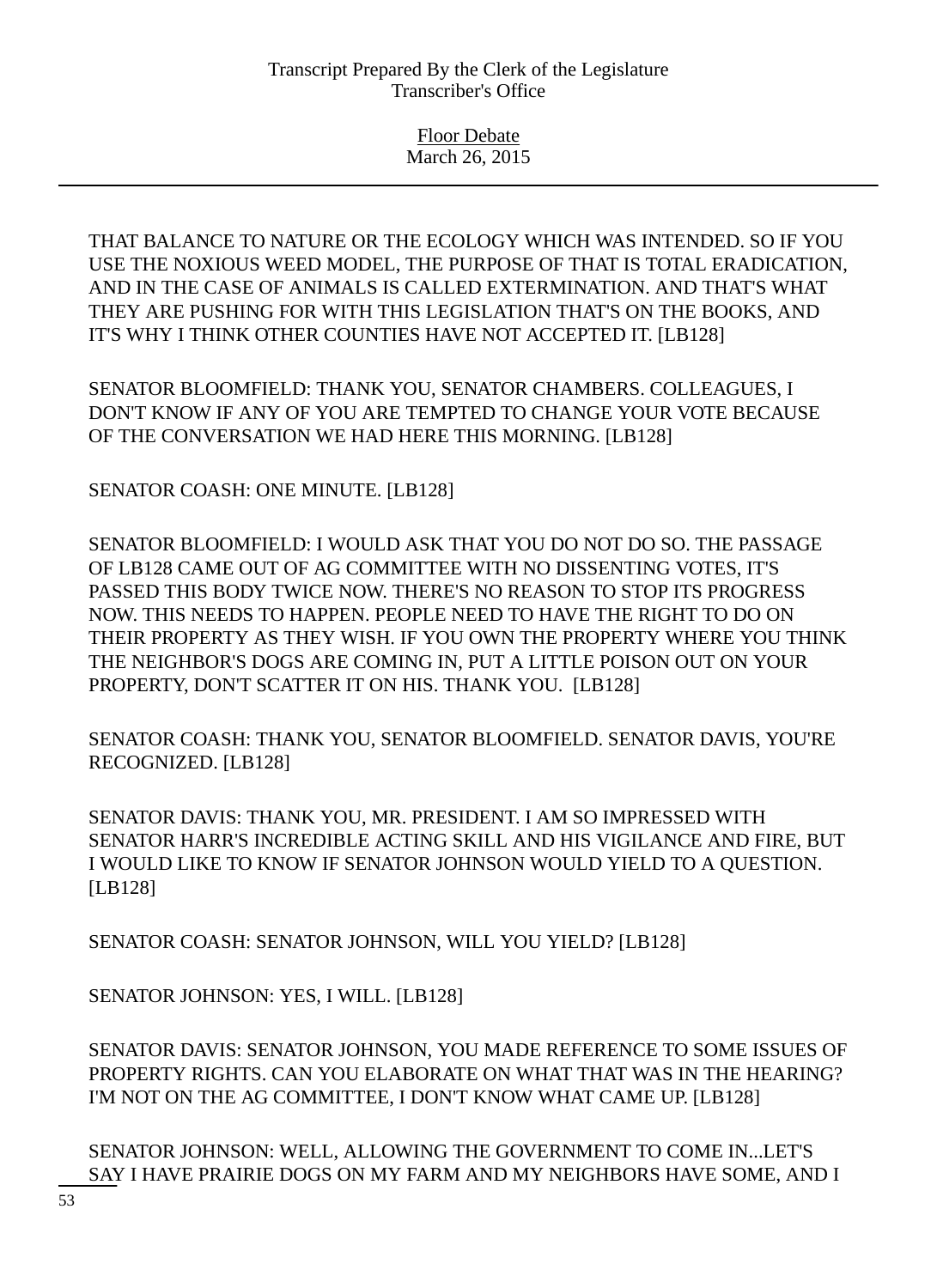THAT BALANCE TO NATURE OR THE ECOLOGY WHICH WAS INTENDED. SO IF YOU USE THE NOXIOUS WEED MODEL, THE PURPOSE OF THAT IS TOTAL ERADICATION, AND IN THE CASE OF ANIMALS IS CALLED EXTERMINATION. AND THAT'S WHAT THEY ARE PUSHING FOR WITH THIS LEGISLATION THAT'S ON THE BOOKS, AND IT'S WHY I THINK OTHER COUNTIES HAVE NOT ACCEPTED IT. [LB128]

SENATOR BLOOMFIELD: THANK YOU, SENATOR CHAMBERS. COLLEAGUES, I DON'T KNOW IF ANY OF YOU ARE TEMPTED TO CHANGE YOUR VOTE BECAUSE OF THE CONVERSATION WE HAD HERE THIS MORNING. [LB128]

SENATOR COASH: ONE MINUTE. [LB128]

SENATOR BLOOMFIELD: I WOULD ASK THAT YOU DO NOT DO SO. THE PASSAGE OF LB128 CAME OUT OF AG COMMITTEE WITH NO DISSENTING VOTES, IT'S PASSED THIS BODY TWICE NOW. THERE'S NO REASON TO STOP ITS PROGRESS NOW. THIS NEEDS TO HAPPEN. PEOPLE NEED TO HAVE THE RIGHT TO DO ON THEIR PROPERTY AS THEY WISH. IF YOU OWN THE PROPERTY WHERE YOU THINK THE NEIGHBOR'S DOGS ARE COMING IN, PUT A LITTLE POISON OUT ON YOUR PROPERTY, DON'T SCATTER IT ON HIS. THANK YOU. [LB128]

SENATOR COASH: THANK YOU, SENATOR BLOOMFIELD. SENATOR DAVIS, YOU'RE RECOGNIZED. [LB128]

SENATOR DAVIS: THANK YOU, MR. PRESIDENT. I AM SO IMPRESSED WITH SENATOR HARR'S INCREDIBLE ACTING SKILL AND HIS VIGILANCE AND FIRE, BUT I WOULD LIKE TO KNOW IF SENATOR JOHNSON WOULD YIELD TO A QUESTION. [LB128]

SENATOR COASH: SENATOR JOHNSON, WILL YOU YIELD? [LB128]

SENATOR JOHNSON: YES, I WILL. [LB128]

SENATOR DAVIS: SENATOR JOHNSON, YOU MADE REFERENCE TO SOME ISSUES OF PROPERTY RIGHTS. CAN YOU ELABORATE ON WHAT THAT WAS IN THE HEARING? I'M NOT ON THE AG COMMITTEE, I DON'T KNOW WHAT CAME UP. [LB128]

SENATOR JOHNSON: WELL, ALLOWING THE GOVERNMENT TO COME IN...LET'S SAY I HAVE PRAIRIE DOGS ON MY FARM AND MY NEIGHBORS HAVE SOME, AND I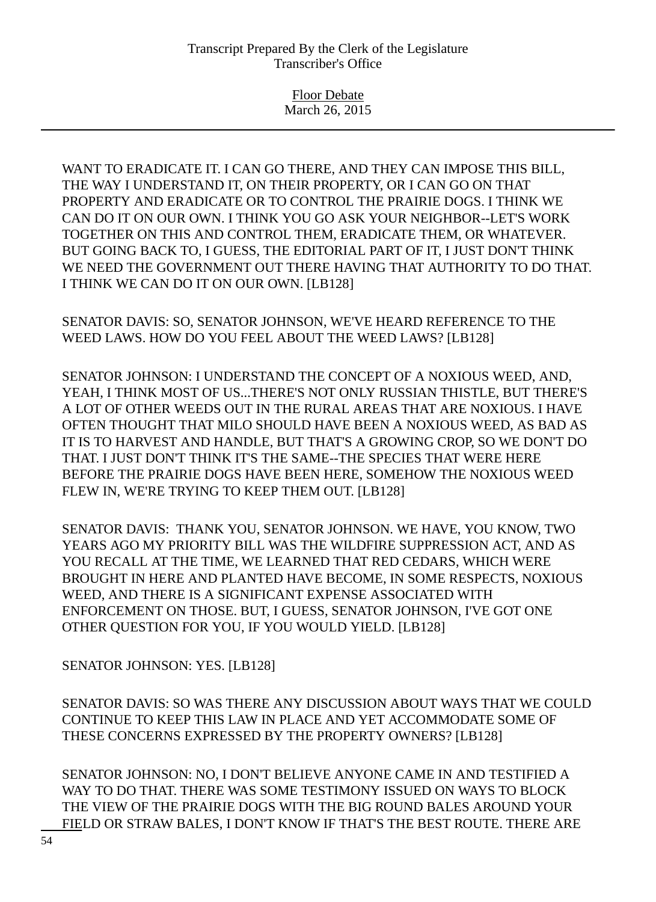WANT TO ERADICATE IT. I CAN GO THERE, AND THEY CAN IMPOSE THIS BILL, THE WAY I UNDERSTAND IT, ON THEIR PROPERTY, OR I CAN GO ON THAT PROPERTY AND ERADICATE OR TO CONTROL THE PRAIRIE DOGS. I THINK WE CAN DO IT ON OUR OWN. I THINK YOU GO ASK YOUR NEIGHBOR--LET'S WORK TOGETHER ON THIS AND CONTROL THEM, ERADICATE THEM, OR WHATEVER. BUT GOING BACK TO, I GUESS, THE EDITORIAL PART OF IT, I JUST DON'T THINK WE NEED THE GOVERNMENT OUT THERE HAVING THAT AUTHORITY TO DO THAT. I THINK WE CAN DO IT ON OUR OWN. [LB128]

SENATOR DAVIS: SO, SENATOR JOHNSON, WE'VE HEARD REFERENCE TO THE WEED LAWS. HOW DO YOU FEEL ABOUT THE WEED LAWS? [LB128]

SENATOR JOHNSON: I UNDERSTAND THE CONCEPT OF A NOXIOUS WEED, AND, YEAH, I THINK MOST OF US...THERE'S NOT ONLY RUSSIAN THISTLE, BUT THERE'S A LOT OF OTHER WEEDS OUT IN THE RURAL AREAS THAT ARE NOXIOUS. I HAVE OFTEN THOUGHT THAT MILO SHOULD HAVE BEEN A NOXIOUS WEED, AS BAD AS IT IS TO HARVEST AND HANDLE, BUT THAT'S A GROWING CROP, SO WE DON'T DO THAT. I JUST DON'T THINK IT'S THE SAME--THE SPECIES THAT WERE HERE BEFORE THE PRAIRIE DOGS HAVE BEEN HERE, SOMEHOW THE NOXIOUS WEED FLEW IN, WE'RE TRYING TO KEEP THEM OUT. [LB128]

SENATOR DAVIS: THANK YOU, SENATOR JOHNSON. WE HAVE, YOU KNOW, TWO YEARS AGO MY PRIORITY BILL WAS THE WILDFIRE SUPPRESSION ACT, AND AS YOU RECALL AT THE TIME, WE LEARNED THAT RED CEDARS, WHICH WERE BROUGHT IN HERE AND PLANTED HAVE BECOME, IN SOME RESPECTS, NOXIOUS WEED, AND THERE IS A SIGNIFICANT EXPENSE ASSOCIATED WITH ENFORCEMENT ON THOSE. BUT, I GUESS, SENATOR JOHNSON, I'VE GOT ONE OTHER QUESTION FOR YOU, IF YOU WOULD YIELD. [LB128]

SENATOR JOHNSON: YES. [LB128]

SENATOR DAVIS: SO WAS THERE ANY DISCUSSION ABOUT WAYS THAT WE COULD CONTINUE TO KEEP THIS LAW IN PLACE AND YET ACCOMMODATE SOME OF THESE CONCERNS EXPRESSED BY THE PROPERTY OWNERS? [LB128]

SENATOR JOHNSON: NO, I DON'T BELIEVE ANYONE CAME IN AND TESTIFIED A WAY TO DO THAT. THERE WAS SOME TESTIMONY ISSUED ON WAYS TO BLOCK THE VIEW OF THE PRAIRIE DOGS WITH THE BIG ROUND BALES AROUND YOUR FIELD OR STRAW BALES, I DON'T KNOW IF THAT'S THE BEST ROUTE. THERE ARE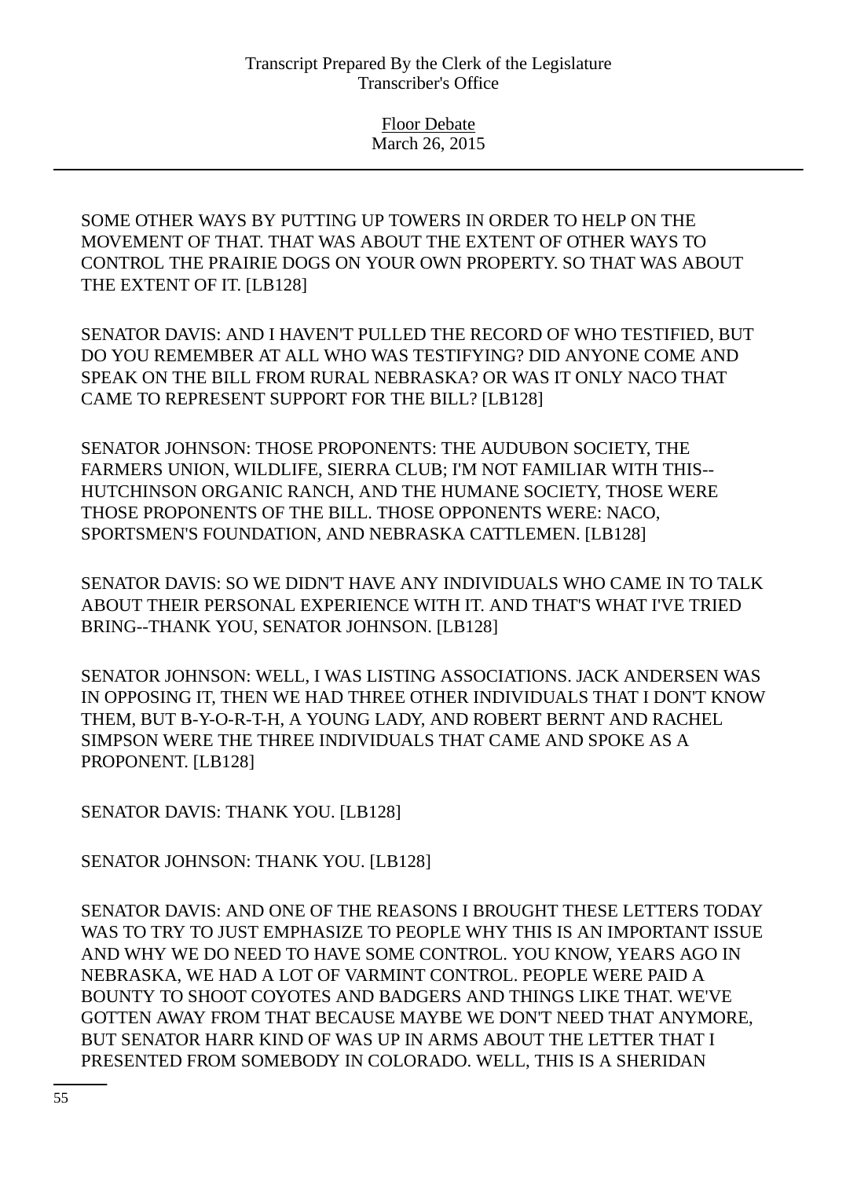SOME OTHER WAYS BY PUTTING UP TOWERS IN ORDER TO HELP ON THE MOVEMENT OF THAT. THAT WAS ABOUT THE EXTENT OF OTHER WAYS TO CONTROL THE PRAIRIE DOGS ON YOUR OWN PROPERTY. SO THAT WAS ABOUT THE EXTENT OF IT. [LB128]

SENATOR DAVIS: AND I HAVEN'T PULLED THE RECORD OF WHO TESTIFIED, BUT DO YOU REMEMBER AT ALL WHO WAS TESTIFYING? DID ANYONE COME AND SPEAK ON THE BILL FROM RURAL NEBRASKA? OR WAS IT ONLY NACO THAT CAME TO REPRESENT SUPPORT FOR THE BILL? [LB128]

SENATOR JOHNSON: THOSE PROPONENTS: THE AUDUBON SOCIETY, THE FARMERS UNION, WILDLIFE, SIERRA CLUB; I'M NOT FAMILIAR WITH THIS--HUTCHINSON ORGANIC RANCH, AND THE HUMANE SOCIETY, THOSE WERE THOSE PROPONENTS OF THE BILL. THOSE OPPONENTS WERE: NACO, SPORTSMEN'S FOUNDATION, AND NEBRASKA CATTLEMEN. [LB128]

SENATOR DAVIS: SO WE DIDN'T HAVE ANY INDIVIDUALS WHO CAME IN TO TALK ABOUT THEIR PERSONAL EXPERIENCE WITH IT. AND THAT'S WHAT I'VE TRIED BRING--THANK YOU, SENATOR JOHNSON. [LB128]

SENATOR JOHNSON: WELL, I WAS LISTING ASSOCIATIONS. JACK ANDERSEN WAS IN OPPOSING IT, THEN WE HAD THREE OTHER INDIVIDUALS THAT I DON'T KNOW THEM, BUT B-Y-O-R-T-H, A YOUNG LADY, AND ROBERT BERNT AND RACHEL SIMPSON WERE THE THREE INDIVIDUALS THAT CAME AND SPOKE AS A PROPONENT. [LB128]

SENATOR DAVIS: THANK YOU. [LB128]

SENATOR JOHNSON: THANK YOU. [LB128]

SENATOR DAVIS: AND ONE OF THE REASONS I BROUGHT THESE LETTERS TODAY WAS TO TRY TO JUST EMPHASIZE TO PEOPLE WHY THIS IS AN IMPORTANT ISSUE AND WHY WE DO NEED TO HAVE SOME CONTROL. YOU KNOW, YEARS AGO IN NEBRASKA, WE HAD A LOT OF VARMINT CONTROL. PEOPLE WERE PAID A BOUNTY TO SHOOT COYOTES AND BADGERS AND THINGS LIKE THAT. WE'VE GOTTEN AWAY FROM THAT BECAUSE MAYBE WE DON'T NEED THAT ANYMORE, BUT SENATOR HARR KIND OF WAS UP IN ARMS ABOUT THE LETTER THAT I PRESENTED FROM SOMEBODY IN COLORADO. WELL, THIS IS A SHERIDAN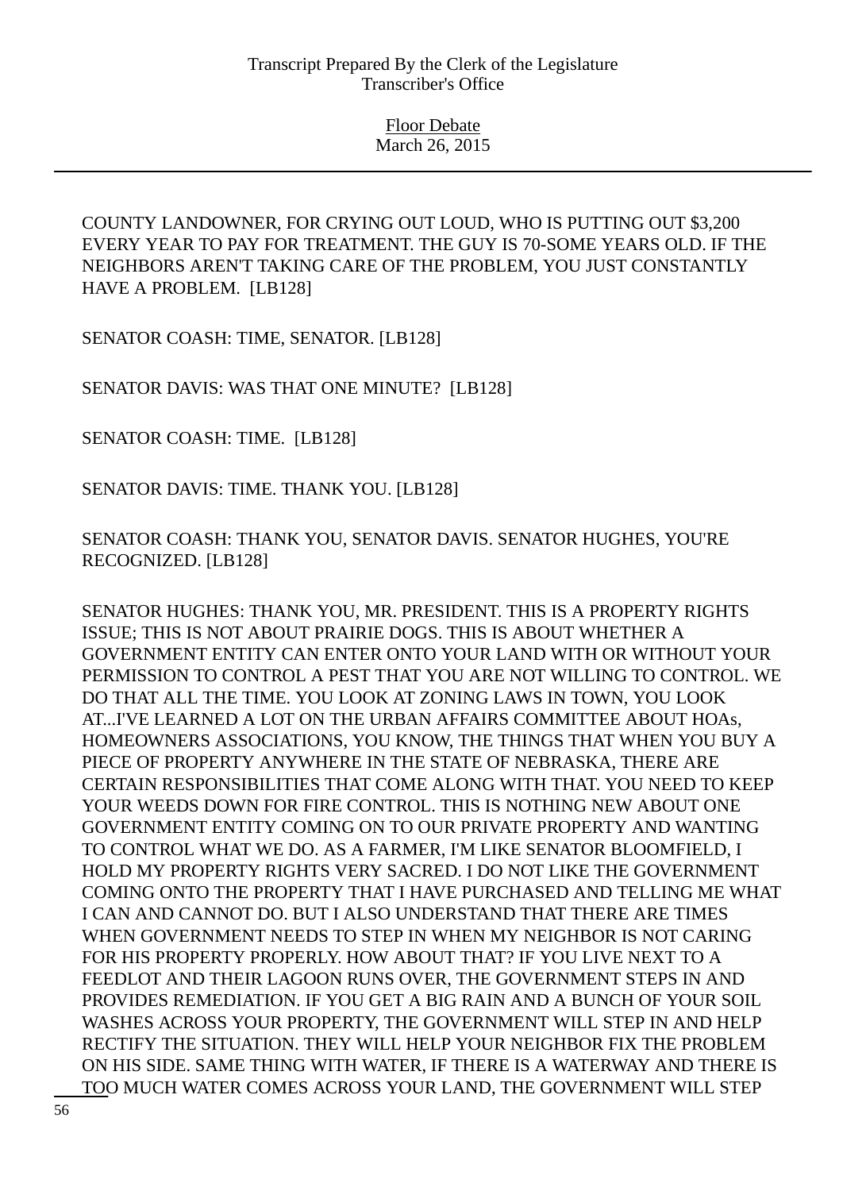COUNTY LANDOWNER, FOR CRYING OUT LOUD, WHO IS PUTTING OUT $3,200 EVERY YEAR TO PAY FOR TREATMENT. THE GUY IS 70-SOME YEARS OLD. IF THE NEIGHBORS AREN'T TAKING CARE OF THE PROBLEM, YOU JUST CONSTANTLY HAVE A PROBLEM.  [LB128]

SENATOR COASH: TIME, SENATOR. [LB128]

SENATOR DAVIS: WAS THAT ONE MINUTE?  [LB128]

SENATOR COASH: TIME.  [LB128]

SENATOR DAVIS: TIME. THANK YOU. [LB128]

SENATOR COASH: THANK YOU, SENATOR DAVIS. SENATOR HUGHES, YOU'RE RECOGNIZED. [LB128]

SENATOR HUGHES: THANK YOU, MR. PRESIDENT. THIS IS A PROPERTY RIGHTS ISSUE; THIS IS NOT ABOUT PRAIRIE DOGS. THIS IS ABOUT WHETHER A GOVERNMENT ENTITY CAN ENTER ONTO YOUR LAND WITH OR WITHOUT YOUR PERMISSION TO CONTROL A PEST THAT YOU ARE NOT WILLING TO CONTROL. WE DO THAT ALL THE TIME. YOU LOOK AT ZONING LAWS IN TOWN, YOU LOOK AT...I'VE LEARNED A LOT ON THE URBAN AFFAIRS COMMITTEE ABOUT HOAs, HOMEOWNERS ASSOCIATIONS, YOU KNOW, THE THINGS THAT WHEN YOU BUY A PIECE OF PROPERTY ANYWHERE IN THE STATE OF NEBRASKA, THERE ARE CERTAIN RESPONSIBILITIES THAT COME ALONG WITH THAT. YOU NEED TO KEEP YOUR WEEDS DOWN FOR FIRE CONTROL. THIS IS NOTHING NEW ABOUT ONE GOVERNMENT ENTITY COMING ON TO OUR PRIVATE PROPERTY AND WANTING TO CONTROL WHAT WE DO. AS A FARMER, I'M LIKE SENATOR BLOOMFIELD, I HOLD MY PROPERTY RIGHTS VERY SACRED. I DO NOT LIKE THE GOVERNMENT COMING ONTO THE PROPERTY THAT I HAVE PURCHASED AND TELLING ME WHAT I CAN AND CANNOT DO. BUT I ALSO UNDERSTAND THAT THERE ARE TIMES WHEN GOVERNMENT NEEDS TO STEP IN WHEN MY NEIGHBOR IS NOT CARING FOR HIS PROPERTY PROPERLY. HOW ABOUT THAT? IF YOU LIVE NEXT TO A FEEDLOT AND THEIR LAGOON RUNS OVER, THE GOVERNMENT STEPS IN AND PROVIDES REMEDIATION. IF YOU GET A BIG RAIN AND A BUNCH OF YOUR SOIL WASHES ACROSS YOUR PROPERTY, THE GOVERNMENT WILL STEP IN AND HELP RECTIFY THE SITUATION. THEY WILL HELP YOUR NEIGHBOR FIX THE PROBLEM ON HIS SIDE. SAME THING WITH WATER, IF THERE IS A WATERWAY AND THERE IS TOO MUCH WATER COMES ACROSS YOUR LAND, THE GOVERNMENT WILL STEP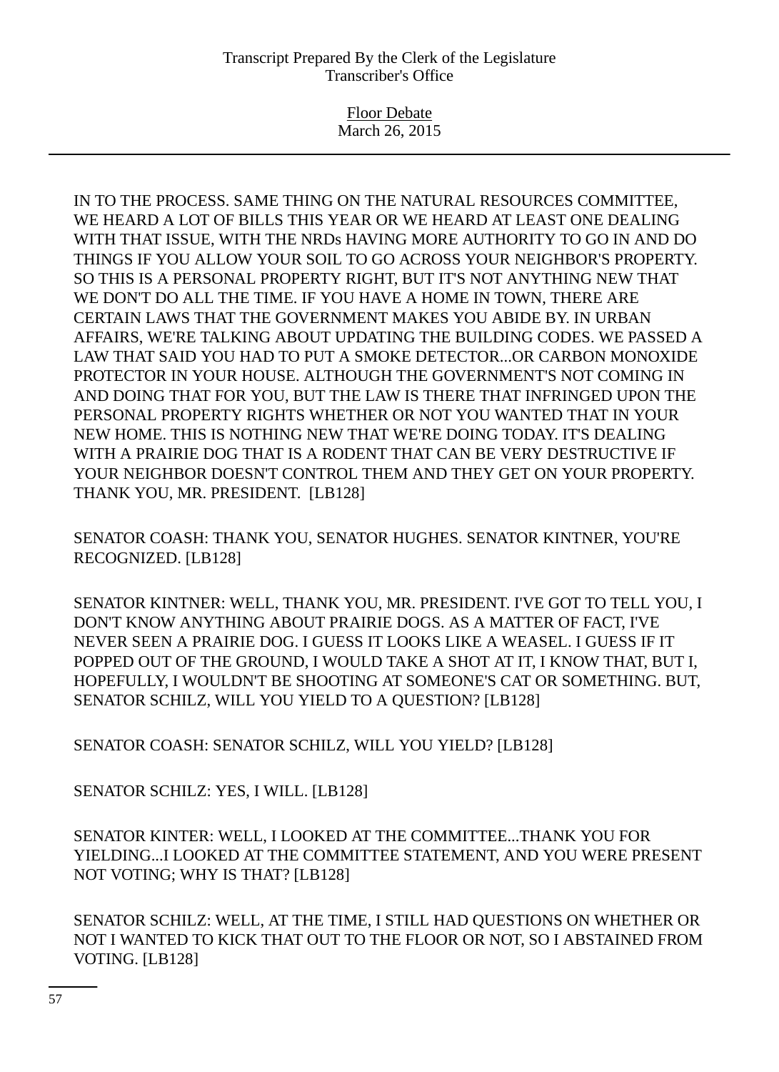IN TO THE PROCESS. SAME THING ON THE NATURAL RESOURCES COMMITTEE, WE HEARD A LOT OF BILLS THIS YEAR OR WE HEARD AT LEAST ONE DEALING WITH THAT ISSUE, WITH THE NRDs HAVING MORE AUTHORITY TO GO IN AND DO THINGS IF YOU ALLOW YOUR SOIL TO GO ACROSS YOUR NEIGHBOR'S PROPERTY. SO THIS IS A PERSONAL PROPERTY RIGHT, BUT IT'S NOT ANYTHING NEW THAT WE DON'T DO ALL THE TIME. IF YOU HAVE A HOME IN TOWN, THERE ARE CERTAIN LAWS THAT THE GOVERNMENT MAKES YOU ABIDE BY. IN URBAN AFFAIRS, WE'RE TALKING ABOUT UPDATING THE BUILDING CODES. WE PASSED A LAW THAT SAID YOU HAD TO PUT A SMOKE DETECTOR...OR CARBON MONOXIDE PROTECTOR IN YOUR HOUSE. ALTHOUGH THE GOVERNMENT'S NOT COMING IN AND DOING THAT FOR YOU, BUT THE LAW IS THERE THAT INFRINGED UPON THE PERSONAL PROPERTY RIGHTS WHETHER OR NOT YOU WANTED THAT IN YOUR NEW HOME. THIS IS NOTHING NEW THAT WE'RE DOING TODAY. IT'S DEALING WITH A PRAIRIE DOG THAT IS A RODENT THAT CAN BE VERY DESTRUCTIVE IF YOUR NEIGHBOR DOESN'T CONTROL THEM AND THEY GET ON YOUR PROPERTY. THANK YOU, MR. PRESIDENT. [LB128]

SENATOR COASH: THANK YOU, SENATOR HUGHES. SENATOR KINTNER, YOU'RE RECOGNIZED. [LB128]

SENATOR KINTNER: WELL, THANK YOU, MR. PRESIDENT. I'VE GOT TO TELL YOU, I DON'T KNOW ANYTHING ABOUT PRAIRIE DOGS. AS A MATTER OF FACT, I'VE NEVER SEEN A PRAIRIE DOG. I GUESS IT LOOKS LIKE A WEASEL. I GUESS IF IT POPPED OUT OF THE GROUND, I WOULD TAKE A SHOT AT IT, I KNOW THAT, BUT I, HOPEFULLY, I WOULDN'T BE SHOOTING AT SOMEONE'S CAT OR SOMETHING. BUT, SENATOR SCHILZ, WILL YOU YIELD TO A QUESTION? [LB128]

SENATOR COASH: SENATOR SCHILZ, WILL YOU YIELD? [LB128]

SENATOR SCHILZ: YES, I WILL. [LB128]

SENATOR KINTER: WELL, I LOOKED AT THE COMMITTEE...THANK YOU FOR YIELDING...I LOOKED AT THE COMMITTEE STATEMENT, AND YOU WERE PRESENT NOT VOTING; WHY IS THAT? [LB128]

SENATOR SCHILZ: WELL, AT THE TIME, I STILL HAD QUESTIONS ON WHETHER OR NOT I WANTED TO KICK THAT OUT TO THE FLOOR OR NOT, SO I ABSTAINED FROM VOTING. [LB128]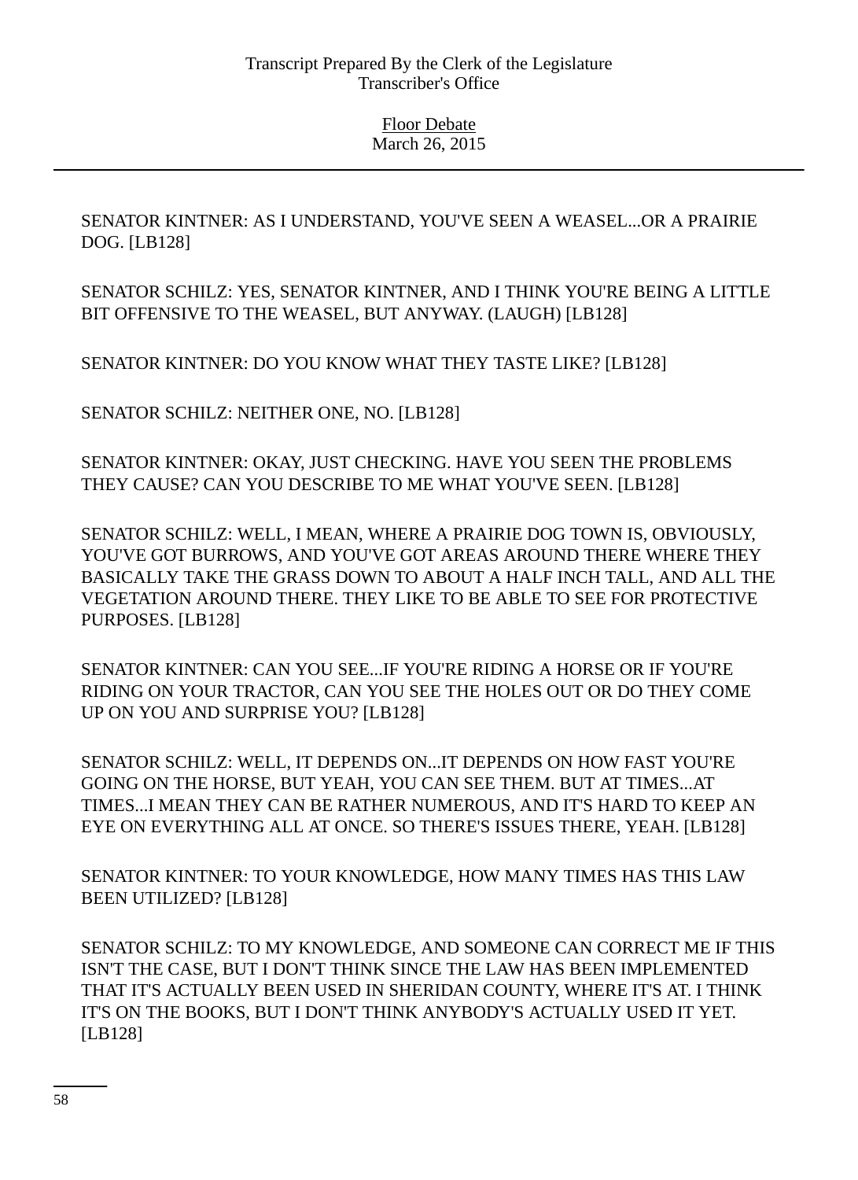SENATOR KINTNER: AS I UNDERSTAND, YOU'VE SEEN A WEASEL...OR A PRAIRIE DOG. [LB128]

SENATOR SCHILZ: YES, SENATOR KINTNER, AND I THINK YOU'RE BEING A LITTLE BIT OFFENSIVE TO THE WEASEL, BUT ANYWAY. (LAUGH) [LB128]

SENATOR KINTNER: DO YOU KNOW WHAT THEY TASTE LIKE? [LB128]

SENATOR SCHILZ: NEITHER ONE, NO. [LB128]

SENATOR KINTNER: OKAY, JUST CHECKING. HAVE YOU SEEN THE PROBLEMS THEY CAUSE? CAN YOU DESCRIBE TO ME WHAT YOU'VE SEEN. [LB128]

SENATOR SCHILZ: WELL, I MEAN, WHERE A PRAIRIE DOG TOWN IS, OBVIOUSLY, YOU'VE GOT BURROWS, AND YOU'VE GOT AREAS AROUND THERE WHERE THEY BASICALLY TAKE THE GRASS DOWN TO ABOUT A HALF INCH TALL, AND ALL THE VEGETATION AROUND THERE. THEY LIKE TO BE ABLE TO SEE FOR PROTECTIVE PURPOSES. [LB128]

SENATOR KINTNER: CAN YOU SEE...IF YOU'RE RIDING A HORSE OR IF YOU'RE RIDING ON YOUR TRACTOR, CAN YOU SEE THE HOLES OUT OR DO THEY COME UP ON YOU AND SURPRISE YOU? [LB128]

SENATOR SCHILZ: WELL, IT DEPENDS ON...IT DEPENDS ON HOW FAST YOU'RE GOING ON THE HORSE, BUT YEAH, YOU CAN SEE THEM. BUT AT TIMES...AT TIMES...I MEAN THEY CAN BE RATHER NUMEROUS, AND IT'S HARD TO KEEP AN EYE ON EVERYTHING ALL AT ONCE. SO THERE'S ISSUES THERE, YEAH. [LB128]

SENATOR KINTNER: TO YOUR KNOWLEDGE, HOW MANY TIMES HAS THIS LAW BEEN UTILIZED? [LB128]

SENATOR SCHILZ: TO MY KNOWLEDGE, AND SOMEONE CAN CORRECT ME IF THIS ISN'T THE CASE, BUT I DON'T THINK SINCE THE LAW HAS BEEN IMPLEMENTED THAT IT'S ACTUALLY BEEN USED IN SHERIDAN COUNTY, WHERE IT'S AT. I THINK IT'S ON THE BOOKS, BUT I DON'T THINK ANYBODY'S ACTUALLY USED IT YET. [LB128]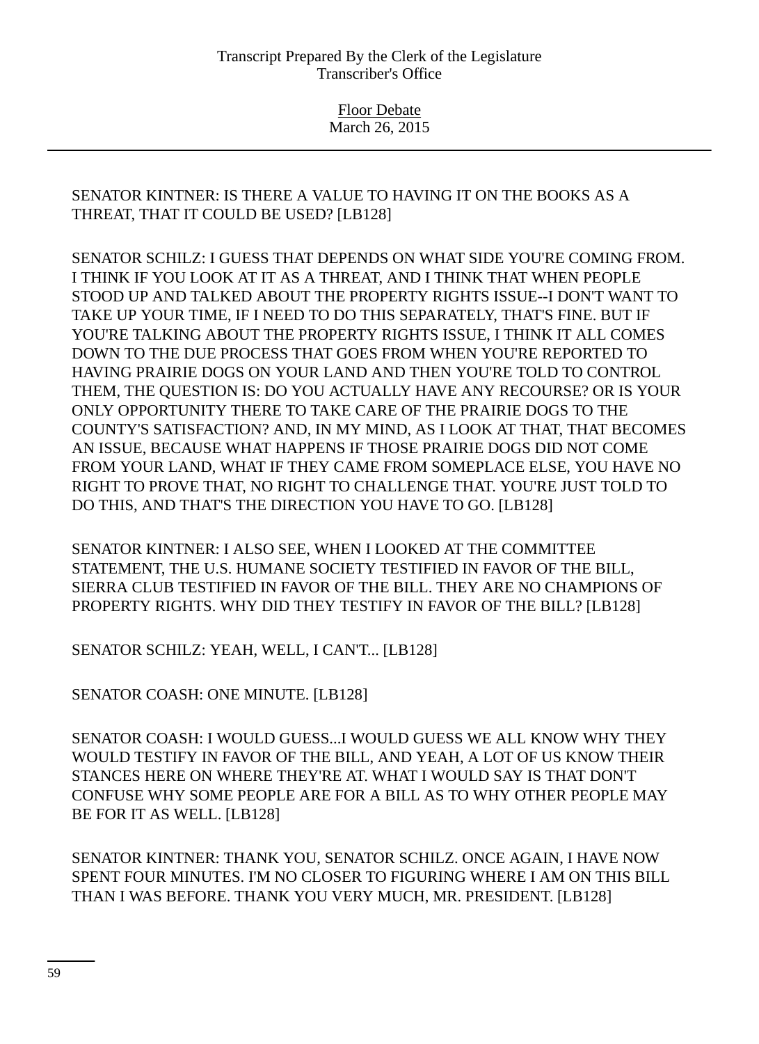SENATOR KINTNER: IS THERE A VALUE TO HAVING IT ON THE BOOKS AS A THREAT, THAT IT COULD BE USED? [LB128]

SENATOR SCHILZ: I GUESS THAT DEPENDS ON WHAT SIDE YOU'RE COMING FROM. I THINK IF YOU LOOK AT IT AS A THREAT, AND I THINK THAT WHEN PEOPLE STOOD UP AND TALKED ABOUT THE PROPERTY RIGHTS ISSUE--I DON'T WANT TO TAKE UP YOUR TIME, IF I NEED TO DO THIS SEPARATELY, THAT'S FINE. BUT IF YOU'RE TALKING ABOUT THE PROPERTY RIGHTS ISSUE, I THINK IT ALL COMES DOWN TO THE DUE PROCESS THAT GOES FROM WHEN YOU'RE REPORTED TO HAVING PRAIRIE DOGS ON YOUR LAND AND THEN YOU'RE TOLD TO CONTROL THEM, THE QUESTION IS: DO YOU ACTUALLY HAVE ANY RECOURSE? OR IS YOUR ONLY OPPORTUNITY THERE TO TAKE CARE OF THE PRAIRIE DOGS TO THE COUNTY'S SATISFACTION? AND, IN MY MIND, AS I LOOK AT THAT, THAT BECOMES AN ISSUE, BECAUSE WHAT HAPPENS IF THOSE PRAIRIE DOGS DID NOT COME FROM YOUR LAND, WHAT IF THEY CAME FROM SOMEPLACE ELSE, YOU HAVE NO RIGHT TO PROVE THAT, NO RIGHT TO CHALLENGE THAT. YOU'RE JUST TOLD TO DO THIS, AND THAT'S THE DIRECTION YOU HAVE TO GO. [LB128]

SENATOR KINTNER: I ALSO SEE, WHEN I LOOKED AT THE COMMITTEE STATEMENT, THE U.S. HUMANE SOCIETY TESTIFIED IN FAVOR OF THE BILL, SIERRA CLUB TESTIFIED IN FAVOR OF THE BILL. THEY ARE NO CHAMPIONS OF PROPERTY RIGHTS. WHY DID THEY TESTIFY IN FAVOR OF THE BILL? [LB128]

SENATOR SCHILZ: YEAH, WELL, I CAN'T... [LB128]

SENATOR COASH: ONE MINUTE. [LB128]

SENATOR COASH: I WOULD GUESS...I WOULD GUESS WE ALL KNOW WHY THEY WOULD TESTIFY IN FAVOR OF THE BILL, AND YEAH, A LOT OF US KNOW THEIR STANCES HERE ON WHERE THEY'RE AT. WHAT I WOULD SAY IS THAT DON'T CONFUSE WHY SOME PEOPLE ARE FOR A BILL AS TO WHY OTHER PEOPLE MAY BE FOR IT AS WELL. [LB128]

SENATOR KINTNER: THANK YOU, SENATOR SCHILZ. ONCE AGAIN, I HAVE NOW SPENT FOUR MINUTES. I'M NO CLOSER TO FIGURING WHERE I AM ON THIS BILL THAN I WAS BEFORE. THANK YOU VERY MUCH, MR. PRESIDENT. [LB128]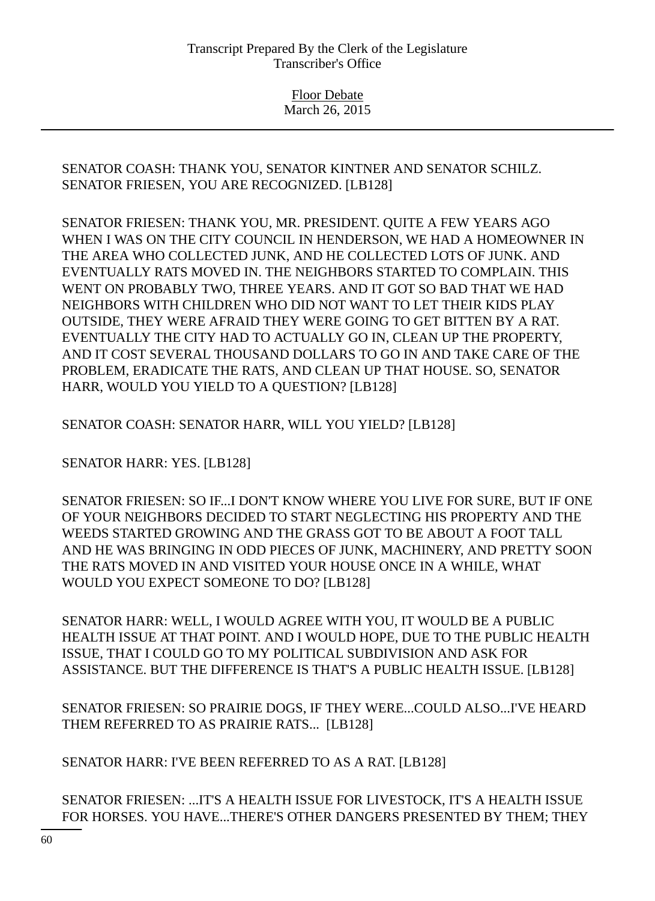SENATOR COASH: THANK YOU, SENATOR KINTNER AND SENATOR SCHILZ. SENATOR FRIESEN, YOU ARE RECOGNIZED. [LB128]

SENATOR FRIESEN: THANK YOU, MR. PRESIDENT. QUITE A FEW YEARS AGO WHEN I WAS ON THE CITY COUNCIL IN HENDERSON, WE HAD A HOMEOWNER IN THE AREA WHO COLLECTED JUNK, AND HE COLLECTED LOTS OF JUNK. AND EVENTUALLY RATS MOVED IN. THE NEIGHBORS STARTED TO COMPLAIN. THIS WENT ON PROBABLY TWO, THREE YEARS. AND IT GOT SO BAD THAT WE HAD NEIGHBORS WITH CHILDREN WHO DID NOT WANT TO LET THEIR KIDS PLAY OUTSIDE, THEY WERE AFRAID THEY WERE GOING TO GET BITTEN BY A RAT. EVENTUALLY THE CITY HAD TO ACTUALLY GO IN, CLEAN UP THE PROPERTY, AND IT COST SEVERAL THOUSAND DOLLARS TO GO IN AND TAKE CARE OF THE PROBLEM, ERADICATE THE RATS, AND CLEAN UP THAT HOUSE. SO, SENATOR HARR, WOULD YOU YIELD TO A QUESTION? [LB128]

SENATOR COASH: SENATOR HARR, WILL YOU YIELD? [LB128]

SENATOR HARR: YES. [LB128]

SENATOR FRIESEN: SO IF...I DON'T KNOW WHERE YOU LIVE FOR SURE, BUT IF ONE OF YOUR NEIGHBORS DECIDED TO START NEGLECTING HIS PROPERTY AND THE WEEDS STARTED GROWING AND THE GRASS GOT TO BE ABOUT A FOOT TALL AND HE WAS BRINGING IN ODD PIECES OF JUNK, MACHINERY, AND PRETTY SOON THE RATS MOVED IN AND VISITED YOUR HOUSE ONCE IN A WHILE, WHAT WOULD YOU EXPECT SOMEONE TO DO? [LB128]

SENATOR HARR: WELL, I WOULD AGREE WITH YOU, IT WOULD BE A PUBLIC HEALTH ISSUE AT THAT POINT. AND I WOULD HOPE, DUE TO THE PUBLIC HEALTH ISSUE, THAT I COULD GO TO MY POLITICAL SUBDIVISION AND ASK FOR ASSISTANCE. BUT THE DIFFERENCE IS THAT'S A PUBLIC HEALTH ISSUE. [LB128]

SENATOR FRIESEN: SO PRAIRIE DOGS, IF THEY WERE...COULD ALSO...I'VE HEARD THEM REFERRED TO AS PRAIRIE RATS... [LB128]

SENATOR HARR: I'VE BEEN REFERRED TO AS A RAT. [LB128]

SENATOR FRIESEN: ...IT'S A HEALTH ISSUE FOR LIVESTOCK, IT'S A HEALTH ISSUE FOR HORSES. YOU HAVE...THERE'S OTHER DANGERS PRESENTED BY THEM; THEY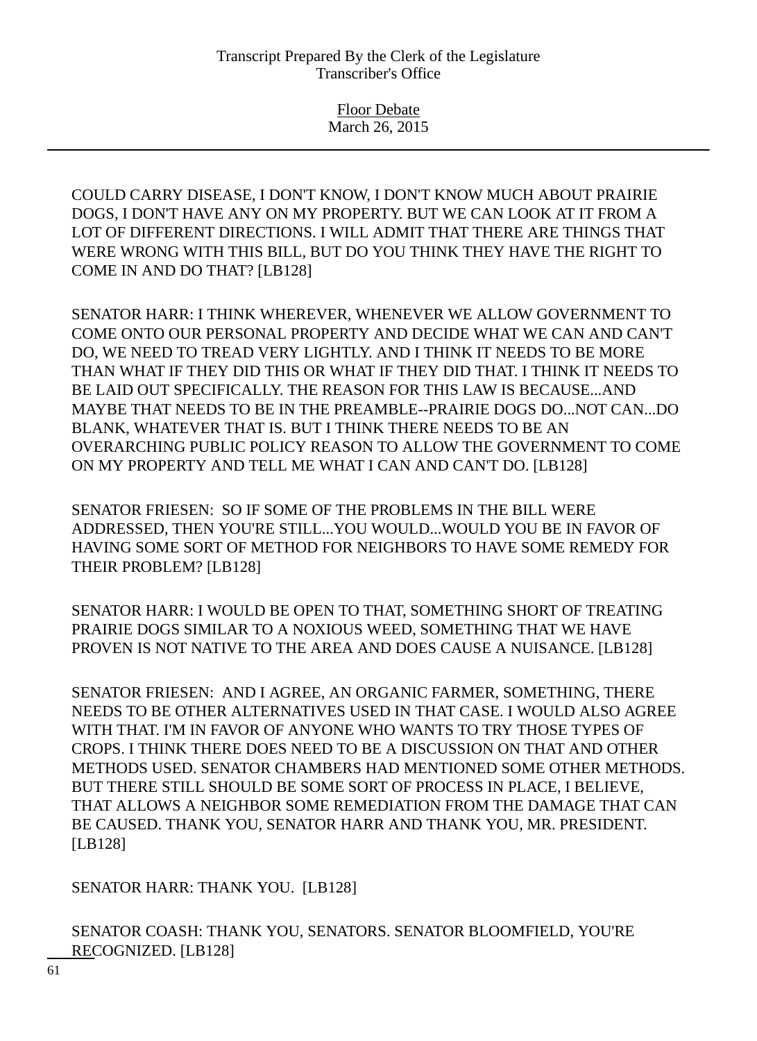COULD CARRY DISEASE, I DON'T KNOW, I DON'T KNOW MUCH ABOUT PRAIRIE DOGS, I DON'T HAVE ANY ON MY PROPERTY. BUT WE CAN LOOK AT IT FROM A LOT OF DIFFERENT DIRECTIONS. I WILL ADMIT THAT THERE ARE THINGS THAT WERE WRONG WITH THIS BILL, BUT DO YOU THINK THEY HAVE THE RIGHT TO COME IN AND DO THAT? [LB128]

SENATOR HARR: I THINK WHEREVER, WHENEVER WE ALLOW GOVERNMENT TO COME ONTO OUR PERSONAL PROPERTY AND DECIDE WHAT WE CAN AND CAN'T DO, WE NEED TO TREAD VERY LIGHTLY. AND I THINK IT NEEDS TO BE MORE THAN WHAT IF THEY DID THIS OR WHAT IF THEY DID THAT. I THINK IT NEEDS TO BE LAID OUT SPECIFICALLY. THE REASON FOR THIS LAW IS BECAUSE...AND MAYBE THAT NEEDS TO BE IN THE PREAMBLE--PRAIRIE DOGS DO...NOT CAN...DO BLANK, WHATEVER THAT IS. BUT I THINK THERE NEEDS TO BE AN OVERARCHING PUBLIC POLICY REASON TO ALLOW THE GOVERNMENT TO COME ON MY PROPERTY AND TELL ME WHAT I CAN AND CAN'T DO. [LB128]

SENATOR FRIESEN: SO IF SOME OF THE PROBLEMS IN THE BILL WERE ADDRESSED, THEN YOU'RE STILL...YOU WOULD...WOULD YOU BE IN FAVOR OF HAVING SOME SORT OF METHOD FOR NEIGHBORS TO HAVE SOME REMEDY FOR THEIR PROBLEM? [LB128]

SENATOR HARR: I WOULD BE OPEN TO THAT, SOMETHING SHORT OF TREATING PRAIRIE DOGS SIMILAR TO A NOXIOUS WEED, SOMETHING THAT WE HAVE PROVEN IS NOT NATIVE TO THE AREA AND DOES CAUSE A NUISANCE. [LB128]

SENATOR FRIESEN: AND I AGREE, AN ORGANIC FARMER, SOMETHING, THERE NEEDS TO BE OTHER ALTERNATIVES USED IN THAT CASE. I WOULD ALSO AGREE WITH THAT. I'M IN FAVOR OF ANYONE WHO WANTS TO TRY THOSE TYPES OF CROPS. I THINK THERE DOES NEED TO BE A DISCUSSION ON THAT AND OTHER METHODS USED. SENATOR CHAMBERS HAD MENTIONED SOME OTHER METHODS. BUT THERE STILL SHOULD BE SOME SORT OF PROCESS IN PLACE, I BELIEVE, THAT ALLOWS A NEIGHBOR SOME REMEDIATION FROM THE DAMAGE THAT CAN BE CAUSED. THANK YOU, SENATOR HARR AND THANK YOU, MR. PRESIDENT. [LB128]

SENATOR HARR: THANK YOU. [LB128]

SENATOR COASH: THANK YOU, SENATORS. SENATOR BLOOMFIELD, YOU'RE RECOGNIZED. [LB128]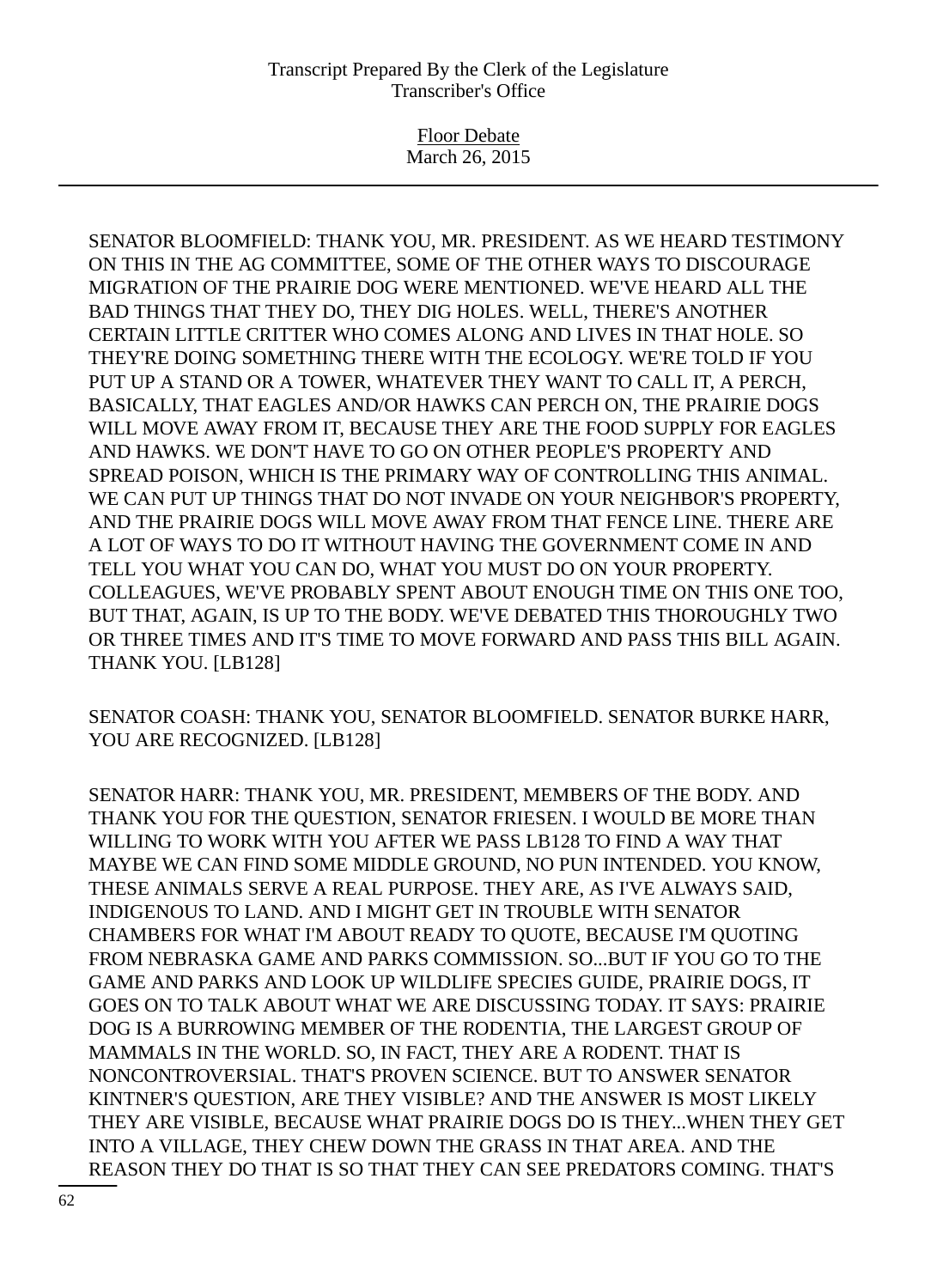SENATOR BLOOMFIELD: THANK YOU, MR. PRESIDENT. AS WE HEARD TESTIMONY ON THIS IN THE AG COMMITTEE, SOME OF THE OTHER WAYS TO DISCOURAGE MIGRATION OF THE PRAIRIE DOG WERE MENTIONED. WE'VE HEARD ALL THE BAD THINGS THAT THEY DO, THEY DIG HOLES. WELL, THERE'S ANOTHER CERTAIN LITTLE CRITTER WHO COMES ALONG AND LIVES IN THAT HOLE. SO THEY'RE DOING SOMETHING THERE WITH THE ECOLOGY. WE'RE TOLD IF YOU PUT UP A STAND OR A TOWER, WHATEVER THEY WANT TO CALL IT, A PERCH, BASICALLY, THAT EAGLES AND/OR HAWKS CAN PERCH ON, THE PRAIRIE DOGS WILL MOVE AWAY FROM IT, BECAUSE THEY ARE THE FOOD SUPPLY FOR EAGLES AND HAWKS. WE DON'T HAVE TO GO ON OTHER PEOPLE'S PROPERTY AND SPREAD POISON, WHICH IS THE PRIMARY WAY OF CONTROLLING THIS ANIMAL. WE CAN PUT UP THINGS THAT DO NOT INVADE ON YOUR NEIGHBOR'S PROPERTY, AND THE PRAIRIE DOGS WILL MOVE AWAY FROM THAT FENCE LINE. THERE ARE A LOT OF WAYS TO DO IT WITHOUT HAVING THE GOVERNMENT COME IN AND TELL YOU WHAT YOU CAN DO, WHAT YOU MUST DO ON YOUR PROPERTY. COLLEAGUES, WE'VE PROBABLY SPENT ABOUT ENOUGH TIME ON THIS ONE TOO, BUT THAT, AGAIN, IS UP TO THE BODY. WE'VE DEBATED THIS THOROUGHLY TWO OR THREE TIMES AND IT'S TIME TO MOVE FORWARD AND PASS THIS BILL AGAIN. THANK YOU. [LB128]

SENATOR COASH: THANK YOU, SENATOR BLOOMFIELD. SENATOR BURKE HARR, YOU ARE RECOGNIZED. [LB128]

SENATOR HARR: THANK YOU, MR. PRESIDENT, MEMBERS OF THE BODY. AND THANK YOU FOR THE QUESTION, SENATOR FRIESEN. I WOULD BE MORE THAN WILLING TO WORK WITH YOU AFTER WE PASS LB128 TO FIND A WAY THAT MAYBE WE CAN FIND SOME MIDDLE GROUND, NO PUN INTENDED. YOU KNOW, THESE ANIMALS SERVE A REAL PURPOSE. THEY ARE, AS I'VE ALWAYS SAID, INDIGENOUS TO LAND. AND I MIGHT GET IN TROUBLE WITH SENATOR CHAMBERS FOR WHAT I'M ABOUT READY TO QUOTE, BECAUSE I'M QUOTING FROM NEBRASKA GAME AND PARKS COMMISSION. SO...BUT IF YOU GO TO THE GAME AND PARKS AND LOOK UP WILDLIFE SPECIES GUIDE, PRAIRIE DOGS, IT GOES ON TO TALK ABOUT WHAT WE ARE DISCUSSING TODAY. IT SAYS: PRAIRIE DOG IS A BURROWING MEMBER OF THE RODENTIA, THE LARGEST GROUP OF MAMMALS IN THE WORLD. SO, IN FACT, THEY ARE A RODENT. THAT IS NONCONTROVERSIAL. THAT'S PROVEN SCIENCE. BUT TO ANSWER SENATOR KINTNER'S QUESTION, ARE THEY VISIBLE? AND THE ANSWER IS MOST LIKELY THEY ARE VISIBLE, BECAUSE WHAT PRAIRIE DOGS DO IS THEY...WHEN THEY GET INTO A VILLAGE, THEY CHEW DOWN THE GRASS IN THAT AREA. AND THE REASON THEY DO THAT IS SO THAT THEY CAN SEE PREDATORS COMING. THAT'S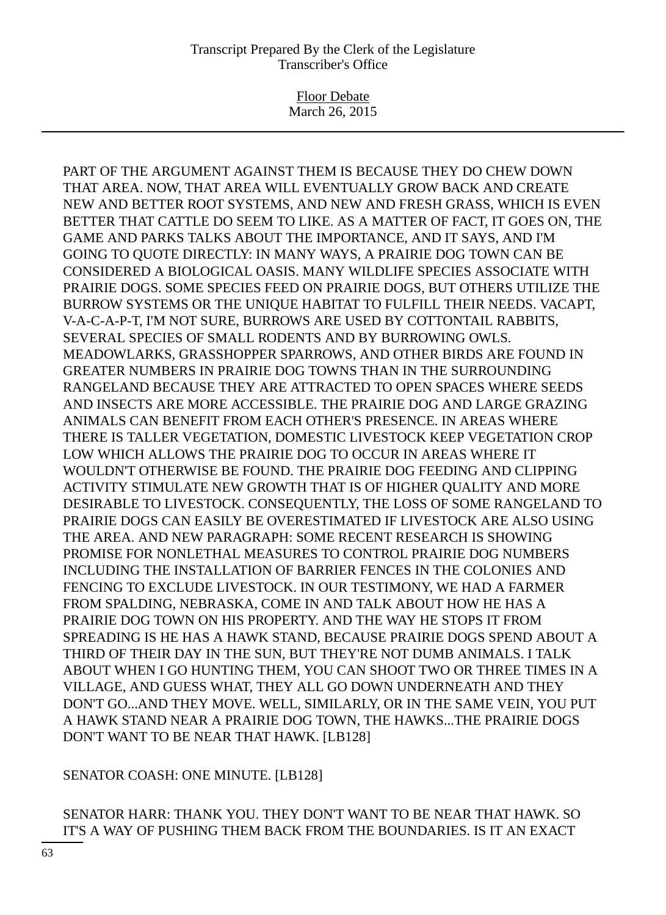PART OF THE ARGUMENT AGAINST THEM IS BECAUSE THEY DO CHEW DOWN THAT AREA. NOW, THAT AREA WILL EVENTUALLY GROW BACK AND CREATE NEW AND BETTER ROOT SYSTEMS, AND NEW AND FRESH GRASS, WHICH IS EVEN BETTER THAT CATTLE DO SEEM TO LIKE. AS A MATTER OF FACT, IT GOES ON, THE GAME AND PARKS TALKS ABOUT THE IMPORTANCE, AND IT SAYS, AND I'M GOING TO QUOTE DIRECTLY: IN MANY WAYS, A PRAIRIE DOG TOWN CAN BE CONSIDERED A BIOLOGICAL OASIS. MANY WILDLIFE SPECIES ASSOCIATE WITH PRAIRIE DOGS. SOME SPECIES FEED ON PRAIRIE DOGS, BUT OTHERS UTILIZE THE BURROW SYSTEMS OR THE UNIQUE HABITAT TO FULFILL THEIR NEEDS. VACAPT, V-A-C-A-P-T, I'M NOT SURE, BURROWS ARE USED BY COTTONTAIL RABBITS, SEVERAL SPECIES OF SMALL RODENTS AND BY BURROWING OWLS. MEADOWLARKS, GRASSHOPPER SPARROWS, AND OTHER BIRDS ARE FOUND IN GREATER NUMBERS IN PRAIRIE DOG TOWNS THAN IN THE SURROUNDING RANGELAND BECAUSE THEY ARE ATTRACTED TO OPEN SPACES WHERE SEEDS AND INSECTS ARE MORE ACCESSIBLE. THE PRAIRIE DOG AND LARGE GRAZING ANIMALS CAN BENEFIT FROM EACH OTHER'S PRESENCE. IN AREAS WHERE THERE IS TALLER VEGETATION, DOMESTIC LIVESTOCK KEEP VEGETATION CROP LOW WHICH ALLOWS THE PRAIRIE DOG TO OCCUR IN AREAS WHERE IT WOULDN'T OTHERWISE BE FOUND. THE PRAIRIE DOG FEEDING AND CLIPPING ACTIVITY STIMULATE NEW GROWTH THAT IS OF HIGHER QUALITY AND MORE DESIRABLE TO LIVESTOCK. CONSEQUENTLY, THE LOSS OF SOME RANGELAND TO PRAIRIE DOGS CAN EASILY BE OVERESTIMATED IF LIVESTOCK ARE ALSO USING THE AREA. AND NEW PARAGRAPH: SOME RECENT RESEARCH IS SHOWING PROMISE FOR NONLETHAL MEASURES TO CONTROL PRAIRIE DOG NUMBERS INCLUDING THE INSTALLATION OF BARRIER FENCES IN THE COLONIES AND FENCING TO EXCLUDE LIVESTOCK. IN OUR TESTIMONY, WE HAD A FARMER FROM SPALDING, NEBRASKA, COME IN AND TALK ABOUT HOW HE HAS A PRAIRIE DOG TOWN ON HIS PROPERTY. AND THE WAY HE STOPS IT FROM SPREADING IS HE HAS A HAWK STAND, BECAUSE PRAIRIE DOGS SPEND ABOUT A THIRD OF THEIR DAY IN THE SUN, BUT THEY'RE NOT DUMB ANIMALS. I TALK ABOUT WHEN I GO HUNTING THEM, YOU CAN SHOOT TWO OR THREE TIMES IN A VILLAGE, AND GUESS WHAT, THEY ALL GO DOWN UNDERNEATH AND THEY DON'T GO...AND THEY MOVE. WELL, SIMILARLY, OR IN THE SAME VEIN, YOU PUT A HAWK STAND NEAR A PRAIRIE DOG TOWN, THE HAWKS...THE PRAIRIE DOGS DON'T WANT TO BE NEAR THAT HAWK. [LB128]

SENATOR COASH: ONE MINUTE. [LB128]

SENATOR HARR: THANK YOU. THEY DON'T WANT TO BE NEAR THAT HAWK. SO IT'S A WAY OF PUSHING THEM BACK FROM THE BOUNDARIES. IS IT AN EXACT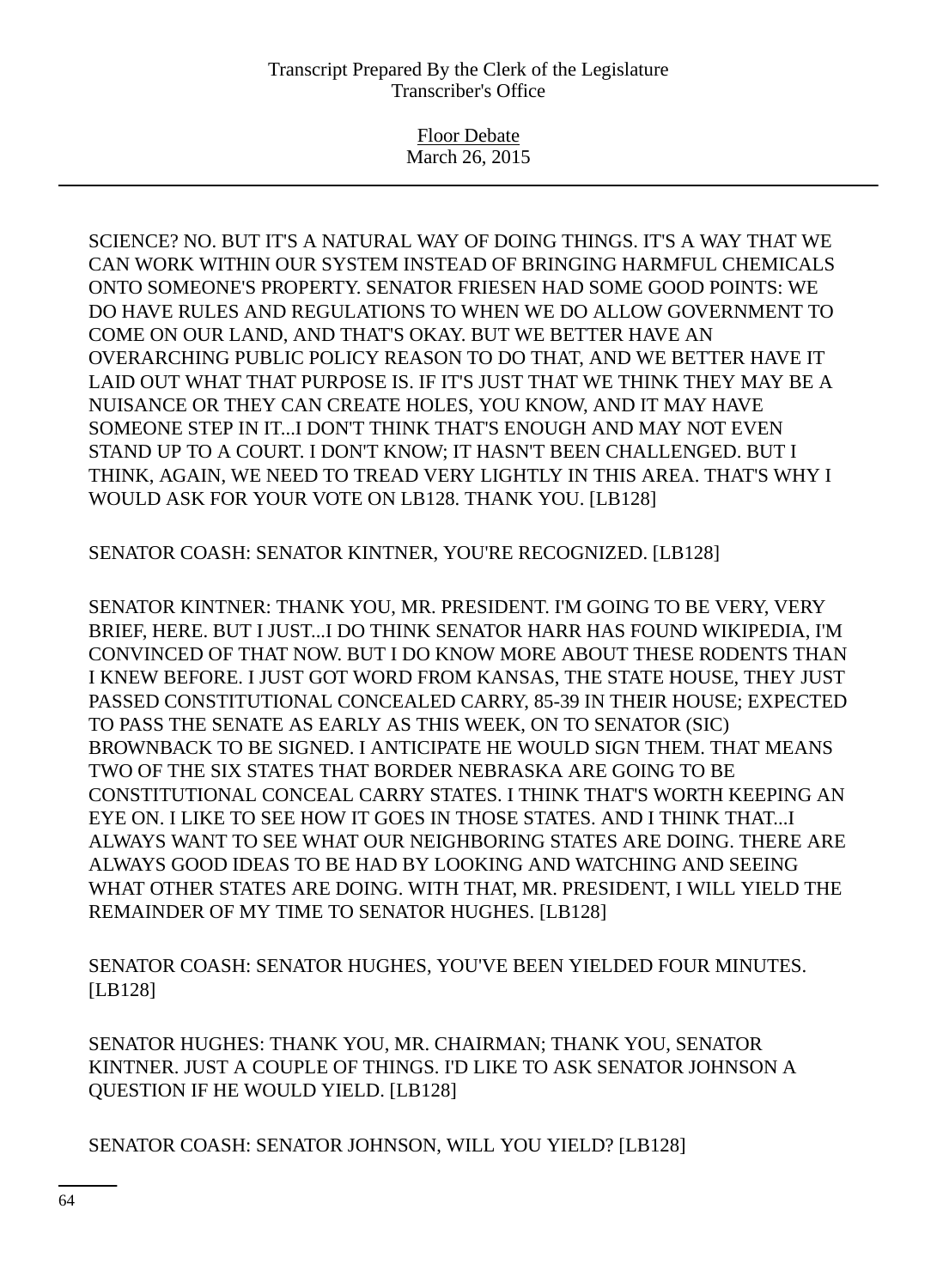SCIENCE? NO. BUT IT'S A NATURAL WAY OF DOING THINGS. IT'S A WAY THAT WE CAN WORK WITHIN OUR SYSTEM INSTEAD OF BRINGING HARMFUL CHEMICALS ONTO SOMEONE'S PROPERTY. SENATOR FRIESEN HAD SOME GOOD POINTS: WE DO HAVE RULES AND REGULATIONS TO WHEN WE DO ALLOW GOVERNMENT TO COME ON OUR LAND, AND THAT'S OKAY. BUT WE BETTER HAVE AN OVERARCHING PUBLIC POLICY REASON TO DO THAT, AND WE BETTER HAVE IT LAID OUT WHAT THAT PURPOSE IS. IF IT'S JUST THAT WE THINK THEY MAY BE A NUISANCE OR THEY CAN CREATE HOLES, YOU KNOW, AND IT MAY HAVE SOMEONE STEP IN IT...I DON'T THINK THAT'S ENOUGH AND MAY NOT EVEN STAND UP TO A COURT. I DON'T KNOW; IT HASN'T BEEN CHALLENGED. BUT I THINK, AGAIN, WE NEED TO TREAD VERY LIGHTLY IN THIS AREA. THAT'S WHY I WOULD ASK FOR YOUR VOTE ON LB128. THANK YOU. [LB128]

SENATOR COASH: SENATOR KINTNER, YOU'RE RECOGNIZED. [LB128]

SENATOR KINTNER: THANK YOU, MR. PRESIDENT. I'M GOING TO BE VERY, VERY BRIEF, HERE. BUT I JUST...I DO THINK SENATOR HARR HAS FOUND WIKIPEDIA, I'M CONVINCED OF THAT NOW. BUT I DO KNOW MORE ABOUT THESE RODENTS THAN I KNEW BEFORE. I JUST GOT WORD FROM KANSAS, THE STATE HOUSE, THEY JUST PASSED CONSTITUTIONAL CONCEALED CARRY, 85-39 IN THEIR HOUSE; EXPECTED TO PASS THE SENATE AS EARLY AS THIS WEEK, ON TO SENATOR (SIC) BROWNBACK TO BE SIGNED. I ANTICIPATE HE WOULD SIGN THEM. THAT MEANS TWO OF THE SIX STATES THAT BORDER NEBRASKA ARE GOING TO BE CONSTITUTIONAL CONCEAL CARRY STATES. I THINK THAT'S WORTH KEEPING AN EYE ON. I LIKE TO SEE HOW IT GOES IN THOSE STATES. AND I THINK THAT...I ALWAYS WANT TO SEE WHAT OUR NEIGHBORING STATES ARE DOING. THERE ARE ALWAYS GOOD IDEAS TO BE HAD BY LOOKING AND WATCHING AND SEEING WHAT OTHER STATES ARE DOING. WITH THAT, MR. PRESIDENT, I WILL YIELD THE REMAINDER OF MY TIME TO SENATOR HUGHES. [LB128]

SENATOR COASH: SENATOR HUGHES, YOU'VE BEEN YIELDED FOUR MINUTES. [LB128]

SENATOR HUGHES: THANK YOU, MR. CHAIRMAN; THANK YOU, SENATOR KINTNER. JUST A COUPLE OF THINGS. I'D LIKE TO ASK SENATOR JOHNSON A QUESTION IF HE WOULD YIELD. [LB128]

SENATOR COASH: SENATOR JOHNSON, WILL YOU YIELD? [LB128]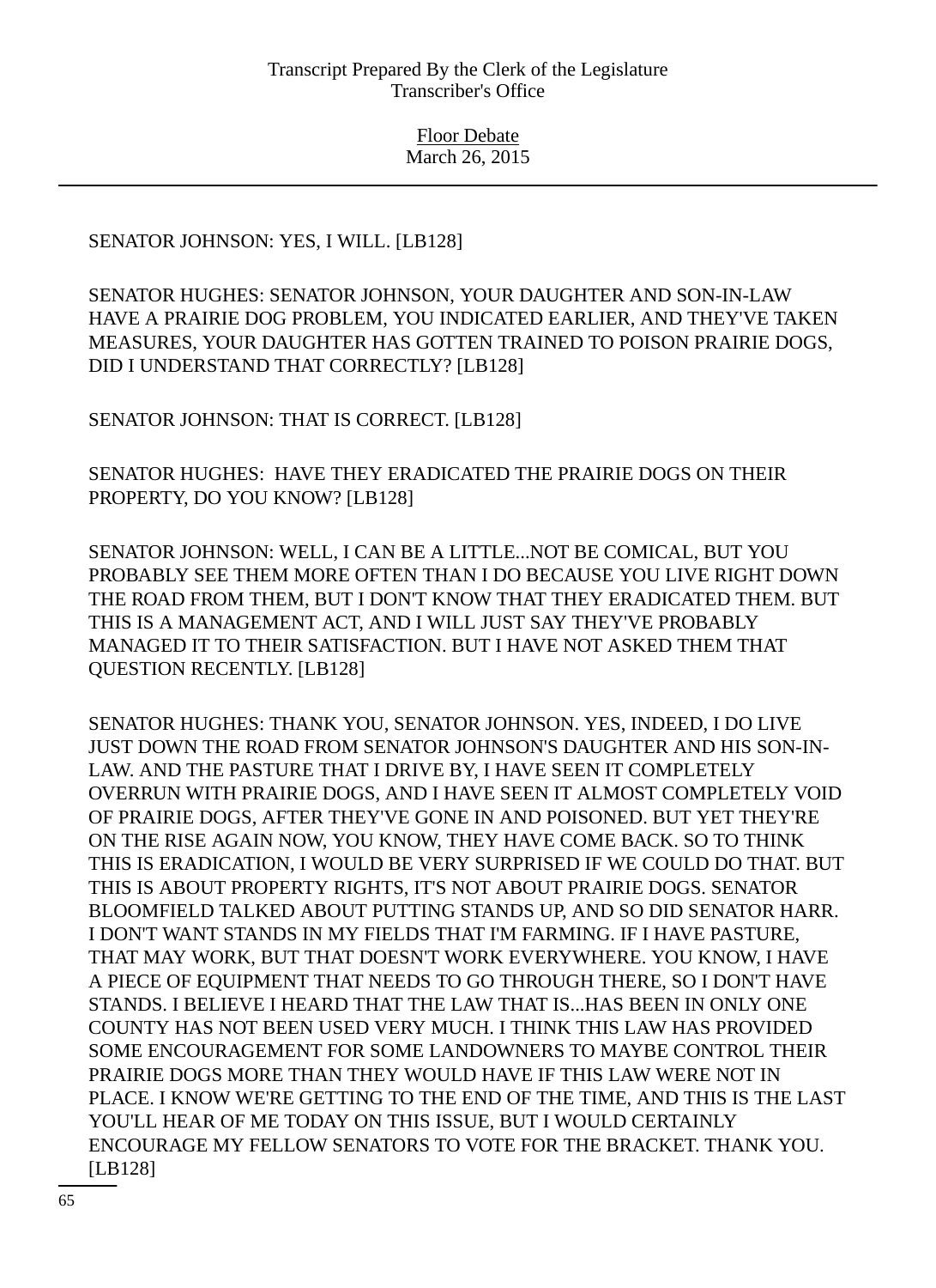SENATOR JOHNSON: YES, I WILL. [LB128]

SENATOR HUGHES: SENATOR JOHNSON, YOUR DAUGHTER AND SON-IN-LAW HAVE A PRAIRIE DOG PROBLEM, YOU INDICATED EARLIER, AND THEY'VE TAKEN MEASURES, YOUR DAUGHTER HAS GOTTEN TRAINED TO POISON PRAIRIE DOGS, DID I UNDERSTAND THAT CORRECTLY? [LB128]

SENATOR JOHNSON: THAT IS CORRECT. [LB128]

SENATOR HUGHES: HAVE THEY ERADICATED THE PRAIRIE DOGS ON THEIR PROPERTY, DO YOU KNOW? [LB128]

SENATOR JOHNSON: WELL, I CAN BE A LITTLE...NOT BE COMICAL, BUT YOU PROBABLY SEE THEM MORE OFTEN THAN I DO BECAUSE YOU LIVE RIGHT DOWN THE ROAD FROM THEM, BUT I DON'T KNOW THAT THEY ERADICATED THEM. BUT THIS IS A MANAGEMENT ACT, AND I WILL JUST SAY THEY'VE PROBABLY MANAGED IT TO THEIR SATISFACTION. BUT I HAVE NOT ASKED THEM THAT QUESTION RECENTLY. [LB128]

SENATOR HUGHES: THANK YOU, SENATOR JOHNSON. YES, INDEED, I DO LIVE JUST DOWN THE ROAD FROM SENATOR JOHNSON'S DAUGHTER AND HIS SON-IN-LAW. AND THE PASTURE THAT I DRIVE BY, I HAVE SEEN IT COMPLETELY OVERRUN WITH PRAIRIE DOGS, AND I HAVE SEEN IT ALMOST COMPLETELY VOID OF PRAIRIE DOGS, AFTER THEY'VE GONE IN AND POISONED. BUT YET THEY'RE ON THE RISE AGAIN NOW, YOU KNOW, THEY HAVE COME BACK. SO TO THINK THIS IS ERADICATION, I WOULD BE VERY SURPRISED IF WE COULD DO THAT. BUT THIS IS ABOUT PROPERTY RIGHTS, IT'S NOT ABOUT PRAIRIE DOGS. SENATOR BLOOMFIELD TALKED ABOUT PUTTING STANDS UP, AND SO DID SENATOR HARR. I DON'T WANT STANDS IN MY FIELDS THAT I'M FARMING. IF I HAVE PASTURE, THAT MAY WORK, BUT THAT DOESN'T WORK EVERYWHERE. YOU KNOW, I HAVE A PIECE OF EQUIPMENT THAT NEEDS TO GO THROUGH THERE, SO I DON'T HAVE STANDS. I BELIEVE I HEARD THAT THE LAW THAT IS...HAS BEEN IN ONLY ONE COUNTY HAS NOT BEEN USED VERY MUCH. I THINK THIS LAW HAS PROVIDED SOME ENCOURAGEMENT FOR SOME LANDOWNERS TO MAYBE CONTROL THEIR PRAIRIE DOGS MORE THAN THEY WOULD HAVE IF THIS LAW WERE NOT IN PLACE. I KNOW WE'RE GETTING TO THE END OF THE TIME, AND THIS IS THE LAST YOU'LL HEAR OF ME TODAY ON THIS ISSUE, BUT I WOULD CERTAINLY ENCOURAGE MY FELLOW SENATORS TO VOTE FOR THE BRACKET. THANK YOU. [LB128]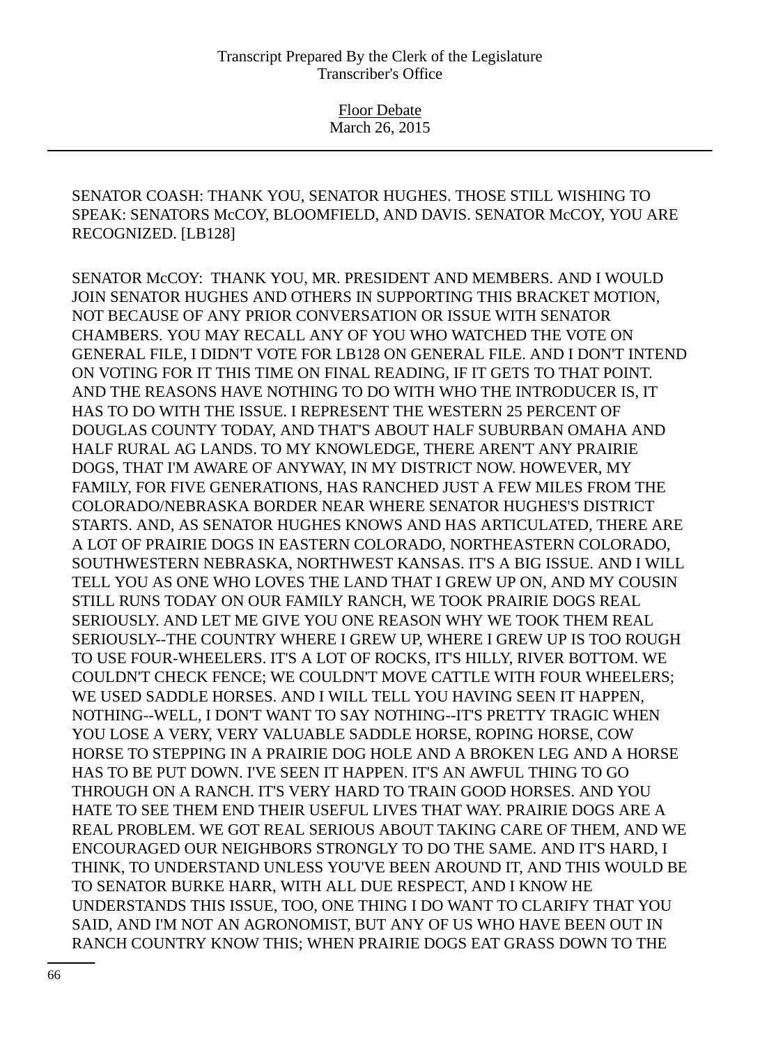SENATOR COASH: THANK YOU, SENATOR HUGHES. THOSE STILL WISHING TO SPEAK: SENATORS McCOY, BLOOMFIELD, AND DAVIS. SENATOR McCOY, YOU ARE RECOGNIZED. [LB128]

SENATOR McCOY: THANK YOU, MR. PRESIDENT AND MEMBERS. AND I WOULD JOIN SENATOR HUGHES AND OTHERS IN SUPPORTING THIS BRACKET MOTION, NOT BECAUSE OF ANY PRIOR CONVERSATION OR ISSUE WITH SENATOR CHAMBERS. YOU MAY RECALL ANY OF YOU WHO WATCHED THE VOTE ON GENERAL FILE, I DIDN'T VOTE FOR LB128 ON GENERAL FILE. AND I DON'T INTEND ON VOTING FOR IT THIS TIME ON FINAL READING, IF IT GETS TO THAT POINT. AND THE REASONS HAVE NOTHING TO DO WITH WHO THE INTRODUCER IS, IT HAS TO DO WITH THE ISSUE. I REPRESENT THE WESTERN 25 PERCENT OF DOUGLAS COUNTY TODAY, AND THAT'S ABOUT HALF SUBURBAN OMAHA AND HALF RURAL AG LANDS. TO MY KNOWLEDGE, THERE AREN'T ANY PRAIRIE DOGS, THAT I'M AWARE OF ANYWAY, IN MY DISTRICT NOW. HOWEVER, MY FAMILY, FOR FIVE GENERATIONS, HAS RANCHED JUST A FEW MILES FROM THE COLORADO/NEBRASKA BORDER NEAR WHERE SENATOR HUGHES'S DISTRICT STARTS. AND, AS SENATOR HUGHES KNOWS AND HAS ARTICULATED, THERE ARE A LOT OF PRAIRIE DOGS IN EASTERN COLORADO, NORTHEASTERN COLORADO, SOUTHWESTERN NEBRASKA, NORTHWEST KANSAS. IT'S A BIG ISSUE. AND I WILL TELL YOU AS ONE WHO LOVES THE LAND THAT I GREW UP ON, AND MY COUSIN STILL RUNS TODAY ON OUR FAMILY RANCH, WE TOOK PRAIRIE DOGS REAL SERIOUSLY. AND LET ME GIVE YOU ONE REASON WHY WE TOOK THEM REAL SERIOUSLY--THE COUNTRY WHERE I GREW UP, WHERE I GREW UP IS TOO ROUGH TO USE FOUR-WHEELERS. IT'S A LOT OF ROCKS, IT'S HILLY, RIVER BOTTOM. WE COULDN'T CHECK FENCE; WE COULDN'T MOVE CATTLE WITH FOUR WHEELERS; WE USED SADDLE HORSES. AND I WILL TELL YOU HAVING SEEN IT HAPPEN, NOTHING--WELL, I DON'T WANT TO SAY NOTHING--IT'S PRETTY TRAGIC WHEN YOU LOSE A VERY, VERY VALUABLE SADDLE HORSE, ROPING HORSE, COW HORSE TO STEPPING IN A PRAIRIE DOG HOLE AND A BROKEN LEG AND A HORSE HAS TO BE PUT DOWN. I'VE SEEN IT HAPPEN. IT'S AN AWFUL THING TO GO THROUGH ON A RANCH. IT'S VERY HARD TO TRAIN GOOD HORSES. AND YOU HATE TO SEE THEM END THEIR USEFUL LIVES THAT WAY. PRAIRIE DOGS ARE A REAL PROBLEM. WE GOT REAL SERIOUS ABOUT TAKING CARE OF THEM, AND WE ENCOURAGED OUR NEIGHBORS STRONGLY TO DO THE SAME. AND IT'S HARD, I THINK, TO UNDERSTAND UNLESS YOU'VE BEEN AROUND IT, AND THIS WOULD BE TO SENATOR BURKE HARR, WITH ALL DUE RESPECT, AND I KNOW HE UNDERSTANDS THIS ISSUE, TOO, ONE THING I DO WANT TO CLARIFY THAT YOU SAID, AND I'M NOT AN AGRONOMIST, BUT ANY OF US WHO HAVE BEEN OUT IN RANCH COUNTRY KNOW THIS; WHEN PRAIRIE DOGS EAT GRASS DOWN TO THE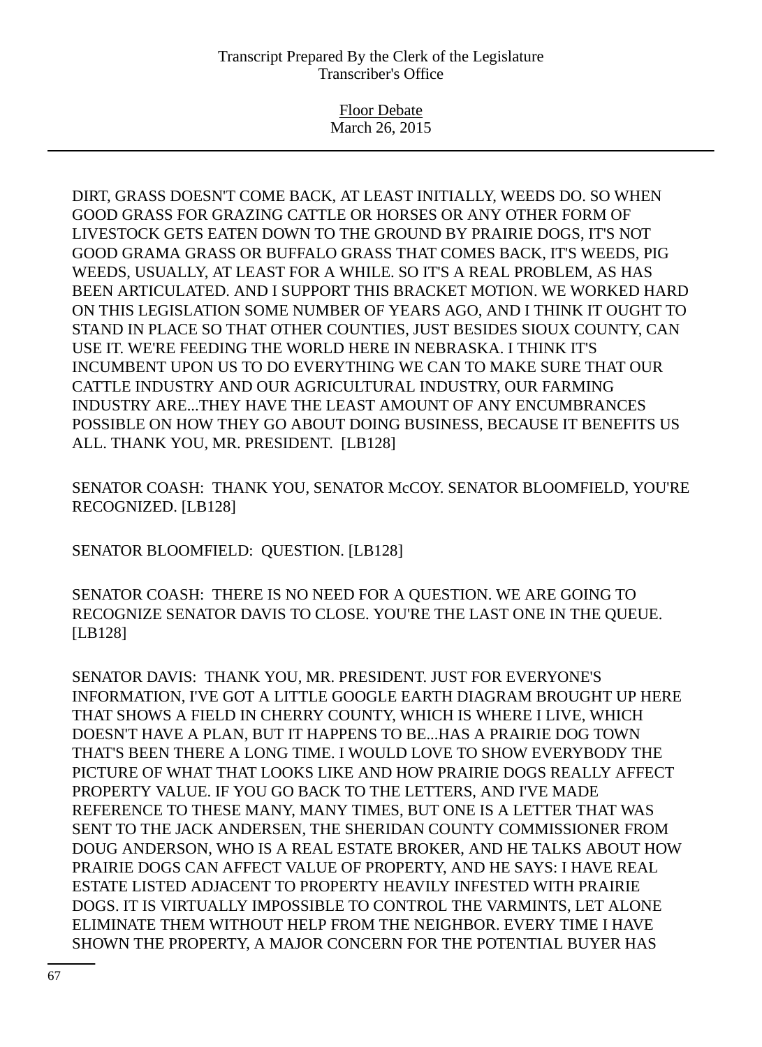DIRT, GRASS DOESN'T COME BACK, AT LEAST INITIALLY, WEEDS DO. SO WHEN GOOD GRASS FOR GRAZING CATTLE OR HORSES OR ANY OTHER FORM OF LIVESTOCK GETS EATEN DOWN TO THE GROUND BY PRAIRIE DOGS, IT'S NOT GOOD GRAMA GRASS OR BUFFALO GRASS THAT COMES BACK, IT'S WEEDS, PIG WEEDS, USUALLY, AT LEAST FOR A WHILE. SO IT'S A REAL PROBLEM, AS HAS BEEN ARTICULATED. AND I SUPPORT THIS BRACKET MOTION. WE WORKED HARD ON THIS LEGISLATION SOME NUMBER OF YEARS AGO, AND I THINK IT OUGHT TO STAND IN PLACE SO THAT OTHER COUNTIES, JUST BESIDES SIOUX COUNTY, CAN USE IT. WE'RE FEEDING THE WORLD HERE IN NEBRASKA. I THINK IT'S INCUMBENT UPON US TO DO EVERYTHING WE CAN TO MAKE SURE THAT OUR CATTLE INDUSTRY AND OUR AGRICULTURAL INDUSTRY, OUR FARMING INDUSTRY ARE...THEY HAVE THE LEAST AMOUNT OF ANY ENCUMBRANCES POSSIBLE ON HOW THEY GO ABOUT DOING BUSINESS, BECAUSE IT BENEFITS US ALL. THANK YOU, MR. PRESIDENT. [LB128]

SENATOR COASH: THANK YOU, SENATOR McCOY. SENATOR BLOOMFIELD, YOU'RE RECOGNIZED. [LB128]

SENATOR BLOOMFIELD: QUESTION. [LB128]

SENATOR COASH: THERE IS NO NEED FOR A QUESTION. WE ARE GOING TO RECOGNIZE SENATOR DAVIS TO CLOSE. YOU'RE THE LAST ONE IN THE QUEUE. [LB128]

SENATOR DAVIS: THANK YOU, MR. PRESIDENT. JUST FOR EVERYONE'S INFORMATION, I'VE GOT A LITTLE GOOGLE EARTH DIAGRAM BROUGHT UP HERE THAT SHOWS A FIELD IN CHERRY COUNTY, WHICH IS WHERE I LIVE, WHICH DOESN'T HAVE A PLAN, BUT IT HAPPENS TO BE...HAS A PRAIRIE DOG TOWN THAT'S BEEN THERE A LONG TIME. I WOULD LOVE TO SHOW EVERYBODY THE PICTURE OF WHAT THAT LOOKS LIKE AND HOW PRAIRIE DOGS REALLY AFFECT PROPERTY VALUE. IF YOU GO BACK TO THE LETTERS, AND I'VE MADE REFERENCE TO THESE MANY, MANY TIMES, BUT ONE IS A LETTER THAT WAS SENT TO THE JACK ANDERSEN, THE SHERIDAN COUNTY COMMISSIONER FROM DOUG ANDERSON, WHO IS A REAL ESTATE BROKER, AND HE TALKS ABOUT HOW PRAIRIE DOGS CAN AFFECT VALUE OF PROPERTY, AND HE SAYS: I HAVE REAL ESTATE LISTED ADJACENT TO PROPERTY HEAVILY INFESTED WITH PRAIRIE DOGS. IT IS VIRTUALLY IMPOSSIBLE TO CONTROL THE VARMINTS, LET ALONE ELIMINATE THEM WITHOUT HELP FROM THE NEIGHBOR. EVERY TIME I HAVE SHOWN THE PROPERTY, A MAJOR CONCERN FOR THE POTENTIAL BUYER HAS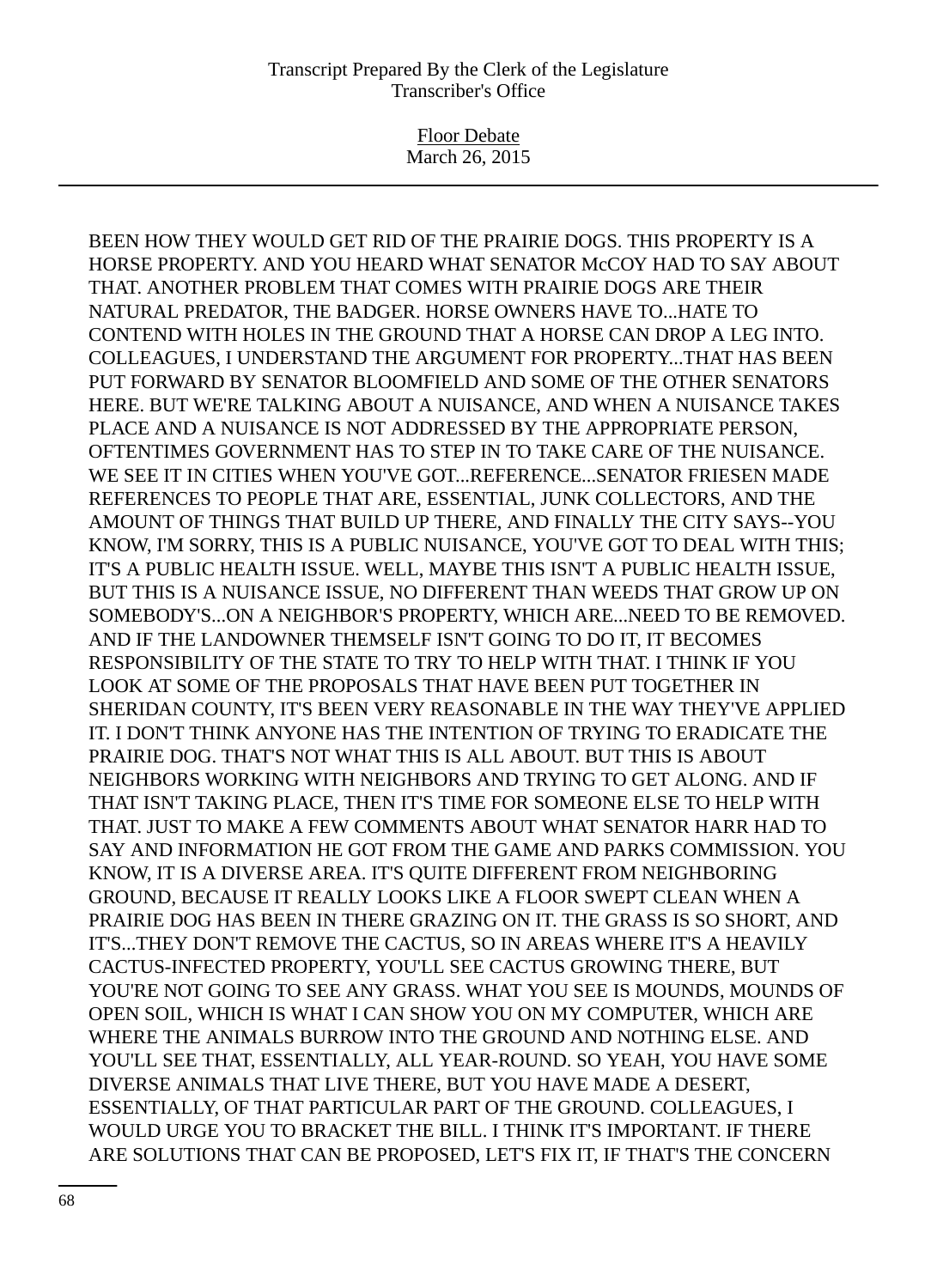BEEN HOW THEY WOULD GET RID OF THE PRAIRIE DOGS. THIS PROPERTY IS A HORSE PROPERTY. AND YOU HEARD WHAT SENATOR McCOY HAD TO SAY ABOUT THAT. ANOTHER PROBLEM THAT COMES WITH PRAIRIE DOGS ARE THEIR NATURAL PREDATOR, THE BADGER. HORSE OWNERS HAVE TO...HATE TO CONTEND WITH HOLES IN THE GROUND THAT A HORSE CAN DROP A LEG INTO. COLLEAGUES, I UNDERSTAND THE ARGUMENT FOR PROPERTY...THAT HAS BEEN PUT FORWARD BY SENATOR BLOOMFIELD AND SOME OF THE OTHER SENATORS HERE. BUT WE'RE TALKING ABOUT A NUISANCE, AND WHEN A NUISANCE TAKES PLACE AND A NUISANCE IS NOT ADDRESSED BY THE APPROPRIATE PERSON, OFTENTIMES GOVERNMENT HAS TO STEP IN TO TAKE CARE OF THE NUISANCE. WE SEE IT IN CITIES WHEN YOU'VE GOT...REFERENCE...SENATOR FRIESEN MADE REFERENCES TO PEOPLE THAT ARE, ESSENTIAL, JUNK COLLECTORS, AND THE AMOUNT OF THINGS THAT BUILD UP THERE, AND FINALLY THE CITY SAYS--YOU KNOW, I'M SORRY, THIS IS A PUBLIC NUISANCE, YOU'VE GOT TO DEAL WITH THIS; IT'S A PUBLIC HEALTH ISSUE. WELL, MAYBE THIS ISN'T A PUBLIC HEALTH ISSUE, BUT THIS IS A NUISANCE ISSUE, NO DIFFERENT THAN WEEDS THAT GROW UP ON SOMEBODY'S...ON A NEIGHBOR'S PROPERTY, WHICH ARE...NEED TO BE REMOVED. AND IF THE LANDOWNER THEMSELF ISN'T GOING TO DO IT, IT BECOMES RESPONSIBILITY OF THE STATE TO TRY TO HELP WITH THAT. I THINK IF YOU LOOK AT SOME OF THE PROPOSALS THAT HAVE BEEN PUT TOGETHER IN SHERIDAN COUNTY, IT'S BEEN VERY REASONABLE IN THE WAY THEY'VE APPLIED IT. I DON'T THINK ANYONE HAS THE INTENTION OF TRYING TO ERADICATE THE PRAIRIE DOG. THAT'S NOT WHAT THIS IS ALL ABOUT. BUT THIS IS ABOUT NEIGHBORS WORKING WITH NEIGHBORS AND TRYING TO GET ALONG. AND IF THAT ISN'T TAKING PLACE, THEN IT'S TIME FOR SOMEONE ELSE TO HELP WITH THAT. JUST TO MAKE A FEW COMMENTS ABOUT WHAT SENATOR HARR HAD TO SAY AND INFORMATION HE GOT FROM THE GAME AND PARKS COMMISSION. YOU KNOW, IT IS A DIVERSE AREA. IT'S QUITE DIFFERENT FROM NEIGHBORING GROUND, BECAUSE IT REALLY LOOKS LIKE A FLOOR SWEPT CLEAN WHEN A PRAIRIE DOG HAS BEEN IN THERE GRAZING ON IT. THE GRASS IS SO SHORT, AND IT'S...THEY DON'T REMOVE THE CACTUS, SO IN AREAS WHERE IT'S A HEAVILY CACTUS-INFECTED PROPERTY, YOU'LL SEE CACTUS GROWING THERE, BUT YOU'RE NOT GOING TO SEE ANY GRASS. WHAT YOU SEE IS MOUNDS, MOUNDS OF OPEN SOIL, WHICH IS WHAT I CAN SHOW YOU ON MY COMPUTER, WHICH ARE WHERE THE ANIMALS BURROW INTO THE GROUND AND NOTHING ELSE. AND YOU'LL SEE THAT, ESSENTIALLY, ALL YEAR-ROUND. SO YEAH, YOU HAVE SOME DIVERSE ANIMALS THAT LIVE THERE, BUT YOU HAVE MADE A DESERT, ESSENTIALLY, OF THAT PARTICULAR PART OF THE GROUND. COLLEAGUES, I WOULD URGE YOU TO BRACKET THE BILL. I THINK IT'S IMPORTANT. IF THERE ARE SOLUTIONS THAT CAN BE PROPOSED, LET'S FIX IT, IF THAT'S THE CONCERN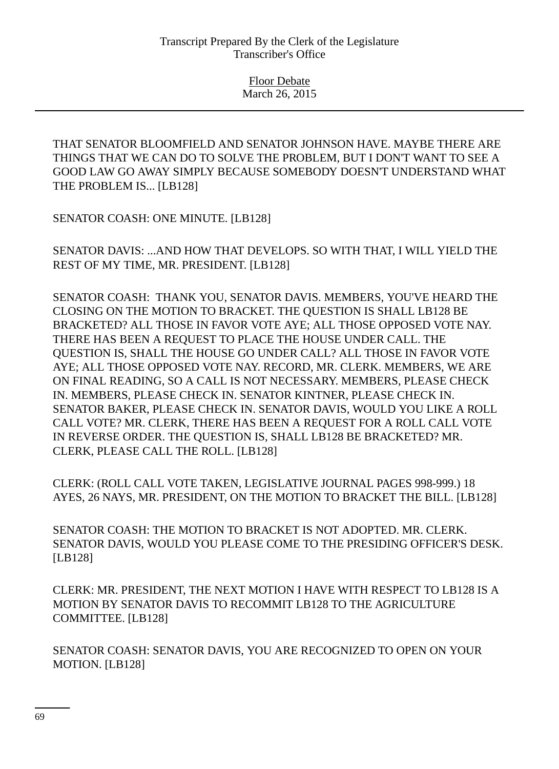THAT SENATOR BLOOMFIELD AND SENATOR JOHNSON HAVE. MAYBE THERE ARE THINGS THAT WE CAN DO TO SOLVE THE PROBLEM, BUT I DON'T WANT TO SEE A GOOD LAW GO AWAY SIMPLY BECAUSE SOMEBODY DOESN'T UNDERSTAND WHAT THE PROBLEM IS... [LB128]

SENATOR COASH: ONE MINUTE. [LB128]

SENATOR DAVIS: ...AND HOW THAT DEVELOPS. SO WITH THAT, I WILL YIELD THE REST OF MY TIME, MR. PRESIDENT. [LB128]

SENATOR COASH: THANK YOU, SENATOR DAVIS. MEMBERS, YOU'VE HEARD THE CLOSING ON THE MOTION TO BRACKET. THE QUESTION IS SHALL LB128 BE BRACKETED? ALL THOSE IN FAVOR VOTE AYE; ALL THOSE OPPOSED VOTE NAY. THERE HAS BEEN A REQUEST TO PLACE THE HOUSE UNDER CALL. THE QUESTION IS, SHALL THE HOUSE GO UNDER CALL? ALL THOSE IN FAVOR VOTE AYE; ALL THOSE OPPOSED VOTE NAY. RECORD, MR. CLERK. MEMBERS, WE ARE ON FINAL READING, SO A CALL IS NOT NECESSARY. MEMBERS, PLEASE CHECK IN. MEMBERS, PLEASE CHECK IN. SENATOR KINTNER, PLEASE CHECK IN. SENATOR BAKER, PLEASE CHECK IN. SENATOR DAVIS, WOULD YOU LIKE A ROLL CALL VOTE? MR. CLERK, THERE HAS BEEN A REQUEST FOR A ROLL CALL VOTE IN REVERSE ORDER. THE QUESTION IS, SHALL LB128 BE BRACKETED? MR. CLERK, PLEASE CALL THE ROLL. [LB128]

CLERK: (ROLL CALL VOTE TAKEN, LEGISLATIVE JOURNAL PAGES 998-999.) 18 AYES, 26 NAYS, MR. PRESIDENT, ON THE MOTION TO BRACKET THE BILL. [LB128]

SENATOR COASH: THE MOTION TO BRACKET IS NOT ADOPTED. MR. CLERK. SENATOR DAVIS, WOULD YOU PLEASE COME TO THE PRESIDING OFFICER'S DESK. [LB128]

CLERK: MR. PRESIDENT, THE NEXT MOTION I HAVE WITH RESPECT TO LB128 IS A MOTION BY SENATOR DAVIS TO RECOMMIT LB128 TO THE AGRICULTURE COMMITTEE. [LB128]

SENATOR COASH: SENATOR DAVIS, YOU ARE RECOGNIZED TO OPEN ON YOUR MOTION. [LB128]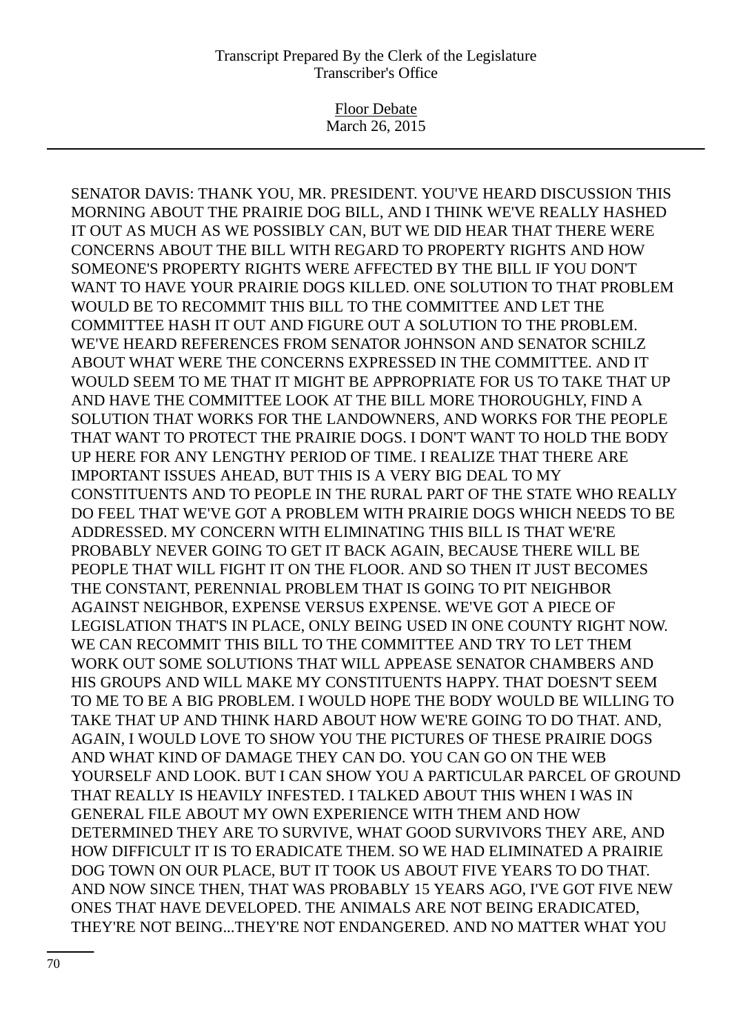SENATOR DAVIS: THANK YOU, MR. PRESIDENT. YOU'VE HEARD DISCUSSION THIS MORNING ABOUT THE PRAIRIE DOG BILL, AND I THINK WE'VE REALLY HASHED IT OUT AS MUCH AS WE POSSIBLY CAN, BUT WE DID HEAR THAT THERE WERE CONCERNS ABOUT THE BILL WITH REGARD TO PROPERTY RIGHTS AND HOW SOMEONE'S PROPERTY RIGHTS WERE AFFECTED BY THE BILL IF YOU DON'T WANT TO HAVE YOUR PRAIRIE DOGS KILLED. ONE SOLUTION TO THAT PROBLEM WOULD BE TO RECOMMIT THIS BILL TO THE COMMITTEE AND LET THE COMMITTEE HASH IT OUT AND FIGURE OUT A SOLUTION TO THE PROBLEM. WE'VE HEARD REFERENCES FROM SENATOR JOHNSON AND SENATOR SCHILZ ABOUT WHAT WERE THE CONCERNS EXPRESSED IN THE COMMITTEE. AND IT WOULD SEEM TO ME THAT IT MIGHT BE APPROPRIATE FOR US TO TAKE THAT UP AND HAVE THE COMMITTEE LOOK AT THE BILL MORE THOROUGHLY, FIND A SOLUTION THAT WORKS FOR THE LANDOWNERS, AND WORKS FOR THE PEOPLE THAT WANT TO PROTECT THE PRAIRIE DOGS. I DON'T WANT TO HOLD THE BODY UP HERE FOR ANY LENGTHY PERIOD OF TIME. I REALIZE THAT THERE ARE IMPORTANT ISSUES AHEAD, BUT THIS IS A VERY BIG DEAL TO MY CONSTITUENTS AND TO PEOPLE IN THE RURAL PART OF THE STATE WHO REALLY DO FEEL THAT WE'VE GOT A PROBLEM WITH PRAIRIE DOGS WHICH NEEDS TO BE ADDRESSED. MY CONCERN WITH ELIMINATING THIS BILL IS THAT WE'RE PROBABLY NEVER GOING TO GET IT BACK AGAIN, BECAUSE THERE WILL BE PEOPLE THAT WILL FIGHT IT ON THE FLOOR. AND SO THEN IT JUST BECOMES THE CONSTANT, PERENNIAL PROBLEM THAT IS GOING TO PIT NEIGHBOR AGAINST NEIGHBOR, EXPENSE VERSUS EXPENSE. WE'VE GOT A PIECE OF LEGISLATION THAT'S IN PLACE, ONLY BEING USED IN ONE COUNTY RIGHT NOW. WE CAN RECOMMIT THIS BILL TO THE COMMITTEE AND TRY TO LET THEM WORK OUT SOME SOLUTIONS THAT WILL APPEASE SENATOR CHAMBERS AND HIS GROUPS AND WILL MAKE MY CONSTITUENTS HAPPY. THAT DOESN'T SEEM TO ME TO BE A BIG PROBLEM. I WOULD HOPE THE BODY WOULD BE WILLING TO TAKE THAT UP AND THINK HARD ABOUT HOW WE'RE GOING TO DO THAT. AND, AGAIN, I WOULD LOVE TO SHOW YOU THE PICTURES OF THESE PRAIRIE DOGS AND WHAT KIND OF DAMAGE THEY CAN DO. YOU CAN GO ON THE WEB YOURSELF AND LOOK. BUT I CAN SHOW YOU A PARTICULAR PARCEL OF GROUND THAT REALLY IS HEAVILY INFESTED. I TALKED ABOUT THIS WHEN I WAS IN GENERAL FILE ABOUT MY OWN EXPERIENCE WITH THEM AND HOW DETERMINED THEY ARE TO SURVIVE, WHAT GOOD SURVIVORS THEY ARE, AND HOW DIFFICULT IT IS TO ERADICATE THEM. SO WE HAD ELIMINATED A PRAIRIE DOG TOWN ON OUR PLACE, BUT IT TOOK US ABOUT FIVE YEARS TO DO THAT. AND NOW SINCE THEN, THAT WAS PROBABLY 15 YEARS AGO, I'VE GOT FIVE NEW ONES THAT HAVE DEVELOPED. THE ANIMALS ARE NOT BEING ERADICATED, THEY'RE NOT BEING...THEY'RE NOT ENDANGERED. AND NO MATTER WHAT YOU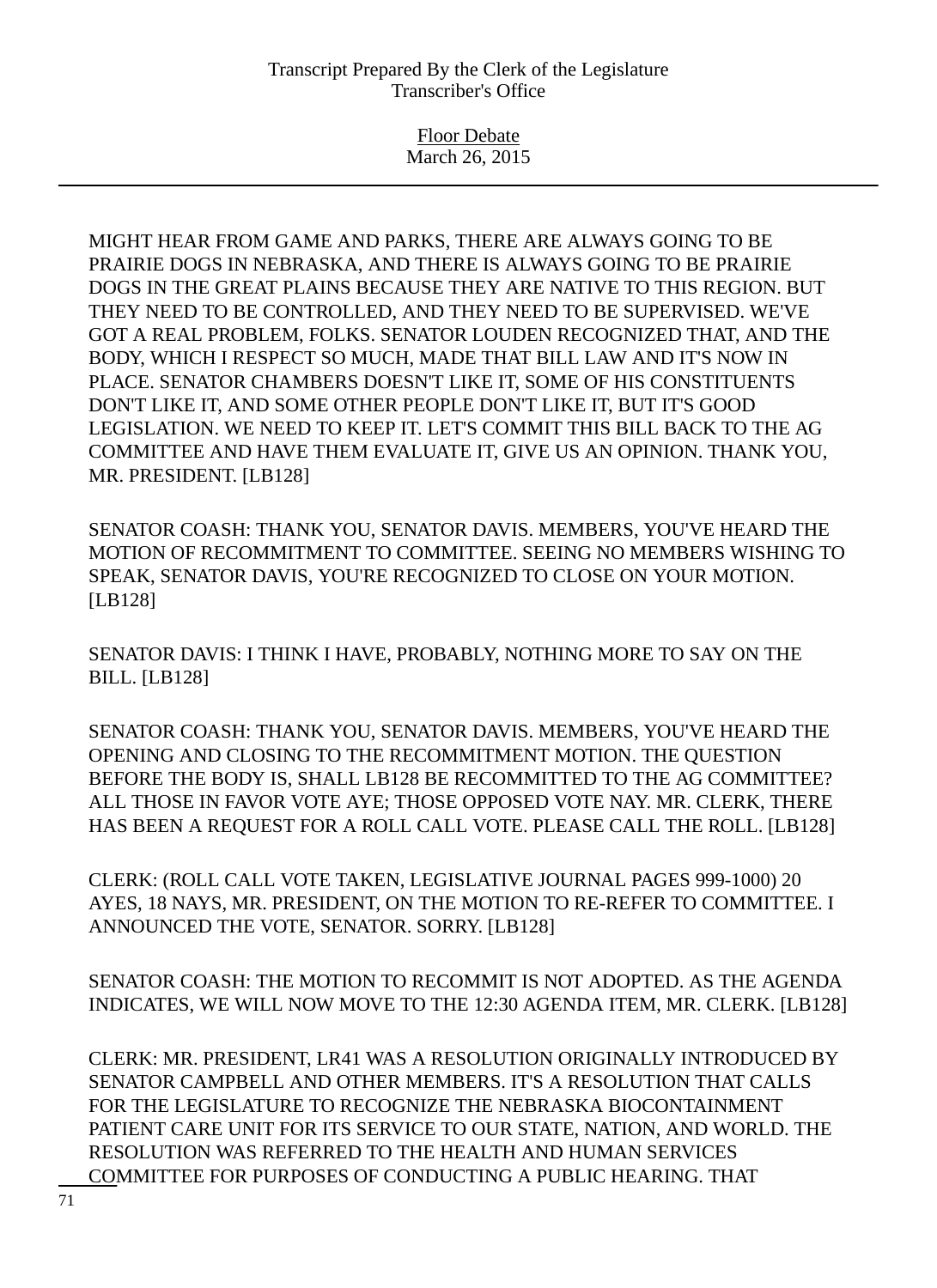MIGHT HEAR FROM GAME AND PARKS, THERE ARE ALWAYS GOING TO BE PRAIRIE DOGS IN NEBRASKA, AND THERE IS ALWAYS GOING TO BE PRAIRIE DOGS IN THE GREAT PLAINS BECAUSE THEY ARE NATIVE TO THIS REGION. BUT THEY NEED TO BE CONTROLLED, AND THEY NEED TO BE SUPERVISED. WE'VE GOT A REAL PROBLEM, FOLKS. SENATOR LOUDEN RECOGNIZED THAT, AND THE BODY, WHICH I RESPECT SO MUCH, MADE THAT BILL LAW AND IT'S NOW IN PLACE. SENATOR CHAMBERS DOESN'T LIKE IT, SOME OF HIS CONSTITUENTS DON'T LIKE IT, AND SOME OTHER PEOPLE DON'T LIKE IT, BUT IT'S GOOD LEGISLATION. WE NEED TO KEEP IT. LET'S COMMIT THIS BILL BACK TO THE AG COMMITTEE AND HAVE THEM EVALUATE IT, GIVE US AN OPINION. THANK YOU, MR. PRESIDENT. [LB128]

SENATOR COASH: THANK YOU, SENATOR DAVIS. MEMBERS, YOU'VE HEARD THE MOTION OF RECOMMITMENT TO COMMITTEE. SEEING NO MEMBERS WISHING TO SPEAK, SENATOR DAVIS, YOU'RE RECOGNIZED TO CLOSE ON YOUR MOTION. [LB128]

SENATOR DAVIS: I THINK I HAVE, PROBABLY, NOTHING MORE TO SAY ON THE BILL. [LB128]

SENATOR COASH: THANK YOU, SENATOR DAVIS. MEMBERS, YOU'VE HEARD THE OPENING AND CLOSING TO THE RECOMMITMENT MOTION. THE QUESTION BEFORE THE BODY IS, SHALL LB128 BE RECOMMITTED TO THE AG COMMITTEE? ALL THOSE IN FAVOR VOTE AYE; THOSE OPPOSED VOTE NAY. MR. CLERK, THERE HAS BEEN A REQUEST FOR A ROLL CALL VOTE. PLEASE CALL THE ROLL. [LB128]

CLERK: (ROLL CALL VOTE TAKEN, LEGISLATIVE JOURNAL PAGES 999-1000) 20 AYES, 18 NAYS, MR. PRESIDENT, ON THE MOTION TO RE-REFER TO COMMITTEE. I ANNOUNCED THE VOTE, SENATOR. SORRY. [LB128]

SENATOR COASH: THE MOTION TO RECOMMIT IS NOT ADOPTED. AS THE AGENDA INDICATES, WE WILL NOW MOVE TO THE 12:30 AGENDA ITEM, MR. CLERK. [LB128]

CLERK: MR. PRESIDENT, LR41 WAS A RESOLUTION ORIGINALLY INTRODUCED BY SENATOR CAMPBELL AND OTHER MEMBERS. IT'S A RESOLUTION THAT CALLS FOR THE LEGISLATURE TO RECOGNIZE THE NEBRASKA BIOCONTAINMENT PATIENT CARE UNIT FOR ITS SERVICE TO OUR STATE, NATION, AND WORLD. THE RESOLUTION WAS REFERRED TO THE HEALTH AND HUMAN SERVICES COMMITTEE FOR PURPOSES OF CONDUCTING A PUBLIC HEARING. THAT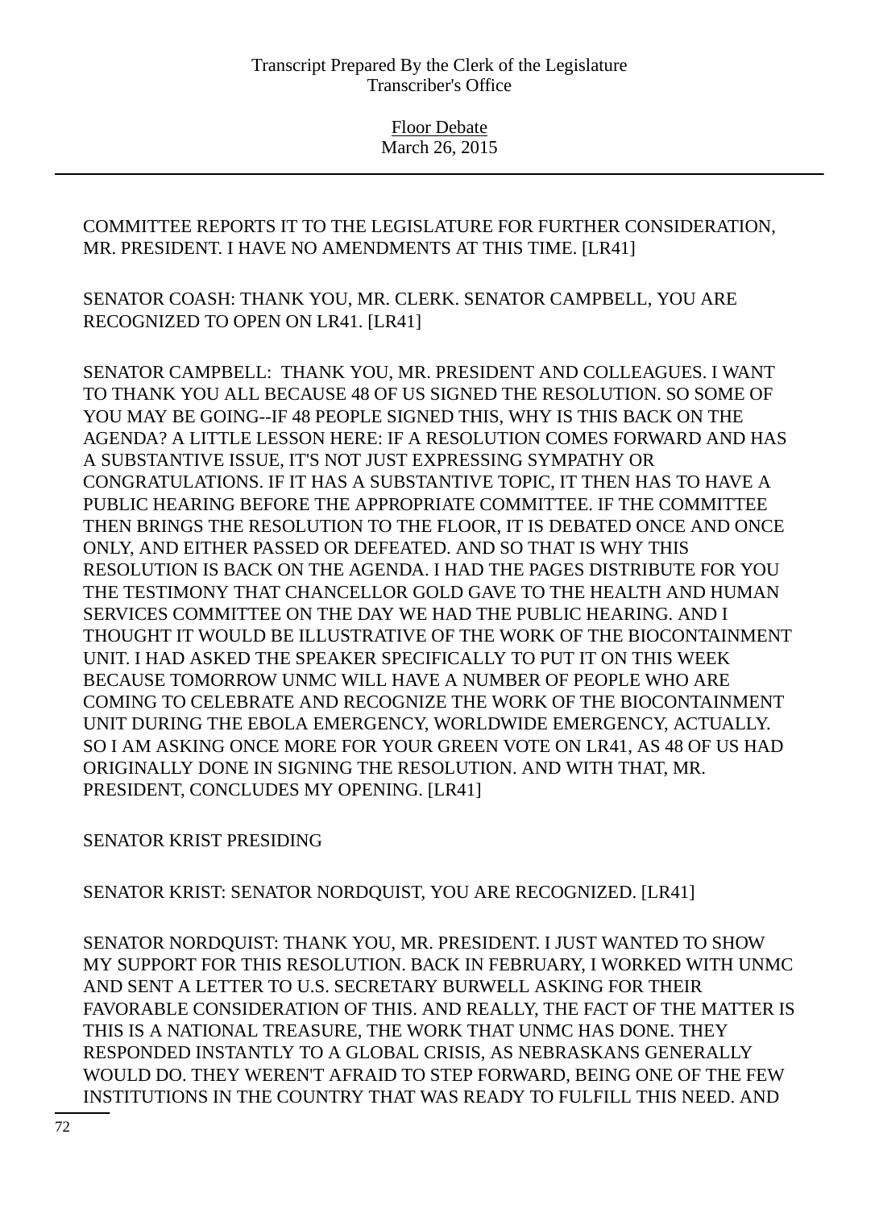COMMITTEE REPORTS IT TO THE LEGISLATURE FOR FURTHER CONSIDERATION, MR. PRESIDENT. I HAVE NO AMENDMENTS AT THIS TIME. [LR41]

SENATOR COASH: THANK YOU, MR. CLERK. SENATOR CAMPBELL, YOU ARE RECOGNIZED TO OPEN ON LR41. [LR41]

SENATOR CAMPBELL: THANK YOU, MR. PRESIDENT AND COLLEAGUES. I WANT TO THANK YOU ALL BECAUSE 48 OF US SIGNED THE RESOLUTION. SO SOME OF YOU MAY BE GOING--IF 48 PEOPLE SIGNED THIS, WHY IS THIS BACK ON THE AGENDA? A LITTLE LESSON HERE: IF A RESOLUTION COMES FORWARD AND HAS A SUBSTANTIVE ISSUE, IT'S NOT JUST EXPRESSING SYMPATHY OR CONGRATULATIONS. IF IT HAS A SUBSTANTIVE TOPIC, IT THEN HAS TO HAVE A PUBLIC HEARING BEFORE THE APPROPRIATE COMMITTEE. IF THE COMMITTEE THEN BRINGS THE RESOLUTION TO THE FLOOR, IT IS DEBATED ONCE AND ONCE ONLY, AND EITHER PASSED OR DEFEATED. AND SO THAT IS WHY THIS RESOLUTION IS BACK ON THE AGENDA. I HAD THE PAGES DISTRIBUTE FOR YOU THE TESTIMONY THAT CHANCELLOR GOLD GAVE TO THE HEALTH AND HUMAN SERVICES COMMITTEE ON THE DAY WE HAD THE PUBLIC HEARING. AND I THOUGHT IT WOULD BE ILLUSTRATIVE OF THE WORK OF THE BIOCONTAINMENT UNIT. I HAD ASKED THE SPEAKER SPECIFICALLY TO PUT IT ON THIS WEEK BECAUSE TOMORROW UNMC WILL HAVE A NUMBER OF PEOPLE WHO ARE COMING TO CELEBRATE AND RECOGNIZE THE WORK OF THE BIOCONTAINMENT UNIT DURING THE EBOLA EMERGENCY, WORLDWIDE EMERGENCY, ACTUALLY. SO I AM ASKING ONCE MORE FOR YOUR GREEN VOTE ON LR41, AS 48 OF US HAD ORIGINALLY DONE IN SIGNING THE RESOLUTION. AND WITH THAT, MR. PRESIDENT, CONCLUDES MY OPENING. [LR41]

SENATOR KRIST PRESIDING

SENATOR KRIST: SENATOR NORDQUIST, YOU ARE RECOGNIZED. [LR41]

SENATOR NORDQUIST: THANK YOU, MR. PRESIDENT. I JUST WANTED TO SHOW MY SUPPORT FOR THIS RESOLUTION. BACK IN FEBRUARY, I WORKED WITH UNMC AND SENT A LETTER TO U.S. SECRETARY BURWELL ASKING FOR THEIR FAVORABLE CONSIDERATION OF THIS. AND REALLY, THE FACT OF THE MATTER IS THIS IS A NATIONAL TREASURE, THE WORK THAT UNMC HAS DONE. THEY RESPONDED INSTANTLY TO A GLOBAL CRISIS, AS NEBRASKANS GENERALLY WOULD DO. THEY WEREN'T AFRAID TO STEP FORWARD, BEING ONE OF THE FEW INSTITUTIONS IN THE COUNTRY THAT WAS READY TO FULFILL THIS NEED. AND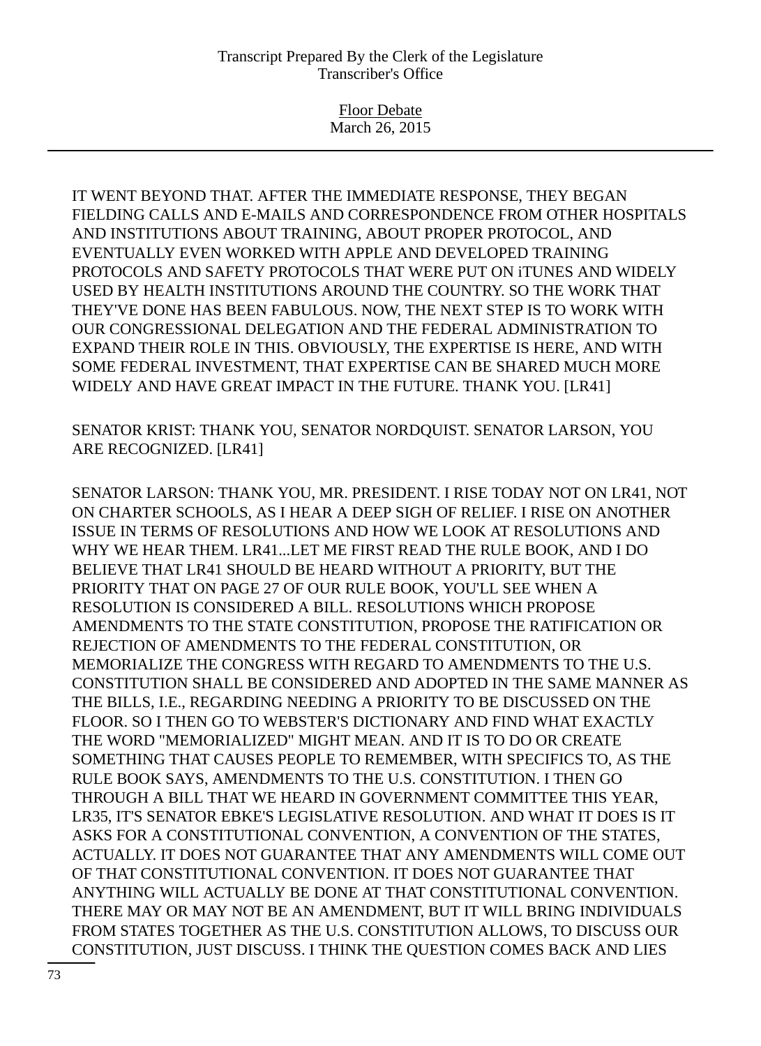IT WENT BEYOND THAT. AFTER THE IMMEDIATE RESPONSE, THEY BEGAN FIELDING CALLS AND E-MAILS AND CORRESPONDENCE FROM OTHER HOSPITALS AND INSTITUTIONS ABOUT TRAINING, ABOUT PROPER PROTOCOL, AND EVENTUALLY EVEN WORKED WITH APPLE AND DEVELOPED TRAINING PROTOCOLS AND SAFETY PROTOCOLS THAT WERE PUT ON iTUNES AND WIDELY USED BY HEALTH INSTITUTIONS AROUND THE COUNTRY. SO THE WORK THAT THEY'VE DONE HAS BEEN FABULOUS. NOW, THE NEXT STEP IS TO WORK WITH OUR CONGRESSIONAL DELEGATION AND THE FEDERAL ADMINISTRATION TO EXPAND THEIR ROLE IN THIS. OBVIOUSLY, THE EXPERTISE IS HERE, AND WITH SOME FEDERAL INVESTMENT, THAT EXPERTISE CAN BE SHARED MUCH MORE WIDELY AND HAVE GREAT IMPACT IN THE FUTURE. THANK YOU. [LR41]

SENATOR KRIST: THANK YOU, SENATOR NORDQUIST. SENATOR LARSON, YOU ARE RECOGNIZED. [LR41]

SENATOR LARSON: THANK YOU, MR. PRESIDENT. I RISE TODAY NOT ON LR41, NOT ON CHARTER SCHOOLS, AS I HEAR A DEEP SIGH OF RELIEF. I RISE ON ANOTHER ISSUE IN TERMS OF RESOLUTIONS AND HOW WE LOOK AT RESOLUTIONS AND WHY WE HEAR THEM. LR41...LET ME FIRST READ THE RULE BOOK, AND I DO BELIEVE THAT LR41 SHOULD BE HEARD WITHOUT A PRIORITY, BUT THE PRIORITY THAT ON PAGE 27 OF OUR RULE BOOK, YOU'LL SEE WHEN A RESOLUTION IS CONSIDERED A BILL. RESOLUTIONS WHICH PROPOSE AMENDMENTS TO THE STATE CONSTITUTION, PROPOSE THE RATIFICATION OR REJECTION OF AMENDMENTS TO THE FEDERAL CONSTITUTION, OR MEMORIALIZE THE CONGRESS WITH REGARD TO AMENDMENTS TO THE U.S. CONSTITUTION SHALL BE CONSIDERED AND ADOPTED IN THE SAME MANNER AS THE BILLS, I.E., REGARDING NEEDING A PRIORITY TO BE DISCUSSED ON THE FLOOR. SO I THEN GO TO WEBSTER'S DICTIONARY AND FIND WHAT EXACTLY THE WORD "MEMORIALIZED" MIGHT MEAN. AND IT IS TO DO OR CREATE SOMETHING THAT CAUSES PEOPLE TO REMEMBER, WITH SPECIFICS TO, AS THE RULE BOOK SAYS, AMENDMENTS TO THE U.S. CONSTITUTION. I THEN GO THROUGH A BILL THAT WE HEARD IN GOVERNMENT COMMITTEE THIS YEAR, LR35, IT'S SENATOR EBKE'S LEGISLATIVE RESOLUTION. AND WHAT IT DOES IS IT ASKS FOR A CONSTITUTIONAL CONVENTION, A CONVENTION OF THE STATES, ACTUALLY. IT DOES NOT GUARANTEE THAT ANY AMENDMENTS WILL COME OUT OF THAT CONSTITUTIONAL CONVENTION. IT DOES NOT GUARANTEE THAT ANYTHING WILL ACTUALLY BE DONE AT THAT CONSTITUTIONAL CONVENTION. THERE MAY OR MAY NOT BE AN AMENDMENT, BUT IT WILL BRING INDIVIDUALS FROM STATES TOGETHER AS THE U.S. CONSTITUTION ALLOWS, TO DISCUSS OUR CONSTITUTION, JUST DISCUSS. I THINK THE QUESTION COMES BACK AND LIES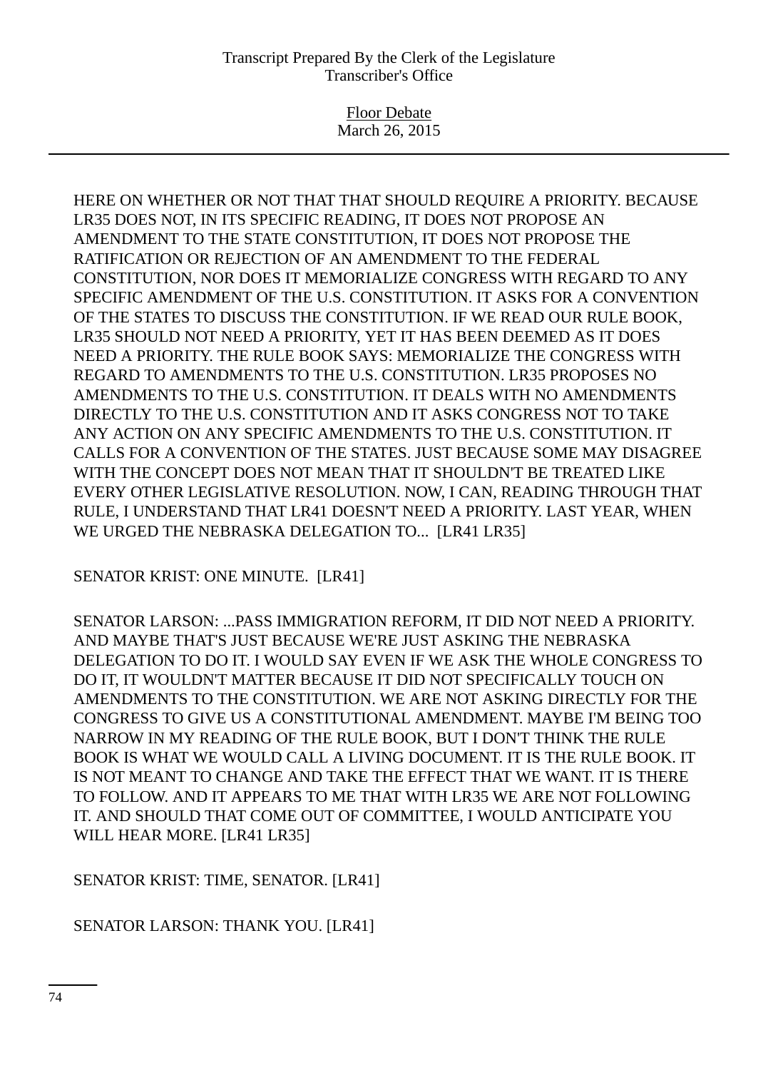HERE ON WHETHER OR NOT THAT THAT SHOULD REQUIRE A PRIORITY. BECAUSE LR35 DOES NOT, IN ITS SPECIFIC READING, IT DOES NOT PROPOSE AN AMENDMENT TO THE STATE CONSTITUTION, IT DOES NOT PROPOSE THE RATIFICATION OR REJECTION OF AN AMENDMENT TO THE FEDERAL CONSTITUTION, NOR DOES IT MEMORIALIZE CONGRESS WITH REGARD TO ANY SPECIFIC AMENDMENT OF THE U.S. CONSTITUTION. IT ASKS FOR A CONVENTION OF THE STATES TO DISCUSS THE CONSTITUTION. IF WE READ OUR RULE BOOK, LR35 SHOULD NOT NEED A PRIORITY, YET IT HAS BEEN DEEMED AS IT DOES NEED A PRIORITY. THE RULE BOOK SAYS: MEMORIALIZE THE CONGRESS WITH REGARD TO AMENDMENTS TO THE U.S. CONSTITUTION. LR35 PROPOSES NO AMENDMENTS TO THE U.S. CONSTITUTION. IT DEALS WITH NO AMENDMENTS DIRECTLY TO THE U.S. CONSTITUTION AND IT ASKS CONGRESS NOT TO TAKE ANY ACTION ON ANY SPECIFIC AMENDMENTS TO THE U.S. CONSTITUTION. IT CALLS FOR A CONVENTION OF THE STATES. JUST BECAUSE SOME MAY DISAGREE WITH THE CONCEPT DOES NOT MEAN THAT IT SHOULDN'T BE TREATED LIKE EVERY OTHER LEGISLATIVE RESOLUTION. NOW, I CAN, READING THROUGH THAT RULE, I UNDERSTAND THAT LR41 DOESN'T NEED A PRIORITY. LAST YEAR, WHEN WE URGED THE NEBRASKA DELEGATION TO... [LR41 LR35]

SENATOR KRIST: ONE MINUTE. [LR41]

SENATOR LARSON: ...PASS IMMIGRATION REFORM, IT DID NOT NEED A PRIORITY. AND MAYBE THAT'S JUST BECAUSE WE'RE JUST ASKING THE NEBRASKA DELEGATION TO DO IT. I WOULD SAY EVEN IF WE ASK THE WHOLE CONGRESS TO DO IT, IT WOULDN'T MATTER BECAUSE IT DID NOT SPECIFICALLY TOUCH ON AMENDMENTS TO THE CONSTITUTION. WE ARE NOT ASKING DIRECTLY FOR THE CONGRESS TO GIVE US A CONSTITUTIONAL AMENDMENT. MAYBE I'M BEING TOO NARROW IN MY READING OF THE RULE BOOK, BUT I DON'T THINK THE RULE BOOK IS WHAT WE WOULD CALL A LIVING DOCUMENT. IT IS THE RULE BOOK. IT IS NOT MEANT TO CHANGE AND TAKE THE EFFECT THAT WE WANT. IT IS THERE TO FOLLOW. AND IT APPEARS TO ME THAT WITH LR35 WE ARE NOT FOLLOWING IT. AND SHOULD THAT COME OUT OF COMMITTEE, I WOULD ANTICIPATE YOU WILL HEAR MORE. [LR41 LR35]

SENATOR KRIST: TIME, SENATOR. [LR41]

SENATOR LARSON: THANK YOU. [LR41]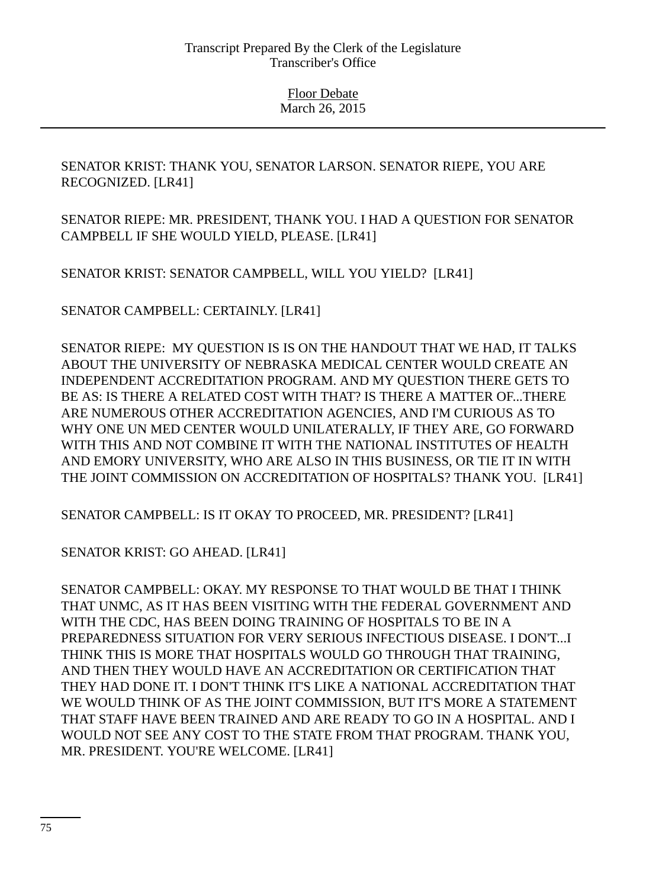SENATOR KRIST: THANK YOU, SENATOR LARSON. SENATOR RIEPE, YOU ARE RECOGNIZED. [LR41]

SENATOR RIEPE: MR. PRESIDENT, THANK YOU. I HAD A QUESTION FOR SENATOR CAMPBELL IF SHE WOULD YIELD, PLEASE. [LR41]

SENATOR KRIST: SENATOR CAMPBELL, WILL YOU YIELD? [LR41]

SENATOR CAMPBELL: CERTAINLY. [LR41]

SENATOR RIEPE: MY QUESTION IS IS ON THE HANDOUT THAT WE HAD, IT TALKS ABOUT THE UNIVERSITY OF NEBRASKA MEDICAL CENTER WOULD CREATE AN INDEPENDENT ACCREDITATION PROGRAM. AND MY QUESTION THERE GETS TO BE AS: IS THERE A RELATED COST WITH THAT? IS THERE A MATTER OF...THERE ARE NUMEROUS OTHER ACCREDITATION AGENCIES, AND I'M CURIOUS AS TO WHY ONE UN MED CENTER WOULD UNILATERALLY, IF THEY ARE, GO FORWARD WITH THIS AND NOT COMBINE IT WITH THE NATIONAL INSTITUTES OF HEALTH AND EMORY UNIVERSITY, WHO ARE ALSO IN THIS BUSINESS, OR TIE IT IN WITH THE JOINT COMMISSION ON ACCREDITATION OF HOSPITALS? THANK YOU. [LR41]

SENATOR CAMPBELL: IS IT OKAY TO PROCEED, MR. PRESIDENT? [LR41]

SENATOR KRIST: GO AHEAD. [LR41]

SENATOR CAMPBELL: OKAY. MY RESPONSE TO THAT WOULD BE THAT I THINK THAT UNMC, AS IT HAS BEEN VISITING WITH THE FEDERAL GOVERNMENT AND WITH THE CDC, HAS BEEN DOING TRAINING OF HOSPITALS TO BE IN A PREPAREDNESS SITUATION FOR VERY SERIOUS INFECTIOUS DISEASE. I DON'T...I THINK THIS IS MORE THAT HOSPITALS WOULD GO THROUGH THAT TRAINING, AND THEN THEY WOULD HAVE AN ACCREDITATION OR CERTIFICATION THAT THEY HAD DONE IT. I DON'T THINK IT'S LIKE A NATIONAL ACCREDITATION THAT WE WOULD THINK OF AS THE JOINT COMMISSION, BUT IT'S MORE A STATEMENT THAT STAFF HAVE BEEN TRAINED AND ARE READY TO GO IN A HOSPITAL. AND I WOULD NOT SEE ANY COST TO THE STATE FROM THAT PROGRAM. THANK YOU, MR. PRESIDENT. YOU'RE WELCOME. [LR41]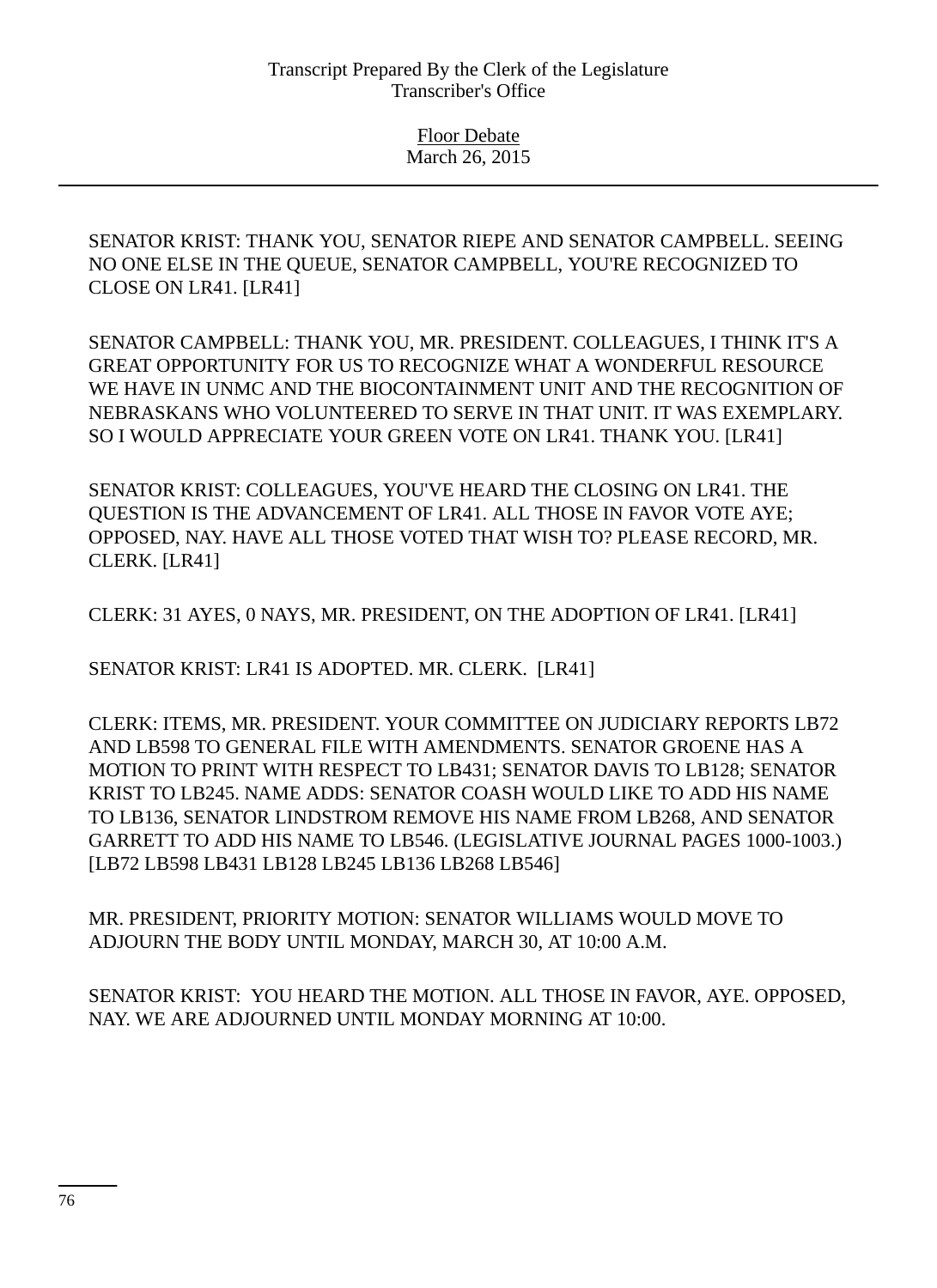SENATOR KRIST: THANK YOU, SENATOR RIEPE AND SENATOR CAMPBELL. SEEING NO ONE ELSE IN THE QUEUE, SENATOR CAMPBELL, YOU'RE RECOGNIZED TO CLOSE ON LR41. [LR41]

SENATOR CAMPBELL: THANK YOU, MR. PRESIDENT. COLLEAGUES, I THINK IT'S A GREAT OPPORTUNITY FOR US TO RECOGNIZE WHAT A WONDERFUL RESOURCE WE HAVE IN UNMC AND THE BIOCONTAINMENT UNIT AND THE RECOGNITION OF NEBRASKANS WHO VOLUNTEERED TO SERVE IN THAT UNIT. IT WAS EXEMPLARY. SO I WOULD APPRECIATE YOUR GREEN VOTE ON LR41. THANK YOU. [LR41]

SENATOR KRIST: COLLEAGUES, YOU'VE HEARD THE CLOSING ON LR41. THE QUESTION IS THE ADVANCEMENT OF LR41. ALL THOSE IN FAVOR VOTE AYE; OPPOSED, NAY. HAVE ALL THOSE VOTED THAT WISH TO? PLEASE RECORD, MR. CLERK. [LR41]

CLERK: 31 AYES, 0 NAYS, MR. PRESIDENT, ON THE ADOPTION OF LR41. [LR41]

SENATOR KRIST: LR41 IS ADOPTED. MR. CLERK. [LR41]

CLERK: ITEMS, MR. PRESIDENT. YOUR COMMITTEE ON JUDICIARY REPORTS LB72 AND LB598 TO GENERAL FILE WITH AMENDMENTS. SENATOR GROENE HAS A MOTION TO PRINT WITH RESPECT TO LB431; SENATOR DAVIS TO LB128; SENATOR KRIST TO LB245. NAME ADDS: SENATOR COASH WOULD LIKE TO ADD HIS NAME TO LB136, SENATOR LINDSTROM REMOVE HIS NAME FROM LB268, AND SENATOR GARRETT TO ADD HIS NAME TO LB546. (LEGISLATIVE JOURNAL PAGES 1000-1003.) [LB72 LB598 LB431 LB128 LB245 LB136 LB268 LB546]

MR. PRESIDENT, PRIORITY MOTION: SENATOR WILLIAMS WOULD MOVE TO ADJOURN THE BODY UNTIL MONDAY, MARCH 30, AT 10:00 A.M.

SENATOR KRIST: YOU HEARD THE MOTION. ALL THOSE IN FAVOR, AYE. OPPOSED, NAY. WE ARE ADJOURNED UNTIL MONDAY MORNING AT 10:00.